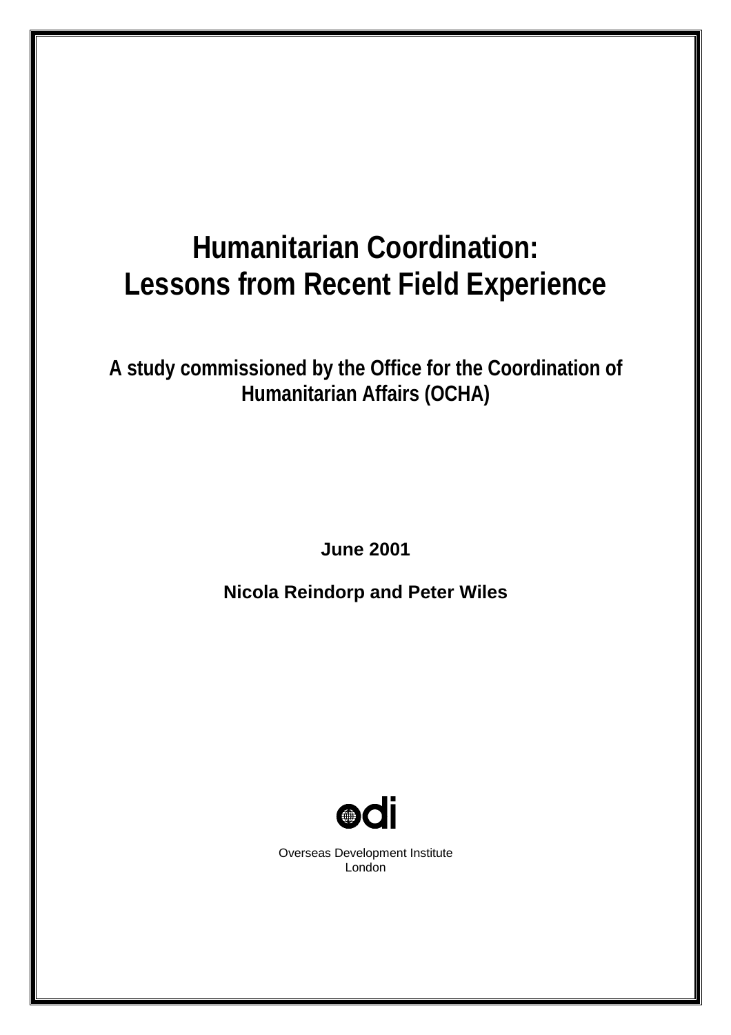# Humanitarian Coordination: Lessons from Recent Field Experience

## A study commissioned by the Office for the Coordination of Humanitarian Affairs (OCHA)

**June 2001**

**Nicola Reindorp and Peter Wiles**

odi

Overseas Development Institute
London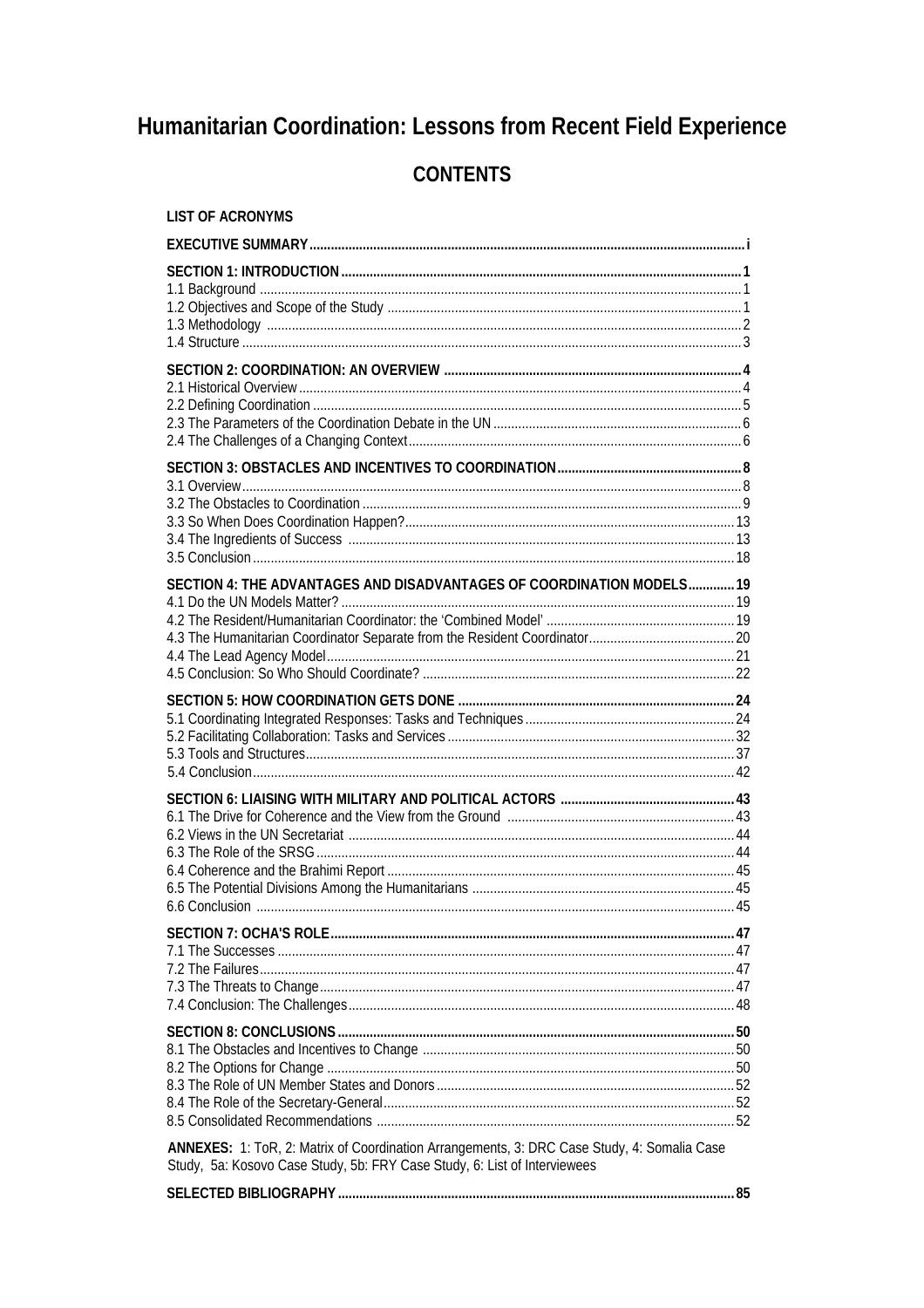# Humanitarian Coordination: Lessons from Recent Field Experience

## CONTENTS

**LIST OF ACRONYMS**

**EXECUTIVE SUMMARY** ........ i

**SECTION 1: INTRODUCTION** ........ 1
- 1.1 Background ........ 1
- 1.2 Objectives and Scope of the Study ........ 1
- 1.3 Methodology ........ 2
- 1.4 Structure ........ 3

**SECTION 2: COORDINATION: AN OVERVIEW** ........ 4
- 2.1 Historical Overview ........ 4
- 2.2 Defining Coordination ........ 5
- 2.3 The Parameters of the Coordination Debate in the UN ........ 6
- 2.4 The Challenges of a Changing Context ........ 6

**SECTION 3: OBSTACLES AND INCENTIVES TO COORDINATION** ........ 8
- 3.1 Overview ........ 8
- 3.2 The Obstacles to Coordination ........ 9
- 3.3 So When Does Coordination Happen? ........ 13
- 3.4 The Ingredients of Success ........ 13
- 3.5 Conclusion ........ 18

**SECTION 4: THE ADVANTAGES AND DISADVANTAGES OF COORDINATION MODELS** ........ 19
- 4.1 Do the UN Models Matter? ........ 19
- 4.2 The Resident/Humanitarian Coordinator: the 'Combined Model' ........ 19
- 4.3 The Humanitarian Coordinator Separate from the Resident Coordinator ........ 20
- 4.4 The Lead Agency Model ........ 21
- 4.5 Conclusion: So Who Should Coordinate? ........ 22

**SECTION 5: HOW COORDINATION GETS DONE** ........ 24
- 5.1 Coordinating Integrated Responses: Tasks and Techniques ........ 24
- 5.2 Facilitating Collaboration: Tasks and Services ........ 32
- 5.3 Tools and Structures ........ 37
- 5.4 Conclusion ........ 42

**SECTION 6: LIAISING WITH MILITARY AND POLITICAL ACTORS** ........ 43
- 6.1 The Drive for Coherence and the View from the Ground ........ 43
- 6.2 Views in the UN Secretariat ........ 44
- 6.3 The Role of the SRSG ........ 44
- 6.4 Coherence and the Brahimi Report ........ 45
- 6.5 The Potential Divisions Among the Humanitarians ........ 45
- 6.6 Conclusion ........ 45

**SECTION 7: OCHA'S ROLE** ........ 47
- 7.1 The Successes ........ 47
- 7.2 The Failures ........ 47
- 7.3 The Threats to Change ........ 47
- 7.4 Conclusion: The Challenges ........ 48

**SECTION 8: CONCLUSIONS** ........ 50
- 8.1 The Obstacles and Incentives to Change ........ 50
- 8.2 The Options for Change ........ 50
- 8.3 The Role of UN Member States and Donors ........ 52
- 8.4 The Role of the Secretary-General ........ 52
- 8.5 Consolidated Recommendations ........ 52

**ANNEXES:** 1: ToR, 2: Matrix of Coordination Arrangements, 3: DRC Case Study, 4: Somalia Case Study, 5a: Kosovo Case Study, 5b: FRY Case Study, 6: List of Interviewees

**SELECTED BIBLIOGRAPHY** ........ 85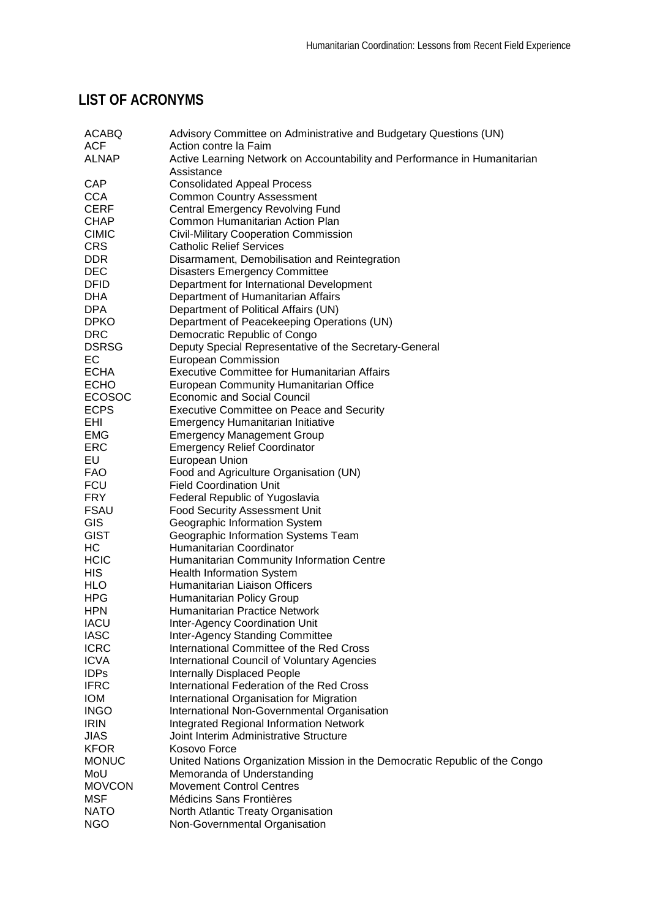## LIST OF ACRONYMS

| | |
|---|---|
| ACABQ | Advisory Committee on Administrative and Budgetary Questions (UN) |
| ACF | Action contre la Faim |
| ALNAP | Active Learning Network on Accountability and Performance in Humanitarian Assistance |
| CAP | Consolidated Appeal Process |
| CCA | Common Country Assessment |
| CERF | Central Emergency Revolving Fund |
| CHAP | Common Humanitarian Action Plan |
| CIMIC | Civil-Military Cooperation Commission |
| CRS | Catholic Relief Services |
| DDR | Disarmament, Demobilisation and Reintegration |
| DEC | Disasters Emergency Committee |
| DFID | Department for International Development |
| DHA | Department of Humanitarian Affairs |
| DPA | Department of Political Affairs (UN) |
| DPKO | Department of Peacekeeping Operations (UN) |
| DRC | Democratic Republic of Congo |
| DSRSG | Deputy Special Representative of the Secretary-General |
| EC | European Commission |
| ECHA | Executive Committee for Humanitarian Affairs |
| ECHO | European Community Humanitarian Office |
| ECOSOC | Economic and Social Council |
| ECPS | Executive Committee on Peace and Security |
| EHI | Emergency Humanitarian Initiative |
| EMG | Emergency Management Group |
| ERC | Emergency Relief Coordinator |
| EU | European Union |
| FAO | Food and Agriculture Organisation (UN) |
| FCU | Field Coordination Unit |
| FRY | Federal Republic of Yugoslavia |
| FSAU | Food Security Assessment Unit |
| GIS | Geographic Information System |
| GIST | Geographic Information Systems Team |
| HC | Humanitarian Coordinator |
| HCIC | Humanitarian Community Information Centre |
| HIS | Health Information System |
| HLO | Humanitarian Liaison Officers |
| HPG | Humanitarian Policy Group |
| HPN | Humanitarian Practice Network |
| IACU | Inter-Agency Coordination Unit |
| IASC | Inter-Agency Standing Committee |
| ICRC | International Committee of the Red Cross |
| ICVA | International Council of Voluntary Agencies |
| IDPs | Internally Displaced People |
| IFRC | International Federation of the Red Cross |
| IOM | International Organisation for Migration |
| INGO | International Non-Governmental Organisation |
| IRIN | Integrated Regional Information Network |
| JIAS | Joint Interim Administrative Structure |
| KFOR | Kosovo Force |
| MONUC | United Nations Organization Mission in the Democratic Republic of the Congo |
| MoU | Memoranda of Understanding |
| MOVCON | Movement Control Centres |
| MSF | Médicins Sans Frontières |
| NATO | North Atlantic Treaty Organisation |
| NGO | Non-Governmental Organisation |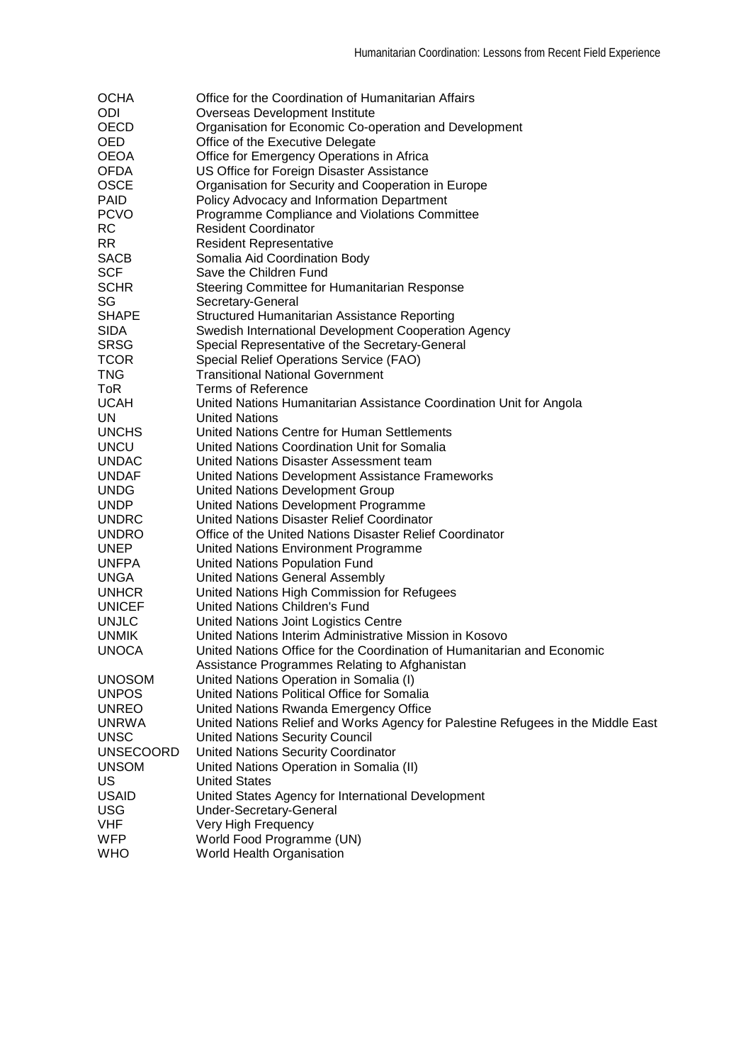| | |
|---|---|
| OCHA | Office for the Coordination of Humanitarian Affairs |
| ODI | Overseas Development Institute |
| OECD | Organisation for Economic Co-operation and Development |
| OED | Office of the Executive Delegate |
| OEOA | Office for Emergency Operations in Africa |
| OFDA | US Office for Foreign Disaster Assistance |
| OSCE | Organisation for Security and Cooperation in Europe |
| PAID | Policy Advocacy and Information Department |
| PCVO | Programme Compliance and Violations Committee |
| RC | Resident Coordinator |
| RR | Resident Representative |
| SACB | Somalia Aid Coordination Body |
| SCF | Save the Children Fund |
| SCHR | Steering Committee for Humanitarian Response |
| SG | Secretary-General |
| SHAPE | Structured Humanitarian Assistance Reporting |
| SIDA | Swedish International Development Cooperation Agency |
| SRSG | Special Representative of the Secretary-General |
| TCOR | Special Relief Operations Service (FAO) |
| TNG | Transitional National Government |
| ToR | Terms of Reference |
| UCAH | United Nations Humanitarian Assistance Coordination Unit for Angola |
| UN | United Nations |
| UNCHS | United Nations Centre for Human Settlements |
| UNCU | United Nations Coordination Unit for Somalia |
| UNDAC | United Nations Disaster Assessment team |
| UNDAF | United Nations Development Assistance Frameworks |
| UNDG | United Nations Development Group |
| UNDP | United Nations Development Programme |
| UNDRC | United Nations Disaster Relief Coordinator |
| UNDRO | Office of the United Nations Disaster Relief Coordinator |
| UNEP | United Nations Environment Programme |
| UNFPA | United Nations Population Fund |
| UNGA | United Nations General Assembly |
| UNHCR | United Nations High Commission for Refugees |
| UNICEF | United Nations Children's Fund |
| UNJLC | United Nations Joint Logistics Centre |
| UNMIK | United Nations Interim Administrative Mission in Kosovo |
| UNOCA | United Nations Office for the Coordination of Humanitarian and Economic Assistance Programmes Relating to Afghanistan |
| UNOSOM | United Nations Operation in Somalia (I) |
| UNPOS | United Nations Political Office for Somalia |
| UNREO | United Nations Rwanda Emergency Office |
| UNRWA | United Nations Relief and Works Agency for Palestine Refugees in the Middle East |
| UNSC | United Nations Security Council |
| UNSECOORD | United Nations Security Coordinator |
| UNSOM | United Nations Operation in Somalia (II) |
| US | United States |
| USAID | United States Agency for International Development |
| USG | Under-Secretary-General |
| VHF | Very High Frequency |
| WFP | World Food Programme (UN) |
| WHO | World Health Organisation |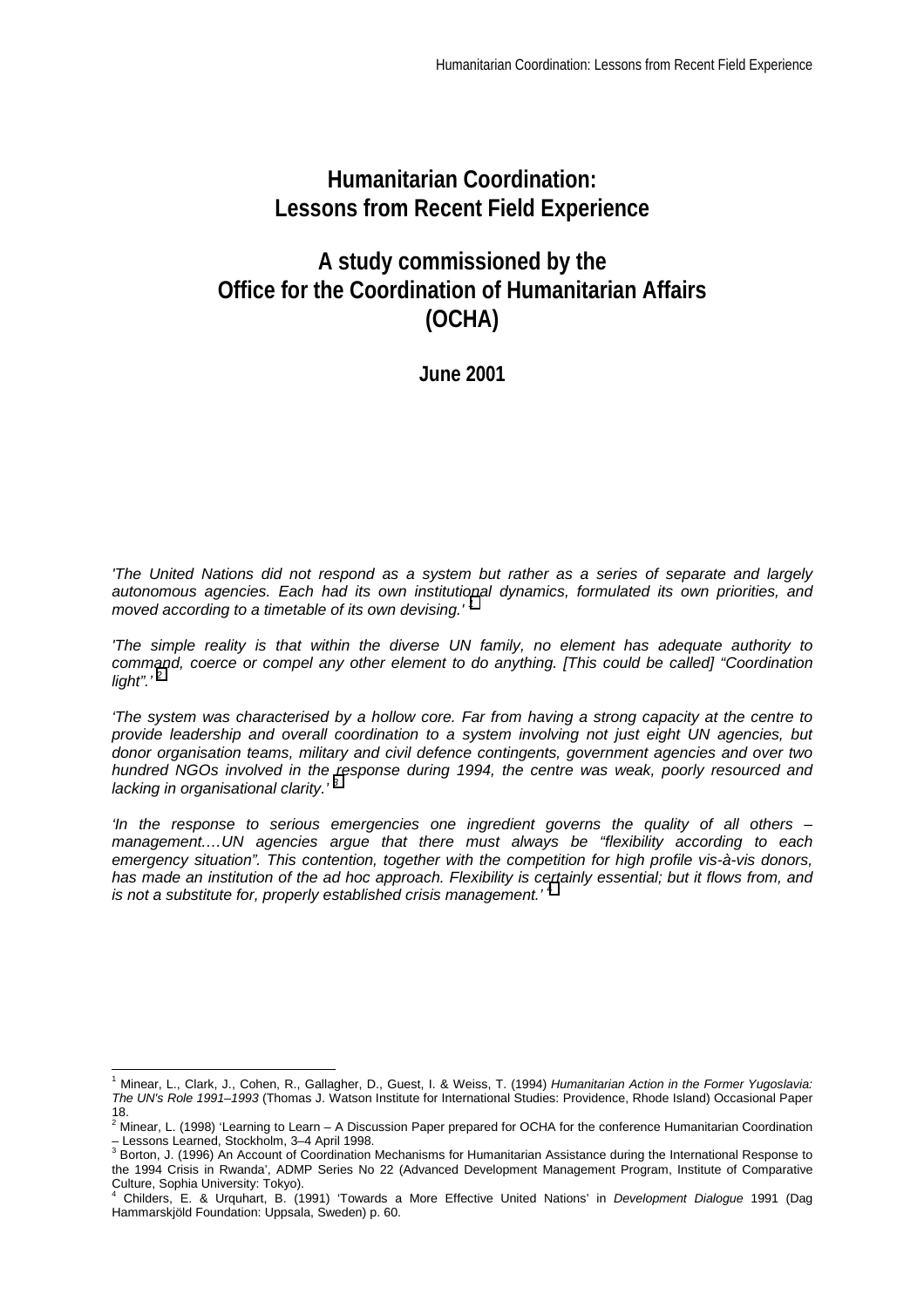# Humanitarian Coordination: Lessons from Recent Field Experience

## A study commissioned by the Office for the Coordination of Humanitarian Affairs (OCHA)

**June 2001**

*'The United Nations did not respond as a system but rather as a series of separate and largely autonomous agencies. Each had its own institutional dynamics, formulated its own priorities, and moved according to a timetable of its own devising.'* [1]

*'The simple reality is that within the diverse UN family, no element has adequate authority to command, coerce or compel any other element to do anything. [This could be called] "Coordination light".'* [2]

*'The system was characterised by a hollow core. Far from having a strong capacity at the centre to provide leadership and overall coordination to a system involving not just eight UN agencies, but donor organisation teams, military and civil defence contingents, government agencies and over two hundred NGOs involved in the response during 1994, the centre was weak, poorly resourced and lacking in organisational clarity.'* [3]

*'In the response to serious emergencies one ingredient governs the quality of all others – management.…UN agencies argue that there must always be "flexibility according to each emergency situation". This contention, together with the competition for high profile vis-à-vis donors, has made an institution of the ad hoc approach. Flexibility is certainly essential; but it flows from, and is not a substitute for, properly established crisis management.'* [4]

---

[1] Minear, L., Clark, J., Cohen, R., Gallagher, D., Guest, I. & Weiss, T. (1994) *Humanitarian Action in the Former Yugoslavia: The UN's Role 1991–1993* (Thomas J. Watson Institute for International Studies: Providence, Rhode Island) Occasional Paper 18.

[2] Minear, L. (1998) 'Learning to Learn – A Discussion Paper prepared for OCHA for the conference Humanitarian Coordination – Lessons Learned, Stockholm, 3–4 April 1998.

[3] Borton, J. (1996) An Account of Coordination Mechanisms for Humanitarian Assistance during the International Response to the 1994 Crisis in Rwanda', ADMP Series No 22 (Advanced Development Management Program, Institute of Comparative Culture, Sophia University: Tokyo).

[4] Childers, E. & Urquhart, B. (1991) 'Towards a More Effective United Nations' in *Development Dialogue* 1991 (Dag Hammarskjöld Foundation: Uppsala, Sweden) p. 60.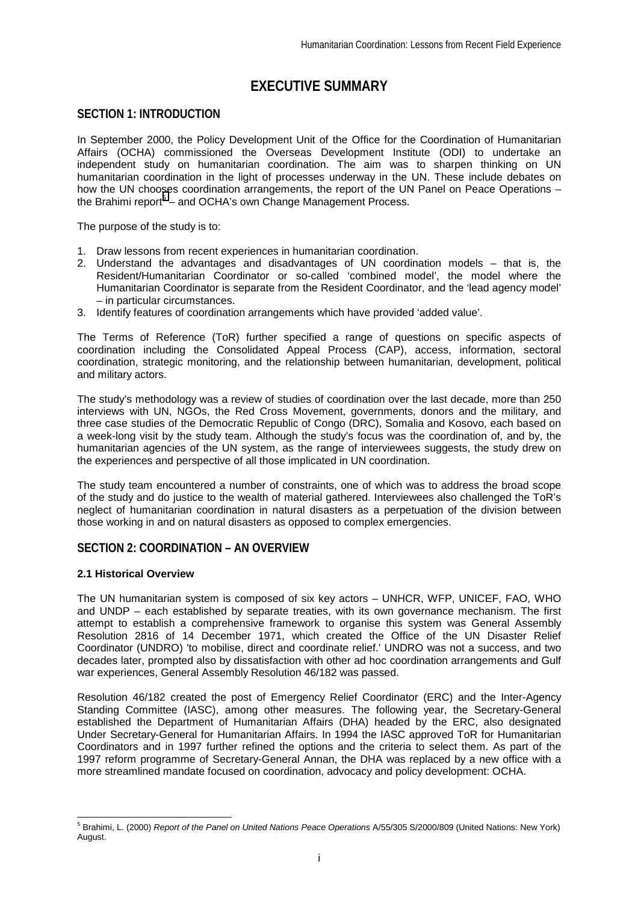# EXECUTIVE SUMMARY

## SECTION 1: INTRODUCTION

In September 2000, the Policy Development Unit of the Office for the Coordination of Humanitarian Affairs (OCHA) commissioned the Overseas Development Institute (ODI) to undertake an independent study on humanitarian coordination. The aim was to sharpen thinking on UN humanitarian coordination in the light of processes underway in the UN. These include debates on how the UN chooses coordination arrangements, the report of the UN Panel on Peace Operations – the Brahimi report[5] – and OCHA's own Change Management Process.

The purpose of the study is to:

1. Draw lessons from recent experiences in humanitarian coordination.
2. Understand the advantages and disadvantages of UN coordination models – that is, the Resident/Humanitarian Coordinator or so-called 'combined model', the model where the Humanitarian Coordinator is separate from the Resident Coordinator, and the 'lead agency model' – in particular circumstances.
3. Identify features of coordination arrangements which have provided 'added value'.

The Terms of Reference (ToR) further specified a range of questions on specific aspects of coordination including the Consolidated Appeal Process (CAP), access, information, sectoral coordination, strategic monitoring, and the relationship between humanitarian, development, political and military actors.

The study's methodology was a review of studies of coordination over the last decade, more than 250 interviews with UN, NGOs, the Red Cross Movement, governments, donors and the military, and three case studies of the Democratic Republic of Congo (DRC), Somalia and Kosovo, each based on a week-long visit by the study team. Although the study's focus was the coordination of, and by, the humanitarian agencies of the UN system, as the range of interviewees suggests, the study drew on the experiences and perspective of all those implicated in UN coordination.

The study team encountered a number of constraints, one of which was to address the broad scope of the study and do justice to the wealth of material gathered. Interviewees also challenged the ToR's neglect of humanitarian coordination in natural disasters as a perpetuation of the division between those working in and on natural disasters as opposed to complex emergencies.

## SECTION 2: COORDINATION – AN OVERVIEW

### 2.1 Historical Overview

The UN humanitarian system is composed of six key actors – UNHCR, WFP, UNICEF, FAO, WHO and UNDP – each established by separate treaties, with its own governance mechanism. The first attempt to establish a comprehensive framework to organise this system was General Assembly Resolution 2816 of 14 December 1971, which created the Office of the UN Disaster Relief Coordinator (UNDRO) 'to mobilise, direct and coordinate relief.' UNDRO was not a success, and two decades later, prompted also by dissatisfaction with other ad hoc coordination arrangements and Gulf war experiences, General Assembly Resolution 46/182 was passed.

Resolution 46/182 created the post of Emergency Relief Coordinator (ERC) and the Inter-Agency Standing Committee (IASC), among other measures. The following year, the Secretary-General established the Department of Humanitarian Affairs (DHA) headed by the ERC, also designated Under Secretary-General for Humanitarian Affairs. In 1994 the IASC approved ToR for Humanitarian Coordinators and in 1997 further refined the options and the criteria to select them. As part of the 1997 reform programme of Secretary-General Annan, the DHA was replaced by a new office with a more streamlined mandate focused on coordination, advocacy and policy development: OCHA.

---

[5] Brahimi, L. (2000) *Report of the Panel on United Nations Peace Operations* A/55/305 S/2000/809 (United Nations: New York) August.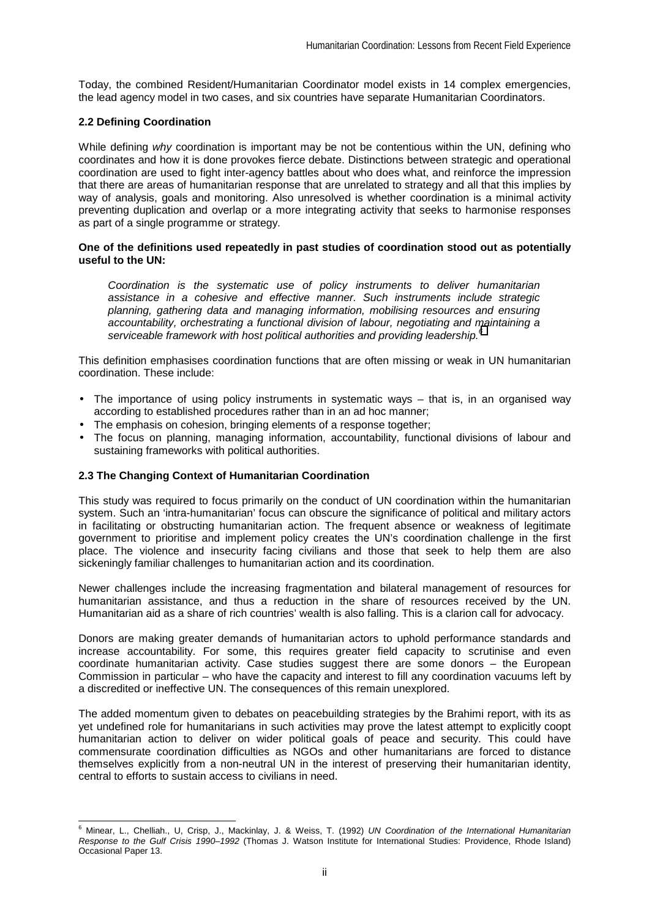Today, the combined Resident/Humanitarian Coordinator model exists in 14 complex emergencies, the lead agency model in two cases, and six countries have separate Humanitarian Coordinators.

### 2.2 Defining Coordination

While defining *why* coordination is important may be not be contentious within the UN, defining who coordinates and how it is done provokes fierce debate. Distinctions between strategic and operational coordination are used to fight inter-agency battles about who does what, and reinforce the impression that there are areas of humanitarian response that are unrelated to strategy and all that this implies by way of analysis, goals and monitoring. Also unresolved is whether coordination is a minimal activity preventing duplication and overlap or a more integrating activity that seeks to harmonise responses as part of a single programme or strategy.

**One of the definitions used repeatedly in past studies of coordination stood out as potentially useful to the UN:**

> *Coordination is the systematic use of policy instruments to deliver humanitarian assistance in a cohesive and effective manner. Such instruments include strategic planning, gathering data and managing information, mobilising resources and ensuring accountability, orchestrating a functional division of labour, negotiating and maintaining a serviceable framework with host political authorities and providing leadership.*[6]

This definition emphasises coordination functions that are often missing or weak in UN humanitarian coordination. These include:

- The importance of using policy instruments in systematic ways – that is, in an organised way according to established procedures rather than in an ad hoc manner;
- The emphasis on cohesion, bringing elements of a response together;
- The focus on planning, managing information, accountability, functional divisions of labour and sustaining frameworks with political authorities.

### 2.3 The Changing Context of Humanitarian Coordination

This study was required to focus primarily on the conduct of UN coordination within the humanitarian system. Such an 'intra-humanitarian' focus can obscure the significance of political and military actors in facilitating or obstructing humanitarian action. The frequent absence or weakness of legitimate government to prioritise and implement policy creates the UN's coordination challenge in the first place. The violence and insecurity facing civilians and those that seek to help them are also sickeningly familiar challenges to humanitarian action and its coordination.

Newer challenges include the increasing fragmentation and bilateral management of resources for humanitarian assistance, and thus a reduction in the share of resources received by the UN. Humanitarian aid as a share of rich countries' wealth is also falling. This is a clarion call for advocacy.

Donors are making greater demands of humanitarian actors to uphold performance standards and increase accountability. For some, this requires greater field capacity to scrutinise and even coordinate humanitarian activity. Case studies suggest there are some donors – the European Commission in particular – who have the capacity and interest to fill any coordination vacuums left by a discredited or ineffective UN. The consequences of this remain unexplored.

The added momentum given to debates on peacebuilding strategies by the Brahimi report, with its as yet undefined role for humanitarians in such activities may prove the latest attempt to explicitly coopt humanitarian action to deliver on wider political goals of peace and security. This could have commensurate coordination difficulties as NGOs and other humanitarians are forced to distance themselves explicitly from a non-neutral UN in the interest of preserving their humanitarian identity, central to efforts to sustain access to civilians in need.

---

[6] Minear, L., Chelliah., U, Crisp, J., Mackinlay, J. & Weiss, T. (1992) *UN Coordination of the International Humanitarian Response to the Gulf Crisis 1990–1992* (Thomas J. Watson Institute for International Studies: Providence, Rhode Island) Occasional Paper 13.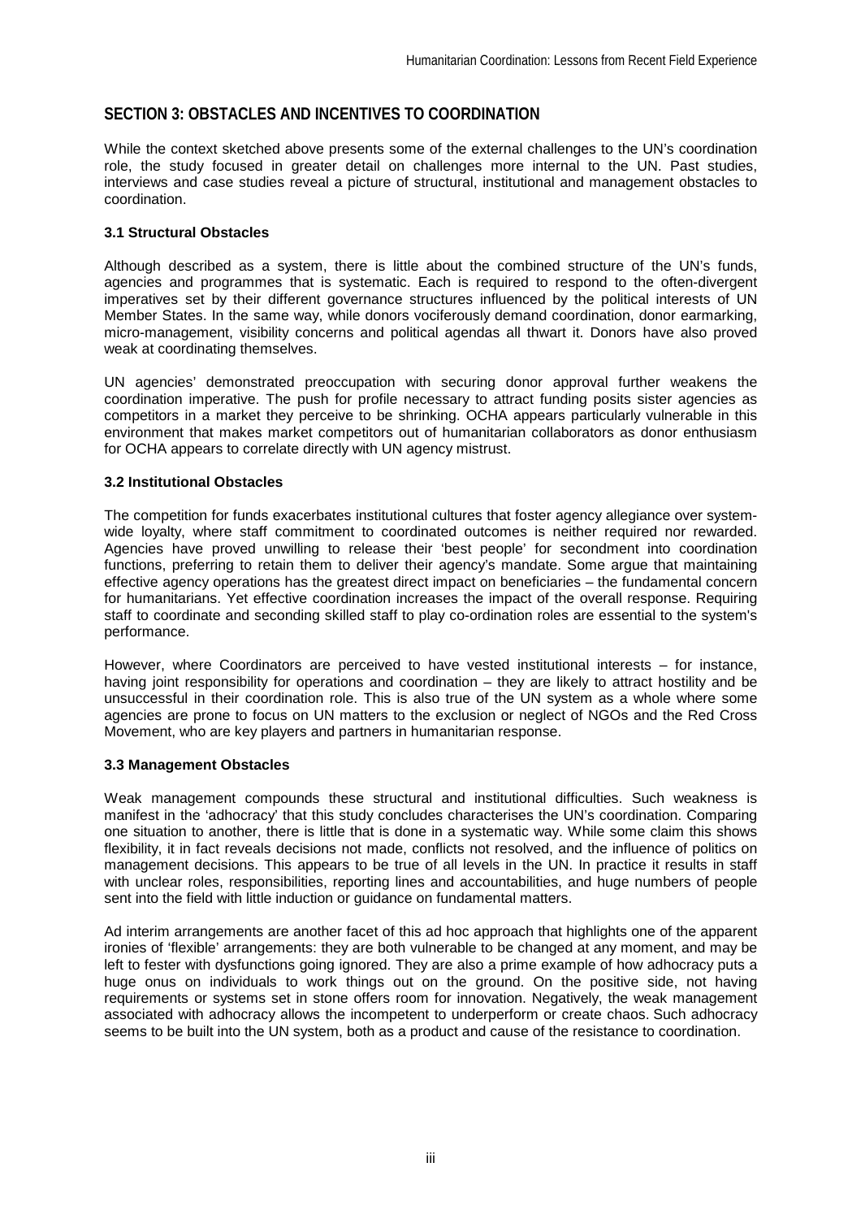## SECTION 3: OBSTACLES AND INCENTIVES TO COORDINATION

While the context sketched above presents some of the external challenges to the UN's coordination role, the study focused in greater detail on challenges more internal to the UN. Past studies, interviews and case studies reveal a picture of structural, institutional and management obstacles to coordination.

### 3.1 Structural Obstacles

Although described as a system, there is little about the combined structure of the UN's funds, agencies and programmes that is systematic. Each is required to respond to the often-divergent imperatives set by their different governance structures influenced by the political interests of UN Member States. In the same way, while donors vociferously demand coordination, donor earmarking, micro-management, visibility concerns and political agendas all thwart it. Donors have also proved weak at coordinating themselves.

UN agencies' demonstrated preoccupation with securing donor approval further weakens the coordination imperative. The push for profile necessary to attract funding posits sister agencies as competitors in a market they perceive to be shrinking. OCHA appears particularly vulnerable in this environment that makes market competitors out of humanitarian collaborators as donor enthusiasm for OCHA appears to correlate directly with UN agency mistrust.

### 3.2 Institutional Obstacles

The competition for funds exacerbates institutional cultures that foster agency allegiance over system-wide loyalty, where staff commitment to coordinated outcomes is neither required nor rewarded. Agencies have proved unwilling to release their 'best people' for secondment into coordination functions, preferring to retain them to deliver their agency's mandate. Some argue that maintaining effective agency operations has the greatest direct impact on beneficiaries – the fundamental concern for humanitarians. Yet effective coordination increases the impact of the overall response. Requiring staff to coordinate and seconding skilled staff to play co-ordination roles are essential to the system's performance.

However, where Coordinators are perceived to have vested institutional interests – for instance, having joint responsibility for operations and coordination – they are likely to attract hostility and be unsuccessful in their coordination role. This is also true of the UN system as a whole where some agencies are prone to focus on UN matters to the exclusion or neglect of NGOs and the Red Cross Movement, who are key players and partners in humanitarian response.

### 3.3 Management Obstacles

Weak management compounds these structural and institutional difficulties. Such weakness is manifest in the 'adhocracy' that this study concludes characterises the UN's coordination. Comparing one situation to another, there is little that is done in a systematic way. While some claim this shows flexibility, it in fact reveals decisions not made, conflicts not resolved, and the influence of politics on management decisions. This appears to be true of all levels in the UN. In practice it results in staff with unclear roles, responsibilities, reporting lines and accountabilities, and huge numbers of people sent into the field with little induction or guidance on fundamental matters.

Ad interim arrangements are another facet of this ad hoc approach that highlights one of the apparent ironies of 'flexible' arrangements: they are both vulnerable to be changed at any moment, and may be left to fester with dysfunctions going ignored. They are also a prime example of how adhocracy puts a huge onus on individuals to work things out on the ground. On the positive side, not having requirements or systems set in stone offers room for innovation. Negatively, the weak management associated with adhocracy allows the incompetent to underperform or create chaos. Such adhocracy seems to be built into the UN system, both as a product and cause of the resistance to coordination.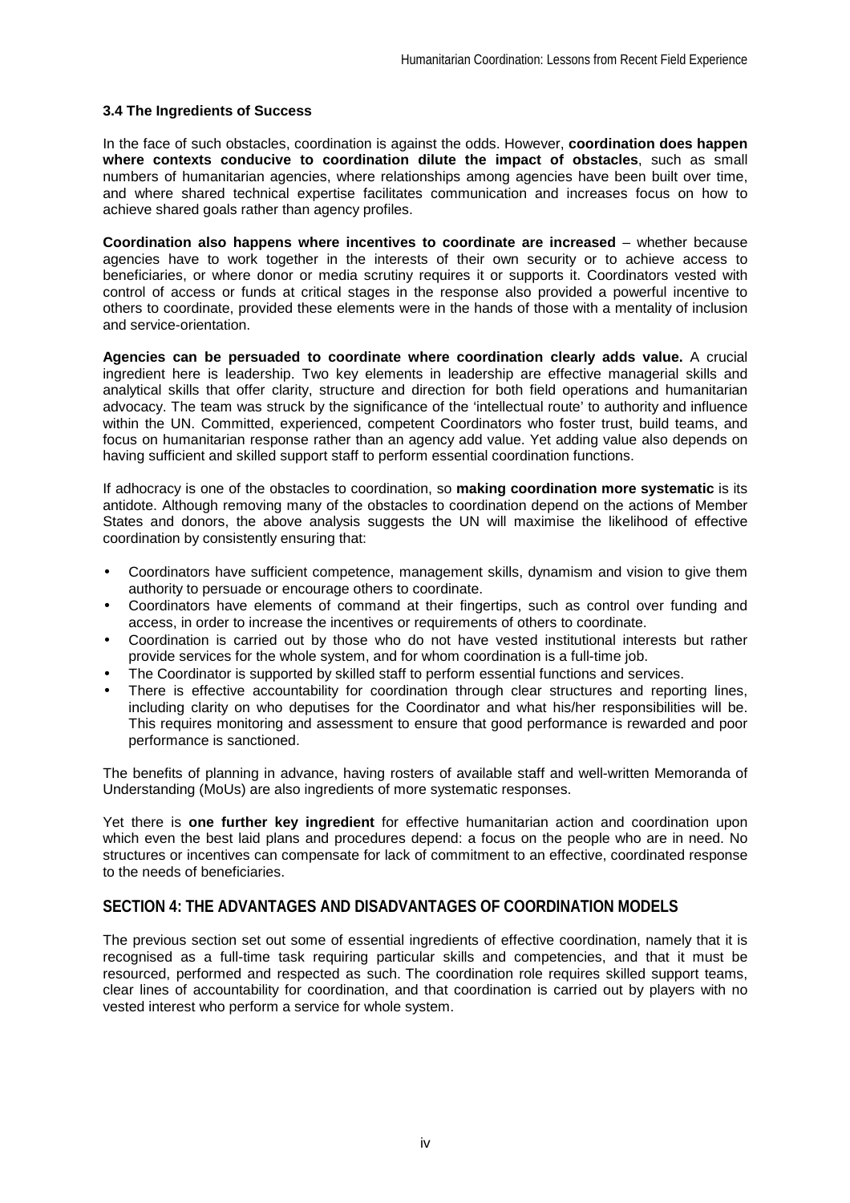### 3.4 The Ingredients of Success

In the face of such obstacles, coordination is against the odds. However, **coordination does happen where contexts conducive to coordination dilute the impact of obstacles**, such as small numbers of humanitarian agencies, where relationships among agencies have been built over time, and where shared technical expertise facilitates communication and increases focus on how to achieve shared goals rather than agency profiles.

**Coordination also happens where incentives to coordinate are increased** – whether because agencies have to work together in the interests of their own security or to achieve access to beneficiaries, or where donor or media scrutiny requires it or supports it. Coordinators vested with control of access or funds at critical stages in the response also provided a powerful incentive to others to coordinate, provided these elements were in the hands of those with a mentality of inclusion and service-orientation.

**Agencies can be persuaded to coordinate where coordination clearly adds value.** A crucial ingredient here is leadership. Two key elements in leadership are effective managerial skills and analytical skills that offer clarity, structure and direction for both field operations and humanitarian advocacy. The team was struck by the significance of the 'intellectual route' to authority and influence within the UN. Committed, experienced, competent Coordinators who foster trust, build teams, and focus on humanitarian response rather than an agency add value. Yet adding value also depends on having sufficient and skilled support staff to perform essential coordination functions.

If adhocracy is one of the obstacles to coordination, so **making coordination more systematic** is its antidote. Although removing many of the obstacles to coordination depend on the actions of Member States and donors, the above analysis suggests the UN will maximise the likelihood of effective coordination by consistently ensuring that:

- Coordinators have sufficient competence, management skills, dynamism and vision to give them authority to persuade or encourage others to coordinate.
- Coordinators have elements of command at their fingertips, such as control over funding and access, in order to increase the incentives or requirements of others to coordinate.
- Coordination is carried out by those who do not have vested institutional interests but rather provide services for the whole system, and for whom coordination is a full-time job.
- The Coordinator is supported by skilled staff to perform essential functions and services.
- There is effective accountability for coordination through clear structures and reporting lines, including clarity on who deputises for the Coordinator and what his/her responsibilities will be. This requires monitoring and assessment to ensure that good performance is rewarded and poor performance is sanctioned.

The benefits of planning in advance, having rosters of available staff and well-written Memoranda of Understanding (MoUs) are also ingredients of more systematic responses.

Yet there is **one further key ingredient** for effective humanitarian action and coordination upon which even the best laid plans and procedures depend: a focus on the people who are in need. No structures or incentives can compensate for lack of commitment to an effective, coordinated response to the needs of beneficiaries.

## SECTION 4: THE ADVANTAGES AND DISADVANTAGES OF COORDINATION MODELS

The previous section set out some of essential ingredients of effective coordination, namely that it is recognised as a full-time task requiring particular skills and competencies, and that it must be resourced, performed and respected as such. The coordination role requires skilled support teams, clear lines of accountability for coordination, and that coordination is carried out by players with no vested interest who perform a service for whole system.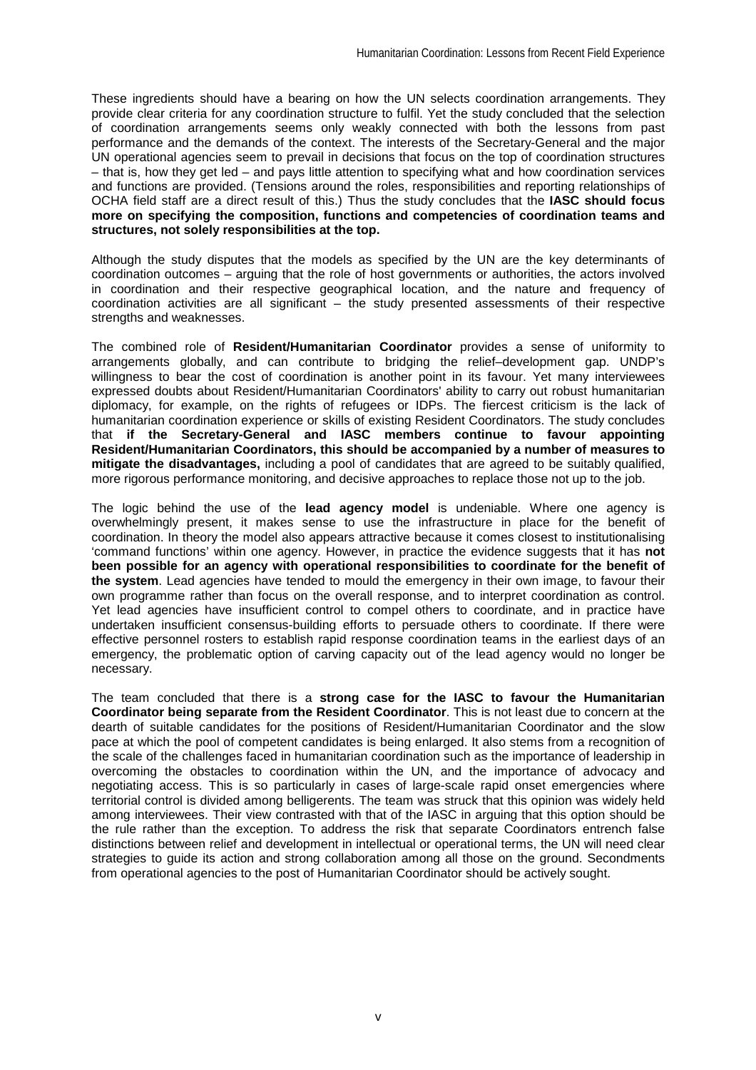These ingredients should have a bearing on how the UN selects coordination arrangements. They provide clear criteria for any coordination structure to fulfil. Yet the study concluded that the selection of coordination arrangements seems only weakly connected with both the lessons from past performance and the demands of the context. The interests of the Secretary-General and the major UN operational agencies seem to prevail in decisions that focus on the top of coordination structures – that is, how they get led – and pays little attention to specifying what and how coordination services and functions are provided. (Tensions around the roles, responsibilities and reporting relationships of OCHA field staff are a direct result of this.) Thus the study concludes that the **IASC should focus more on specifying the composition, functions and competencies of coordination teams and structures, not solely responsibilities at the top.**

Although the study disputes that the models as specified by the UN are the key determinants of coordination outcomes – arguing that the role of host governments or authorities, the actors involved in coordination and their respective geographical location, and the nature and frequency of coordination activities are all significant – the study presented assessments of their respective strengths and weaknesses.

The combined role of **Resident/Humanitarian Coordinator** provides a sense of uniformity to arrangements globally, and can contribute to bridging the relief–development gap. UNDP's willingness to bear the cost of coordination is another point in its favour. Yet many interviewees expressed doubts about Resident/Humanitarian Coordinators' ability to carry out robust humanitarian diplomacy, for example, on the rights of refugees or IDPs. The fiercest criticism is the lack of humanitarian coordination experience or skills of existing Resident Coordinators. The study concludes that **if the Secretary-General and IASC members continue to favour appointing Resident/Humanitarian Coordinators, this should be accompanied by a number of measures to mitigate the disadvantages,** including a pool of candidates that are agreed to be suitably qualified, more rigorous performance monitoring, and decisive approaches to replace those not up to the job.

The logic behind the use of the **lead agency model** is undeniable. Where one agency is overwhelmingly present, it makes sense to use the infrastructure in place for the benefit of coordination. In theory the model also appears attractive because it comes closest to institutionalising 'command functions' within one agency. However, in practice the evidence suggests that it has **not been possible for an agency with operational responsibilities to coordinate for the benefit of the system**. Lead agencies have tended to mould the emergency in their own image, to favour their own programme rather than focus on the overall response, and to interpret coordination as control. Yet lead agencies have insufficient control to compel others to coordinate, and in practice have undertaken insufficient consensus-building efforts to persuade others to coordinate. If there were effective personnel rosters to establish rapid response coordination teams in the earliest days of an emergency, the problematic option of carving capacity out of the lead agency would no longer be necessary.

The team concluded that there is a **strong case for the IASC to favour the Humanitarian Coordinator being separate from the Resident Coordinator**. This is not least due to concern at the dearth of suitable candidates for the positions of Resident/Humanitarian Coordinator and the slow pace at which the pool of competent candidates is being enlarged. It also stems from a recognition of the scale of the challenges faced in humanitarian coordination such as the importance of leadership in overcoming the obstacles to coordination within the UN, and the importance of advocacy and negotiating access. This is so particularly in cases of large-scale rapid onset emergencies where territorial control is divided among belligerents. The team was struck that this opinion was widely held among interviewees. Their view contrasted with that of the IASC in arguing that this option should be the rule rather than the exception. To address the risk that separate Coordinators entrench false distinctions between relief and development in intellectual or operational terms, the UN will need clear strategies to guide its action and strong collaboration among all those on the ground. Secondments from operational agencies to the post of Humanitarian Coordinator should be actively sought.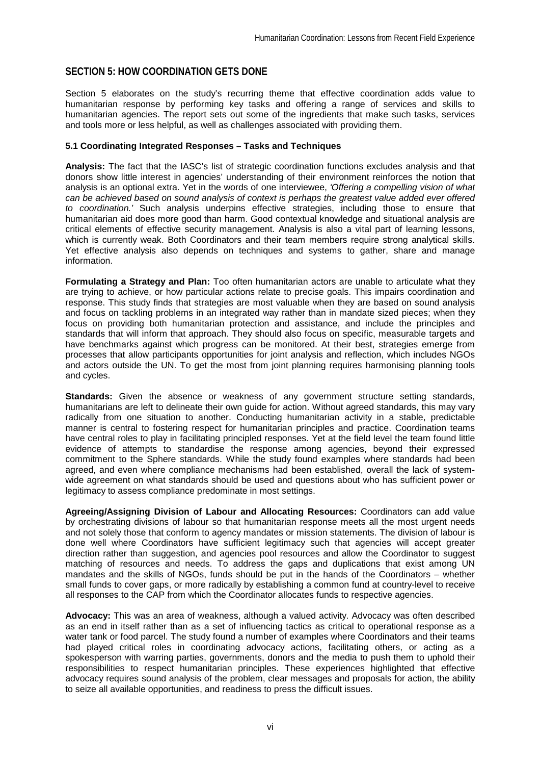## SECTION 5: HOW COORDINATION GETS DONE

Section 5 elaborates on the study's recurring theme that effective coordination adds value to humanitarian response by performing key tasks and offering a range of services and skills to humanitarian agencies. The report sets out some of the ingredients that make such tasks, services and tools more or less helpful, as well as challenges associated with providing them.

### 5.1 Coordinating Integrated Responses – Tasks and Techniques

**Analysis:** The fact that the IASC's list of strategic coordination functions excludes analysis and that donors show little interest in agencies' understanding of their environment reinforces the notion that analysis is an optional extra. Yet in the words of one interviewee, *'Offering a compelling vision of what can be achieved based on sound analysis of context is perhaps the greatest value added ever offered to coordination.'* Such analysis underpins effective strategies, including those to ensure that humanitarian aid does more good than harm. Good contextual knowledge and situational analysis are critical elements of effective security management. Analysis is also a vital part of learning lessons, which is currently weak. Both Coordinators and their team members require strong analytical skills. Yet effective analysis also depends on techniques and systems to gather, share and manage information.

**Formulating a Strategy and Plan:** Too often humanitarian actors are unable to articulate what they are trying to achieve, or how particular actions relate to precise goals. This impairs coordination and response. This study finds that strategies are most valuable when they are based on sound analysis and focus on tackling problems in an integrated way rather than in mandate sized pieces; when they focus on providing both humanitarian protection and assistance, and include the principles and standards that will inform that approach. They should also focus on specific, measurable targets and have benchmarks against which progress can be monitored. At their best, strategies emerge from processes that allow participants opportunities for joint analysis and reflection, which includes NGOs and actors outside the UN. To get the most from joint planning requires harmonising planning tools and cycles.

**Standards:** Given the absence or weakness of any government structure setting standards, humanitarians are left to delineate their own guide for action. Without agreed standards, this may vary radically from one situation to another. Conducting humanitarian activity in a stable, predictable manner is central to fostering respect for humanitarian principles and practice. Coordination teams have central roles to play in facilitating principled responses. Yet at the field level the team found little evidence of attempts to standardise the response among agencies, beyond their expressed commitment to the Sphere standards. While the study found examples where standards had been agreed, and even where compliance mechanisms had been established, overall the lack of system-wide agreement on what standards should be used and questions about who has sufficient power or legitimacy to assess compliance predominate in most settings.

**Agreeing/Assigning Division of Labour and Allocating Resources:** Coordinators can add value by orchestrating divisions of labour so that humanitarian response meets all the most urgent needs and not solely those that conform to agency mandates or mission statements. The division of labour is done well where Coordinators have sufficient legitimacy such that agencies will accept greater direction rather than suggestion, and agencies pool resources and allow the Coordinator to suggest matching of resources and needs. To address the gaps and duplications that exist among UN mandates and the skills of NGOs, funds should be put in the hands of the Coordinators – whether small funds to cover gaps, or more radically by establishing a common fund at country-level to receive all responses to the CAP from which the Coordinator allocates funds to respective agencies.

**Advocacy:** This was an area of weakness, although a valued activity. Advocacy was often described as an end in itself rather than as a set of influencing tactics as critical to operational response as a water tank or food parcel. The study found a number of examples where Coordinators and their teams had played critical roles in coordinating advocacy actions, facilitating others, or acting as a spokesperson with warring parties, governments, donors and the media to push them to uphold their responsibilities to respect humanitarian principles. These experiences highlighted that effective advocacy requires sound analysis of the problem, clear messages and proposals for action, the ability to seize all available opportunities, and readiness to press the difficult issues.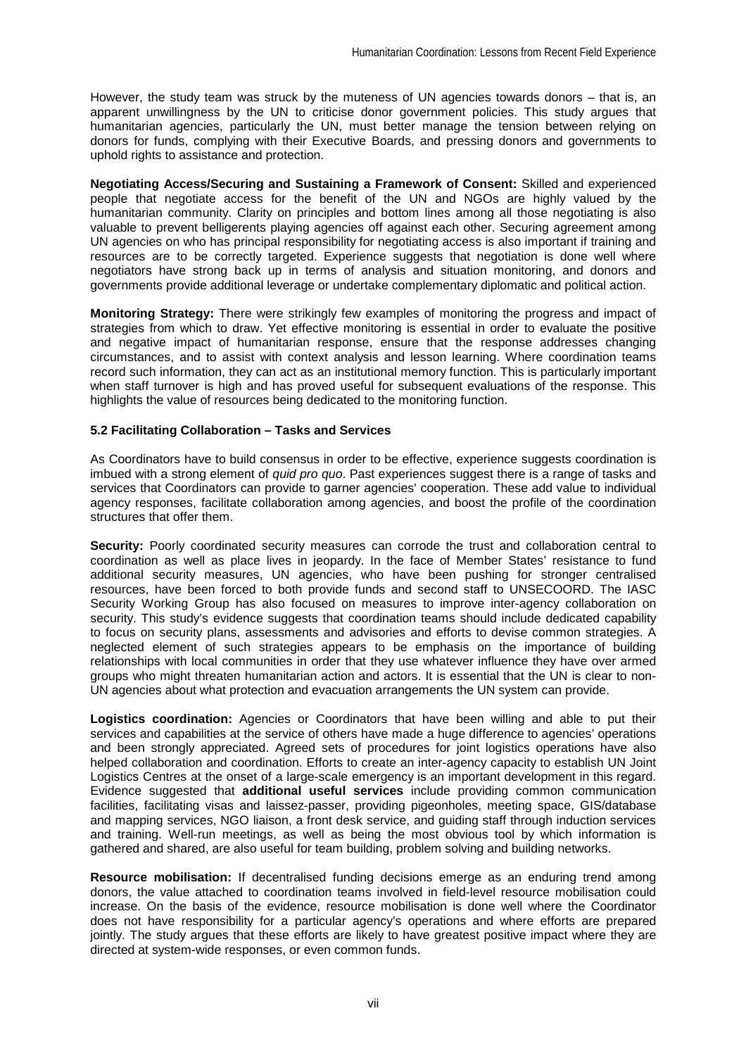However, the study team was struck by the muteness of UN agencies towards donors – that is, an apparent unwillingness by the UN to criticise donor government policies. This study argues that humanitarian agencies, particularly the UN, must better manage the tension between relying on donors for funds, complying with their Executive Boards, and pressing donors and governments to uphold rights to assistance and protection.

**Negotiating Access/Securing and Sustaining a Framework of Consent:** Skilled and experienced people that negotiate access for the benefit of the UN and NGOs are highly valued by the humanitarian community. Clarity on principles and bottom lines among all those negotiating is also valuable to prevent belligerents playing agencies off against each other. Securing agreement among UN agencies on who has principal responsibility for negotiating access is also important if training and resources are to be correctly targeted. Experience suggests that negotiation is done well where negotiators have strong back up in terms of analysis and situation monitoring, and donors and governments provide additional leverage or undertake complementary diplomatic and political action.

**Monitoring Strategy:** There were strikingly few examples of monitoring the progress and impact of strategies from which to draw. Yet effective monitoring is essential in order to evaluate the positive and negative impact of humanitarian response, ensure that the response addresses changing circumstances, and to assist with context analysis and lesson learning. Where coordination teams record such information, they can act as an institutional memory function. This is particularly important when staff turnover is high and has proved useful for subsequent evaluations of the response. This highlights the value of resources being dedicated to the monitoring function.

### 5.2 Facilitating Collaboration – Tasks and Services

As Coordinators have to build consensus in order to be effective, experience suggests coordination is imbued with a strong element of *quid pro quo*. Past experiences suggest there is a range of tasks and services that Coordinators can provide to garner agencies' cooperation. These add value to individual agency responses, facilitate collaboration among agencies, and boost the profile of the coordination structures that offer them.

**Security:** Poorly coordinated security measures can corrode the trust and collaboration central to coordination as well as place lives in jeopardy. In the face of Member States' resistance to fund additional security measures, UN agencies, who have been pushing for stronger centralised resources, have been forced to both provide funds and second staff to UNSECOORD. The IASC Security Working Group has also focused on measures to improve inter-agency collaboration on security. This study's evidence suggests that coordination teams should include dedicated capability to focus on security plans, assessments and advisories and efforts to devise common strategies. A neglected element of such strategies appears to be emphasis on the importance of building relationships with local communities in order that they use whatever influence they have over armed groups who might threaten humanitarian action and actors. It is essential that the UN is clear to non-UN agencies about what protection and evacuation arrangements the UN system can provide.

**Logistics coordination:** Agencies or Coordinators that have been willing and able to put their services and capabilities at the service of others have made a huge difference to agencies' operations and been strongly appreciated. Agreed sets of procedures for joint logistics operations have also helped collaboration and coordination. Efforts to create an inter-agency capacity to establish UN Joint Logistics Centres at the onset of a large-scale emergency is an important development in this regard. Evidence suggested that **additional useful services** include providing common communication facilities, facilitating visas and laissez-passer, providing pigeonholes, meeting space, GIS/database and mapping services, NGO liaison, a front desk service, and guiding staff through induction services and training. Well-run meetings, as well as being the most obvious tool by which information is gathered and shared, are also useful for team building, problem solving and building networks.

**Resource mobilisation:** If decentralised funding decisions emerge as an enduring trend among donors, the value attached to coordination teams involved in field-level resource mobilisation could increase. On the basis of the evidence, resource mobilisation is done well where the Coordinator does not have responsibility for a particular agency's operations and where efforts are prepared jointly. The study argues that these efforts are likely to have greatest positive impact where they are directed at system-wide responses, or even common funds.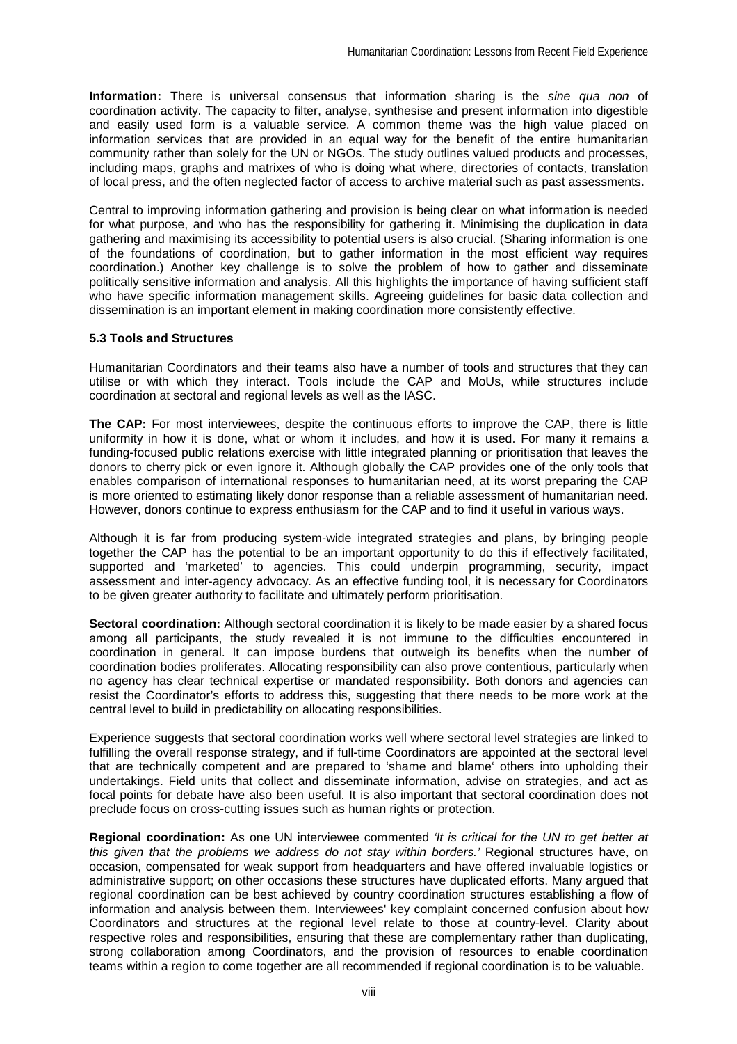**Information:** There is universal consensus that information sharing is the *sine qua non* of coordination activity. The capacity to filter, analyse, synthesise and present information into digestible and easily used form is a valuable service. A common theme was the high value placed on information services that are provided in an equal way for the benefit of the entire humanitarian community rather than solely for the UN or NGOs. The study outlines valued products and processes, including maps, graphs and matrixes of who is doing what where, directories of contacts, translation of local press, and the often neglected factor of access to archive material such as past assessments.

Central to improving information gathering and provision is being clear on what information is needed for what purpose, and who has the responsibility for gathering it. Minimising the duplication in data gathering and maximising its accessibility to potential users is also crucial. (Sharing information is one of the foundations of coordination, but to gather information in the most efficient way requires coordination.) Another key challenge is to solve the problem of how to gather and disseminate politically sensitive information and analysis. All this highlights the importance of having sufficient staff who have specific information management skills. Agreeing guidelines for basic data collection and dissemination is an important element in making coordination more consistently effective.

### 5.3 Tools and Structures

Humanitarian Coordinators and their teams also have a number of tools and structures that they can utilise or with which they interact. Tools include the CAP and MoUs, while structures include coordination at sectoral and regional levels as well as the IASC.

**The CAP:** For most interviewees, despite the continuous efforts to improve the CAP, there is little uniformity in how it is done, what or whom it includes, and how it is used. For many it remains a funding-focused public relations exercise with little integrated planning or prioritisation that leaves the donors to cherry pick or even ignore it. Although globally the CAP provides one of the only tools that enables comparison of international responses to humanitarian need, at its worst preparing the CAP is more oriented to estimating likely donor response than a reliable assessment of humanitarian need. However, donors continue to express enthusiasm for the CAP and to find it useful in various ways.

Although it is far from producing system-wide integrated strategies and plans, by bringing people together the CAP has the potential to be an important opportunity to do this if effectively facilitated, supported and 'marketed' to agencies. This could underpin programming, security, impact assessment and inter-agency advocacy. As an effective funding tool, it is necessary for Coordinators to be given greater authority to facilitate and ultimately perform prioritisation.

**Sectoral coordination:** Although sectoral coordination it is likely to be made easier by a shared focus among all participants, the study revealed it is not immune to the difficulties encountered in coordination in general. It can impose burdens that outweigh its benefits when the number of coordination bodies proliferates. Allocating responsibility can also prove contentious, particularly when no agency has clear technical expertise or mandated responsibility. Both donors and agencies can resist the Coordinator's efforts to address this, suggesting that there needs to be more work at the central level to build in predictability on allocating responsibilities.

Experience suggests that sectoral coordination works well where sectoral level strategies are linked to fulfilling the overall response strategy, and if full-time Coordinators are appointed at the sectoral level that are technically competent and are prepared to 'shame and blame' others into upholding their undertakings. Field units that collect and disseminate information, advise on strategies, and act as focal points for debate have also been useful. It is also important that sectoral coordination does not preclude focus on cross-cutting issues such as human rights or protection.

**Regional coordination:** As one UN interviewee commented *'It is critical for the UN to get better at this given that the problems we address do not stay within borders.'* Regional structures have, on occasion, compensated for weak support from headquarters and have offered invaluable logistics or administrative support; on other occasions these structures have duplicated efforts. Many argued that regional coordination can be best achieved by country coordination structures establishing a flow of information and analysis between them. Interviewees' key complaint concerned confusion about how Coordinators and structures at the regional level relate to those at country-level. Clarity about respective roles and responsibilities, ensuring that these are complementary rather than duplicating, strong collaboration among Coordinators, and the provision of resources to enable coordination teams within a region to come together are all recommended if regional coordination is to be valuable.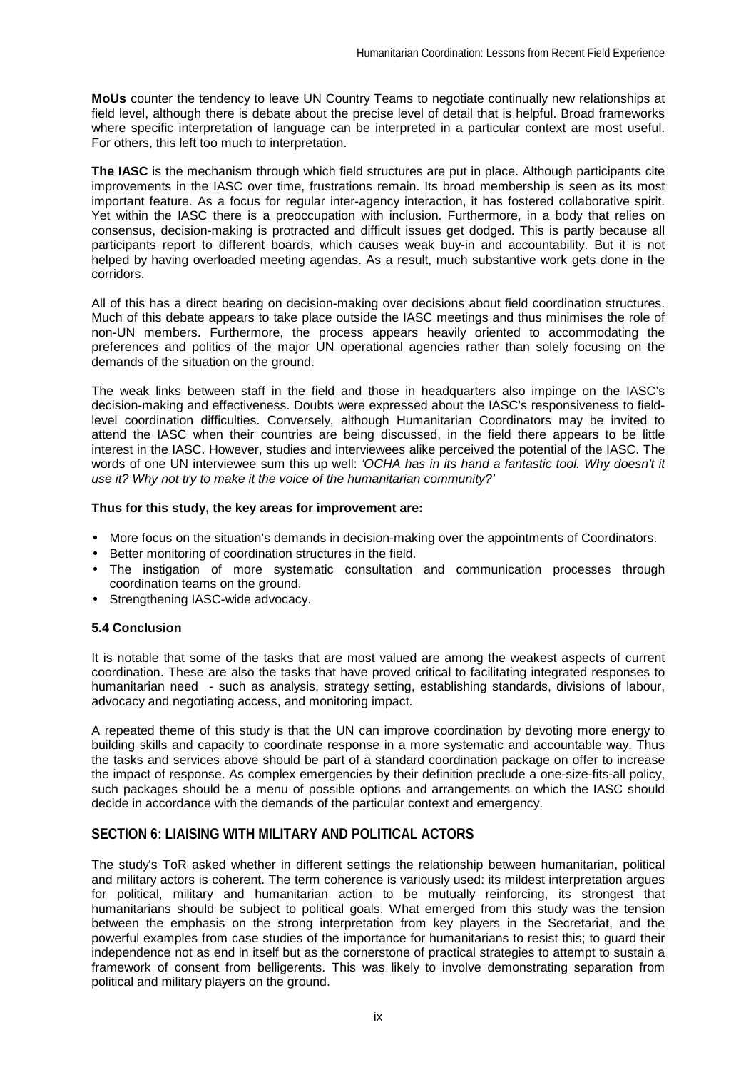**MoUs** counter the tendency to leave UN Country Teams to negotiate continually new relationships at field level, although there is debate about the precise level of detail that is helpful. Broad frameworks where specific interpretation of language can be interpreted in a particular context are most useful. For others, this left too much to interpretation.

**The IASC** is the mechanism through which field structures are put in place. Although participants cite improvements in the IASC over time, frustrations remain. Its broad membership is seen as its most important feature. As a focus for regular inter-agency interaction, it has fostered collaborative spirit. Yet within the IASC there is a preoccupation with inclusion. Furthermore, in a body that relies on consensus, decision-making is protracted and difficult issues get dodged. This is partly because all participants report to different boards, which causes weak buy-in and accountability. But it is not helped by having overloaded meeting agendas. As a result, much substantive work gets done in the corridors.

All of this has a direct bearing on decision-making over decisions about field coordination structures. Much of this debate appears to take place outside the IASC meetings and thus minimises the role of non-UN members. Furthermore, the process appears heavily oriented to accommodating the preferences and politics of the major UN operational agencies rather than solely focusing on the demands of the situation on the ground.

The weak links between staff in the field and those in headquarters also impinge on the IASC's decision-making and effectiveness. Doubts were expressed about the IASC's responsiveness to field-level coordination difficulties. Conversely, although Humanitarian Coordinators may be invited to attend the IASC when their countries are being discussed, in the field there appears to be little interest in the IASC. However, studies and interviewees alike perceived the potential of the IASC. The words of one UN interviewee sum this up well: *'OCHA has in its hand a fantastic tool. Why doesn't it use it? Why not try to make it the voice of the humanitarian community?'*

**Thus for this study, the key areas for improvement are:**

- More focus on the situation's demands in decision-making over the appointments of Coordinators.
- Better monitoring of coordination structures in the field.
- The instigation of more systematic consultation and communication processes through coordination teams on the ground.
- Strengthening IASC-wide advocacy.

### 5.4 Conclusion

It is notable that some of the tasks that are most valued are among the weakest aspects of current coordination. These are also the tasks that have proved critical to facilitating integrated responses to humanitarian need - such as analysis, strategy setting, establishing standards, divisions of labour, advocacy and negotiating access, and monitoring impact.

A repeated theme of this study is that the UN can improve coordination by devoting more energy to building skills and capacity to coordinate response in a more systematic and accountable way. Thus the tasks and services above should be part of a standard coordination package on offer to increase the impact of response. As complex emergencies by their definition preclude a one-size-fits-all policy, such packages should be a menu of possible options and arrangements on which the IASC should decide in accordance with the demands of the particular context and emergency.

## SECTION 6: LIAISING WITH MILITARY AND POLITICAL ACTORS

The study's ToR asked whether in different settings the relationship between humanitarian, political and military actors is coherent. The term coherence is variously used: its mildest interpretation argues for political, military and humanitarian action to be mutually reinforcing, its strongest that humanitarians should be subject to political goals. What emerged from this study was the tension between the emphasis on the strong interpretation from key players in the Secretariat, and the powerful examples from case studies of the importance for humanitarians to resist this; to guard their independence not as end in itself but as the cornerstone of practical strategies to attempt to sustain a framework of consent from belligerents. This was likely to involve demonstrating separation from political and military players on the ground.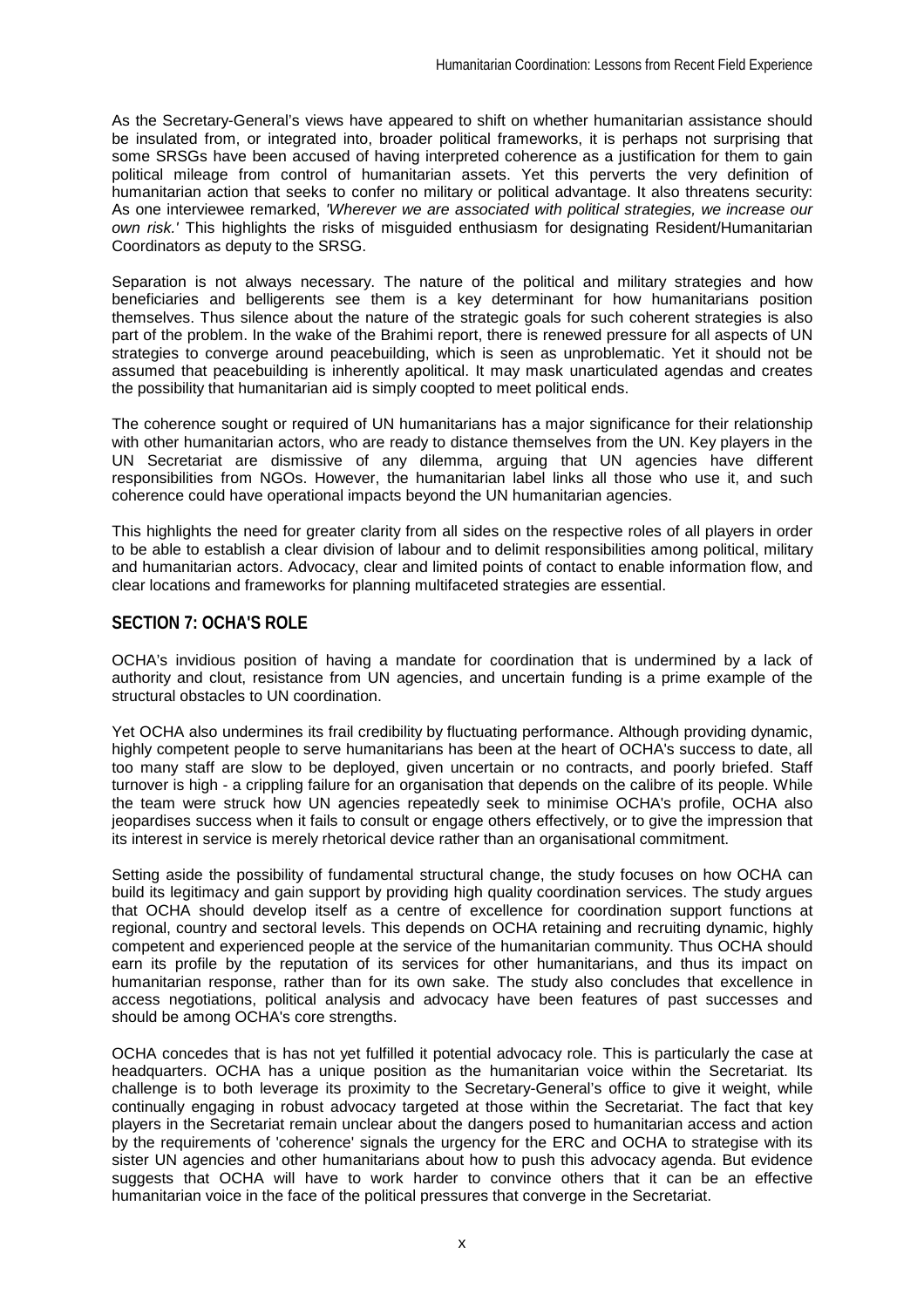As the Secretary-General's views have appeared to shift on whether humanitarian assistance should be insulated from, or integrated into, broader political frameworks, it is perhaps not surprising that some SRSGs have been accused of having interpreted coherence as a justification for them to gain political mileage from control of humanitarian assets. Yet this perverts the very definition of humanitarian action that seeks to confer no military or political advantage. It also threatens security: As one interviewee remarked, *'Wherever we are associated with political strategies, we increase our own risk.'* This highlights the risks of misguided enthusiasm for designating Resident/Humanitarian Coordinators as deputy to the SRSG.

Separation is not always necessary. The nature of the political and military strategies and how beneficiaries and belligerents see them is a key determinant for how humanitarians position themselves. Thus silence about the nature of the strategic goals for such coherent strategies is also part of the problem. In the wake of the Brahimi report, there is renewed pressure for all aspects of UN strategies to converge around peacebuilding, which is seen as unproblematic. Yet it should not be assumed that peacebuilding is inherently apolitical. It may mask unarticulated agendas and creates the possibility that humanitarian aid is simply coopted to meet political ends.

The coherence sought or required of UN humanitarians has a major significance for their relationship with other humanitarian actors, who are ready to distance themselves from the UN. Key players in the UN Secretariat are dismissive of any dilemma, arguing that UN agencies have different responsibilities from NGOs. However, the humanitarian label links all those who use it, and such coherence could have operational impacts beyond the UN humanitarian agencies.

This highlights the need for greater clarity from all sides on the respective roles of all players in order to be able to establish a clear division of labour and to delimit responsibilities among political, military and humanitarian actors. Advocacy, clear and limited points of contact to enable information flow, and clear locations and frameworks for planning multifaceted strategies are essential.

## SECTION 7: OCHA'S ROLE

OCHA's invidious position of having a mandate for coordination that is undermined by a lack of authority and clout, resistance from UN agencies, and uncertain funding is a prime example of the structural obstacles to UN coordination.

Yet OCHA also undermines its frail credibility by fluctuating performance. Although providing dynamic, highly competent people to serve humanitarians has been at the heart of OCHA's success to date, all too many staff are slow to be deployed, given uncertain or no contracts, and poorly briefed. Staff turnover is high - a crippling failure for an organisation that depends on the calibre of its people. While the team were struck how UN agencies repeatedly seek to minimise OCHA's profile, OCHA also jeopardises success when it fails to consult or engage others effectively, or to give the impression that its interest in service is merely rhetorical device rather than an organisational commitment.

Setting aside the possibility of fundamental structural change, the study focuses on how OCHA can build its legitimacy and gain support by providing high quality coordination services. The study argues that OCHA should develop itself as a centre of excellence for coordination support functions at regional, country and sectoral levels. This depends on OCHA retaining and recruiting dynamic, highly competent and experienced people at the service of the humanitarian community. Thus OCHA should earn its profile by the reputation of its services for other humanitarians, and thus its impact on humanitarian response, rather than for its own sake. The study also concludes that excellence in access negotiations, political analysis and advocacy have been features of past successes and should be among OCHA's core strengths.

OCHA concedes that is has not yet fulfilled it potential advocacy role. This is particularly the case at headquarters. OCHA has a unique position as the humanitarian voice within the Secretariat. Its challenge is to both leverage its proximity to the Secretary-General's office to give it weight, while continually engaging in robust advocacy targeted at those within the Secretariat. The fact that key players in the Secretariat remain unclear about the dangers posed to humanitarian access and action by the requirements of 'coherence' signals the urgency for the ERC and OCHA to strategise with its sister UN agencies and other humanitarians about how to push this advocacy agenda. But evidence suggests that OCHA will have to work harder to convince others that it can be an effective humanitarian voice in the face of the political pressures that converge in the Secretariat.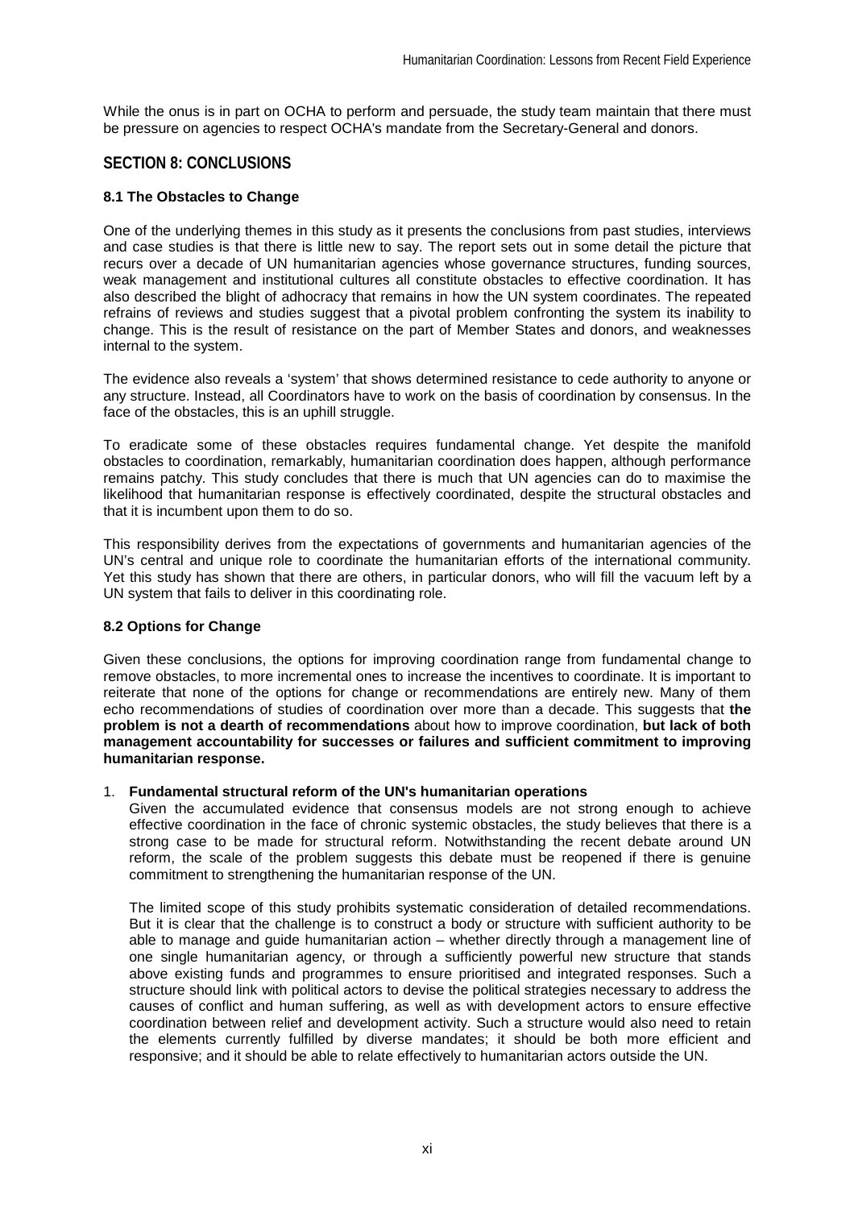While the onus is in part on OCHA to perform and persuade, the study team maintain that there must be pressure on agencies to respect OCHA's mandate from the Secretary-General and donors.

## SECTION 8: CONCLUSIONS

### 8.1 The Obstacles to Change

One of the underlying themes in this study as it presents the conclusions from past studies, interviews and case studies is that there is little new to say. The report sets out in some detail the picture that recurs over a decade of UN humanitarian agencies whose governance structures, funding sources, weak management and institutional cultures all constitute obstacles to effective coordination. It has also described the blight of adhocracy that remains in how the UN system coordinates. The repeated refrains of reviews and studies suggest that a pivotal problem confronting the system its inability to change. This is the result of resistance on the part of Member States and donors, and weaknesses internal to the system.

The evidence also reveals a 'system' that shows determined resistance to cede authority to anyone or any structure. Instead, all Coordinators have to work on the basis of coordination by consensus. In the face of the obstacles, this is an uphill struggle.

To eradicate some of these obstacles requires fundamental change. Yet despite the manifold obstacles to coordination, remarkably, humanitarian coordination does happen, although performance remains patchy. This study concludes that there is much that UN agencies can do to maximise the likelihood that humanitarian response is effectively coordinated, despite the structural obstacles and that it is incumbent upon them to do so.

This responsibility derives from the expectations of governments and humanitarian agencies of the UN's central and unique role to coordinate the humanitarian efforts of the international community. Yet this study has shown that there are others, in particular donors, who will fill the vacuum left by a UN system that fails to deliver in this coordinating role.

### 8.2 Options for Change

Given these conclusions, the options for improving coordination range from fundamental change to remove obstacles, to more incremental ones to increase the incentives to coordinate. It is important to reiterate that none of the options for change or recommendations are entirely new. Many of them echo recommendations of studies of coordination over more than a decade. This suggests that **the problem is not a dearth of recommendations** about how to improve coordination, **but lack of both management accountability for successes or failures and sufficient commitment to improving humanitarian response.**

1. **Fundamental structural reform of the UN's humanitarian operations**

   Given the accumulated evidence that consensus models are not strong enough to achieve effective coordination in the face of chronic systemic obstacles, the study believes that there is a strong case to be made for structural reform. Notwithstanding the recent debate around UN reform, the scale of the problem suggests this debate must be reopened if there is genuine commitment to strengthening the humanitarian response of the UN.

   The limited scope of this study prohibits systematic consideration of detailed recommendations. But it is clear that the challenge is to construct a body or structure with sufficient authority to be able to manage and guide humanitarian action – whether directly through a management line of one single humanitarian agency, or through a sufficiently powerful new structure that stands above existing funds and programmes to ensure prioritised and integrated responses. Such a structure should link with political actors to devise the political strategies necessary to address the causes of conflict and human suffering, as well as with development actors to ensure effective coordination between relief and development activity. Such a structure would also need to retain the elements currently fulfilled by diverse mandates; it should be both more efficient and responsive; and it should be able to relate effectively to humanitarian actors outside the UN.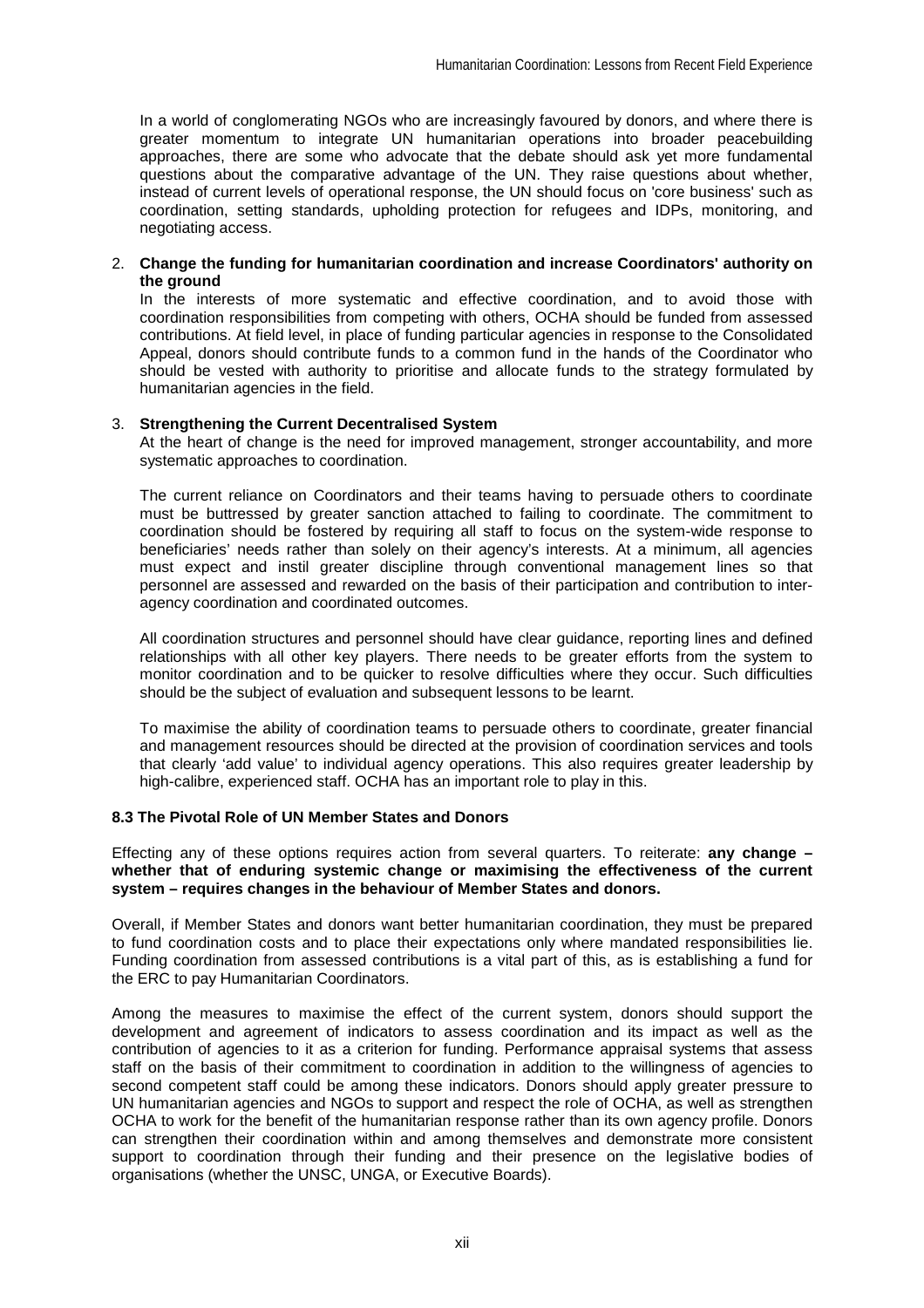In a world of conglomerating NGOs who are increasingly favoured by donors, and where there is greater momentum to integrate UN humanitarian operations into broader peacebuilding approaches, there are some who advocate that the debate should ask yet more fundamental questions about the comparative advantage of the UN. They raise questions about whether, instead of current levels of operational response, the UN should focus on 'core business' such as coordination, setting standards, upholding protection for refugees and IDPs, monitoring, and negotiating access.

2. **Change the funding for humanitarian coordination and increase Coordinators' authority on the ground**

   In the interests of more systematic and effective coordination, and to avoid those with coordination responsibilities from competing with others, OCHA should be funded from assessed contributions. At field level, in place of funding particular agencies in response to the Consolidated Appeal, donors should contribute funds to a common fund in the hands of the Coordinator who should be vested with authority to prioritise and allocate funds to the strategy formulated by humanitarian agencies in the field.

3. **Strengthening the Current Decentralised System**

   At the heart of change is the need for improved management, stronger accountability, and more systematic approaches to coordination.

   The current reliance on Coordinators and their teams having to persuade others to coordinate must be buttressed by greater sanction attached to failing to coordinate. The commitment to coordination should be fostered by requiring all staff to focus on the system-wide response to beneficiaries' needs rather than solely on their agency's interests. At a minimum, all agencies must expect and instil greater discipline through conventional management lines so that personnel are assessed and rewarded on the basis of their participation and contribution to inter-agency coordination and coordinated outcomes.

   All coordination structures and personnel should have clear guidance, reporting lines and defined relationships with all other key players. There needs to be greater efforts from the system to monitor coordination and to be quicker to resolve difficulties where they occur. Such difficulties should be the subject of evaluation and subsequent lessons to be learnt.

   To maximise the ability of coordination teams to persuade others to coordinate, greater financial and management resources should be directed at the provision of coordination services and tools that clearly 'add value' to individual agency operations. This also requires greater leadership by high-calibre, experienced staff. OCHA has an important role to play in this.

### 8.3 The Pivotal Role of UN Member States and Donors

Effecting any of these options requires action from several quarters. To reiterate: **any change – whether that of enduring systemic change or maximising the effectiveness of the current system – requires changes in the behaviour of Member States and donors.**

Overall, if Member States and donors want better humanitarian coordination, they must be prepared to fund coordination costs and to place their expectations only where mandated responsibilities lie. Funding coordination from assessed contributions is a vital part of this, as is establishing a fund for the ERC to pay Humanitarian Coordinators.

Among the measures to maximise the effect of the current system, donors should support the development and agreement of indicators to assess coordination and its impact as well as the contribution of agencies to it as a criterion for funding. Performance appraisal systems that assess staff on the basis of their commitment to coordination in addition to the willingness of agencies to second competent staff could be among these indicators. Donors should apply greater pressure to UN humanitarian agencies and NGOs to support and respect the role of OCHA, as well as strengthen OCHA to work for the benefit of the humanitarian response rather than its own agency profile. Donors can strengthen their coordination within and among themselves and demonstrate more consistent support to coordination through their funding and their presence on the legislative bodies of organisations (whether the UNSC, UNGA, or Executive Boards).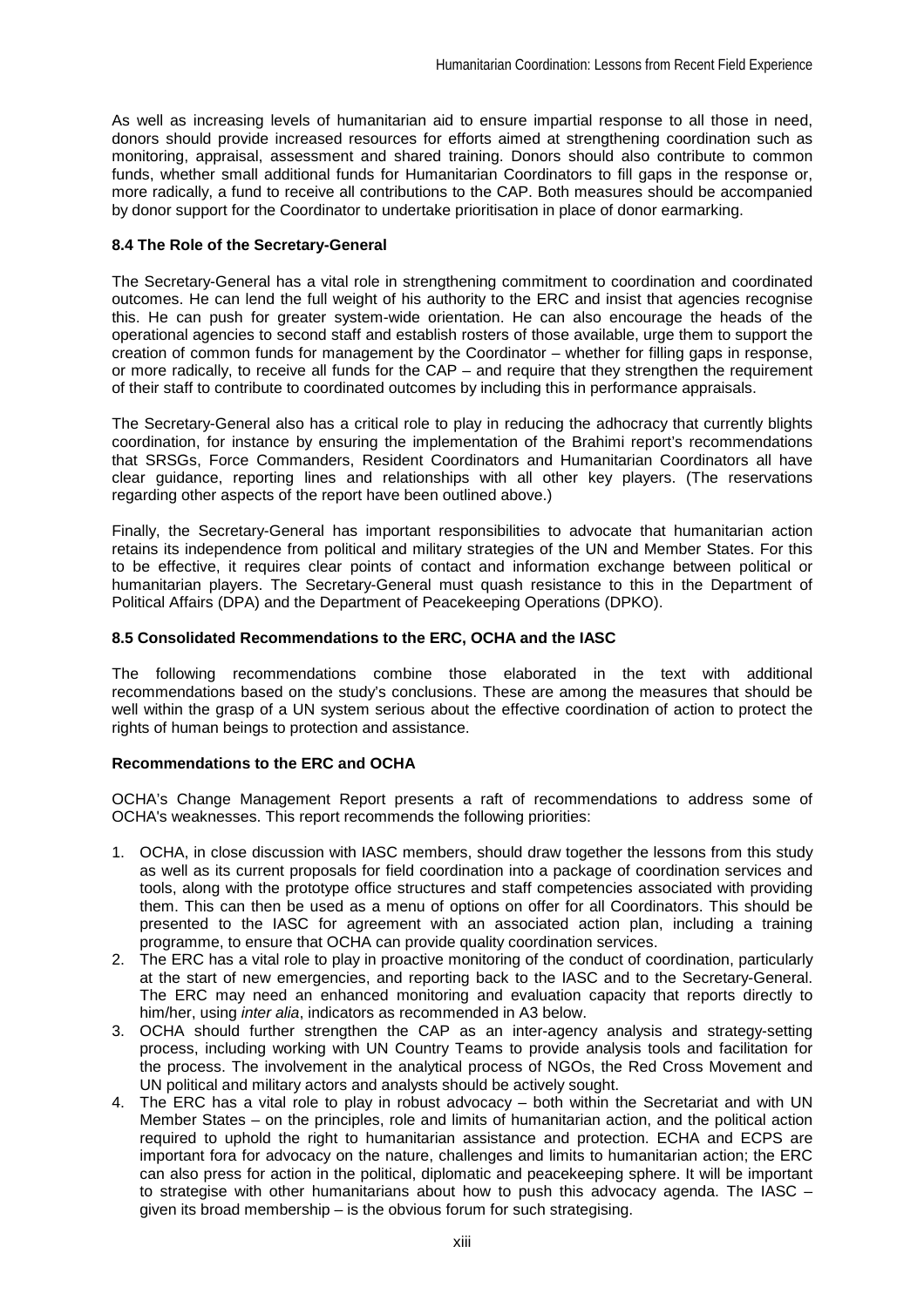As well as increasing levels of humanitarian aid to ensure impartial response to all those in need, donors should provide increased resources for efforts aimed at strengthening coordination such as monitoring, appraisal, assessment and shared training. Donors should also contribute to common funds, whether small additional funds for Humanitarian Coordinators to fill gaps in the response or, more radically, a fund to receive all contributions to the CAP. Both measures should be accompanied by donor support for the Coordinator to undertake prioritisation in place of donor earmarking.

### 8.4 The Role of the Secretary-General

The Secretary-General has a vital role in strengthening commitment to coordination and coordinated outcomes. He can lend the full weight of his authority to the ERC and insist that agencies recognise this. He can push for greater system-wide orientation. He can also encourage the heads of the operational agencies to second staff and establish rosters of those available, urge them to support the creation of common funds for management by the Coordinator – whether for filling gaps in response, or more radically, to receive all funds for the CAP – and require that they strengthen the requirement of their staff to contribute to coordinated outcomes by including this in performance appraisals.

The Secretary-General also has a critical role to play in reducing the adhocracy that currently blights coordination, for instance by ensuring the implementation of the Brahimi report's recommendations that SRSGs, Force Commanders, Resident Coordinators and Humanitarian Coordinators all have clear guidance, reporting lines and relationships with all other key players. (The reservations regarding other aspects of the report have been outlined above.)

Finally, the Secretary-General has important responsibilities to advocate that humanitarian action retains its independence from political and military strategies of the UN and Member States. For this to be effective, it requires clear points of contact and information exchange between political or humanitarian players. The Secretary-General must quash resistance to this in the Department of Political Affairs (DPA) and the Department of Peacekeeping Operations (DPKO).

### 8.5 Consolidated Recommendations to the ERC, OCHA and the IASC

The following recommendations combine those elaborated in the text with additional recommendations based on the study's conclusions. These are among the measures that should be well within the grasp of a UN system serious about the effective coordination of action to protect the rights of human beings to protection and assistance.

#### Recommendations to the ERC and OCHA

OCHA's Change Management Report presents a raft of recommendations to address some of OCHA's weaknesses. This report recommends the following priorities:

1. OCHA, in close discussion with IASC members, should draw together the lessons from this study as well as its current proposals for field coordination into a package of coordination services and tools, along with the prototype office structures and staff competencies associated with providing them. This can then be used as a menu of options on offer for all Coordinators. This should be presented to the IASC for agreement with an associated action plan, including a training programme, to ensure that OCHA can provide quality coordination services.
2. The ERC has a vital role to play in proactive monitoring of the conduct of coordination, particularly at the start of new emergencies, and reporting back to the IASC and to the Secretary-General. The ERC may need an enhanced monitoring and evaluation capacity that reports directly to him/her, using *inter alia*, indicators as recommended in A3 below.
3. OCHA should further strengthen the CAP as an inter-agency analysis and strategy-setting process, including working with UN Country Teams to provide analysis tools and facilitation for the process. The involvement in the analytical process of NGOs, the Red Cross Movement and UN political and military actors and analysts should be actively sought.
4. The ERC has a vital role to play in robust advocacy – both within the Secretariat and with UN Member States – on the principles, role and limits of humanitarian action, and the political action required to uphold the right to humanitarian assistance and protection. ECHA and ECPS are important fora for advocacy on the nature, challenges and limits to humanitarian action; the ERC can also press for action in the political, diplomatic and peacekeeping sphere. It will be important to strategise with other humanitarians about how to push this advocacy agenda. The IASC – given its broad membership – is the obvious forum for such strategising.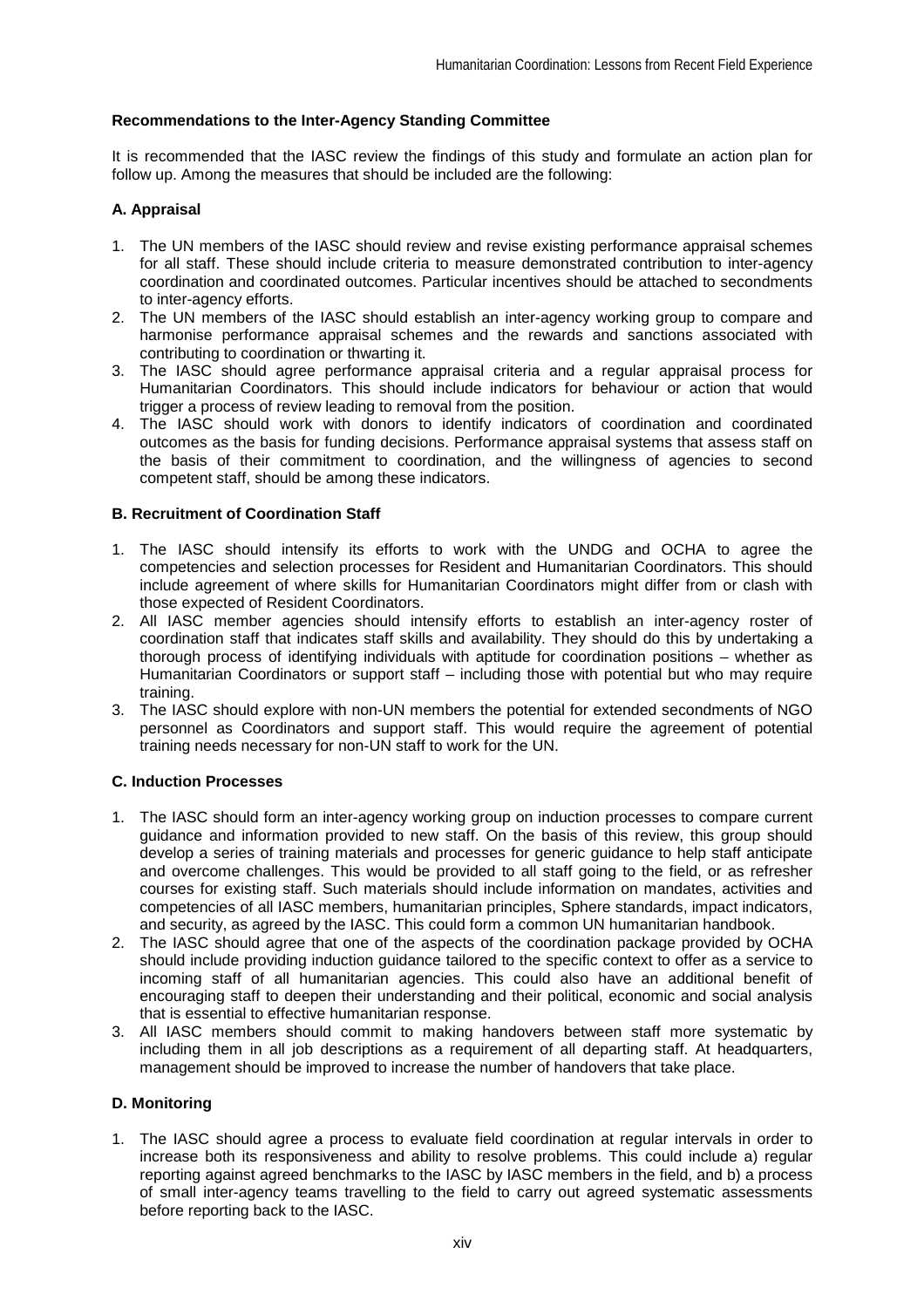**Recommendations to the Inter-Agency Standing Committee**

It is recommended that the IASC review the findings of this study and formulate an action plan for follow up. Among the measures that should be included are the following:

**A. Appraisal**

1. The UN members of the IASC should review and revise existing performance appraisal schemes for all staff. These should include criteria to measure demonstrated contribution to inter-agency coordination and coordinated outcomes. Particular incentives should be attached to secondments to inter-agency efforts.
2. The UN members of the IASC should establish an inter-agency working group to compare and harmonise performance appraisal schemes and the rewards and sanctions associated with contributing to coordination or thwarting it.
3. The IASC should agree performance appraisal criteria and a regular appraisal process for Humanitarian Coordinators. This should include indicators for behaviour or action that would trigger a process of review leading to removal from the position.
4. The IASC should work with donors to identify indicators of coordination and coordinated outcomes as the basis for funding decisions. Performance appraisal systems that assess staff on the basis of their commitment to coordination, and the willingness of agencies to second competent staff, should be among these indicators.

**B. Recruitment of Coordination Staff**

1. The IASC should intensify its efforts to work with the UNDG and OCHA to agree the competencies and selection processes for Resident and Humanitarian Coordinators. This should include agreement of where skills for Humanitarian Coordinators might differ from or clash with those expected of Resident Coordinators.
2. All IASC member agencies should intensify efforts to establish an inter-agency roster of coordination staff that indicates staff skills and availability. They should do this by undertaking a thorough process of identifying individuals with aptitude for coordination positions – whether as Humanitarian Coordinators or support staff – including those with potential but who may require training.
3. The IASC should explore with non-UN members the potential for extended secondments of NGO personnel as Coordinators and support staff. This would require the agreement of potential training needs necessary for non-UN staff to work for the UN.

**C. Induction Processes**

1. The IASC should form an inter-agency working group on induction processes to compare current guidance and information provided to new staff. On the basis of this review, this group should develop a series of training materials and processes for generic guidance to help staff anticipate and overcome challenges. This would be provided to all staff going to the field, or as refresher courses for existing staff. Such materials should include information on mandates, activities and competencies of all IASC members, humanitarian principles, Sphere standards, impact indicators, and security, as agreed by the IASC. This could form a common UN humanitarian handbook.
2. The IASC should agree that one of the aspects of the coordination package provided by OCHA should include providing induction guidance tailored to the specific context to offer as a service to incoming staff of all humanitarian agencies. This could also have an additional benefit of encouraging staff to deepen their understanding and their political, economic and social analysis that is essential to effective humanitarian response.
3. All IASC members should commit to making handovers between staff more systematic by including them in all job descriptions as a requirement of all departing staff. At headquarters, management should be improved to increase the number of handovers that take place.

**D. Monitoring**

1. The IASC should agree a process to evaluate field coordination at regular intervals in order to increase both its responsiveness and ability to resolve problems. This could include a) regular reporting against agreed benchmarks to the IASC by IASC members in the field, and b) a process of small inter-agency teams travelling to the field to carry out agreed systematic assessments before reporting back to the IASC.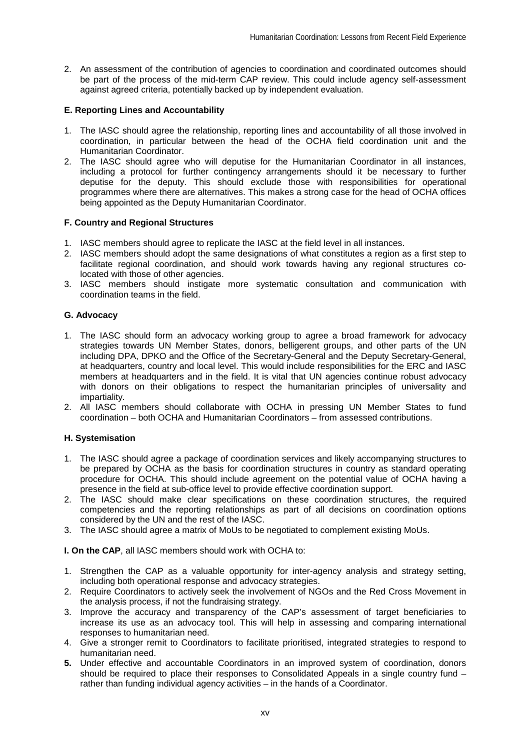2. An assessment of the contribution of agencies to coordination and coordinated outcomes should be part of the process of the mid-term CAP review. This could include agency self-assessment against agreed criteria, potentially backed up by independent evaluation.

**E. Reporting Lines and Accountability**

1. The IASC should agree the relationship, reporting lines and accountability of all those involved in coordination, in particular between the head of the OCHA field coordination unit and the Humanitarian Coordinator.
2. The IASC should agree who will deputise for the Humanitarian Coordinator in all instances, including a protocol for further contingency arrangements should it be necessary to further deputise for the deputy. This should exclude those with responsibilities for operational programmes where there are alternatives. This makes a strong case for the head of OCHA offices being appointed as the Deputy Humanitarian Coordinator.

**F. Country and Regional Structures**

1. IASC members should agree to replicate the IASC at the field level in all instances.
2. IASC members should adopt the same designations of what constitutes a region as a first step to facilitate regional coordination, and should work towards having any regional structures co-located with those of other agencies.
3. IASC members should instigate more systematic consultation and communication with coordination teams in the field.

**G. Advocacy**

1. The IASC should form an advocacy working group to agree a broad framework for advocacy strategies towards UN Member States, donors, belligerent groups, and other parts of the UN including DPA, DPKO and the Office of the Secretary-General and the Deputy Secretary-General, at headquarters, country and local level. This would include responsibilities for the ERC and IASC members at headquarters and in the field. It is vital that UN agencies continue robust advocacy with donors on their obligations to respect the humanitarian principles of universality and impartiality.
2. All IASC members should collaborate with OCHA in pressing UN Member States to fund coordination – both OCHA and Humanitarian Coordinators – from assessed contributions.

**H. Systemisation**

1. The IASC should agree a package of coordination services and likely accompanying structures to be prepared by OCHA as the basis for coordination structures in country as standard operating procedure for OCHA. This should include agreement on the potential value of OCHA having a presence in the field at sub-office level to provide effective coordination support.
2. The IASC should make clear specifications on these coordination structures, the required competencies and the reporting relationships as part of all decisions on coordination options considered by the UN and the rest of the IASC.
3. The IASC should agree a matrix of MoUs to be negotiated to complement existing MoUs.

**I. On the CAP**, all IASC members should work with OCHA to:

1. Strengthen the CAP as a valuable opportunity for inter-agency analysis and strategy setting, including both operational response and advocacy strategies.
2. Require Coordinators to actively seek the involvement of NGOs and the Red Cross Movement in the analysis process, if not the fundraising strategy.
3. Improve the accuracy and transparency of the CAP's assessment of target beneficiaries to increase its use as an advocacy tool. This will help in assessing and comparing international responses to humanitarian need.
4. Give a stronger remit to Coordinators to facilitate prioritised, integrated strategies to respond to humanitarian need.
5. Under effective and accountable Coordinators in an improved system of coordination, donors should be required to place their responses to Consolidated Appeals in a single country fund – rather than funding individual agency activities – in the hands of a Coordinator.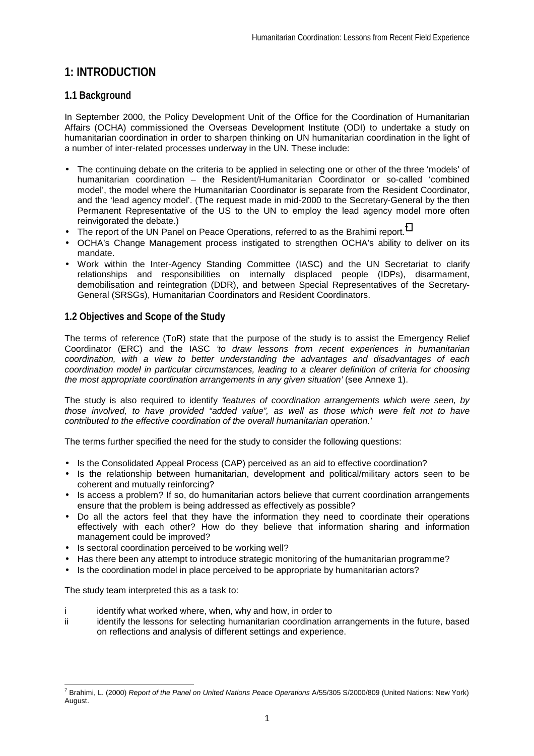# 1: INTRODUCTION

## 1.1 Background

In September 2000, the Policy Development Unit of the Office for the Coordination of Humanitarian Affairs (OCHA) commissioned the Overseas Development Institute (ODI) to undertake a study on humanitarian coordination in order to sharpen thinking on UN humanitarian coordination in the light of a number of inter-related processes underway in the UN. These include:

- The continuing debate on the criteria to be applied in selecting one or other of the three 'models' of humanitarian coordination – the Resident/Humanitarian Coordinator or so-called 'combined model', the model where the Humanitarian Coordinator is separate from the Resident Coordinator, and the 'lead agency model'. (The request made in mid-2000 to the Secretary-General by the then Permanent Representative of the US to the UN to employ the lead agency model more often reinvigorated the debate.)
- The report of the UN Panel on Peace Operations, referred to as the Brahimi report.[7]
- OCHA's Change Management process instigated to strengthen OCHA's ability to deliver on its mandate.
- Work within the Inter-Agency Standing Committee (IASC) and the UN Secretariat to clarify relationships and responsibilities on internally displaced people (IDPs), disarmament, demobilisation and reintegration (DDR), and between Special Representatives of the Secretary-General (SRSGs), Humanitarian Coordinators and Resident Coordinators.

## 1.2 Objectives and Scope of the Study

The terms of reference (ToR) state that the purpose of the study is to assist the Emergency Relief Coordinator (ERC) and the IASC *'to draw lessons from recent experiences in humanitarian coordination, with a view to better understanding the advantages and disadvantages of each coordination model in particular circumstances, leading to a clearer definition of criteria for choosing the most appropriate coordination arrangements in any given situation'* (see Annexe 1).

The study is also required to identify *'features of coordination arrangements which were seen, by those involved, to have provided "added value", as well as those which were felt not to have contributed to the effective coordination of the overall humanitarian operation.'*

The terms further specified the need for the study to consider the following questions:

- Is the Consolidated Appeal Process (CAP) perceived as an aid to effective coordination?
- Is the relationship between humanitarian, development and political/military actors seen to be coherent and mutually reinforcing?
- Is access a problem? If so, do humanitarian actors believe that current coordination arrangements ensure that the problem is being addressed as effectively as possible?
- Do all the actors feel that they have the information they need to coordinate their operations effectively with each other? How do they believe that information sharing and information management could be improved?
- Is sectoral coordination perceived to be working well?
- Has there been any attempt to introduce strategic monitoring of the humanitarian programme?
- Is the coordination model in place perceived to be appropriate by humanitarian actors?

The study team interpreted this as a task to:

i identify what worked where, when, why and how, in order to

ii identify the lessons for selecting humanitarian coordination arrangements in the future, based on reflections and analysis of different settings and experience.

---

[7] Brahimi, L. (2000) *Report of the Panel on United Nations Peace Operations* A/55/305 S/2000/809 (United Nations: New York) August.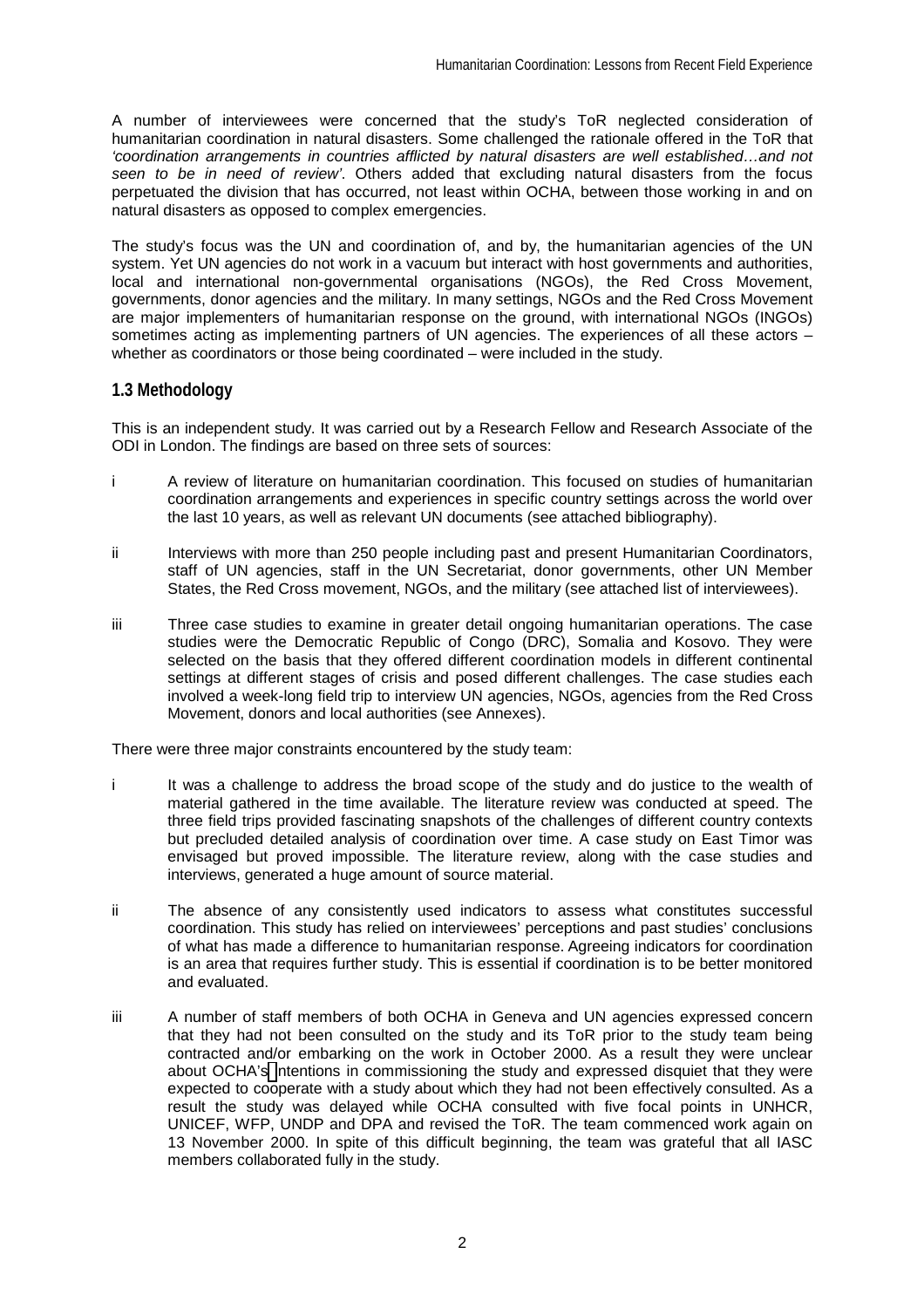A number of interviewees were concerned that the study's ToR neglected consideration of humanitarian coordination in natural disasters. Some challenged the rationale offered in the ToR that *'coordination arrangements in countries afflicted by natural disasters are well established…and not seen to be in need of review'*. Others added that excluding natural disasters from the focus perpetuated the division that has occurred, not least within OCHA, between those working in and on natural disasters as opposed to complex emergencies.

The study's focus was the UN and coordination of, and by, the humanitarian agencies of the UN system. Yet UN agencies do not work in a vacuum but interact with host governments and authorities, local and international non-governmental organisations (NGOs), the Red Cross Movement, governments, donor agencies and the military. In many settings, NGOs and the Red Cross Movement are major implementers of humanitarian response on the ground, with international NGOs (INGOs) sometimes acting as implementing partners of UN agencies. The experiences of all these actors – whether as coordinators or those being coordinated – were included in the study.

### 1.3 Methodology

This is an independent study. It was carried out by a Research Fellow and Research Associate of the ODI in London. The findings are based on three sets of sources:

i. A review of literature on humanitarian coordination. This focused on studies of humanitarian coordination arrangements and experiences in specific country settings across the world over the last 10 years, as well as relevant UN documents (see attached bibliography).

ii. Interviews with more than 250 people including past and present Humanitarian Coordinators, staff of UN agencies, staff in the UN Secretariat, donor governments, other UN Member States, the Red Cross movement, NGOs, and the military (see attached list of interviewees).

iii. Three case studies to examine in greater detail ongoing humanitarian operations. The case studies were the Democratic Republic of Congo (DRC), Somalia and Kosovo. They were selected on the basis that they offered different coordination models in different continental settings at different stages of crisis and posed different challenges. The case studies each involved a week-long field trip to interview UN agencies, NGOs, agencies from the Red Cross Movement, donors and local authorities (see Annexes).

There were three major constraints encountered by the study team:

i. It was a challenge to address the broad scope of the study and do justice to the wealth of material gathered in the time available. The literature review was conducted at speed. The three field trips provided fascinating snapshots of the challenges of different country contexts but precluded detailed analysis of coordination over time. A case study on East Timor was envisaged but proved impossible. The literature review, along with the case studies and interviews, generated a huge amount of source material.

ii. The absence of any consistently used indicators to assess what constitutes successful coordination. This study has relied on interviewees' perceptions and past studies' conclusions of what has made a difference to humanitarian response. Agreeing indicators for coordination is an area that requires further study. This is essential if coordination is to be better monitored and evaluated.

iii. A number of staff members of both OCHA in Geneva and UN agencies expressed concern that they had not been consulted on the study and its ToR prior to the study team being contracted and/or embarking on the work in October 2000. As a result they were unclear about OCHA's intentions in commissioning the study and expressed disquiet that they were expected to cooperate with a study about which they had not been effectively consulted. As a result the study was delayed while OCHA consulted with five focal points in UNHCR, UNICEF, WFP, UNDP and DPA and revised the ToR. The team commenced work again on 13 November 2000. In spite of this difficult beginning, the team was grateful that all IASC members collaborated fully in the study.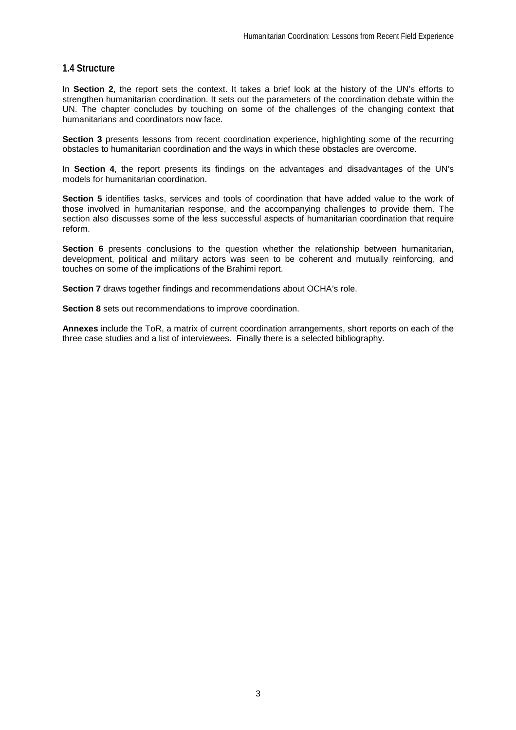### 1.4 Structure

In **Section 2**, the report sets the context. It takes a brief look at the history of the UN's efforts to strengthen humanitarian coordination. It sets out the parameters of the coordination debate within the UN. The chapter concludes by touching on some of the challenges of the changing context that humanitarians and coordinators now face.

**Section 3** presents lessons from recent coordination experience, highlighting some of the recurring obstacles to humanitarian coordination and the ways in which these obstacles are overcome.

In **Section 4**, the report presents its findings on the advantages and disadvantages of the UN's models for humanitarian coordination.

**Section 5** identifies tasks, services and tools of coordination that have added value to the work of those involved in humanitarian response, and the accompanying challenges to provide them. The section also discusses some of the less successful aspects of humanitarian coordination that require reform.

**Section 6** presents conclusions to the question whether the relationship between humanitarian, development, political and military actors was seen to be coherent and mutually reinforcing, and touches on some of the implications of the Brahimi report.

**Section 7** draws together findings and recommendations about OCHA's role.

**Section 8** sets out recommendations to improve coordination.

**Annexes** include the ToR, a matrix of current coordination arrangements, short reports on each of the three case studies and a list of interviewees. Finally there is a selected bibliography.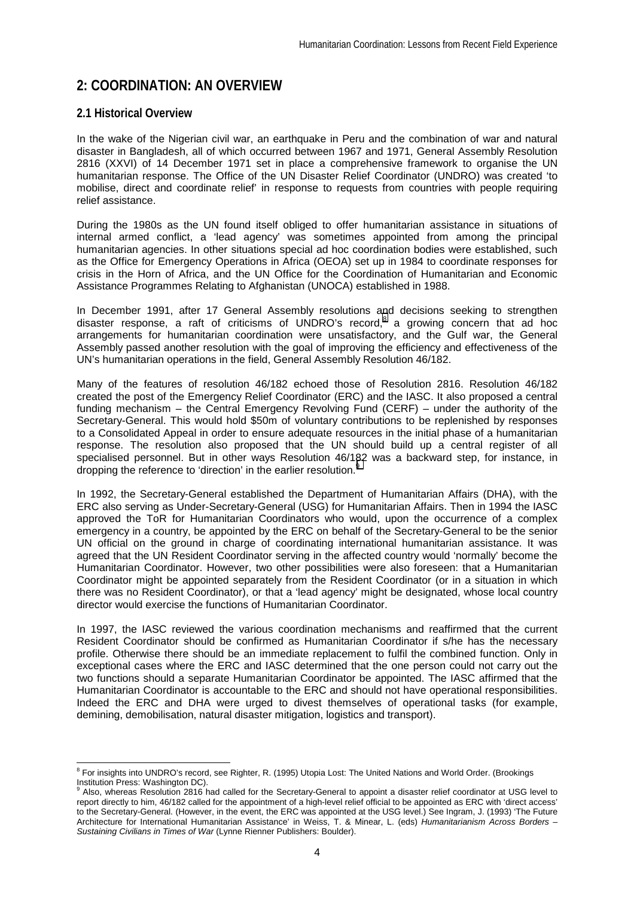## 2: COORDINATION: AN OVERVIEW

### 2.1 Historical Overview

In the wake of the Nigerian civil war, an earthquake in Peru and the combination of war and natural disaster in Bangladesh, all of which occurred between 1967 and 1971, General Assembly Resolution 2816 (XXVI) of 14 December 1971 set in place a comprehensive framework to organise the UN humanitarian response. The Office of the UN Disaster Relief Coordinator (UNDRO) was created 'to mobilise, direct and coordinate relief' in response to requests from countries with people requiring relief assistance.

During the 1980s as the UN found itself obliged to offer humanitarian assistance in situations of internal armed conflict, a 'lead agency' was sometimes appointed from among the principal humanitarian agencies. In other situations special ad hoc coordination bodies were established, such as the Office for Emergency Operations in Africa (OEOA) set up in 1984 to coordinate responses for crisis in the Horn of Africa, and the UN Office for the Coordination of Humanitarian and Economic Assistance Programmes Relating to Afghanistan (UNOCA) established in 1988.

In December 1991, after 17 General Assembly resolutions and decisions seeking to strengthen disaster response, a raft of criticisms of UNDRO's record,[8] a growing concern that ad hoc arrangements for humanitarian coordination were unsatisfactory, and the Gulf war, the General Assembly passed another resolution with the goal of improving the efficiency and effectiveness of the UN's humanitarian operations in the field, General Assembly Resolution 46/182.

Many of the features of resolution 46/182 echoed those of Resolution 2816. Resolution 46/182 created the post of the Emergency Relief Coordinator (ERC) and the IASC. It also proposed a central funding mechanism – the Central Emergency Revolving Fund (CERF) – under the authority of the Secretary-General. This would hold \$50m of voluntary contributions to be replenished by responses to a Consolidated Appeal in order to ensure adequate resources in the initial phase of a humanitarian response. The resolution also proposed that the UN should build up a central register of all specialised personnel. But in other ways Resolution 46/182 was a backward step, for instance, in dropping the reference to 'direction' in the earlier resolution.[9]

In 1992, the Secretary-General established the Department of Humanitarian Affairs (DHA), with the ERC also serving as Under-Secretary-General (USG) for Humanitarian Affairs. Then in 1994 the IASC approved the ToR for Humanitarian Coordinators who would, upon the occurrence of a complex emergency in a country, be appointed by the ERC on behalf of the Secretary-General to be the senior UN official on the ground in charge of coordinating international humanitarian assistance. It was agreed that the UN Resident Coordinator serving in the affected country would 'normally' become the Humanitarian Coordinator. However, two other possibilities were also foreseen: that a Humanitarian Coordinator might be appointed separately from the Resident Coordinator (or in a situation in which there was no Resident Coordinator), or that a 'lead agency' might be designated, whose local country director would exercise the functions of Humanitarian Coordinator.

In 1997, the IASC reviewed the various coordination mechanisms and reaffirmed that the current Resident Coordinator should be confirmed as Humanitarian Coordinator if s/he has the necessary profile. Otherwise there should be an immediate replacement to fulfil the combined function. Only in exceptional cases where the ERC and IASC determined that the one person could not carry out the two functions should a separate Humanitarian Coordinator be appointed. The IASC affirmed that the Humanitarian Coordinator is accountable to the ERC and should not have operational responsibilities. Indeed the ERC and DHA were urged to divest themselves of operational tasks (for example, demining, demobilisation, natural disaster mitigation, logistics and transport).

---

[8] For insights into UNDRO's record, see Righter, R. (1995) Utopia Lost: The United Nations and World Order. (Brookings Institution Press: Washington DC).

[9] Also, whereas Resolution 2816 had called for the Secretary-General to appoint a disaster relief coordinator at USG level to report directly to him, 46/182 called for the appointment of a high-level relief official to be appointed as ERC with 'direct access' to the Secretary-General. (However, in the event, the ERC was appointed at the USG level.) See Ingram, J. (1993) 'The Future Architecture for International Humanitarian Assistance' in Weiss, T. & Minear, L. (eds) *Humanitarianism Across Borders – Sustaining Civilians in Times of War* (Lynne Rienner Publishers: Boulder).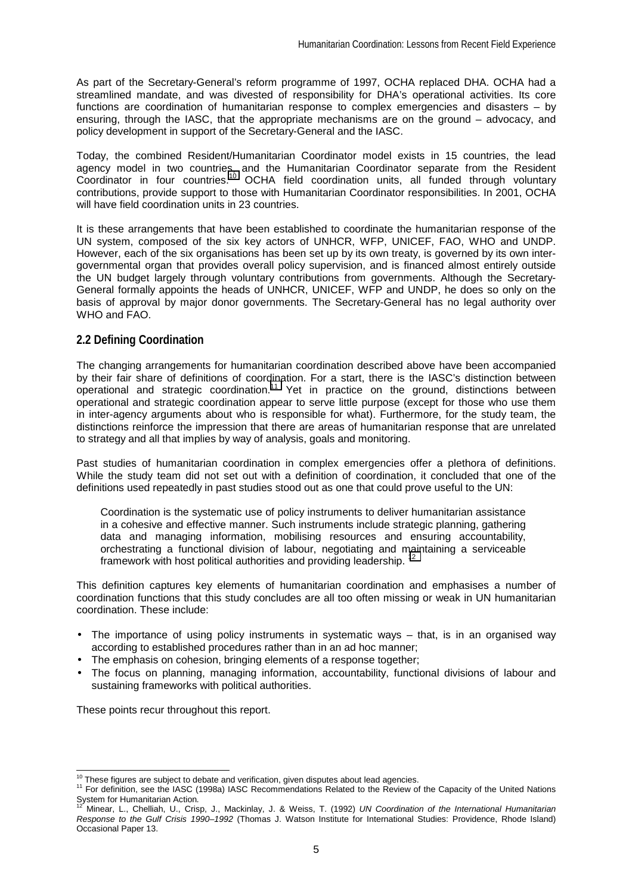As part of the Secretary-General's reform programme of 1997, OCHA replaced DHA. OCHA had a streamlined mandate, and was divested of responsibility for DHA's operational activities. Its core functions are coordination of humanitarian response to complex emergencies and disasters – by ensuring, through the IASC, that the appropriate mechanisms are on the ground – advocacy, and policy development in support of the Secretary-General and the IASC.

Today, the combined Resident/Humanitarian Coordinator model exists in 15 countries, the lead agency model in two countries, and the Humanitarian Coordinator separate from the Resident Coordinator in four countries.[10] OCHA field coordination units, all funded through voluntary contributions, provide support to those with Humanitarian Coordinator responsibilities. In 2001, OCHA will have field coordination units in 23 countries.

It is these arrangements that have been established to coordinate the humanitarian response of the UN system, composed of the six key actors of UNHCR, WFP, UNICEF, FAO, WHO and UNDP. However, each of the six organisations has been set up by its own treaty, is governed by its own inter-governmental organ that provides overall policy supervision, and is financed almost entirely outside the UN budget largely through voluntary contributions from governments. Although the Secretary-General formally appoints the heads of UNHCR, UNICEF, WFP and UNDP, he does so only on the basis of approval by major donor governments. The Secretary-General has no legal authority over WHO and FAO.

## 2.2 Defining Coordination

The changing arrangements for humanitarian coordination described above have been accompanied by their fair share of definitions of coordination. For a start, there is the IASC's distinction between operational and strategic coordination.[11] Yet in practice on the ground, distinctions between operational and strategic coordination appear to serve little purpose (except for those who use them in inter-agency arguments about who is responsible for what). Furthermore, for the study team, the distinctions reinforce the impression that there are areas of humanitarian response that are unrelated to strategy and all that implies by way of analysis, goals and monitoring.

Past studies of humanitarian coordination in complex emergencies offer a plethora of definitions. While the study team did not set out with a definition of coordination, it concluded that one of the definitions used repeatedly in past studies stood out as one that could prove useful to the UN:

> Coordination is the systematic use of policy instruments to deliver humanitarian assistance in a cohesive and effective manner. Such instruments include strategic planning, gathering data and managing information, mobilising resources and ensuring accountability, orchestrating a functional division of labour, negotiating and maintaining a serviceable framework with host political authorities and providing leadership. [12]

This definition captures key elements of humanitarian coordination and emphasises a number of coordination functions that this study concludes are all too often missing or weak in UN humanitarian coordination. These include:

- The importance of using policy instruments in systematic ways – that, is in an organised way according to established procedures rather than in an ad hoc manner;
- The emphasis on cohesion, bringing elements of a response together;
- The focus on planning, managing information, accountability, functional divisions of labour and sustaining frameworks with political authorities.

These points recur throughout this report.

---

[10] These figures are subject to debate and verification, given disputes about lead agencies.

[11] For definition, see the IASC (1998a) IASC Recommendations Related to the Review of the Capacity of the United Nations System for Humanitarian Action.

[12] Minear, L., Chelliah, U., Crisp, J., Mackinlay, J. & Weiss, T. (1992) *UN Coordination of the International Humanitarian Response to the Gulf Crisis 1990–1992* (Thomas J. Watson Institute for International Studies: Providence, Rhode Island) Occasional Paper 13.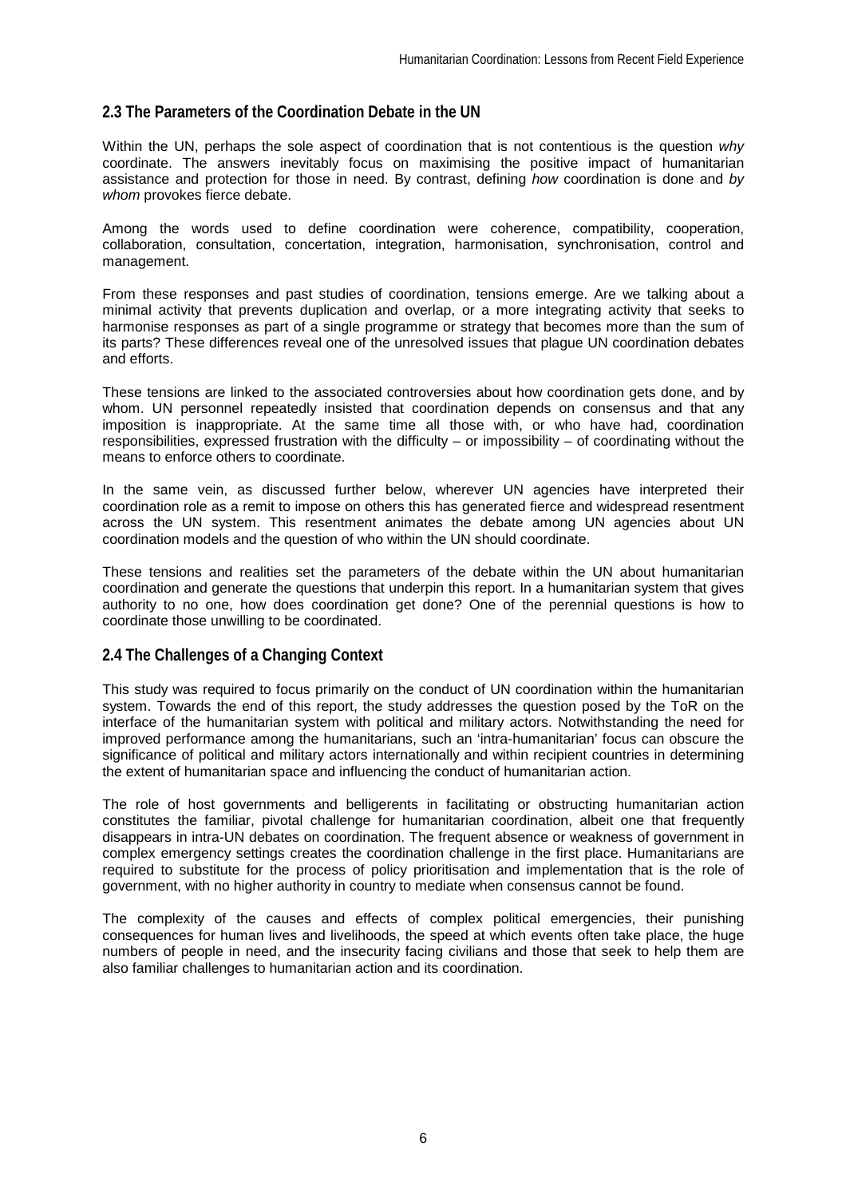## 2.3 The Parameters of the Coordination Debate in the UN

Within the UN, perhaps the sole aspect of coordination that is not contentious is the question *why* coordinate. The answers inevitably focus on maximising the positive impact of humanitarian assistance and protection for those in need. By contrast, defining *how* coordination is done and *by whom* provokes fierce debate.

Among the words used to define coordination were coherence, compatibility, cooperation, collaboration, consultation, concertation, integration, harmonisation, synchronisation, control and management.

From these responses and past studies of coordination, tensions emerge. Are we talking about a minimal activity that prevents duplication and overlap, or a more integrating activity that seeks to harmonise responses as part of a single programme or strategy that becomes more than the sum of its parts? These differences reveal one of the unresolved issues that plague UN coordination debates and efforts.

These tensions are linked to the associated controversies about how coordination gets done, and by whom. UN personnel repeatedly insisted that coordination depends on consensus and that any imposition is inappropriate. At the same time all those with, or who have had, coordination responsibilities, expressed frustration with the difficulty – or impossibility – of coordinating without the means to enforce others to coordinate.

In the same vein, as discussed further below, wherever UN agencies have interpreted their coordination role as a remit to impose on others this has generated fierce and widespread resentment across the UN system. This resentment animates the debate among UN agencies about UN coordination models and the question of who within the UN should coordinate.

These tensions and realities set the parameters of the debate within the UN about humanitarian coordination and generate the questions that underpin this report. In a humanitarian system that gives authority to no one, how does coordination get done? One of the perennial questions is how to coordinate those unwilling to be coordinated.

## 2.4 The Challenges of a Changing Context

This study was required to focus primarily on the conduct of UN coordination within the humanitarian system. Towards the end of this report, the study addresses the question posed by the ToR on the interface of the humanitarian system with political and military actors. Notwithstanding the need for improved performance among the humanitarians, such an 'intra-humanitarian' focus can obscure the significance of political and military actors internationally and within recipient countries in determining the extent of humanitarian space and influencing the conduct of humanitarian action.

The role of host governments and belligerents in facilitating or obstructing humanitarian action constitutes the familiar, pivotal challenge for humanitarian coordination, albeit one that frequently disappears in intra-UN debates on coordination. The frequent absence or weakness of government in complex emergency settings creates the coordination challenge in the first place. Humanitarians are required to substitute for the process of policy prioritisation and implementation that is the role of government, with no higher authority in country to mediate when consensus cannot be found.

The complexity of the causes and effects of complex political emergencies, their punishing consequences for human lives and livelihoods, the speed at which events often take place, the huge numbers of people in need, and the insecurity facing civilians and those that seek to help them are also familiar challenges to humanitarian action and its coordination.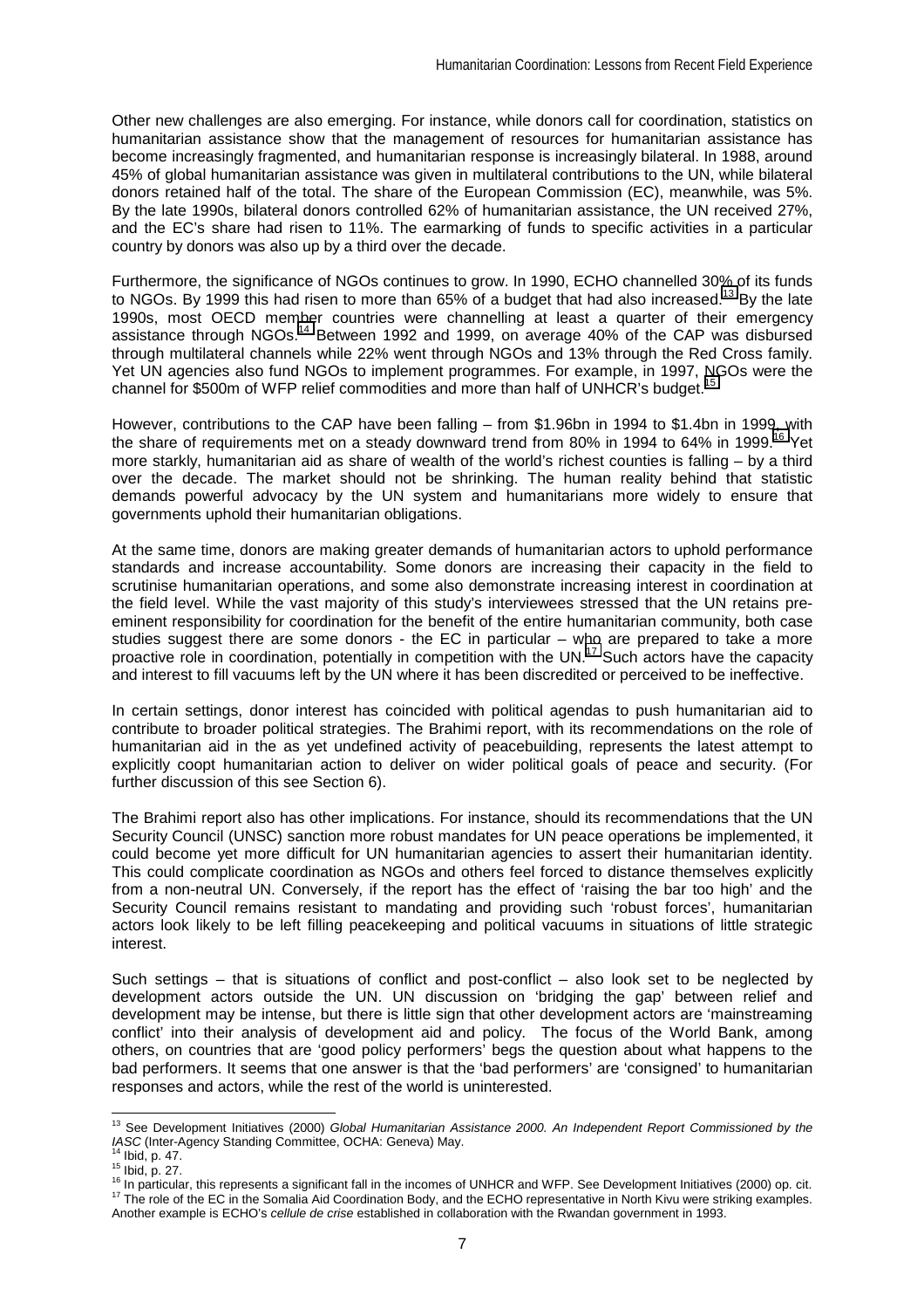Other new challenges are also emerging. For instance, while donors call for coordination, statistics on humanitarian assistance show that the management of resources for humanitarian assistance has become increasingly fragmented, and humanitarian response is increasingly bilateral. In 1988, around 45% of global humanitarian assistance was given in multilateral contributions to the UN, while bilateral donors retained half of the total. The share of the European Commission (EC), meanwhile, was 5%. By the late 1990s, bilateral donors controlled 62% of humanitarian assistance, the UN received 27%, and the EC's share had risen to 11%. The earmarking of funds to specific activities in a particular country by donors was also up by a third over the decade.

Furthermore, the significance of NGOs continues to grow. In 1990, ECHO channelled 30% of its funds to NGOs. By 1999 this had risen to more than 65% of a budget that had also increased.[13] By the late 1990s, most OECD member countries were channelling at least a quarter of their emergency assistance through NGOs.[14] Between 1992 and 1999, on average 40% of the CAP was disbursed through multilateral channels while 22% went through NGOs and 13% through the Red Cross family. Yet UN agencies also fund NGOs to implement programmes. For example, in 1997, NGOs were the channel for \$500m of WFP relief commodities and more than half of UNHCR's budget.[15]

However, contributions to the CAP have been falling – from \$1.96bn in 1994 to \$1.4bn in 1999, with the share of requirements met on a steady downward trend from 80% in 1994 to 64% in 1999.[16] Yet more starkly, humanitarian aid as share of wealth of the world's richest counties is falling – by a third over the decade. The market should not be shrinking. The human reality behind that statistic demands powerful advocacy by the UN system and humanitarians more widely to ensure that governments uphold their humanitarian obligations.

At the same time, donors are making greater demands of humanitarian actors to uphold performance standards and increase accountability. Some donors are increasing their capacity in the field to scrutinise humanitarian operations, and some also demonstrate increasing interest in coordination at the field level. While the vast majority of this study's interviewees stressed that the UN retains pre-eminent responsibility for coordination for the benefit of the entire humanitarian community, both case studies suggest there are some donors - the EC in particular – who are prepared to take a more proactive role in coordination, potentially in competition with the UN.[17] Such actors have the capacity and interest to fill vacuums left by the UN where it has been discredited or perceived to be ineffective.

In certain settings, donor interest has coincided with political agendas to push humanitarian aid to contribute to broader political strategies. The Brahimi report, with its recommendations on the role of humanitarian aid in the as yet undefined activity of peacebuilding, represents the latest attempt to explicitly coopt humanitarian action to deliver on wider political goals of peace and security. (For further discussion of this see Section 6).

The Brahimi report also has other implications. For instance, should its recommendations that the UN Security Council (UNSC) sanction more robust mandates for UN peace operations be implemented, it could become yet more difficult for UN humanitarian agencies to assert their humanitarian identity. This could complicate coordination as NGOs and others feel forced to distance themselves explicitly from a non-neutral UN. Conversely, if the report has the effect of 'raising the bar too high' and the Security Council remains resistant to mandating and providing such 'robust forces', humanitarian actors look likely to be left filling peacekeeping and political vacuums in situations of little strategic interest.

Such settings – that is situations of conflict and post-conflict – also look set to be neglected by development actors outside the UN. UN discussion on 'bridging the gap' between relief and development may be intense, but there is little sign that other development actors are 'mainstreaming conflict' into their analysis of development aid and policy. The focus of the World Bank, among others, on countries that are 'good policy performers' begs the question about what happens to the bad performers. It seems that one answer is that the 'bad performers' are 'consigned' to humanitarian responses and actors, while the rest of the world is uninterested.

---

[13] See Development Initiatives (2000) *Global Humanitarian Assistance 2000. An Independent Report Commissioned by the IASC* (Inter-Agency Standing Committee, OCHA: Geneva) May.

[14] Ibid, p. 47.

[15] Ibid, p. 27.

[16] In particular, this represents a significant fall in the incomes of UNHCR and WFP. See Development Initiatives (2000) op. cit.

[17] The role of the EC in the Somalia Aid Coordination Body, and the ECHO representative in North Kivu were striking examples. Another example is ECHO's *cellule de crise* established in collaboration with the Rwandan government in 1993.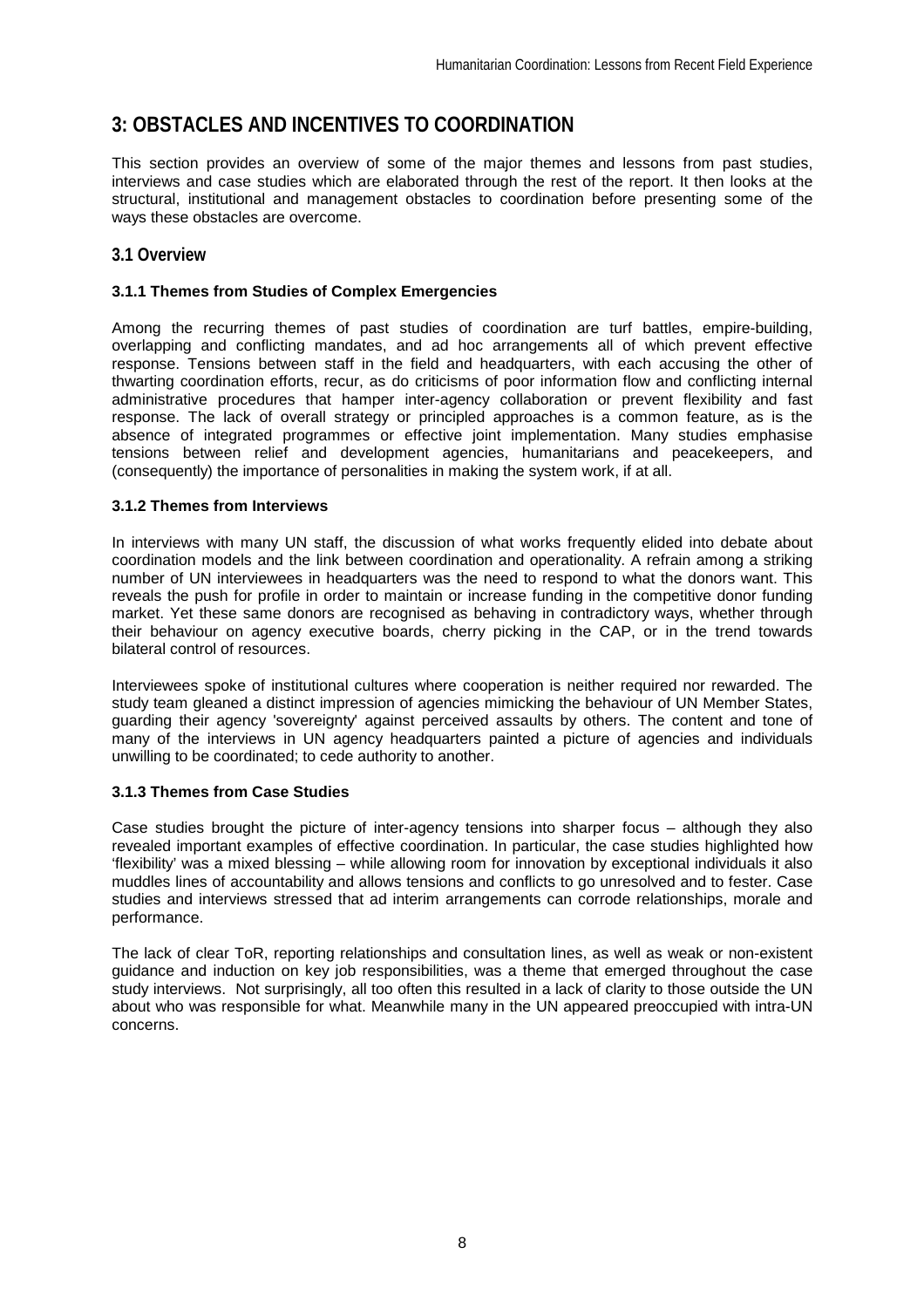# 3: OBSTACLES AND INCENTIVES TO COORDINATION

This section provides an overview of some of the major themes and lessons from past studies, interviews and case studies which are elaborated through the rest of the report. It then looks at the structural, institutional and management obstacles to coordination before presenting some of the ways these obstacles are overcome.

## 3.1 Overview

### 3.1.1 Themes from Studies of Complex Emergencies

Among the recurring themes of past studies of coordination are turf battles, empire-building, overlapping and conflicting mandates, and ad hoc arrangements all of which prevent effective response. Tensions between staff in the field and headquarters, with each accusing the other of thwarting coordination efforts, recur, as do criticisms of poor information flow and conflicting internal administrative procedures that hamper inter-agency collaboration or prevent flexibility and fast response. The lack of overall strategy or principled approaches is a common feature, as is the absence of integrated programmes or effective joint implementation. Many studies emphasise tensions between relief and development agencies, humanitarians and peacekeepers, and (consequently) the importance of personalities in making the system work, if at all.

### 3.1.2 Themes from Interviews

In interviews with many UN staff, the discussion of what works frequently elided into debate about coordination models and the link between coordination and operationality. A refrain among a striking number of UN interviewees in headquarters was the need to respond to what the donors want. This reveals the push for profile in order to maintain or increase funding in the competitive donor funding market. Yet these same donors are recognised as behaving in contradictory ways, whether through their behaviour on agency executive boards, cherry picking in the CAP, or in the trend towards bilateral control of resources.

Interviewees spoke of institutional cultures where cooperation is neither required nor rewarded. The study team gleaned a distinct impression of agencies mimicking the behaviour of UN Member States, guarding their agency 'sovereignty' against perceived assaults by others. The content and tone of many of the interviews in UN agency headquarters painted a picture of agencies and individuals unwilling to be coordinated; to cede authority to another.

### 3.1.3 Themes from Case Studies

Case studies brought the picture of inter-agency tensions into sharper focus – although they also revealed important examples of effective coordination. In particular, the case studies highlighted how 'flexibility' was a mixed blessing – while allowing room for innovation by exceptional individuals it also muddles lines of accountability and allows tensions and conflicts to go unresolved and to fester. Case studies and interviews stressed that ad interim arrangements can corrode relationships, morale and performance.

The lack of clear ToR, reporting relationships and consultation lines, as well as weak or non-existent guidance and induction on key job responsibilities, was a theme that emerged throughout the case study interviews. Not surprisingly, all too often this resulted in a lack of clarity to those outside the UN about who was responsible for what. Meanwhile many in the UN appeared preoccupied with intra-UN concerns.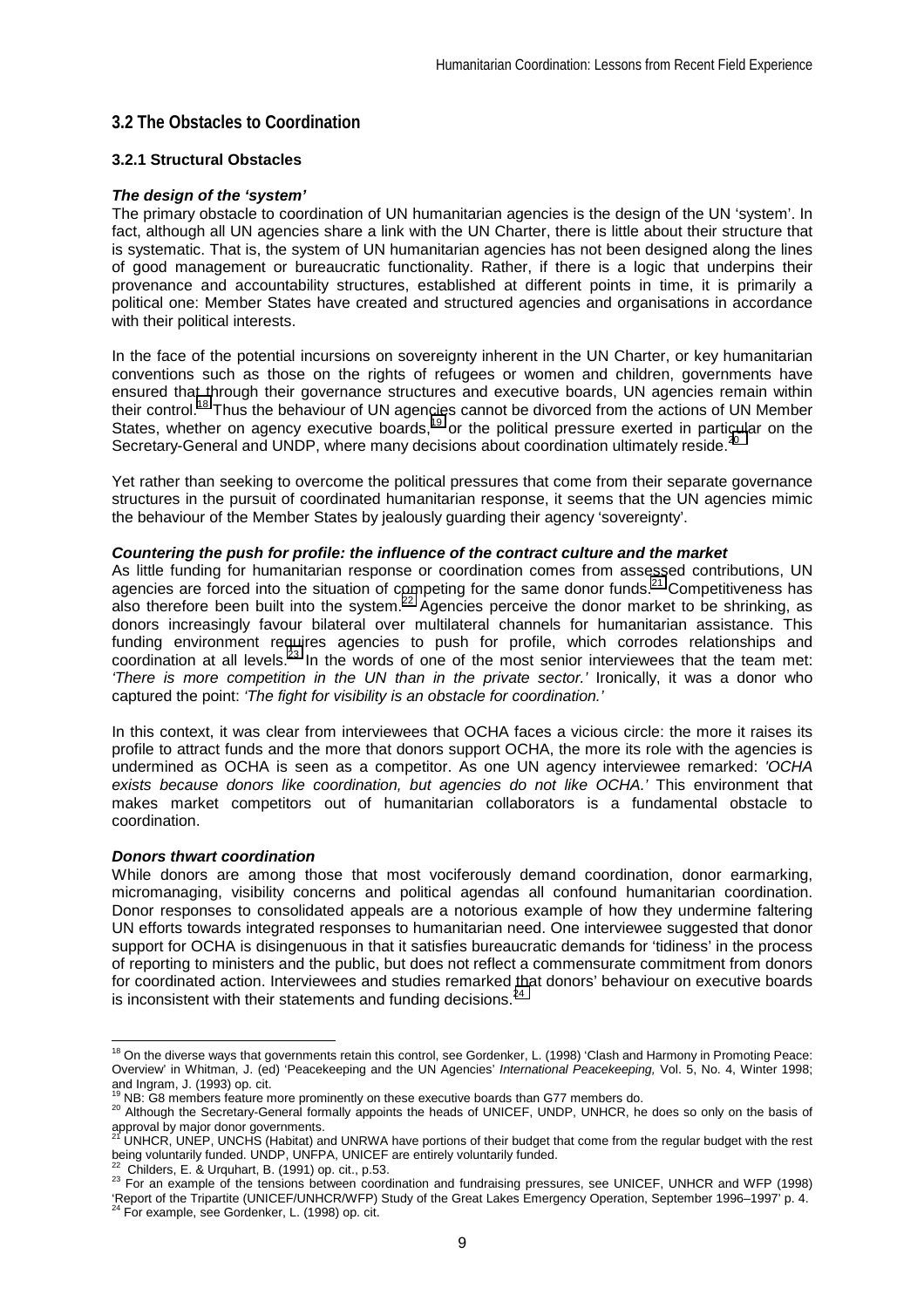## 3.2 The Obstacles to Coordination

### 3.2.1 Structural Obstacles

***The design of the 'system'***

The primary obstacle to coordination of UN humanitarian agencies is the design of the UN 'system'. In fact, although all UN agencies share a link with the UN Charter, there is little about their structure that is systematic. That is, the system of UN humanitarian agencies has not been designed along the lines of good management or bureaucratic functionality. Rather, if there is a logic that underpins their provenance and accountability structures, established at different points in time, it is primarily a political one: Member States have created and structured agencies and organisations in accordance with their political interests.

In the face of the potential incursions on sovereignty inherent in the UN Charter, or key humanitarian conventions such as those on the rights of refugees or women and children, governments have ensured that through their governance structures and executive boards, UN agencies remain within their control.[18] Thus the behaviour of UN agencies cannot be divorced from the actions of UN Member States, whether on agency executive boards,[19] or the political pressure exerted in particular on the Secretary-General and UNDP, where many decisions about coordination ultimately reside.[20]

Yet rather than seeking to overcome the political pressures that come from their separate governance structures in the pursuit of coordinated humanitarian response, it seems that the UN agencies mimic the behaviour of the Member States by jealously guarding their agency 'sovereignty'.

***Countering the push for profile: the influence of the contract culture and the market***

As little funding for humanitarian response or coordination comes from assessed contributions, UN agencies are forced into the situation of competing for the same donor funds.[21] Competitiveness has also therefore been built into the system.[22] Agencies perceive the donor market to be shrinking, as donors increasingly favour bilateral over multilateral channels for humanitarian assistance. This funding environment requires agencies to push for profile, which corrodes relationships and coordination at all levels.[23] In the words of one of the most senior interviewees that the team met: *'There is more competition in the UN than in the private sector.'* Ironically, it was a donor who captured the point: *'The fight for visibility is an obstacle for coordination.'*

In this context, it was clear from interviewees that OCHA faces a vicious circle: the more it raises its profile to attract funds and the more that donors support OCHA, the more its role with the agencies is undermined as OCHA is seen as a competitor. As one UN agency interviewee remarked: *'OCHA exists because donors like coordination, but agencies do not like OCHA.'* This environment that makes market competitors out of humanitarian collaborators is a fundamental obstacle to coordination.

***Donors thwart coordination***

While donors are among those that most vociferously demand coordination, donor earmarking, micromanaging, visibility concerns and political agendas all confound humanitarian coordination. Donor responses to consolidated appeals are a notorious example of how they undermine faltering UN efforts towards integrated responses to humanitarian need. One interviewee suggested that donor support for OCHA is disingenuous in that it satisfies bureaucratic demands for 'tidiness' in the process of reporting to ministers and the public, but does not reflect a commensurate commitment from donors for coordinated action. Interviewees and studies remarked that donors' behaviour on executive boards is inconsistent with their statements and funding decisions.[24]

---

[18] On the diverse ways that governments retain this control, see Gordenker, L. (1998) 'Clash and Harmony in Promoting Peace: Overview' in Whitman, J. (ed) 'Peacekeeping and the UN Agencies' *International Peacekeeping,* Vol. 5, No. 4, Winter 1998; and Ingram, J. (1993) op. cit.

[19] NB: G8 members feature more prominently on these executive boards than G77 members do.

[20] Although the Secretary-General formally appoints the heads of UNICEF, UNDP, UNHCR, he does so only on the basis of approval by major donor governments.

[21] UNHCR, UNEP, UNCHS (Habitat) and UNRWA have portions of their budget that come from the regular budget with the rest being voluntarily funded. UNDP, UNFPA, UNICEF are entirely voluntarily funded.

[22] Childers, E. & Urquhart, B. (1991) op. cit., p.53.

[23] For an example of the tensions between coordination and fundraising pressures, see UNICEF, UNHCR and WFP (1998) 'Report of the Tripartite (UNICEF/UNHCR/WFP) Study of the Great Lakes Emergency Operation, September 1996–1997' p. 4.

[24] For example, see Gordenker, L. (1998) op. cit.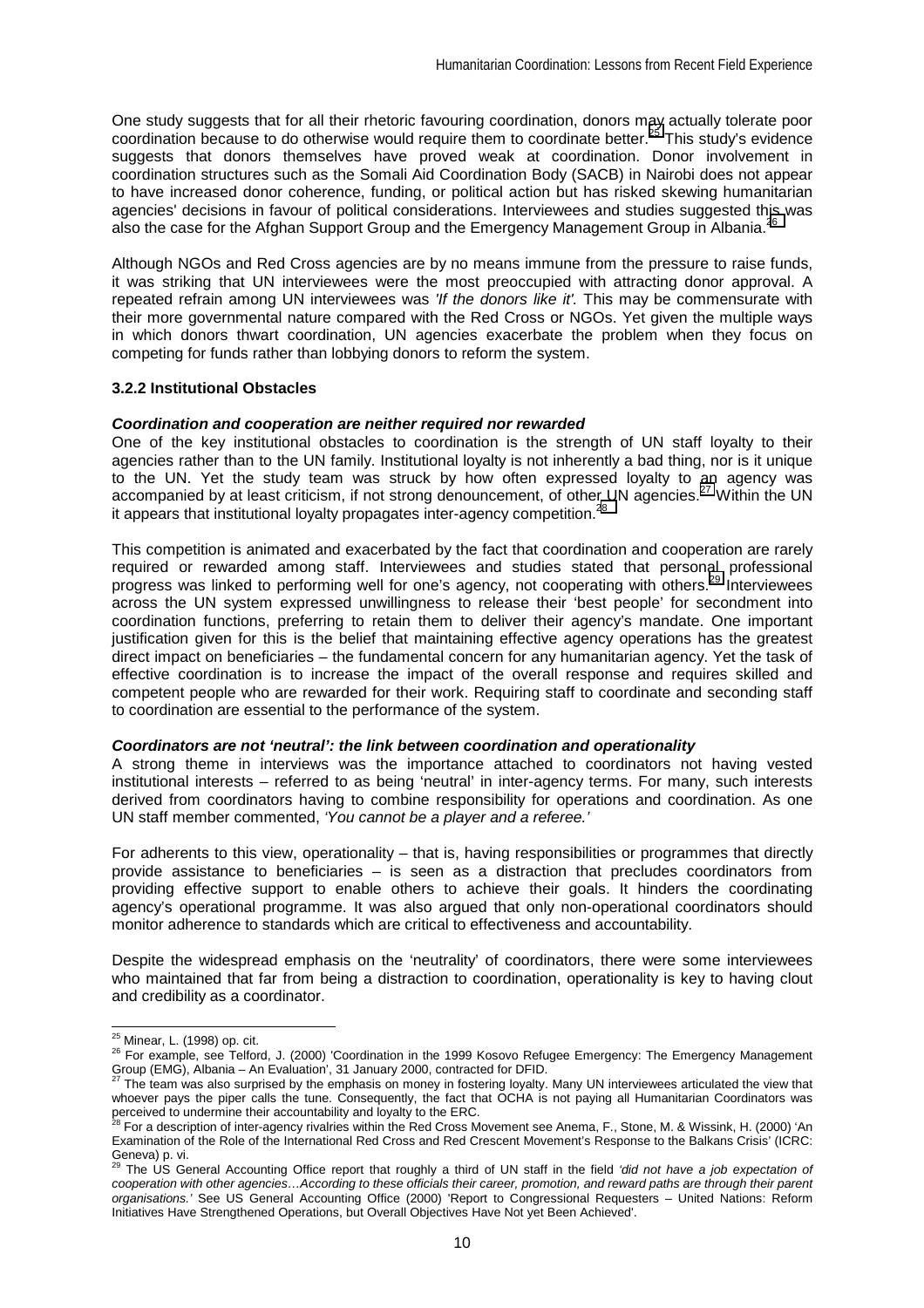One study suggests that for all their rhetoric favouring coordination, donors may actually tolerate poor coordination because to do otherwise would require them to coordinate better.[25] This study's evidence suggests that donors themselves have proved weak at coordination. Donor involvement in coordination structures such as the Somali Aid Coordination Body (SACB) in Nairobi does not appear to have increased donor coherence, funding, or political action but has risked skewing humanitarian agencies' decisions in favour of political considerations. Interviewees and studies suggested this was also the case for the Afghan Support Group and the Emergency Management Group in Albania.[26]

Although NGOs and Red Cross agencies are by no means immune from the pressure to raise funds, it was striking that UN interviewees were the most preoccupied with attracting donor approval. A repeated refrain among UN interviewees was *'If the donors like it'.* This may be commensurate with their more governmental nature compared with the Red Cross or NGOs. Yet given the multiple ways in which donors thwart coordination, UN agencies exacerbate the problem when they focus on competing for funds rather than lobbying donors to reform the system.

### 3.2.2 Institutional Obstacles

***Coordination and cooperation are neither required nor rewarded***

One of the key institutional obstacles to coordination is the strength of UN staff loyalty to their agencies rather than to the UN family. Institutional loyalty is not inherently a bad thing, nor is it unique to the UN. Yet the study team was struck by how often expressed loyalty to an agency was accompanied by at least criticism, if not strong denouncement, of other UN agencies.[27] Within the UN it appears that institutional loyalty propagates inter-agency competition.[28]

This competition is animated and exacerbated by the fact that coordination and cooperation are rarely required or rewarded among staff. Interviewees and studies stated that personal professional progress was linked to performing well for one's agency, not cooperating with others.[29] Interviewees across the UN system expressed unwillingness to release their 'best people' for secondment into coordination functions, preferring to retain them to deliver their agency's mandate. One important justification given for this is the belief that maintaining effective agency operations has the greatest direct impact on beneficiaries – the fundamental concern for any humanitarian agency. Yet the task of effective coordination is to increase the impact of the overall response and requires skilled and competent people who are rewarded for their work. Requiring staff to coordinate and seconding staff to coordination are essential to the performance of the system.

***Coordinators are not 'neutral': the link between coordination and operationality***

A strong theme in interviews was the importance attached to coordinators not having vested institutional interests – referred to as being 'neutral' in inter-agency terms. For many, such interests derived from coordinators having to combine responsibility for operations and coordination. As one UN staff member commented, *'You cannot be a player and a referee.'*

For adherents to this view, operationality – that is, having responsibilities or programmes that directly provide assistance to beneficiaries – is seen as a distraction that precludes coordinators from providing effective support to enable others to achieve their goals. It hinders the coordinating agency's operational programme. It was also argued that only non-operational coordinators should monitor adherence to standards which are critical to effectiveness and accountability.

Despite the widespread emphasis on the 'neutrality' of coordinators, there were some interviewees who maintained that far from being a distraction to coordination, operationality is key to having clout and credibility as a coordinator.

---

[25] Minear, L. (1998) op. cit.

[26] For example, see Telford, J. (2000) 'Coordination in the 1999 Kosovo Refugee Emergency: The Emergency Management Group (EMG), Albania – An Evaluation', 31 January 2000, contracted for DFID.

[27] The team was also surprised by the emphasis on money in fostering loyalty. Many UN interviewees articulated the view that whoever pays the piper calls the tune. Consequently, the fact that OCHA is not paying all Humanitarian Coordinators was perceived to undermine their accountability and loyalty to the ERC.

[28] For a description of inter-agency rivalries within the Red Cross Movement see Anema, F., Stone, M. & Wissink, H. (2000) 'An Examination of the Role of the International Red Cross and Red Crescent Movement's Response to the Balkans Crisis' (ICRC: Geneva) p. vi.

[29] The US General Accounting Office report that roughly a third of UN staff in the field *'did not have a job expectation of cooperation with other agencies…According to these officials their career, promotion, and reward paths are through their parent organisations.'* See US General Accounting Office (2000) 'Report to Congressional Requesters – United Nations: Reform Initiatives Have Strengthened Operations, but Overall Objectives Have Not yet Been Achieved'.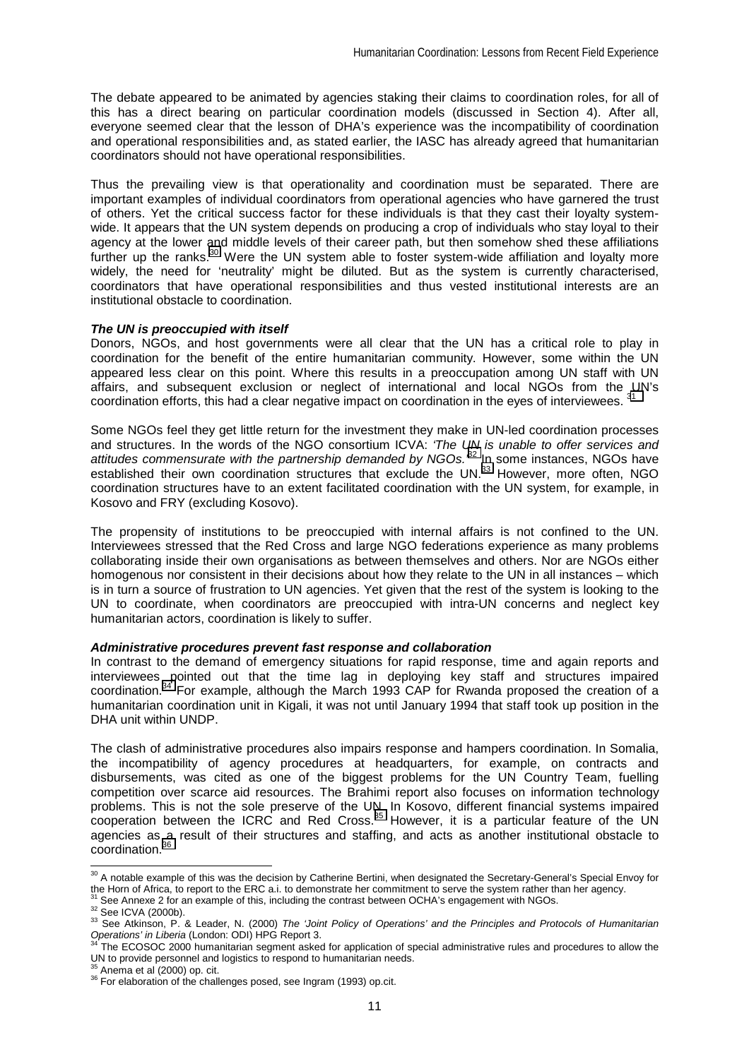The debate appeared to be animated by agencies staking their claims to coordination roles, for all of this has a direct bearing on particular coordination models (discussed in Section 4). After all, everyone seemed clear that the lesson of DHA's experience was the incompatibility of coordination and operational responsibilities and, as stated earlier, the IASC has already agreed that humanitarian coordinators should not have operational responsibilities.

Thus the prevailing view is that operationality and coordination must be separated. There are important examples of individual coordinators from operational agencies who have garnered the trust of others. Yet the critical success factor for these individuals is that they cast their loyalty system-wide. It appears that the UN system depends on producing a crop of individuals who stay loyal to their agency at the lower and middle levels of their career path, but then somehow shed these affiliations further up the ranks.[30] Were the UN system able to foster system-wide affiliation and loyalty more widely, the need for 'neutrality' might be diluted. But as the system is currently characterised, coordinators that have operational responsibilities and thus vested institutional interests are an institutional obstacle to coordination.

***The UN is preoccupied with itself***

Donors, NGOs, and host governments were all clear that the UN has a critical role to play in coordination for the benefit of the entire humanitarian community. However, some within the UN appeared less clear on this point. Where this results in a preoccupation among UN staff with UN affairs, and subsequent exclusion or neglect of international and local NGOs from the UN's coordination efforts, this had a clear negative impact on coordination in the eyes of interviewees. [31]

Some NGOs feel they get little return for the investment they make in UN-led coordination processes and structures. In the words of the NGO consortium ICVA: *'The UN is unable to offer services and attitudes commensurate with the partnership demanded by NGOs.'*[32] In some instances, NGOs have established their own coordination structures that exclude the UN.[33] However, more often, NGO coordination structures have to an extent facilitated coordination with the UN system, for example, in Kosovo and FRY (excluding Kosovo).

The propensity of institutions to be preoccupied with internal affairs is not confined to the UN. Interviewees stressed that the Red Cross and large NGO federations experience as many problems collaborating inside their own organisations as between themselves and others. Nor are NGOs either homogenous nor consistent in their decisions about how they relate to the UN in all instances – which is in turn a source of frustration to UN agencies. Yet given that the rest of the system is looking to the UN to coordinate, when coordinators are preoccupied with intra-UN concerns and neglect key humanitarian actors, coordination is likely to suffer.

***Administrative procedures prevent fast response and collaboration***

In contrast to the demand of emergency situations for rapid response, time and again reports and interviewees pointed out that the time lag in deploying key staff and structures impaired coordination.[34] For example, although the March 1993 CAP for Rwanda proposed the creation of a humanitarian coordination unit in Kigali, it was not until January 1994 that staff took up position in the DHA unit within UNDP.

The clash of administrative procedures also impairs response and hampers coordination. In Somalia, the incompatibility of agency procedures at headquarters, for example, on contracts and disbursements, was cited as one of the biggest problems for the UN Country Team, fuelling competition over scarce aid resources. The Brahimi report also focuses on information technology problems. This is not the sole preserve of the UN. In Kosovo, different financial systems impaired cooperation between the ICRC and Red Cross.[35] However, it is a particular feature of the UN agencies as a result of their structures and staffing, and acts as another institutional obstacle to coordination.[36]

---

[30] A notable example of this was the decision by Catherine Bertini, when designated the Secretary-General's Special Envoy for the Horn of Africa, to report to the ERC a.i. to demonstrate her commitment to serve the system rather than her agency.

[31] See Annexe 2 for an example of this, including the contrast between OCHA's engagement with NGOs.

[32] See ICVA (2000b).

[33] See Atkinson, P. & Leader, N. (2000) *The 'Joint Policy of Operations' and the Principles and Protocols of Humanitarian Operations' in Liberia* (London: ODI) HPG Report 3.

[34] The ECOSOC 2000 humanitarian segment asked for application of special administrative rules and procedures to allow the UN to provide personnel and logistics to respond to humanitarian needs.

[35] Anema et al (2000) op. cit.

[36] For elaboration of the challenges posed, see Ingram (1993) op.cit.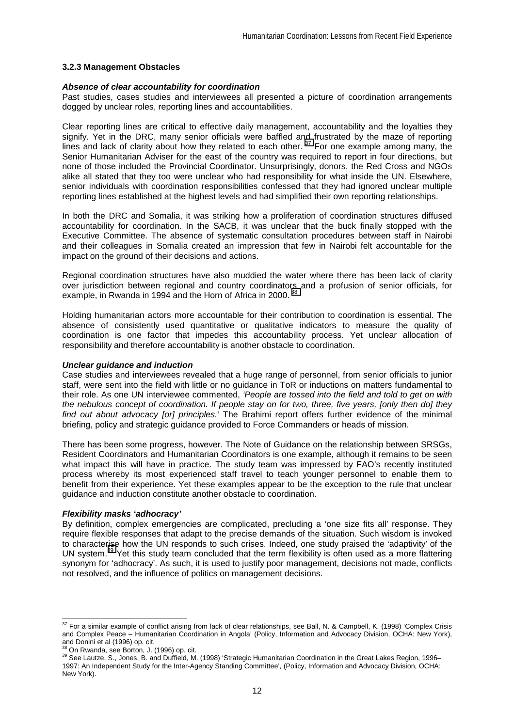### 3.2.3 Management Obstacles

***Absence of clear accountability for coordination***

Past studies, cases studies and interviewees all presented a picture of coordination arrangements dogged by unclear roles, reporting lines and accountabilities.

Clear reporting lines are critical to effective daily management, accountability and the loyalties they signify. Yet in the DRC, many senior officials were baffled and frustrated by the maze of reporting lines and lack of clarity about how they related to each other.[37] For one example among many, the Senior Humanitarian Adviser for the east of the country was required to report in four directions, but none of those included the Provincial Coordinator. Unsurprisingly, donors, the Red Cross and NGOs alike all stated that they too were unclear who had responsibility for what inside the UN. Elsewhere, senior individuals with coordination responsibilities confessed that they had ignored unclear multiple reporting lines established at the highest levels and had simplified their own reporting relationships.

In both the DRC and Somalia, it was striking how a proliferation of coordination structures diffused accountability for coordination. In the SACB, it was unclear that the buck finally stopped with the Executive Committee. The absence of systematic consultation procedures between staff in Nairobi and their colleagues in Somalia created an impression that few in Nairobi felt accountable for the impact on the ground of their decisions and actions.

Regional coordination structures have also muddied the water where there has been lack of clarity over jurisdiction between regional and country coordinators and a profusion of senior officials, for example, in Rwanda in 1994 and the Horn of Africa in 2000.[38]

Holding humanitarian actors more accountable for their contribution to coordination is essential. The absence of consistently used quantitative or qualitative indicators to measure the quality of coordination is one factor that impedes this accountability process. Yet unclear allocation of responsibility and therefore accountability is another obstacle to coordination.

***Unclear guidance and induction***

Case studies and interviewees revealed that a huge range of personnel, from senior officials to junior staff, were sent into the field with little or no guidance in ToR or inductions on matters fundamental to their role. As one UN interviewee commented, *'People are tossed into the field and told to get on with the nebulous concept of coordination. If people stay on for two, three, five years, [only then do] they find out about advocacy [or] principles.'* The Brahimi report offers further evidence of the minimal briefing, policy and strategic guidance provided to Force Commanders or heads of mission.

There has been some progress, however. The Note of Guidance on the relationship between SRSGs, Resident Coordinators and Humanitarian Coordinators is one example, although it remains to be seen what impact this will have in practice. The study team was impressed by FAO's recently instituted process whereby its most experienced staff travel to teach younger personnel to enable them to benefit from their experience. Yet these examples appear to be the exception to the rule that unclear guidance and induction constitute another obstacle to coordination.

***Flexibility masks 'adhocracy'***

By definition, complex emergencies are complicated, precluding a 'one size fits all' response. They require flexible responses that adapt to the precise demands of the situation. Such wisdom is invoked to characterise how the UN responds to such crises. Indeed, one study praised the 'adaptivity' of the UN system.[39] Yet this study team concluded that the term flexibility is often used as a more flattering synonym for 'adhocracy'. As such, it is used to justify poor management, decisions not made, conflicts not resolved, and the influence of politics on management decisions.

---

[37] For a similar example of conflict arising from lack of clear relationships, see Ball, N. & Campbell, K. (1998) 'Complex Crisis and Complex Peace – Humanitarian Coordination in Angola' (Policy, Information and Advocacy Division, OCHA: New York), and Donini et al (1996) op. cit.

[38] On Rwanda, see Borton, J. (1996) op. cit.

[39] See Lautze, S., Jones, B. and Duffield, M. (1998) 'Strategic Humanitarian Coordination in the Great Lakes Region, 1996–1997: An Independent Study for the Inter-Agency Standing Committee', (Policy, Information and Advocacy Division, OCHA: New York).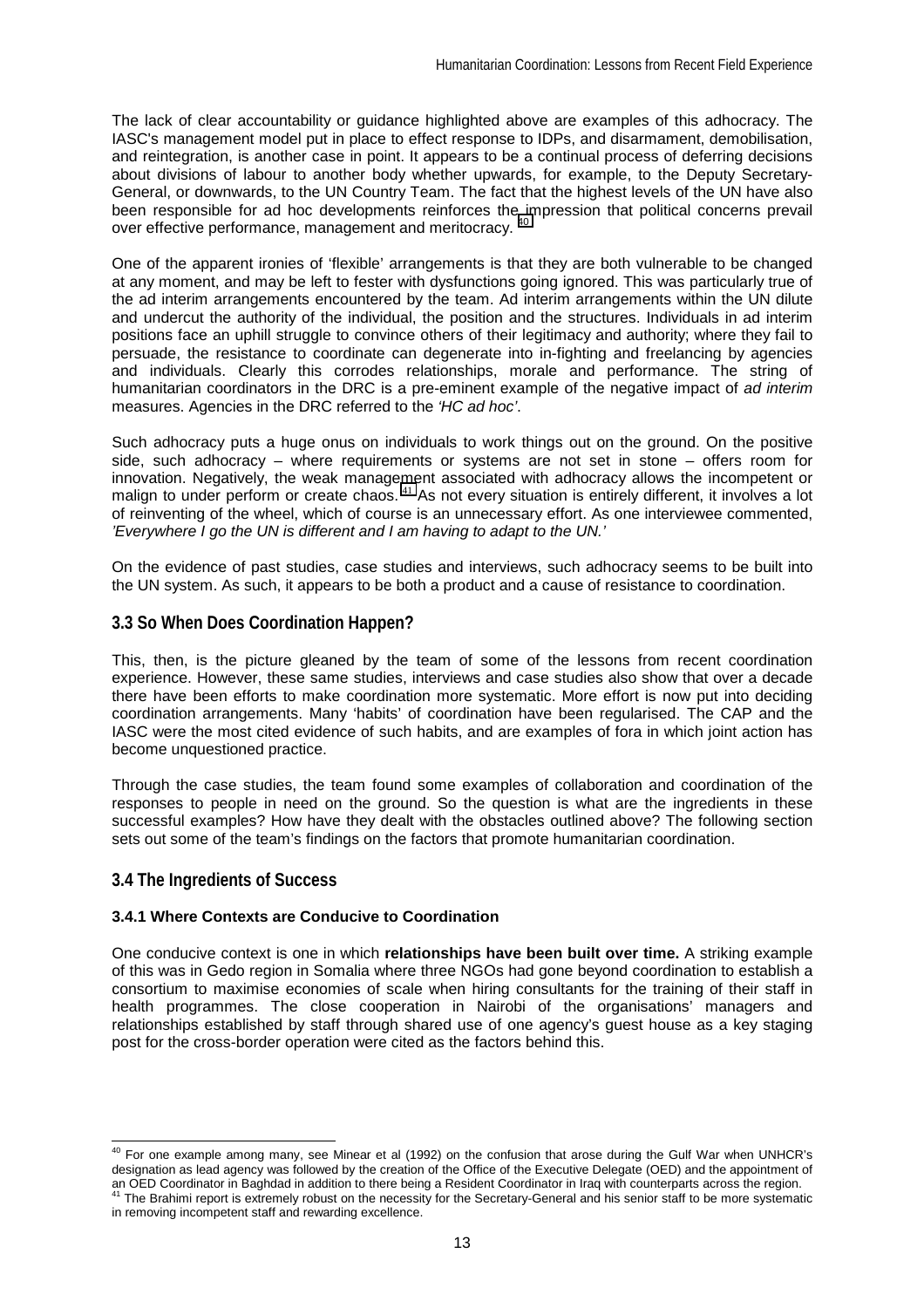The lack of clear accountability or guidance highlighted above are examples of this adhocracy. The IASC's management model put in place to effect response to IDPs, and disarmament, demobilisation, and reintegration, is another case in point. It appears to be a continual process of deferring decisions about divisions of labour to another body whether upwards, for example, to the Deputy Secretary-General, or downwards, to the UN Country Team. The fact that the highest levels of the UN have also been responsible for ad hoc developments reinforces the impression that political concerns prevail over effective performance, management and meritocracy. [40]

One of the apparent ironies of 'flexible' arrangements is that they are both vulnerable to be changed at any moment, and may be left to fester with dysfunctions going ignored. This was particularly true of the ad interim arrangements encountered by the team. Ad interim arrangements within the UN dilute and undercut the authority of the individual, the position and the structures. Individuals in ad interim positions face an uphill struggle to convince others of their legitimacy and authority; where they fail to persuade, the resistance to coordinate can degenerate into in-fighting and freelancing by agencies and individuals. Clearly this corrodes relationships, morale and performance. The string of humanitarian coordinators in the DRC is a pre-eminent example of the negative impact of *ad interim* measures. Agencies in the DRC referred to the *'HC ad hoc'*.

Such adhocracy puts a huge onus on individuals to work things out on the ground. On the positive side, such adhocracy – where requirements or systems are not set in stone – offers room for innovation. Negatively, the weak management associated with adhocracy allows the incompetent or malign to under perform or create chaos. [41] As not every situation is entirely different, it involves a lot of reinventing of the wheel, which of course is an unnecessary effort. As one interviewee commented, *'Everywhere I go the UN is different and I am having to adapt to the UN.'*

On the evidence of past studies, case studies and interviews, such adhocracy seems to be built into the UN system. As such, it appears to be both a product and a cause of resistance to coordination.

## 3.3 So When Does Coordination Happen?

This, then, is the picture gleaned by the team of some of the lessons from recent coordination experience. However, these same studies, interviews and case studies also show that over a decade there have been efforts to make coordination more systematic. More effort is now put into deciding coordination arrangements. Many 'habits' of coordination have been regularised. The CAP and the IASC were the most cited evidence of such habits, and are examples of fora in which joint action has become unquestioned practice.

Through the case studies, the team found some examples of collaboration and coordination of the responses to people in need on the ground. So the question is what are the ingredients in these successful examples? How have they dealt with the obstacles outlined above? The following section sets out some of the team's findings on the factors that promote humanitarian coordination.

## 3.4 The Ingredients of Success

### 3.4.1 Where Contexts are Conducive to Coordination

One conducive context is one in which **relationships have been built over time.** A striking example of this was in Gedo region in Somalia where three NGOs had gone beyond coordination to establish a consortium to maximise economies of scale when hiring consultants for the training of their staff in health programmes. The close cooperation in Nairobi of the organisations' managers and relationships established by staff through shared use of one agency's guest house as a key staging post for the cross-border operation were cited as the factors behind this.

---

[40] For one example among many, see Minear et al (1992) on the confusion that arose during the Gulf War when UNHCR's designation as lead agency was followed by the creation of the Office of the Executive Delegate (OED) and the appointment of an OED Coordinator in Baghdad in addition to there being a Resident Coordinator in Iraq with counterparts across the region.

[41] The Brahimi report is extremely robust on the necessity for the Secretary-General and his senior staff to be more systematic in removing incompetent staff and rewarding excellence.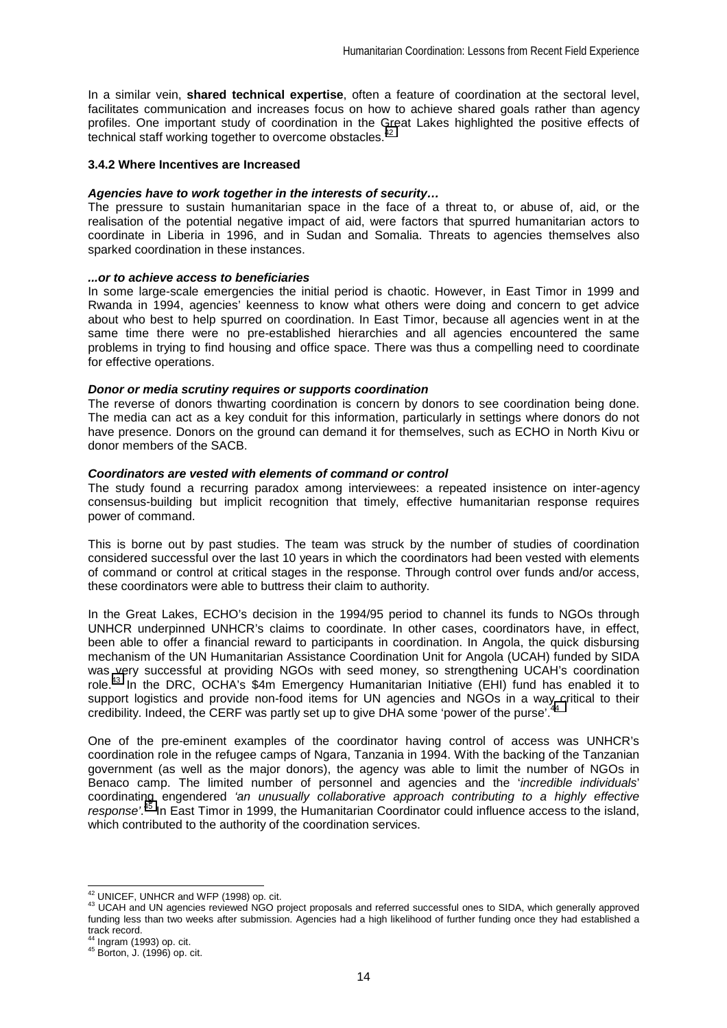In a similar vein, **shared technical expertise**, often a feature of coordination at the sectoral level, facilitates communication and increases focus on how to achieve shared goals rather than agency profiles. One important study of coordination in the Great Lakes highlighted the positive effects of technical staff working together to overcome obstacles.[42]

### 3.4.2 Where Incentives are Increased

***Agencies have to work together in the interests of security…***

The pressure to sustain humanitarian space in the face of a threat to, or abuse of, aid, or the realisation of the potential negative impact of aid, were factors that spurred humanitarian actors to coordinate in Liberia in 1996, and in Sudan and Somalia. Threats to agencies themselves also sparked coordination in these instances.

***...or to achieve access to beneficiaries***

In some large-scale emergencies the initial period is chaotic. However, in East Timor in 1999 and Rwanda in 1994, agencies' keenness to know what others were doing and concern to get advice about who best to help spurred on coordination. In East Timor, because all agencies went in at the same time there were no pre-established hierarchies and all agencies encountered the same problems in trying to find housing and office space. There was thus a compelling need to coordinate for effective operations.

***Donor or media scrutiny requires or supports coordination***

The reverse of donors thwarting coordination is concern by donors to see coordination being done. The media can act as a key conduit for this information, particularly in settings where donors do not have presence. Donors on the ground can demand it for themselves, such as ECHO in North Kivu or donor members of the SACB.

***Coordinators are vested with elements of command or control***

The study found a recurring paradox among interviewees: a repeated insistence on inter-agency consensus-building but implicit recognition that timely, effective humanitarian response requires power of command.

This is borne out by past studies. The team was struck by the number of studies of coordination considered successful over the last 10 years in which the coordinators had been vested with elements of command or control at critical stages in the response. Through control over funds and/or access, these coordinators were able to buttress their claim to authority.

In the Great Lakes, ECHO's decision in the 1994/95 period to channel its funds to NGOs through UNHCR underpinned UNHCR's claims to coordinate. In other cases, coordinators have, in effect, been able to offer a financial reward to participants in coordination. In Angola, the quick disbursing mechanism of the UN Humanitarian Assistance Coordination Unit for Angola (UCAH) funded by SIDA was very successful at providing NGOs with seed money, so strengthening UCAH's coordination role.[43] In the DRC, OCHA's $4m Emergency Humanitarian Initiative (EHI) fund has enabled it to support logistics and provide non-food items for UN agencies and NGOs in a way critical to their credibility. Indeed, the CERF was partly set up to give DHA some 'power of the purse'.[44]

One of the pre-eminent examples of the coordinator having control of access was UNHCR's coordination role in the refugee camps of Ngara, Tanzania in 1994. With the backing of the Tanzanian government (as well as the major donors), the agency was able to limit the number of NGOs in Benaco camp. The limited number of personnel and agencies and the '*incredible individuals*' coordinating engendered *'an unusually collaborative approach contributing to a highly effective response'*.[45] In East Timor in 1999, the Humanitarian Coordinator could influence access to the island, which contributed to the authority of the coordination services.

---

[42] UNICEF, UNHCR and WFP (1998) op. cit.

[43] UCAH and UN agencies reviewed NGO project proposals and referred successful ones to SIDA, which generally approved funding less than two weeks after submission. Agencies had a high likelihood of further funding once they had established a track record.

[44] Ingram (1993) op. cit.

[45] Borton, J. (1996) op. cit.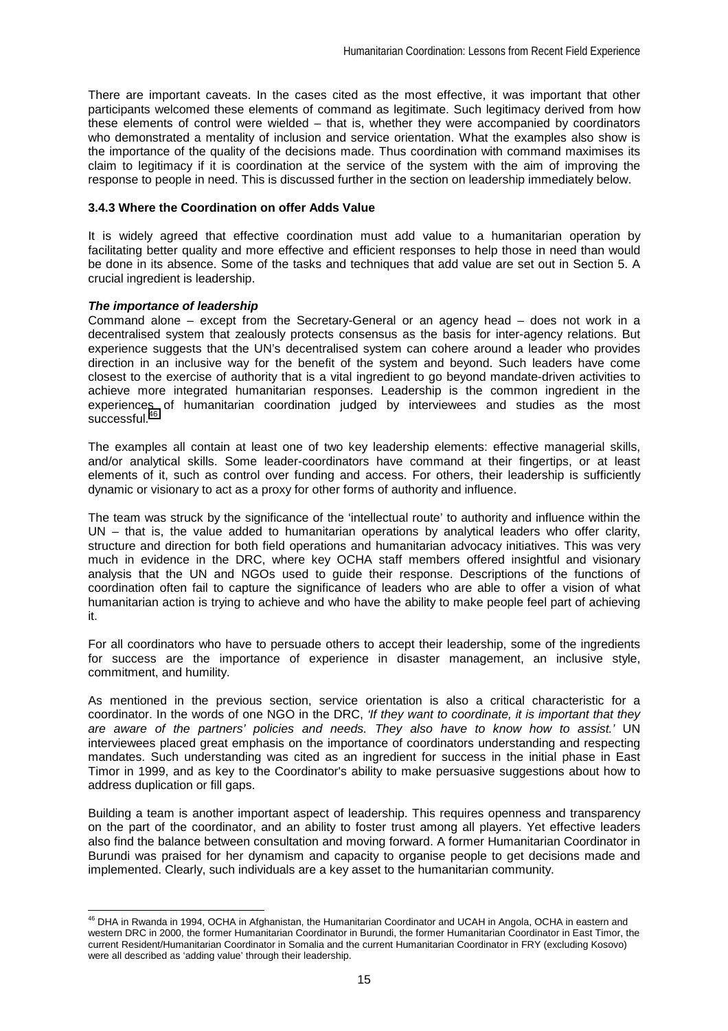There are important caveats. In the cases cited as the most effective, it was important that other participants welcomed these elements of command as legitimate. Such legitimacy derived from how these elements of control were wielded – that is, whether they were accompanied by coordinators who demonstrated a mentality of inclusion and service orientation. What the examples also show is the importance of the quality of the decisions made. Thus coordination with command maximises its claim to legitimacy if it is coordination at the service of the system with the aim of improving the response to people in need. This is discussed further in the section on leadership immediately below.

### 3.4.3 Where the Coordination on offer Adds Value

It is widely agreed that effective coordination must add value to a humanitarian operation by facilitating better quality and more effective and efficient responses to help those in need than would be done in its absence. Some of the tasks and techniques that add value are set out in Section 5. A crucial ingredient is leadership.

***The importance of leadership***

Command alone – except from the Secretary-General or an agency head – does not work in a decentralised system that zealously protects consensus as the basis for inter-agency relations. But experience suggests that the UN's decentralised system can cohere around a leader who provides direction in an inclusive way for the benefit of the system and beyond. Such leaders have come closest to the exercise of authority that is a vital ingredient to go beyond mandate-driven activities to achieve more integrated humanitarian responses. Leadership is the common ingredient in the experiences of humanitarian coordination judged by interviewees and studies as the most successful.[46]

The examples all contain at least one of two key leadership elements: effective managerial skills, and/or analytical skills. Some leader-coordinators have command at their fingertips, or at least elements of it, such as control over funding and access. For others, their leadership is sufficiently dynamic or visionary to act as a proxy for other forms of authority and influence.

The team was struck by the significance of the 'intellectual route' to authority and influence within the UN – that is, the value added to humanitarian operations by analytical leaders who offer clarity, structure and direction for both field operations and humanitarian advocacy initiatives. This was very much in evidence in the DRC, where key OCHA staff members offered insightful and visionary analysis that the UN and NGOs used to guide their response. Descriptions of the functions of coordination often fail to capture the significance of leaders who are able to offer a vision of what humanitarian action is trying to achieve and who have the ability to make people feel part of achieving it.

For all coordinators who have to persuade others to accept their leadership, some of the ingredients for success are the importance of experience in disaster management, an inclusive style, commitment, and humility.

As mentioned in the previous section, service orientation is also a critical characteristic for a coordinator. In the words of one NGO in the DRC, *'If they want to coordinate, it is important that they are aware of the partners' policies and needs. They also have to know how to assist.'* UN interviewees placed great emphasis on the importance of coordinators understanding and respecting mandates. Such understanding was cited as an ingredient for success in the initial phase in East Timor in 1999, and as key to the Coordinator's ability to make persuasive suggestions about how to address duplication or fill gaps.

Building a team is another important aspect of leadership. This requires openness and transparency on the part of the coordinator, and an ability to foster trust among all players. Yet effective leaders also find the balance between consultation and moving forward. A former Humanitarian Coordinator in Burundi was praised for her dynamism and capacity to organise people to get decisions made and implemented. Clearly, such individuals are a key asset to the humanitarian community.

---

[46] DHA in Rwanda in 1994, OCHA in Afghanistan, the Humanitarian Coordinator and UCAH in Angola, OCHA in eastern and western DRC in 2000, the former Humanitarian Coordinator in Burundi, the former Humanitarian Coordinator in East Timor, the current Resident/Humanitarian Coordinator in Somalia and the current Humanitarian Coordinator in FRY (excluding Kosovo) were all described as 'adding value' through their leadership.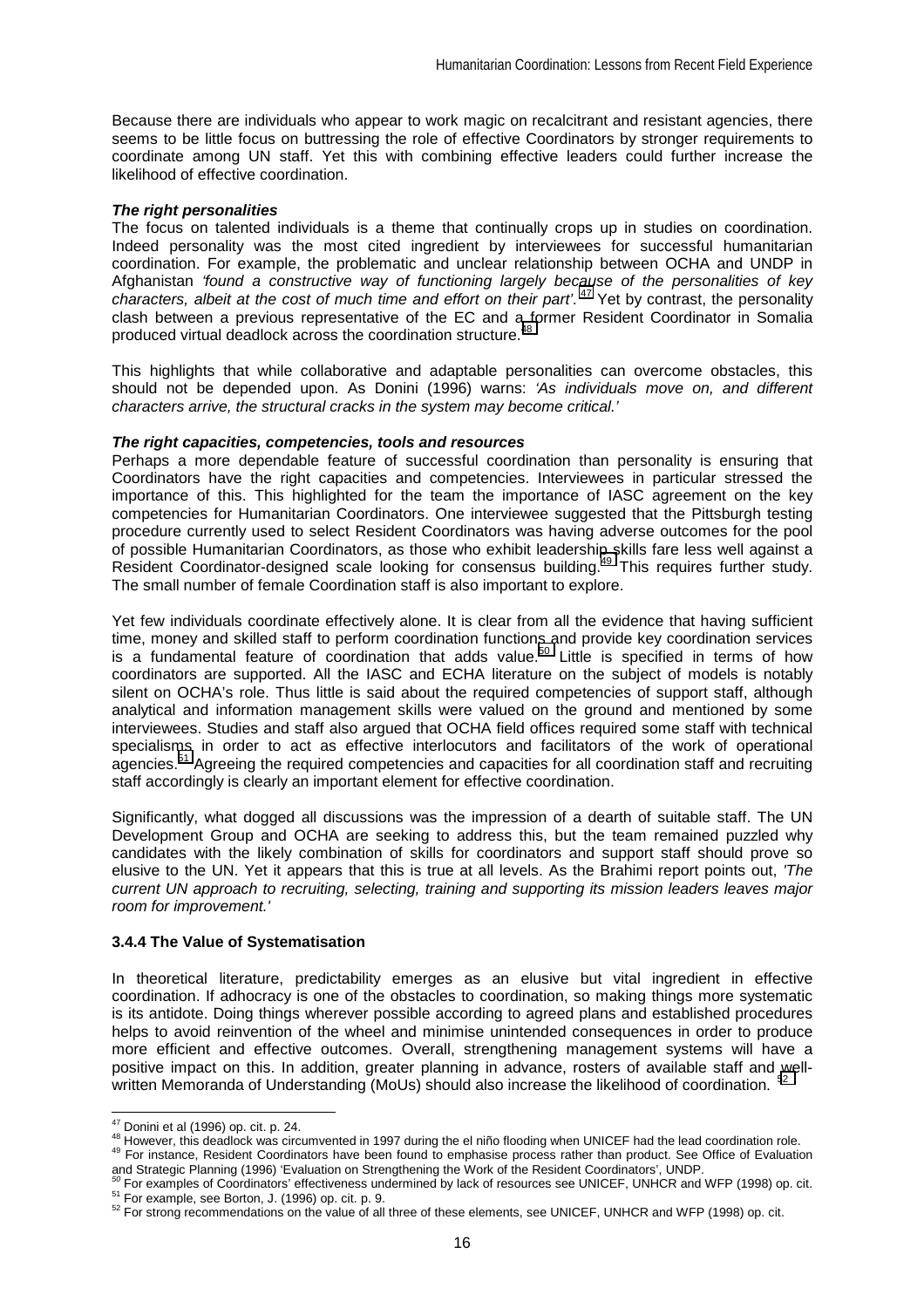Because there are individuals who appear to work magic on recalcitrant and resistant agencies, there seems to be little focus on buttressing the role of effective Coordinators by stronger requirements to coordinate among UN staff. Yet this with combining effective leaders could further increase the likelihood of effective coordination.

***The right personalities***

The focus on talented individuals is a theme that continually crops up in studies on coordination. Indeed personality was the most cited ingredient by interviewees for successful humanitarian coordination. For example, the problematic and unclear relationship between OCHA and UNDP in Afghanistan *'found a constructive way of functioning largely because of the personalities of key characters, albeit at the cost of much time and effort on their part'.*[47] Yet by contrast, the personality clash between a previous representative of the EC and a former Resident Coordinator in Somalia produced virtual deadlock across the coordination structure.[48]

This highlights that while collaborative and adaptable personalities can overcome obstacles, this should not be depended upon. As Donini (1996) warns: *'As individuals move on, and different characters arrive, the structural cracks in the system may become critical.'*

***The right capacities, competencies, tools and resources***

Perhaps a more dependable feature of successful coordination than personality is ensuring that Coordinators have the right capacities and competencies. Interviewees in particular stressed the importance of this. This highlighted for the team the importance of IASC agreement on the key competencies for Humanitarian Coordinators. One interviewee suggested that the Pittsburgh testing procedure currently used to select Resident Coordinators was having adverse outcomes for the pool of possible Humanitarian Coordinators, as those who exhibit leadership skills fare less well against a Resident Coordinator-designed scale looking for consensus building.[49] This requires further study. The small number of female Coordination staff is also important to explore.

Yet few individuals coordinate effectively alone. It is clear from all the evidence that having sufficient time, money and skilled staff to perform coordination functions and provide key coordination services is a fundamental feature of coordination that adds value.[50] Little is specified in terms of how coordinators are supported. All the IASC and ECHA literature on the subject of models is notably silent on OCHA's role. Thus little is said about the required competencies of support staff, although analytical and information management skills were valued on the ground and mentioned by some interviewees. Studies and staff also argued that OCHA field offices required some staff with technical specialisms in order to act as effective interlocutors and facilitators of the work of operational agencies.[51] Agreeing the required competencies and capacities for all coordination staff and recruiting staff accordingly is clearly an important element for effective coordination.

Significantly, what dogged all discussions was the impression of a dearth of suitable staff. The UN Development Group and OCHA are seeking to address this, but the team remained puzzled why candidates with the likely combination of skills for coordinators and support staff should prove so elusive to the UN. Yet it appears that this is true at all levels. As the Brahimi report points out, *'The current UN approach to recruiting, selecting, training and supporting its mission leaders leaves major room for improvement.'*

### 3.4.4 The Value of Systematisation

In theoretical literature, predictability emerges as an elusive but vital ingredient in effective coordination. If adhocracy is one of the obstacles to coordination, so making things more systematic is its antidote. Doing things wherever possible according to agreed plans and established procedures helps to avoid reinvention of the wheel and minimise unintended consequences in order to produce more efficient and effective outcomes. Overall, strengthening management systems will have a positive impact on this. In addition, greater planning in advance, rosters of available staff and well-written Memoranda of Understanding (MoUs) should also increase the likelihood of coordination.[52]

---

[47] Donini et al (1996) op. cit. p. 24.

[48] However, this deadlock was circumvented in 1997 during the el niño flooding when UNICEF had the lead coordination role.

[49] For instance, Resident Coordinators have been found to emphasise process rather than product. See Office of Evaluation and Strategic Planning (1996) 'Evaluation on Strengthening the Work of the Resident Coordinators', UNDP.

[50] For examples of Coordinators' effectiveness undermined by lack of resources see UNICEF, UNHCR and WFP (1998) op. cit.

[51] For example, see Borton, J. (1996) op. cit. p. 9.

[52] For strong recommendations on the value of all three of these elements, see UNICEF, UNHCR and WFP (1998) op. cit.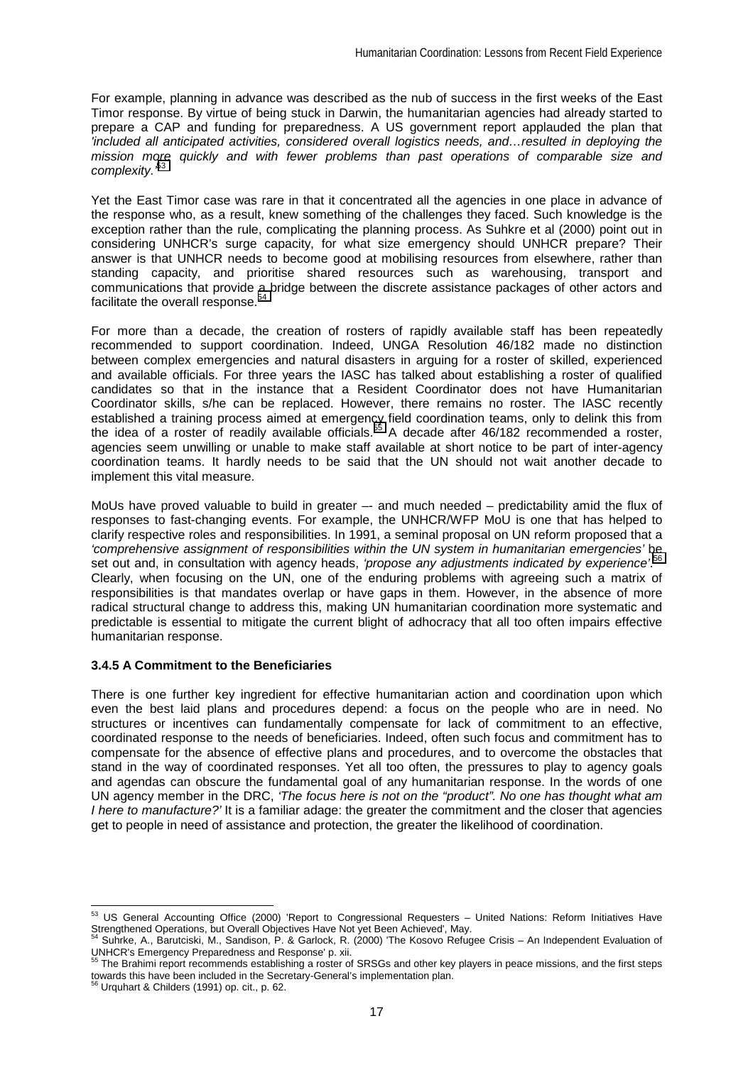For example, planning in advance was described as the nub of success in the first weeks of the East Timor response. By virtue of being stuck in Darwin, the humanitarian agencies had already started to prepare a CAP and funding for preparedness. A US government report applauded the plan that *'included all anticipated activities, considered overall logistics needs, and…resulted in deploying the mission more quickly and with fewer problems than past operations of comparable size and complexity.'*[53]

Yet the East Timor case was rare in that it concentrated all the agencies in one place in advance of the response who, as a result, knew something of the challenges they faced. Such knowledge is the exception rather than the rule, complicating the planning process. As Suhkre et al (2000) point out in considering UNHCR's surge capacity, for what size emergency should UNHCR prepare? Their answer is that UNHCR needs to become good at mobilising resources from elsewhere, rather than standing capacity, and prioritise shared resources such as warehousing, transport and communications that provide a bridge between the discrete assistance packages of other actors and facilitate the overall response.[54]

For more than a decade, the creation of rosters of rapidly available staff has been repeatedly recommended to support coordination. Indeed, UNGA Resolution 46/182 made no distinction between complex emergencies and natural disasters in arguing for a roster of skilled, experienced and available officials. For three years the IASC has talked about establishing a roster of qualified candidates so that in the instance that a Resident Coordinator does not have Humanitarian Coordinator skills, s/he can be replaced. However, there remains no roster. The IASC recently established a training process aimed at emergency field coordination teams, only to delink this from the idea of a roster of readily available officials.[55] A decade after 46/182 recommended a roster, agencies seem unwilling or unable to make staff available at short notice to be part of inter-agency coordination teams. It hardly needs to be said that the UN should not wait another decade to implement this vital measure.

MoUs have proved valuable to build in greater –- and much needed – predictability amid the flux of responses to fast-changing events. For example, the UNHCR/WFP MoU is one that has helped to clarify respective roles and responsibilities. In 1991, a seminal proposal on UN reform proposed that a *'comprehensive assignment of responsibilities within the UN system in humanitarian emergencies'* be set out and, in consultation with agency heads, *'propose any adjustments indicated by experience'*.[56] Clearly, when focusing on the UN, one of the enduring problems with agreeing such a matrix of responsibilities is that mandates overlap or have gaps in them. However, in the absence of more radical structural change to address this, making UN humanitarian coordination more systematic and predictable is essential to mitigate the current blight of adhocracy that all too often impairs effective humanitarian response.

### 3.4.5 A Commitment to the Beneficiaries

There is one further key ingredient for effective humanitarian action and coordination upon which even the best laid plans and procedures depend: a focus on the people who are in need. No structures or incentives can fundamentally compensate for lack of commitment to an effective, coordinated response to the needs of beneficiaries. Indeed, often such focus and commitment has to compensate for the absence of effective plans and procedures, and to overcome the obstacles that stand in the way of coordinated responses. Yet all too often, the pressures to play to agency goals and agendas can obscure the fundamental goal of any humanitarian response. In the words of one UN agency member in the DRC, *'The focus here is not on the "product". No one has thought what am I here to manufacture?'* It is a familiar adage: the greater the commitment and the closer that agencies get to people in need of assistance and protection, the greater the likelihood of coordination.

---

[53] US General Accounting Office (2000) 'Report to Congressional Requesters – United Nations: Reform Initiatives Have Strengthened Operations, but Overall Objectives Have Not yet Been Achieved', May.

[54] Suhrke, A., Barutciski, M., Sandison, P. & Garlock, R. (2000) 'The Kosovo Refugee Crisis – An Independent Evaluation of UNHCR's Emergency Preparedness and Response' p. xii.

[55] The Brahimi report recommends establishing a roster of SRSGs and other key players in peace missions, and the first steps towards this have been included in the Secretary-General's implementation plan.

[56] Urquhart & Childers (1991) op. cit., p. 62.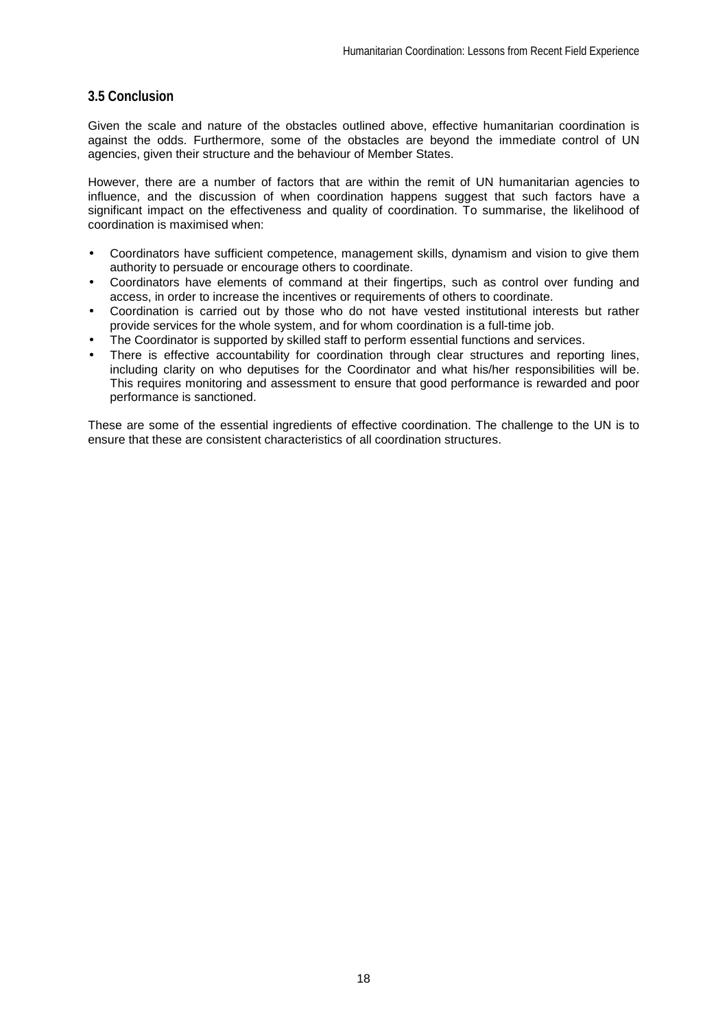### 3.5 Conclusion

Given the scale and nature of the obstacles outlined above, effective humanitarian coordination is against the odds. Furthermore, some of the obstacles are beyond the immediate control of UN agencies, given their structure and the behaviour of Member States.

However, there are a number of factors that are within the remit of UN humanitarian agencies to influence, and the discussion of when coordination happens suggest that such factors have a significant impact on the effectiveness and quality of coordination. To summarise, the likelihood of coordination is maximised when:

- Coordinators have sufficient competence, management skills, dynamism and vision to give them authority to persuade or encourage others to coordinate.
- Coordinators have elements of command at their fingertips, such as control over funding and access, in order to increase the incentives or requirements of others to coordinate.
- Coordination is carried out by those who do not have vested institutional interests but rather provide services for the whole system, and for whom coordination is a full-time job.
- The Coordinator is supported by skilled staff to perform essential functions and services.
- There is effective accountability for coordination through clear structures and reporting lines, including clarity on who deputises for the Coordinator and what his/her responsibilities will be. This requires monitoring and assessment to ensure that good performance is rewarded and poor performance is sanctioned.

These are some of the essential ingredients of effective coordination. The challenge to the UN is to ensure that these are consistent characteristics of all coordination structures.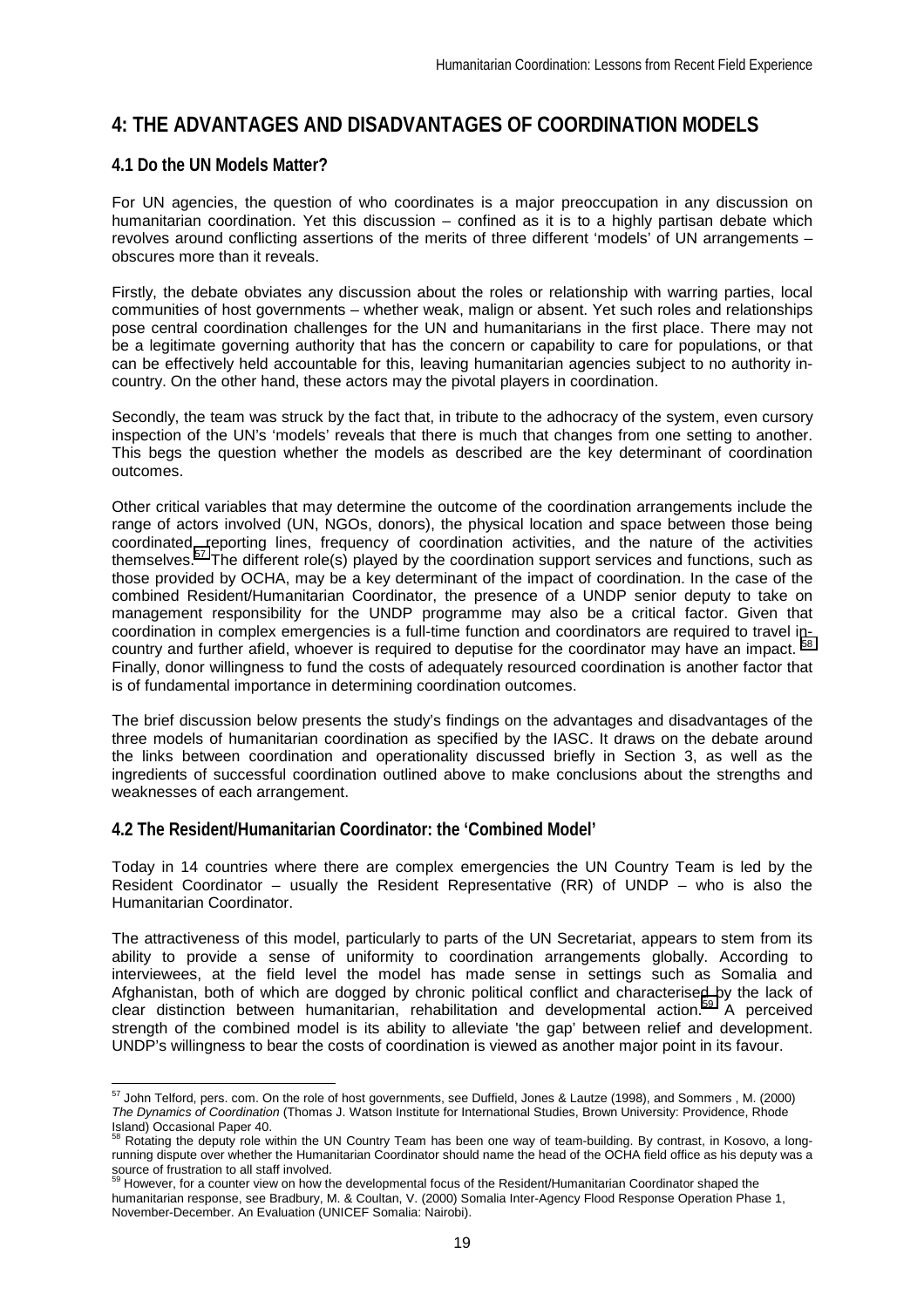## 4: THE ADVANTAGES AND DISADVANTAGES OF COORDINATION MODELS

### 4.1 Do the UN Models Matter?

For UN agencies, the question of who coordinates is a major preoccupation in any discussion on humanitarian coordination. Yet this discussion – confined as it is to a highly partisan debate which revolves around conflicting assertions of the merits of three different 'models' of UN arrangements – obscures more than it reveals.

Firstly, the debate obviates any discussion about the roles or relationship with warring parties, local communities of host governments – whether weak, malign or absent. Yet such roles and relationships pose central coordination challenges for the UN and humanitarians in the first place. There may not be a legitimate governing authority that has the concern or capability to care for populations, or that can be effectively held accountable for this, leaving humanitarian agencies subject to no authority in-country. On the other hand, these actors may the pivotal players in coordination.

Secondly, the team was struck by the fact that, in tribute to the adhocracy of the system, even cursory inspection of the UN's 'models' reveals that there is much that changes from one setting to another. This begs the question whether the models as described are the key determinant of coordination outcomes.

Other critical variables that may determine the outcome of the coordination arrangements include the range of actors involved (UN, NGOs, donors), the physical location and space between those being coordinated, reporting lines, frequency of coordination activities, and the nature of the activities themselves.[57] The different role(s) played by the coordination support services and functions, such as those provided by OCHA, may be a key determinant of the impact of coordination. In the case of the combined Resident/Humanitarian Coordinator, the presence of a UNDP senior deputy to take on management responsibility for the UNDP programme may also be a critical factor. Given that coordination in complex emergencies is a full-time function and coordinators are required to travel in-country and further afield, whoever is required to deputise for the coordinator may have an impact. [58] Finally, donor willingness to fund the costs of adequately resourced coordination is another factor that is of fundamental importance in determining coordination outcomes.

The brief discussion below presents the study's findings on the advantages and disadvantages of the three models of humanitarian coordination as specified by the IASC. It draws on the debate around the links between coordination and operationality discussed briefly in Section 3, as well as the ingredients of successful coordination outlined above to make conclusions about the strengths and weaknesses of each arrangement.

### 4.2 The Resident/Humanitarian Coordinator: the 'Combined Model'

Today in 14 countries where there are complex emergencies the UN Country Team is led by the Resident Coordinator – usually the Resident Representative (RR) of UNDP – who is also the Humanitarian Coordinator.

The attractiveness of this model, particularly to parts of the UN Secretariat, appears to stem from its ability to provide a sense of uniformity to coordination arrangements globally. According to interviewees, at the field level the model has made sense in settings such as Somalia and Afghanistan, both of which are dogged by chronic political conflict and characterised by the lack of clear distinction between humanitarian, rehabilitation and developmental action.[59] A perceived strength of the combined model is its ability to alleviate 'the gap' between relief and development. UNDP's willingness to bear the costs of coordination is viewed as another major point in its favour.

---

[57] John Telford, pers. com. On the role of host governments, see Duffield, Jones & Lautze (1998), and Sommers , M. (2000) *The Dynamics of Coordination* (Thomas J. Watson Institute for International Studies, Brown University: Providence, Rhode Island) Occasional Paper 40.

[58] Rotating the deputy role within the UN Country Team has been one way of team-building. By contrast, in Kosovo, a long-running dispute over whether the Humanitarian Coordinator should name the head of the OCHA field office as his deputy was a source of frustration to all staff involved.

[59] However, for a counter view on how the developmental focus of the Resident/Humanitarian Coordinator shaped the humanitarian response, see Bradbury, M. & Coultan, V. (2000) Somalia Inter-Agency Flood Response Operation Phase 1, November-December. An Evaluation (UNICEF Somalia: Nairobi).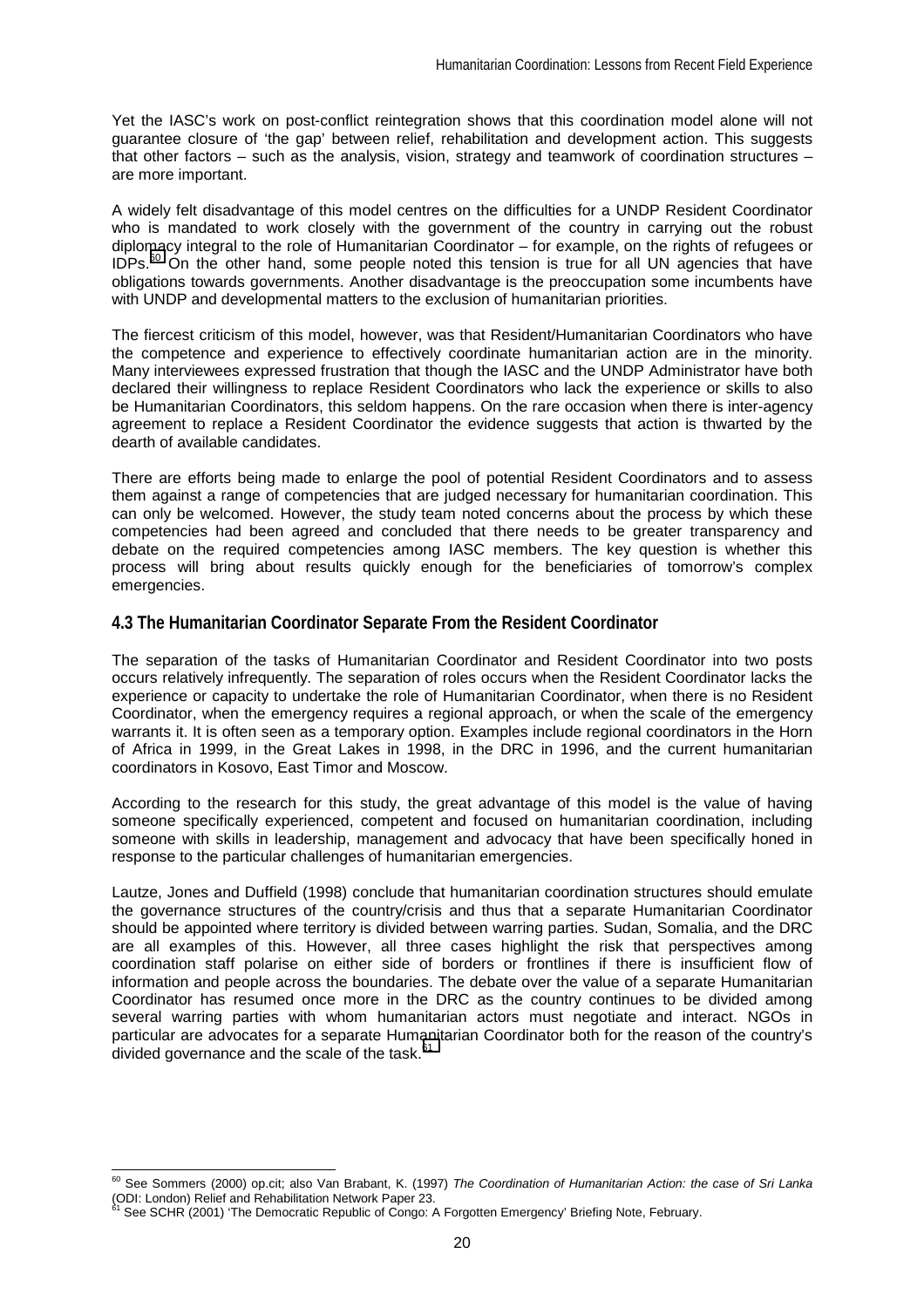Yet the IASC's work on post-conflict reintegration shows that this coordination model alone will not guarantee closure of 'the gap' between relief, rehabilitation and development action. This suggests that other factors – such as the analysis, vision, strategy and teamwork of coordination structures – are more important.

A widely felt disadvantage of this model centres on the difficulties for a UNDP Resident Coordinator who is mandated to work closely with the government of the country in carrying out the robust diplomacy integral to the role of Humanitarian Coordinator – for example, on the rights of refugees or IDPs.[60] On the other hand, some people noted this tension is true for all UN agencies that have obligations towards governments. Another disadvantage is the preoccupation some incumbents have with UNDP and developmental matters to the exclusion of humanitarian priorities.

The fiercest criticism of this model, however, was that Resident/Humanitarian Coordinators who have the competence and experience to effectively coordinate humanitarian action are in the minority. Many interviewees expressed frustration that though the IASC and the UNDP Administrator have both declared their willingness to replace Resident Coordinators who lack the experience or skills to also be Humanitarian Coordinators, this seldom happens. On the rare occasion when there is inter-agency agreement to replace a Resident Coordinator the evidence suggests that action is thwarted by the dearth of available candidates.

There are efforts being made to enlarge the pool of potential Resident Coordinators and to assess them against a range of competencies that are judged necessary for humanitarian coordination. This can only be welcomed. However, the study team noted concerns about the process by which these competencies had been agreed and concluded that there needs to be greater transparency and debate on the required competencies among IASC members. The key question is whether this process will bring about results quickly enough for the beneficiaries of tomorrow's complex emergencies.

## 4.3 The Humanitarian Coordinator Separate From the Resident Coordinator

The separation of the tasks of Humanitarian Coordinator and Resident Coordinator into two posts occurs relatively infrequently. The separation of roles occurs when the Resident Coordinator lacks the experience or capacity to undertake the role of Humanitarian Coordinator, when there is no Resident Coordinator, when the emergency requires a regional approach, or when the scale of the emergency warrants it. It is often seen as a temporary option. Examples include regional coordinators in the Horn of Africa in 1999, in the Great Lakes in 1998, in the DRC in 1996, and the current humanitarian coordinators in Kosovo, East Timor and Moscow.

According to the research for this study, the great advantage of this model is the value of having someone specifically experienced, competent and focused on humanitarian coordination, including someone with skills in leadership, management and advocacy that have been specifically honed in response to the particular challenges of humanitarian emergencies.

Lautze, Jones and Duffield (1998) conclude that humanitarian coordination structures should emulate the governance structures of the country/crisis and thus that a separate Humanitarian Coordinator should be appointed where territory is divided between warring parties. Sudan, Somalia, and the DRC are all examples of this. However, all three cases highlight the risk that perspectives among coordination staff polarise on either side of borders or frontlines if there is insufficient flow of information and people across the boundaries. The debate over the value of a separate Humanitarian Coordinator has resumed once more in the DRC as the country continues to be divided among several warring parties with whom humanitarian actors must negotiate and interact. NGOs in particular are advocates for a separate Humanitarian Coordinator both for the reason of the country's divided governance and the scale of the task.[61]

---

[60] See Sommers (2000) op.cit; also Van Brabant, K. (1997) *The Coordination of Humanitarian Action: the case of Sri Lanka* (ODI: London) Relief and Rehabilitation Network Paper 23.

[61] See SCHR (2001) 'The Democratic Republic of Congo: A Forgotten Emergency' Briefing Note, February.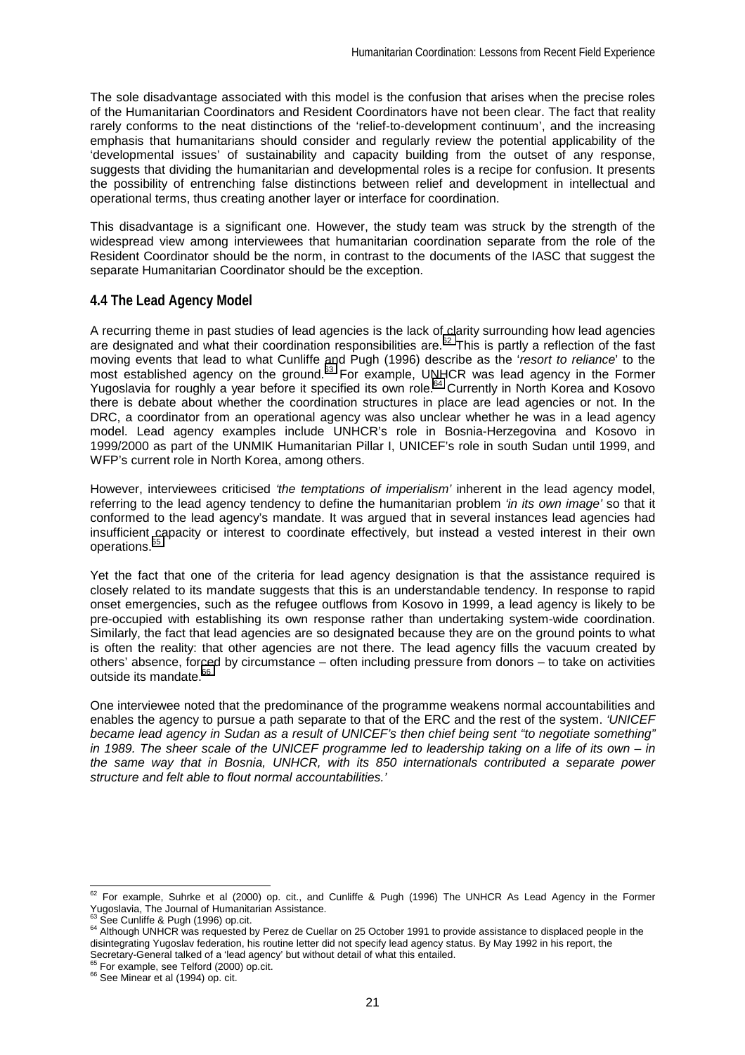The sole disadvantage associated with this model is the confusion that arises when the precise roles of the Humanitarian Coordinators and Resident Coordinators have not been clear. The fact that reality rarely conforms to the neat distinctions of the 'relief-to-development continuum', and the increasing emphasis that humanitarians should consider and regularly review the potential applicability of the 'developmental issues' of sustainability and capacity building from the outset of any response, suggests that dividing the humanitarian and developmental roles is a recipe for confusion. It presents the possibility of entrenching false distinctions between relief and development in intellectual and operational terms, thus creating another layer or interface for coordination.

This disadvantage is a significant one. However, the study team was struck by the strength of the widespread view among interviewees that humanitarian coordination separate from the role of the Resident Coordinator should be the norm, in contrast to the documents of the IASC that suggest the separate Humanitarian Coordinator should be the exception.

### 4.4 The Lead Agency Model

A recurring theme in past studies of lead agencies is the lack of clarity surrounding how lead agencies are designated and what their coordination responsibilities are.[62] This is partly a reflection of the fast moving events that lead to what Cunliffe and Pugh (1996) describe as the '*resort to reliance*' to the most established agency on the ground.[63] For example, UNHCR was lead agency in the Former Yugoslavia for roughly a year before it specified its own role.[64] Currently in North Korea and Kosovo there is debate about whether the coordination structures in place are lead agencies or not. In the DRC, a coordinator from an operational agency was also unclear whether he was in a lead agency model. Lead agency examples include UNHCR's role in Bosnia-Herzegovina and Kosovo in 1999/2000 as part of the UNMIK Humanitarian Pillar I, UNICEF's role in south Sudan until 1999, and WFP's current role in North Korea, among others.

However, interviewees criticised *'the temptations of imperialism'* inherent in the lead agency model, referring to the lead agency tendency to define the humanitarian problem *'in its own image'* so that it conformed to the lead agency's mandate. It was argued that in several instances lead agencies had insufficient capacity or interest to coordinate effectively, but instead a vested interest in their own operations.[65]

Yet the fact that one of the criteria for lead agency designation is that the assistance required is closely related to its mandate suggests that this is an understandable tendency. In response to rapid onset emergencies, such as the refugee outflows from Kosovo in 1999, a lead agency is likely to be pre-occupied with establishing its own response rather than undertaking system-wide coordination. Similarly, the fact that lead agencies are so designated because they are on the ground points to what is often the reality: that other agencies are not there. The lead agency fills the vacuum created by others' absence, forced by circumstance – often including pressure from donors – to take on activities outside its mandate.[66]

One interviewee noted that the predominance of the programme weakens normal accountabilities and enables the agency to pursue a path separate to that of the ERC and the rest of the system. *'UNICEF became lead agency in Sudan as a result of UNICEF's then chief being sent "to negotiate something" in 1989. The sheer scale of the UNICEF programme led to leadership taking on a life of its own – in the same way that in Bosnia, UNHCR, with its 850 internationals contributed a separate power structure and felt able to flout normal accountabilities.'*

---

[62] For example, Suhrke et al (2000) op. cit., and Cunliffe & Pugh (1996) The UNHCR As Lead Agency in the Former Yugoslavia, The Journal of Humanitarian Assistance.

[63] See Cunliffe & Pugh (1996) op.cit.

[64] Although UNHCR was requested by Perez de Cuellar on 25 October 1991 to provide assistance to displaced people in the disintegrating Yugoslav federation, his routine letter did not specify lead agency status. By May 1992 in his report, the Secretary-General talked of a 'lead agency' but without detail of what this entailed.

[65] For example, see Telford (2000) op.cit.

[66] See Minear et al (1994) op. cit.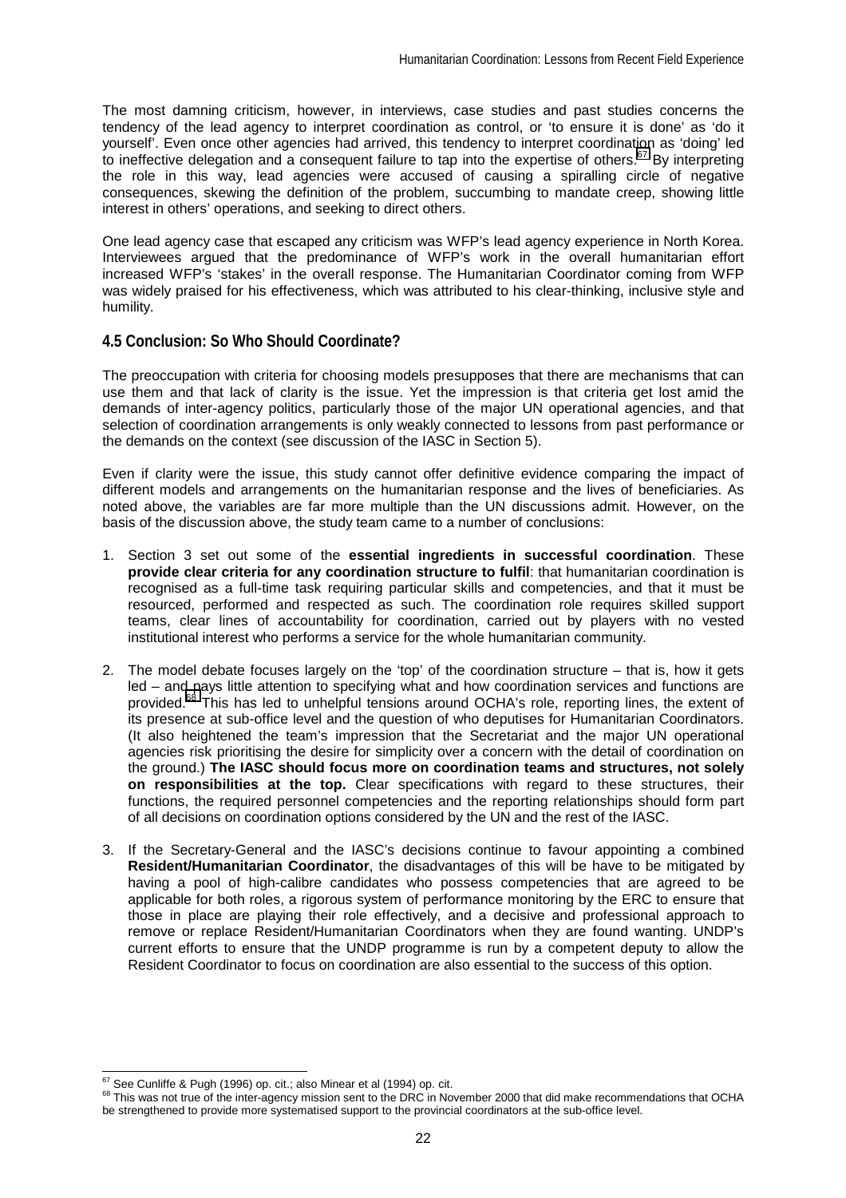The most damning criticism, however, in interviews, case studies and past studies concerns the tendency of the lead agency to interpret coordination as control, or 'to ensure it is done' as 'do it yourself'. Even once other agencies had arrived, this tendency to interpret coordination as 'doing' led to ineffective delegation and a consequent failure to tap into the expertise of others.[67] By interpreting the role in this way, lead agencies were accused of causing a spiralling circle of negative consequences, skewing the definition of the problem, succumbing to mandate creep, showing little interest in others' operations, and seeking to direct others.

One lead agency case that escaped any criticism was WFP's lead agency experience in North Korea. Interviewees argued that the predominance of WFP's work in the overall humanitarian effort increased WFP's 'stakes' in the overall response. The Humanitarian Coordinator coming from WFP was widely praised for his effectiveness, which was attributed to his clear-thinking, inclusive style and humility.

## 4.5 Conclusion: So Who Should Coordinate?

The preoccupation with criteria for choosing models presupposes that there are mechanisms that can use them and that lack of clarity is the issue. Yet the impression is that criteria get lost amid the demands of inter-agency politics, particularly those of the major UN operational agencies, and that selection of coordination arrangements is only weakly connected to lessons from past performance or the demands on the context (see discussion of the IASC in Section 5).

Even if clarity were the issue, this study cannot offer definitive evidence comparing the impact of different models and arrangements on the humanitarian response and the lives of beneficiaries. As noted above, the variables are far more multiple than the UN discussions admit. However, on the basis of the discussion above, the study team came to a number of conclusions:

1. Section 3 set out some of the **essential ingredients in successful coordination**. These **provide clear criteria for any coordination structure to fulfil**: that humanitarian coordination is recognised as a full-time task requiring particular skills and competencies, and that it must be resourced, performed and respected as such. The coordination role requires skilled support teams, clear lines of accountability for coordination, carried out by players with no vested institutional interest who performs a service for the whole humanitarian community.

2. The model debate focuses largely on the 'top' of the coordination structure – that is, how it gets led – and pays little attention to specifying what and how coordination services and functions are provided.[68] This has led to unhelpful tensions around OCHA's role, reporting lines, the extent of its presence at sub-office level and the question of who deputises for Humanitarian Coordinators. (It also heightened the team's impression that the Secretariat and the major UN operational agencies risk prioritising the desire for simplicity over a concern with the detail of coordination on the ground.) **The IASC should focus more on coordination teams and structures, not solely on responsibilities at the top.** Clear specifications with regard to these structures, their functions, the required personnel competencies and the reporting relationships should form part of all decisions on coordination options considered by the UN and the rest of the IASC.

3. If the Secretary-General and the IASC's decisions continue to favour appointing a combined **Resident/Humanitarian Coordinator**, the disadvantages of this will be have to be mitigated by having a pool of high-calibre candidates who possess competencies that are agreed to be applicable for both roles, a rigorous system of performance monitoring by the ERC to ensure that those in place are playing their role effectively, and a decisive and professional approach to remove or replace Resident/Humanitarian Coordinators when they are found wanting. UNDP's current efforts to ensure that the UNDP programme is run by a competent deputy to allow the Resident Coordinator to focus on coordination are also essential to the success of this option.

---

[67] See Cunliffe & Pugh (1996) op. cit.; also Minear et al (1994) op. cit.

[68] This was not true of the inter-agency mission sent to the DRC in November 2000 that did make recommendations that OCHA be strengthened to provide more systematised support to the provincial coordinators at the sub-office level.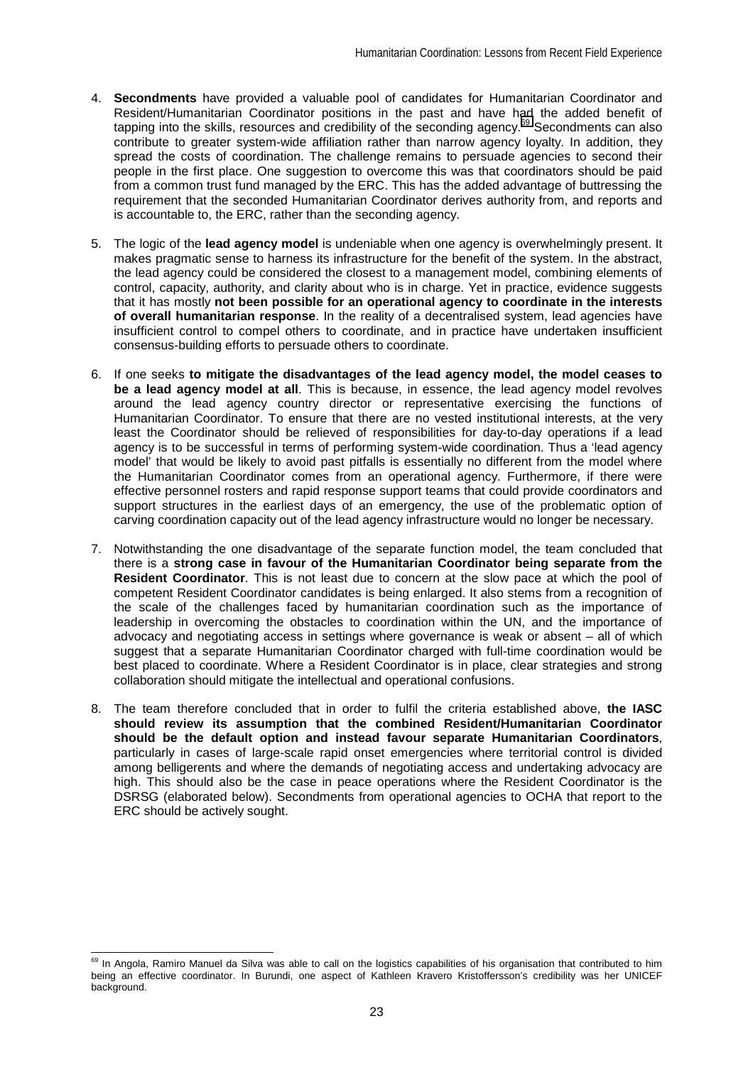4. **Secondments** have provided a valuable pool of candidates for Humanitarian Coordinator and Resident/Humanitarian Coordinator positions in the past and have had the added benefit of tapping into the skills, resources and credibility of the seconding agency.[69] Secondments can also contribute to greater system-wide affiliation rather than narrow agency loyalty. In addition, they spread the costs of coordination. The challenge remains to persuade agencies to second their people in the first place. One suggestion to overcome this was that coordinators should be paid from a common trust fund managed by the ERC. This has the added advantage of buttressing the requirement that the seconded Humanitarian Coordinator derives authority from, and reports and is accountable to, the ERC, rather than the seconding agency.

5. The logic of the **lead agency model** is undeniable when one agency is overwhelmingly present. It makes pragmatic sense to harness its infrastructure for the benefit of the system. In the abstract, the lead agency could be considered the closest to a management model, combining elements of control, capacity, authority, and clarity about who is in charge. Yet in practice, evidence suggests that it has mostly **not been possible for an operational agency to coordinate in the interests of overall humanitarian response**. In the reality of a decentralised system, lead agencies have insufficient control to compel others to coordinate, and in practice have undertaken insufficient consensus-building efforts to persuade others to coordinate.

6. If one seeks **to mitigate the disadvantages of the lead agency model, the model ceases to be a lead agency model at all**. This is because, in essence, the lead agency model revolves around the lead agency country director or representative exercising the functions of Humanitarian Coordinator. To ensure that there are no vested institutional interests, at the very least the Coordinator should be relieved of responsibilities for day-to-day operations if a lead agency is to be successful in terms of performing system-wide coordination. Thus a 'lead agency model' that would be likely to avoid past pitfalls is essentially no different from the model where the Humanitarian Coordinator comes from an operational agency. Furthermore, if there were effective personnel rosters and rapid response support teams that could provide coordinators and support structures in the earliest days of an emergency, the use of the problematic option of carving coordination capacity out of the lead agency infrastructure would no longer be necessary.

7. Notwithstanding the one disadvantage of the separate function model, the team concluded that there is a **strong case in favour of the Humanitarian Coordinator being separate from the Resident Coordinator**. This is not least due to concern at the slow pace at which the pool of competent Resident Coordinator candidates is being enlarged. It also stems from a recognition of the scale of the challenges faced by humanitarian coordination such as the importance of leadership in overcoming the obstacles to coordination within the UN, and the importance of advocacy and negotiating access in settings where governance is weak or absent – all of which suggest that a separate Humanitarian Coordinator charged with full-time coordination would be best placed to coordinate. Where a Resident Coordinator is in place, clear strategies and strong collaboration should mitigate the intellectual and operational confusions.

8. The team therefore concluded that in order to fulfil the criteria established above, **the IASC should review its assumption that the combined Resident/Humanitarian Coordinator should be the default option and instead favour separate Humanitarian Coordinators**, particularly in cases of large-scale rapid onset emergencies where territorial control is divided among belligerents and where the demands of negotiating access and undertaking advocacy are high. This should also be the case in peace operations where the Resident Coordinator is the DSRSG (elaborated below). Secondments from operational agencies to OCHA that report to the ERC should be actively sought.

---

[69] In Angola, Ramiro Manuel da Silva was able to call on the logistics capabilities of his organisation that contributed to him being an effective coordinator. In Burundi, one aspect of Kathleen Kravero Kristoffersson's credibility was her UNICEF background.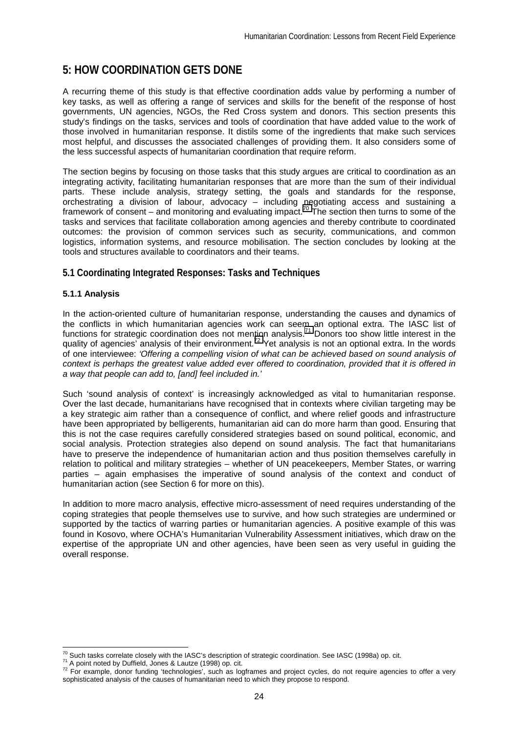# 5: HOW COORDINATION GETS DONE

A recurring theme of this study is that effective coordination adds value by performing a number of key tasks, as well as offering a range of services and skills for the benefit of the response of host governments, UN agencies, NGOs, the Red Cross system and donors. This section presents this study's findings on the tasks, services and tools of coordination that have added value to the work of those involved in humanitarian response. It distils some of the ingredients that make such services most helpful, and discusses the associated challenges of providing them. It also considers some of the less successful aspects of humanitarian coordination that require reform.

The section begins by focusing on those tasks that this study argues are critical to coordination as an integrating activity, facilitating humanitarian responses that are more than the sum of their individual parts. These include analysis, strategy setting, the goals and standards for the response, orchestrating a division of labour, advocacy – including negotiating access and sustaining a framework of consent – and monitoring and evaluating impact.[70] The section then turns to some of the tasks and services that facilitate collaboration among agencies and thereby contribute to coordinated outcomes: the provision of common services such as security, communications, and common logistics, information systems, and resource mobilisation. The section concludes by looking at the tools and structures available to coordinators and their teams.

## 5.1 Coordinating Integrated Responses: Tasks and Techniques

### 5.1.1 Analysis

In the action-oriented culture of humanitarian response, understanding the causes and dynamics of the conflicts in which humanitarian agencies work can seem an optional extra. The IASC list of functions for strategic coordination does not mention analysis.[71] Donors too show little interest in the quality of agencies' analysis of their environment.[72] Yet analysis is not an optional extra. In the words of one interviewee: *'Offering a compelling vision of what can be achieved based on sound analysis of context is perhaps the greatest value added ever offered to coordination, provided that it is offered in a way that people can add to, [and] feel included in.'*

Such 'sound analysis of context' is increasingly acknowledged as vital to humanitarian response. Over the last decade, humanitarians have recognised that in contexts where civilian targeting may be a key strategic aim rather than a consequence of conflict, and where relief goods and infrastructure have been appropriated by belligerents, humanitarian aid can do more harm than good. Ensuring that this is not the case requires carefully considered strategies based on sound political, economic, and social analysis. Protection strategies also depend on sound analysis. The fact that humanitarians have to preserve the independence of humanitarian action and thus position themselves carefully in relation to political and military strategies – whether of UN peacekeepers, Member States, or warring parties – again emphasises the imperative of sound analysis of the context and conduct of humanitarian action (see Section 6 for more on this).

In addition to more macro analysis, effective micro-assessment of need requires understanding of the coping strategies that people themselves use to survive, and how such strategies are undermined or supported by the tactics of warring parties or humanitarian agencies. A positive example of this was found in Kosovo, where OCHA's Humanitarian Vulnerability Assessment initiatives, which draw on the expertise of the appropriate UN and other agencies, have been seen as very useful in guiding the overall response.

---

[70] Such tasks correlate closely with the IASC's description of strategic coordination. See IASC (1998a) op. cit.

[71] A point noted by Duffield, Jones & Lautze (1998) op. cit.

[72] For example, donor funding 'technologies', such as logframes and project cycles, do not require agencies to offer a very sophisticated analysis of the causes of humanitarian need to which they propose to respond.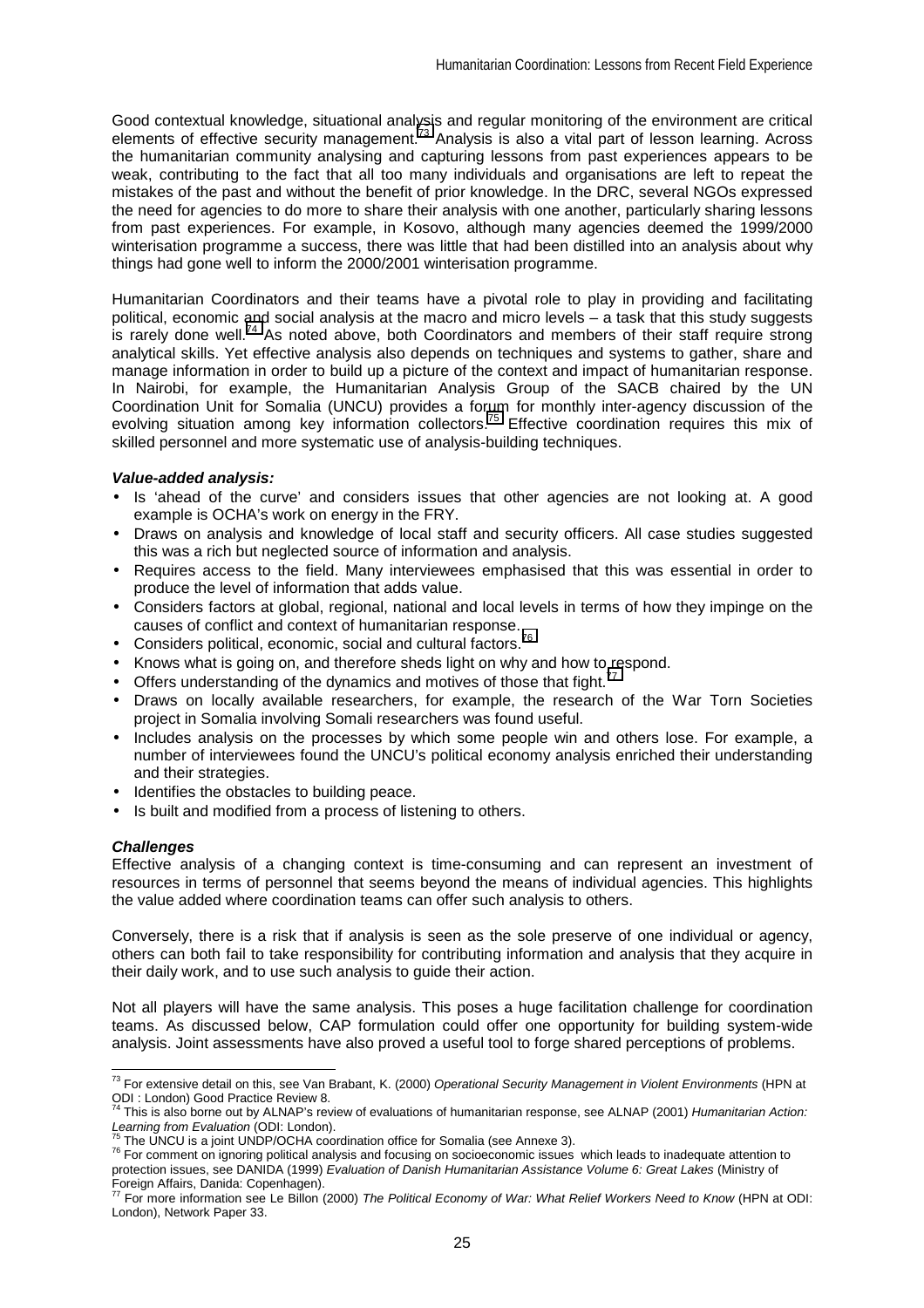Good contextual knowledge, situational analysis and regular monitoring of the environment are critical elements of effective security management.[73] Analysis is also a vital part of lesson learning. Across the humanitarian community analysing and capturing lessons from past experiences appears to be weak, contributing to the fact that all too many individuals and organisations are left to repeat the mistakes of the past and without the benefit of prior knowledge. In the DRC, several NGOs expressed the need for agencies to do more to share their analysis with one another, particularly sharing lessons from past experiences. For example, in Kosovo, although many agencies deemed the 1999/2000 winterisation programme a success, there was little that had been distilled into an analysis about why things had gone well to inform the 2000/2001 winterisation programme.

Humanitarian Coordinators and their teams have a pivotal role to play in providing and facilitating political, economic and social analysis at the macro and micro levels – a task that this study suggests is rarely done well.[74] As noted above, both Coordinators and members of their staff require strong analytical skills. Yet effective analysis also depends on techniques and systems to gather, share and manage information in order to build up a picture of the context and impact of humanitarian response. In Nairobi, for example, the Humanitarian Analysis Group of the SACB chaired by the UN Coordination Unit for Somalia (UNCU) provides a forum for monthly inter-agency discussion of the evolving situation among key information collectors.[75] Effective coordination requires this mix of skilled personnel and more systematic use of analysis-building techniques.

***Value-added analysis:***

- Is 'ahead of the curve' and considers issues that other agencies are not looking at. A good example is OCHA's work on energy in the FRY.
- Draws on analysis and knowledge of local staff and security officers. All case studies suggested this was a rich but neglected source of information and analysis.
- Requires access to the field. Many interviewees emphasised that this was essential in order to produce the level of information that adds value.
- Considers factors at global, regional, national and local levels in terms of how they impinge on the causes of conflict and context of humanitarian response.
- Considers political, economic, social and cultural factors.[76]
- Knows what is going on, and therefore sheds light on why and how to respond.
- Offers understanding of the dynamics and motives of those that fight.[77]
- Draws on locally available researchers, for example, the research of the War Torn Societies project in Somalia involving Somali researchers was found useful.
- Includes analysis on the processes by which some people win and others lose. For example, a number of interviewees found the UNCU's political economy analysis enriched their understanding and their strategies.
- Identifies the obstacles to building peace.
- Is built and modified from a process of listening to others.

***Challenges***

Effective analysis of a changing context is time-consuming and can represent an investment of resources in terms of personnel that seems beyond the means of individual agencies. This highlights the value added where coordination teams can offer such analysis to others.

Conversely, there is a risk that if analysis is seen as the sole preserve of one individual or agency, others can both fail to take responsibility for contributing information and analysis that they acquire in their daily work, and to use such analysis to guide their action.

Not all players will have the same analysis. This poses a huge facilitation challenge for coordination teams. As discussed below, CAP formulation could offer one opportunity for building system-wide analysis. Joint assessments have also proved a useful tool to forge shared perceptions of problems.

---

[73] For extensive detail on this, see Van Brabant, K. (2000) *Operational Security Management in Violent Environments* (HPN at ODI : London) Good Practice Review 8.

[74] This is also borne out by ALNAP's review of evaluations of humanitarian response, see ALNAP (2001) *Humanitarian Action: Learning from Evaluation* (ODI: London).

[75] The UNCU is a joint UNDP/OCHA coordination office for Somalia (see Annexe 3).

[76] For comment on ignoring political analysis and focusing on socioeconomic issues which leads to inadequate attention to protection issues, see DANIDA (1999) *Evaluation of Danish Humanitarian Assistance Volume 6: Great Lakes* (Ministry of Foreign Affairs, Danida: Copenhagen).

[77] For more information see Le Billon (2000) *The Political Economy of War: What Relief Workers Need to Know* (HPN at ODI: London), Network Paper 33.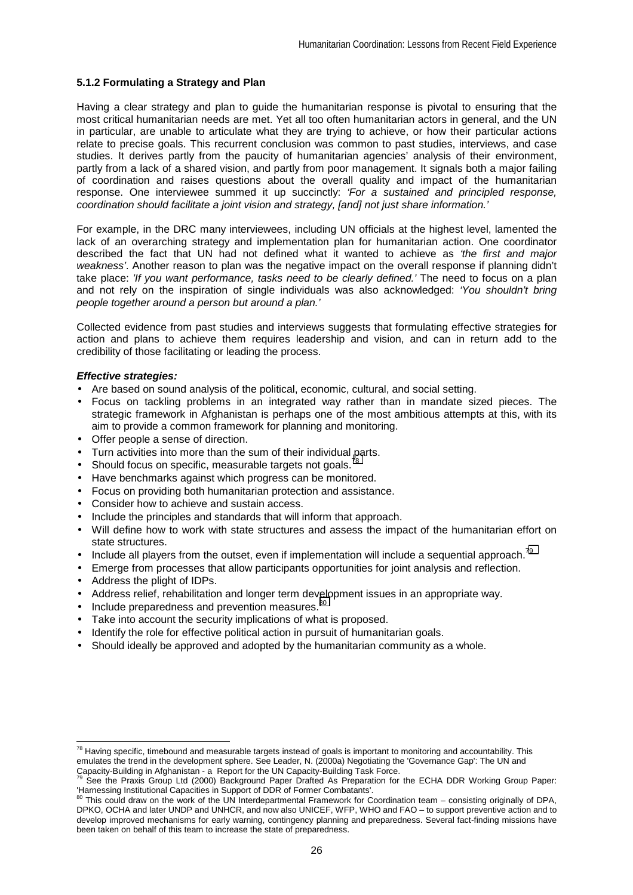### 5.1.2 Formulating a Strategy and Plan

Having a clear strategy and plan to guide the humanitarian response is pivotal to ensuring that the most critical humanitarian needs are met. Yet all too often humanitarian actors in general, and the UN in particular, are unable to articulate what they are trying to achieve, or how their particular actions relate to precise goals. This recurrent conclusion was common to past studies, interviews, and case studies. It derives partly from the paucity of humanitarian agencies' analysis of their environment, partly from a lack of a shared vision, and partly from poor management. It signals both a major failing of coordination and raises questions about the overall quality and impact of the humanitarian response. One interviewee summed it up succinctly: *'For a sustained and principled response, coordination should facilitate a joint vision and strategy, [and] not just share information.'*

For example, in the DRC many interviewees, including UN officials at the highest level, lamented the lack of an overarching strategy and implementation plan for humanitarian action. One coordinator described the fact that UN had not defined what it wanted to achieve as *'the first and major weakness'*. Another reason to plan was the negative impact on the overall response if planning didn't take place: *'If you want performance, tasks need to be clearly defined.'* The need to focus on a plan and not rely on the inspiration of single individuals was also acknowledged: *'You shouldn't bring people together around a person but around a plan.'*

Collected evidence from past studies and interviews suggests that formulating effective strategies for action and plans to achieve them requires leadership and vision, and can in return add to the credibility of those facilitating or leading the process.

***Effective strategies:***

- Are based on sound analysis of the political, economic, cultural, and social setting.
- Focus on tackling problems in an integrated way rather than in mandate sized pieces. The strategic framework in Afghanistan is perhaps one of the most ambitious attempts at this, with its aim to provide a common framework for planning and monitoring.
- Offer people a sense of direction.
- Turn activities into more than the sum of their individual parts.
- Should focus on specific, measurable targets not goals.[78]
- Have benchmarks against which progress can be monitored.
- Focus on providing both humanitarian protection and assistance.
- Consider how to achieve and sustain access.
- Include the principles and standards that will inform that approach.
- Will define how to work with state structures and assess the impact of the humanitarian effort on state structures.
- Include all players from the outset, even if implementation will include a sequential approach.[79]
- Emerge from processes that allow participants opportunities for joint analysis and reflection.
- Address the plight of IDPs.
- Address relief, rehabilitation and longer term development issues in an appropriate way.
- Include preparedness and prevention measures.[80]
- Take into account the security implications of what is proposed.
- Identify the role for effective political action in pursuit of humanitarian goals.
- Should ideally be approved and adopted by the humanitarian community as a whole.

---

[78] Having specific, timebound and measurable targets instead of goals is important to monitoring and accountability. This emulates the trend in the development sphere. See Leader, N. (2000a) Negotiating the 'Governance Gap': The UN and Capacity-Building in Afghanistan - a Report for the UN Capacity-Building Task Force.

[79] See the Praxis Group Ltd (2000) Background Paper Drafted As Preparation for the ECHA DDR Working Group Paper: 'Harnessing Institutional Capacities in Support of DDR of Former Combatants'.

[80] This could draw on the work of the UN Interdepartmental Framework for Coordination team – consisting originally of DPA, DPKO, OCHA and later UNDP and UNHCR, and now also UNICEF, WFP, WHO and FAO – to support preventive action and to develop improved mechanisms for early warning, contingency planning and preparedness. Several fact-finding missions have been taken on behalf of this team to increase the state of preparedness.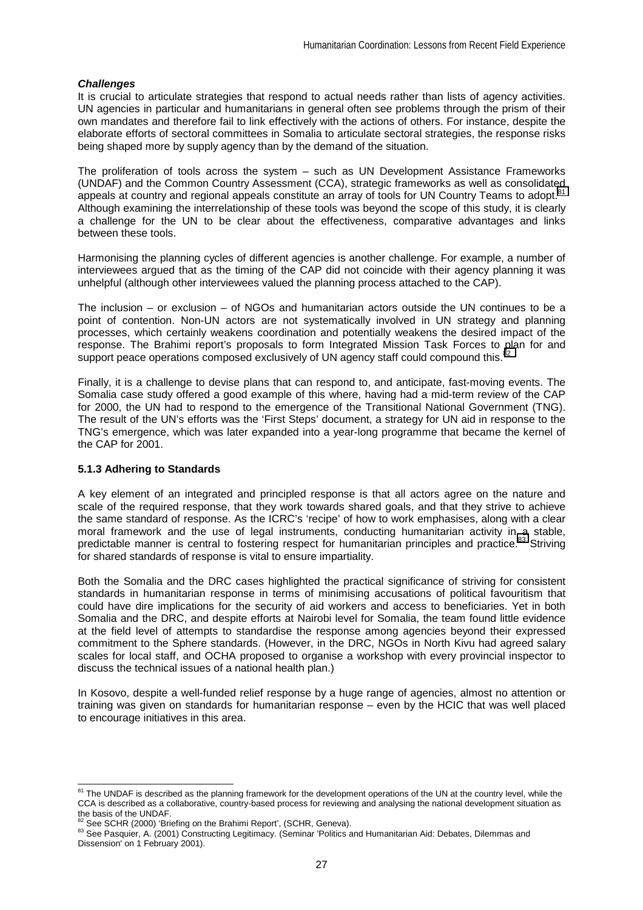***Challenges***

It is crucial to articulate strategies that respond to actual needs rather than lists of agency activities. UN agencies in particular and humanitarians in general often see problems through the prism of their own mandates and therefore fail to link effectively with the actions of others. For instance, despite the elaborate efforts of sectoral committees in Somalia to articulate sectoral strategies, the response risks being shaped more by supply agency than by the demand of the situation.

The proliferation of tools across the system – such as UN Development Assistance Frameworks (UNDAF) and the Common Country Assessment (CCA), strategic frameworks as well as consolidated appeals at country and regional appeals constitute an array of tools for UN Country Teams to adopt.[81] Although examining the interrelationship of these tools was beyond the scope of this study, it is clearly a challenge for the UN to be clear about the effectiveness, comparative advantages and links between these tools.

Harmonising the planning cycles of different agencies is another challenge. For example, a number of interviewees argued that as the timing of the CAP did not coincide with their agency planning it was unhelpful (although other interviewees valued the planning process attached to the CAP).

The inclusion – or exclusion – of NGOs and humanitarian actors outside the UN continues to be a point of contention. Non-UN actors are not systematically involved in UN strategy and planning processes, which certainly weakens coordination and potentially weakens the desired impact of the response. The Brahimi report's proposals to form Integrated Mission Task Forces to plan for and support peace operations composed exclusively of UN agency staff could compound this.[82]

Finally, it is a challenge to devise plans that can respond to, and anticipate, fast-moving events. The Somalia case study offered a good example of this where, having had a mid-term review of the CAP for 2000, the UN had to respond to the emergence of the Transitional National Government (TNG). The result of the UN's efforts was the 'First Steps' document, a strategy for UN aid in response to the TNG's emergence, which was later expanded into a year-long programme that became the kernel of the CAP for 2001.

### 5.1.3 Adhering to Standards

A key element of an integrated and principled response is that all actors agree on the nature and scale of the required response, that they work towards shared goals, and that they strive to achieve the same standard of response. As the ICRC's 'recipe' of how to work emphasises, along with a clear moral framework and the use of legal instruments, conducting humanitarian activity in a stable, predictable manner is central to fostering respect for humanitarian principles and practice.[83] Striving for shared standards of response is vital to ensure impartiality.

Both the Somalia and the DRC cases highlighted the practical significance of striving for consistent standards in humanitarian response in terms of minimising accusations of political favouritism that could have dire implications for the security of aid workers and access to beneficiaries. Yet in both Somalia and the DRC, and despite efforts at Nairobi level for Somalia, the team found little evidence at the field level of attempts to standardise the response among agencies beyond their expressed commitment to the Sphere standards. (However, in the DRC, NGOs in North Kivu had agreed salary scales for local staff, and OCHA proposed to organise a workshop with every provincial inspector to discuss the technical issues of a national health plan.)

In Kosovo, despite a well-funded relief response by a huge range of agencies, almost no attention or training was given on standards for humanitarian response – even by the HCIC that was well placed to encourage initiatives in this area.

---

[81] The UNDAF is described as the planning framework for the development operations of the UN at the country level, while the CCA is described as a collaborative, country-based process for reviewing and analysing the national development situation as the basis of the UNDAF.

[82] See SCHR (2000) 'Briefing on the Brahimi Report', (SCHR, Geneva).

[83] See Pasquier, A. (2001) Constructing Legitimacy. (Seminar 'Politics and Humanitarian Aid: Debates, Dilemmas and Dissension' on 1 February 2001).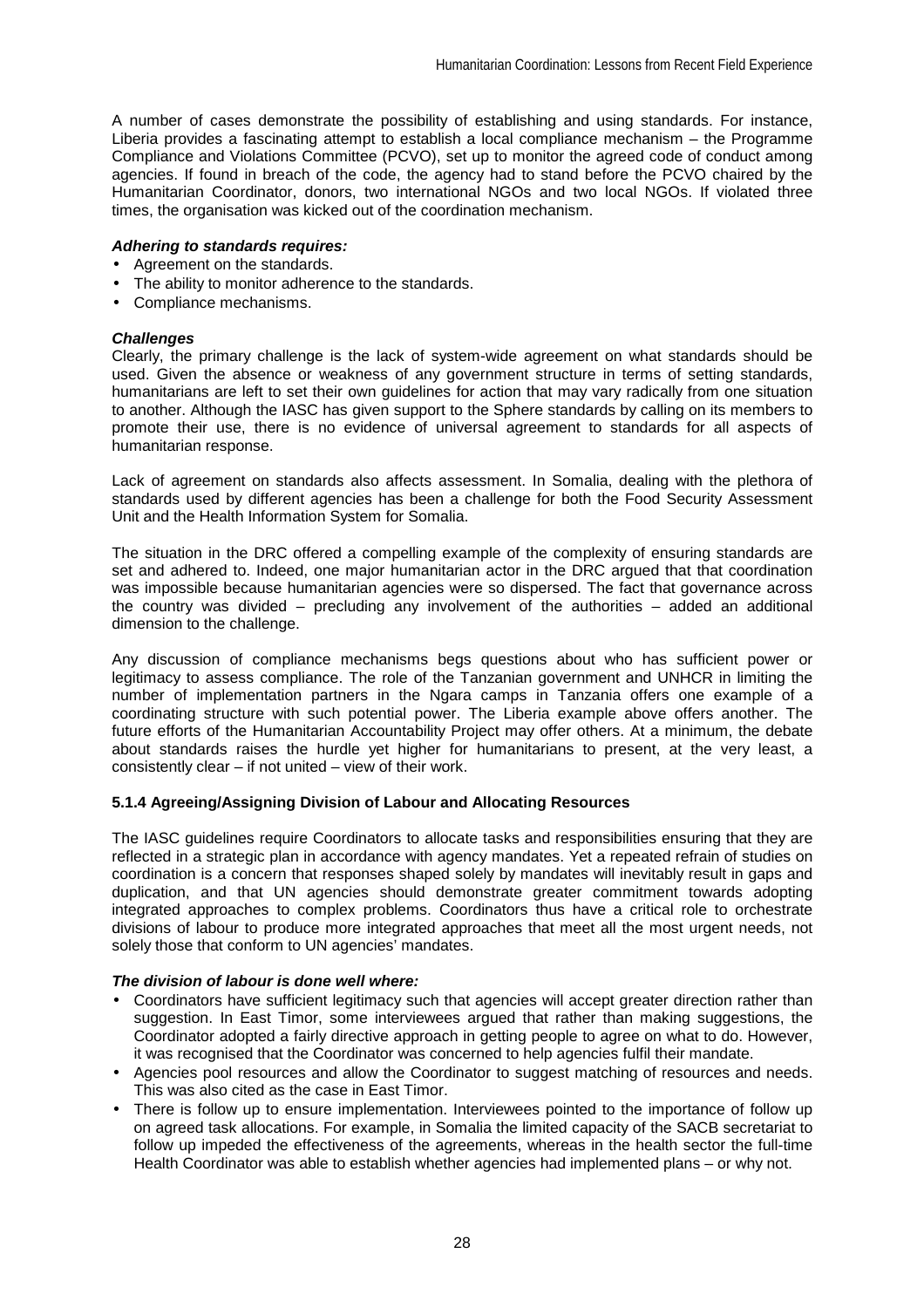A number of cases demonstrate the possibility of establishing and using standards. For instance, Liberia provides a fascinating attempt to establish a local compliance mechanism – the Programme Compliance and Violations Committee (PCVO), set up to monitor the agreed code of conduct among agencies. If found in breach of the code, the agency had to stand before the PCVO chaired by the Humanitarian Coordinator, donors, two international NGOs and two local NGOs. If violated three times, the organisation was kicked out of the coordination mechanism.

***Adhering to standards requires:***

- Agreement on the standards.
- The ability to monitor adherence to the standards.
- Compliance mechanisms.

***Challenges***

Clearly, the primary challenge is the lack of system-wide agreement on what standards should be used. Given the absence or weakness of any government structure in terms of setting standards, humanitarians are left to set their own guidelines for action that may vary radically from one situation to another. Although the IASC has given support to the Sphere standards by calling on its members to promote their use, there is no evidence of universal agreement to standards for all aspects of humanitarian response.

Lack of agreement on standards also affects assessment. In Somalia, dealing with the plethora of standards used by different agencies has been a challenge for both the Food Security Assessment Unit and the Health Information System for Somalia.

The situation in the DRC offered a compelling example of the complexity of ensuring standards are set and adhered to. Indeed, one major humanitarian actor in the DRC argued that that coordination was impossible because humanitarian agencies were so dispersed. The fact that governance across the country was divided – precluding any involvement of the authorities – added an additional dimension to the challenge.

Any discussion of compliance mechanisms begs questions about who has sufficient power or legitimacy to assess compliance. The role of the Tanzanian government and UNHCR in limiting the number of implementation partners in the Ngara camps in Tanzania offers one example of a coordinating structure with such potential power. The Liberia example above offers another. The future efforts of the Humanitarian Accountability Project may offer others. At a minimum, the debate about standards raises the hurdle yet higher for humanitarians to present, at the very least, a consistently clear – if not united – view of their work.

#### 5.1.4 Agreeing/Assigning Division of Labour and Allocating Resources

The IASC guidelines require Coordinators to allocate tasks and responsibilities ensuring that they are reflected in a strategic plan in accordance with agency mandates. Yet a repeated refrain of studies on coordination is a concern that responses shaped solely by mandates will inevitably result in gaps and duplication, and that UN agencies should demonstrate greater commitment towards adopting integrated approaches to complex problems. Coordinators thus have a critical role to orchestrate divisions of labour to produce more integrated approaches that meet all the most urgent needs, not solely those that conform to UN agencies' mandates.

***The division of labour is done well where:***

- Coordinators have sufficient legitimacy such that agencies will accept greater direction rather than suggestion. In East Timor, some interviewees argued that rather than making suggestions, the Coordinator adopted a fairly directive approach in getting people to agree on what to do. However, it was recognised that the Coordinator was concerned to help agencies fulfil their mandate.
- Agencies pool resources and allow the Coordinator to suggest matching of resources and needs. This was also cited as the case in East Timor.
- There is follow up to ensure implementation. Interviewees pointed to the importance of follow up on agreed task allocations. For example, in Somalia the limited capacity of the SACB secretariat to follow up impeded the effectiveness of the agreements, whereas in the health sector the full-time Health Coordinator was able to establish whether agencies had implemented plans – or why not.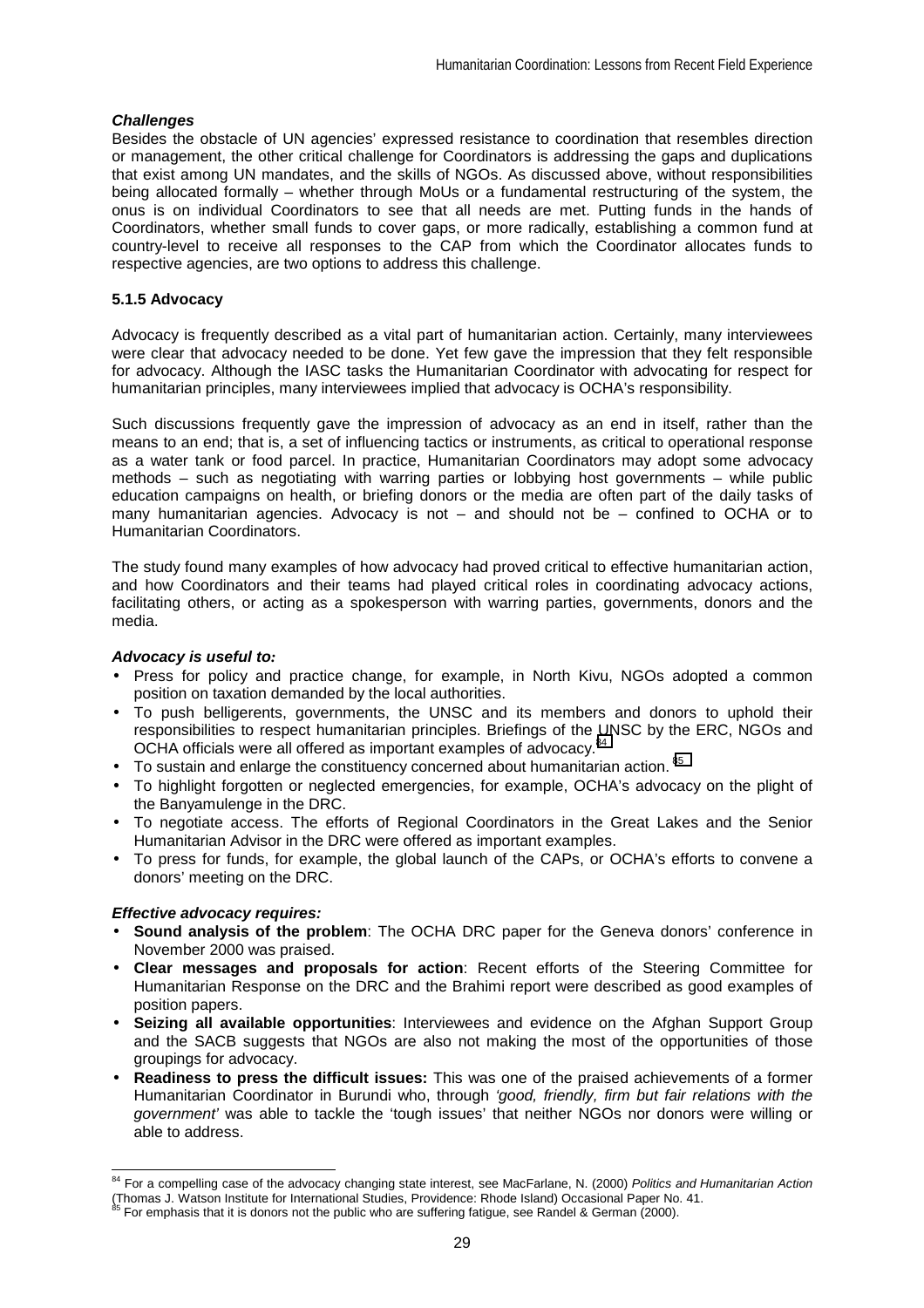***Challenges***

Besides the obstacle of UN agencies' expressed resistance to coordination that resembles direction or management, the other critical challenge for Coordinators is addressing the gaps and duplications that exist among UN mandates, and the skills of NGOs. As discussed above, without responsibilities being allocated formally – whether through MoUs or a fundamental restructuring of the system, the onus is on individual Coordinators to see that all needs are met. Putting funds in the hands of Coordinators, whether small funds to cover gaps, or more radically, establishing a common fund at country-level to receive all responses to the CAP from which the Coordinator allocates funds to respective agencies, are two options to address this challenge.

### 5.1.5 Advocacy

Advocacy is frequently described as a vital part of humanitarian action. Certainly, many interviewees were clear that advocacy needed to be done. Yet few gave the impression that they felt responsible for advocacy. Although the IASC tasks the Humanitarian Coordinator with advocating for respect for humanitarian principles, many interviewees implied that advocacy is OCHA's responsibility.

Such discussions frequently gave the impression of advocacy as an end in itself, rather than the means to an end; that is, a set of influencing tactics or instruments, as critical to operational response as a water tank or food parcel. In practice, Humanitarian Coordinators may adopt some advocacy methods – such as negotiating with warring parties or lobbying host governments – while public education campaigns on health, or briefing donors or the media are often part of the daily tasks of many humanitarian agencies. Advocacy is not – and should not be – confined to OCHA or to Humanitarian Coordinators.

The study found many examples of how advocacy had proved critical to effective humanitarian action, and how Coordinators and their teams had played critical roles in coordinating advocacy actions, facilitating others, or acting as a spokesperson with warring parties, governments, donors and the media.

***Advocacy is useful to:***

- Press for policy and practice change, for example, in North Kivu, NGOs adopted a common position on taxation demanded by the local authorities.
- To push belligerents, governments, the UNSC and its members and donors to uphold their responsibilities to respect humanitarian principles. Briefings of the UNSC by the ERC, NGOs and OCHA officials were all offered as important examples of advocacy.[84]
- To sustain and enlarge the constituency concerned about humanitarian action.[85]
- To highlight forgotten or neglected emergencies, for example, OCHA's advocacy on the plight of the Banyamulenge in the DRC.
- To negotiate access. The efforts of Regional Coordinators in the Great Lakes and the Senior Humanitarian Advisor in the DRC were offered as important examples.
- To press for funds, for example, the global launch of the CAPs, or OCHA's efforts to convene a donors' meeting on the DRC.

***Effective advocacy requires:***

- **Sound analysis of the problem**: The OCHA DRC paper for the Geneva donors' conference in November 2000 was praised.
- **Clear messages and proposals for action**: Recent efforts of the Steering Committee for Humanitarian Response on the DRC and the Brahimi report were described as good examples of position papers.
- **Seizing all available opportunities**: Interviewees and evidence on the Afghan Support Group and the SACB suggests that NGOs are also not making the most of the opportunities of those groupings for advocacy.
- **Readiness to press the difficult issues:** This was one of the praised achievements of a former Humanitarian Coordinator in Burundi who, through *'good, friendly, firm but fair relations with the government'* was able to tackle the 'tough issues' that neither NGOs nor donors were willing or able to address.

---

[84] For a compelling case of the advocacy changing state interest, see MacFarlane, N. (2000) *Politics and Humanitarian Action* (Thomas J. Watson Institute for International Studies, Providence: Rhode Island) Occasional Paper No. 41.

[85] For emphasis that it is donors not the public who are suffering fatigue, see Randel & German (2000).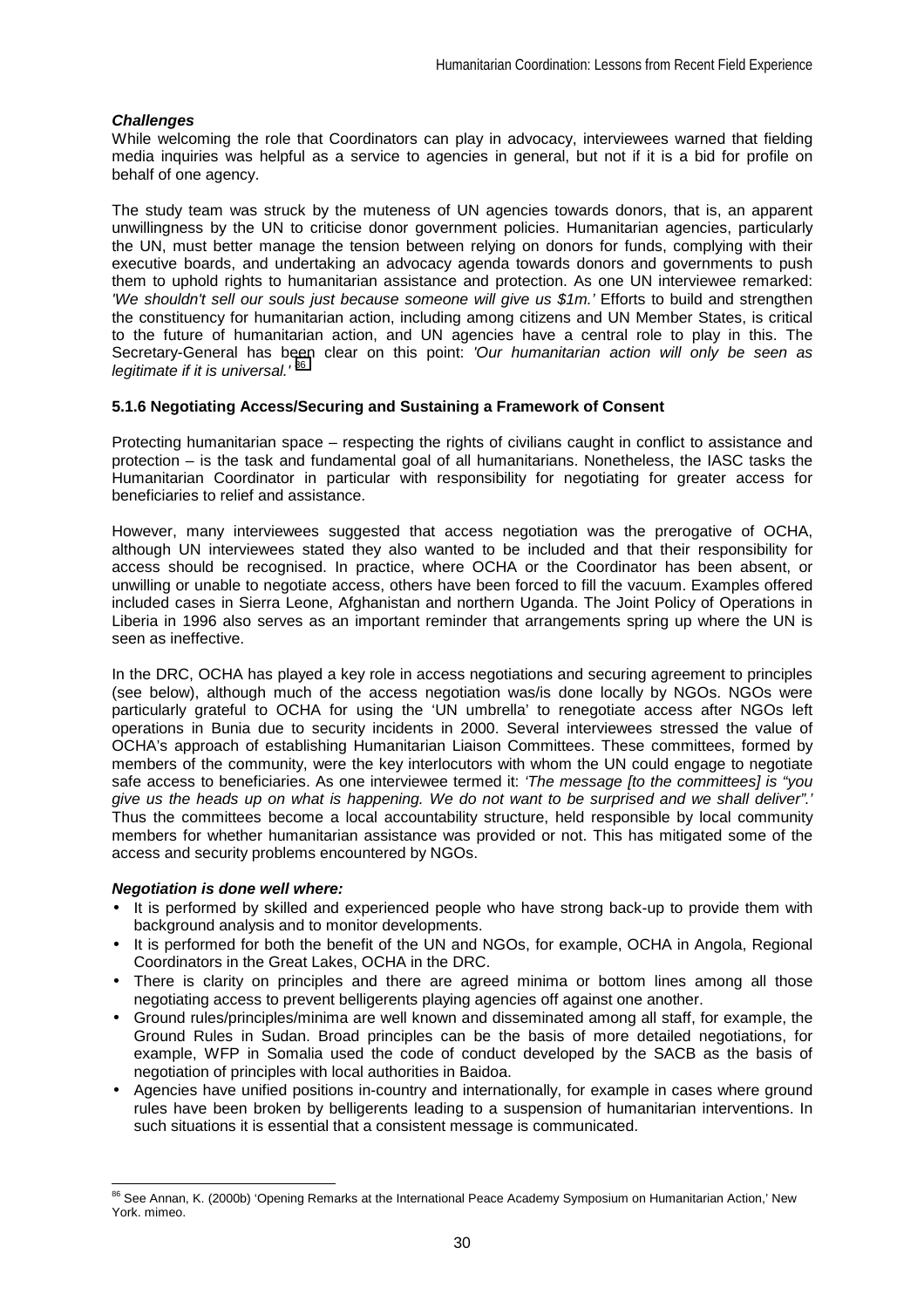***Challenges***

While welcoming the role that Coordinators can play in advocacy, interviewees warned that fielding media inquiries was helpful as a service to agencies in general, but not if it is a bid for profile on behalf of one agency.

The study team was struck by the muteness of UN agencies towards donors, that is, an apparent unwillingness by the UN to criticise donor government policies. Humanitarian agencies, particularly the UN, must better manage the tension between relying on donors for funds, complying with their executive boards, and undertaking an advocacy agenda towards donors and governments to push them to uphold rights to humanitarian assistance and protection. As one UN interviewee remarked: *'We shouldn't sell our souls just because someone will give us $1m.'* Efforts to build and strengthen the constituency for humanitarian action, including among citizens and UN Member States, is critical to the future of humanitarian action, and UN agencies have a central role to play in this. The Secretary-General has been clear on this point: *'Our humanitarian action will only be seen as legitimate if it is universal.'* [86]

### 5.1.6 Negotiating Access/Securing and Sustaining a Framework of Consent

Protecting humanitarian space – respecting the rights of civilians caught in conflict to assistance and protection – is the task and fundamental goal of all humanitarians. Nonetheless, the IASC tasks the Humanitarian Coordinator in particular with responsibility for negotiating for greater access for beneficiaries to relief and assistance.

However, many interviewees suggested that access negotiation was the prerogative of OCHA, although UN interviewees stated they also wanted to be included and that their responsibility for access should be recognised. In practice, where OCHA or the Coordinator has been absent, or unwilling or unable to negotiate access, others have been forced to fill the vacuum. Examples offered included cases in Sierra Leone, Afghanistan and northern Uganda. The Joint Policy of Operations in Liberia in 1996 also serves as an important reminder that arrangements spring up where the UN is seen as ineffective.

In the DRC, OCHA has played a key role in access negotiations and securing agreement to principles (see below), although much of the access negotiation was/is done locally by NGOs. NGOs were particularly grateful to OCHA for using the 'UN umbrella' to renegotiate access after NGOs left operations in Bunia due to security incidents in 2000. Several interviewees stressed the value of OCHA's approach of establishing Humanitarian Liaison Committees. These committees, formed by members of the community, were the key interlocutors with whom the UN could engage to negotiate safe access to beneficiaries. As one interviewee termed it: *'The message [to the committees] is "you give us the heads up on what is happening. We do not want to be surprised and we shall deliver".'* Thus the committees become a local accountability structure, held responsible by local community members for whether humanitarian assistance was provided or not. This has mitigated some of the access and security problems encountered by NGOs.

***Negotiation is done well where:***

- It is performed by skilled and experienced people who have strong back-up to provide them with background analysis and to monitor developments.
- It is performed for both the benefit of the UN and NGOs, for example, OCHA in Angola, Regional Coordinators in the Great Lakes, OCHA in the DRC.
- There is clarity on principles and there are agreed minima or bottom lines among all those negotiating access to prevent belligerents playing agencies off against one another.
- Ground rules/principles/minima are well known and disseminated among all staff, for example, the Ground Rules in Sudan. Broad principles can be the basis of more detailed negotiations, for example, WFP in Somalia used the code of conduct developed by the SACB as the basis of negotiation of principles with local authorities in Baidoa.
- Agencies have unified positions in-country and internationally, for example in cases where ground rules have been broken by belligerents leading to a suspension of humanitarian interventions. In such situations it is essential that a consistent message is communicated.

---

[86] See Annan, K. (2000b) 'Opening Remarks at the International Peace Academy Symposium on Humanitarian Action,' New York. mimeo.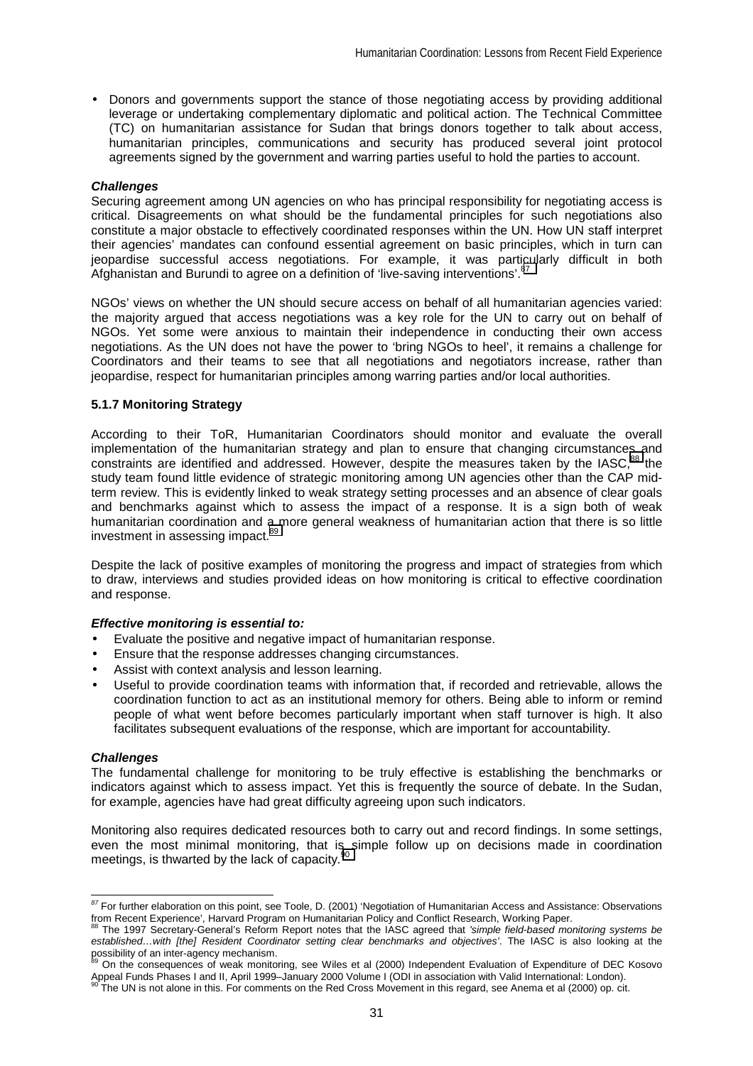- Donors and governments support the stance of those negotiating access by providing additional leverage or undertaking complementary diplomatic and political action. The Technical Committee (TC) on humanitarian assistance for Sudan that brings donors together to talk about access, humanitarian principles, communications and security has produced several joint protocol agreements signed by the government and warring parties useful to hold the parties to account.

***Challenges***

Securing agreement among UN agencies on who has principal responsibility for negotiating access is critical. Disagreements on what should be the fundamental principles for such negotiations also constitute a major obstacle to effectively coordinated responses within the UN. How UN staff interpret their agencies' mandates can confound essential agreement on basic principles, which in turn can jeopardise successful access negotiations. For example, it was particularly difficult in both Afghanistan and Burundi to agree on a definition of 'live-saving interventions'.[87]

NGOs' views on whether the UN should secure access on behalf of all humanitarian agencies varied: the majority argued that access negotiations was a key role for the UN to carry out on behalf of NGOs. Yet some were anxious to maintain their independence in conducting their own access negotiations. As the UN does not have the power to 'bring NGOs to heel', it remains a challenge for Coordinators and their teams to see that all negotiations and negotiators increase, rather than jeopardise, respect for humanitarian principles among warring parties and/or local authorities.

#### 5.1.7 Monitoring Strategy

According to their ToR, Humanitarian Coordinators should monitor and evaluate the overall implementation of the humanitarian strategy and plan to ensure that changing circumstances and constraints are identified and addressed. However, despite the measures taken by the IASC,[88] the study team found little evidence of strategic monitoring among UN agencies other than the CAP mid-term review. This is evidently linked to weak strategy setting processes and an absence of clear goals and benchmarks against which to assess the impact of a response. It is a sign both of weak humanitarian coordination and a more general weakness of humanitarian action that there is so little investment in assessing impact.[89]

Despite the lack of positive examples of monitoring the progress and impact of strategies from which to draw, interviews and studies provided ideas on how monitoring is critical to effective coordination and response.

***Effective monitoring is essential to:***

- Evaluate the positive and negative impact of humanitarian response.
- Ensure that the response addresses changing circumstances.
- Assist with context analysis and lesson learning.
- Useful to provide coordination teams with information that, if recorded and retrievable, allows the coordination function to act as an institutional memory for others. Being able to inform or remind people of what went before becomes particularly important when staff turnover is high. It also facilitates subsequent evaluations of the response, which are important for accountability.

***Challenges***

The fundamental challenge for monitoring to be truly effective is establishing the benchmarks or indicators against which to assess impact. Yet this is frequently the source of debate. In the Sudan, for example, agencies have had great difficulty agreeing upon such indicators.

Monitoring also requires dedicated resources both to carry out and record findings. In some settings, even the most minimal monitoring, that is simple follow up on decisions made in coordination meetings, is thwarted by the lack of capacity.[90]

---

[87] For further elaboration on this point, see Toole, D. (2001) 'Negotiation of Humanitarian Access and Assistance: Observations from Recent Experience', Harvard Program on Humanitarian Policy and Conflict Research, Working Paper.

[88] The 1997 Secretary-General's Reform Report notes that the IASC agreed that *'simple field-based monitoring systems be established…with [the] Resident Coordinator setting clear benchmarks and objectives'*. The IASC is also looking at the possibility of an inter-agency mechanism.

[89] On the consequences of weak monitoring, see Wiles et al (2000) Independent Evaluation of Expenditure of DEC Kosovo Appeal Funds Phases I and II, April 1999–January 2000 Volume I (ODI in association with Valid International: London).

[90] The UN is not alone in this. For comments on the Red Cross Movement in this regard, see Anema et al (2000) op. cit.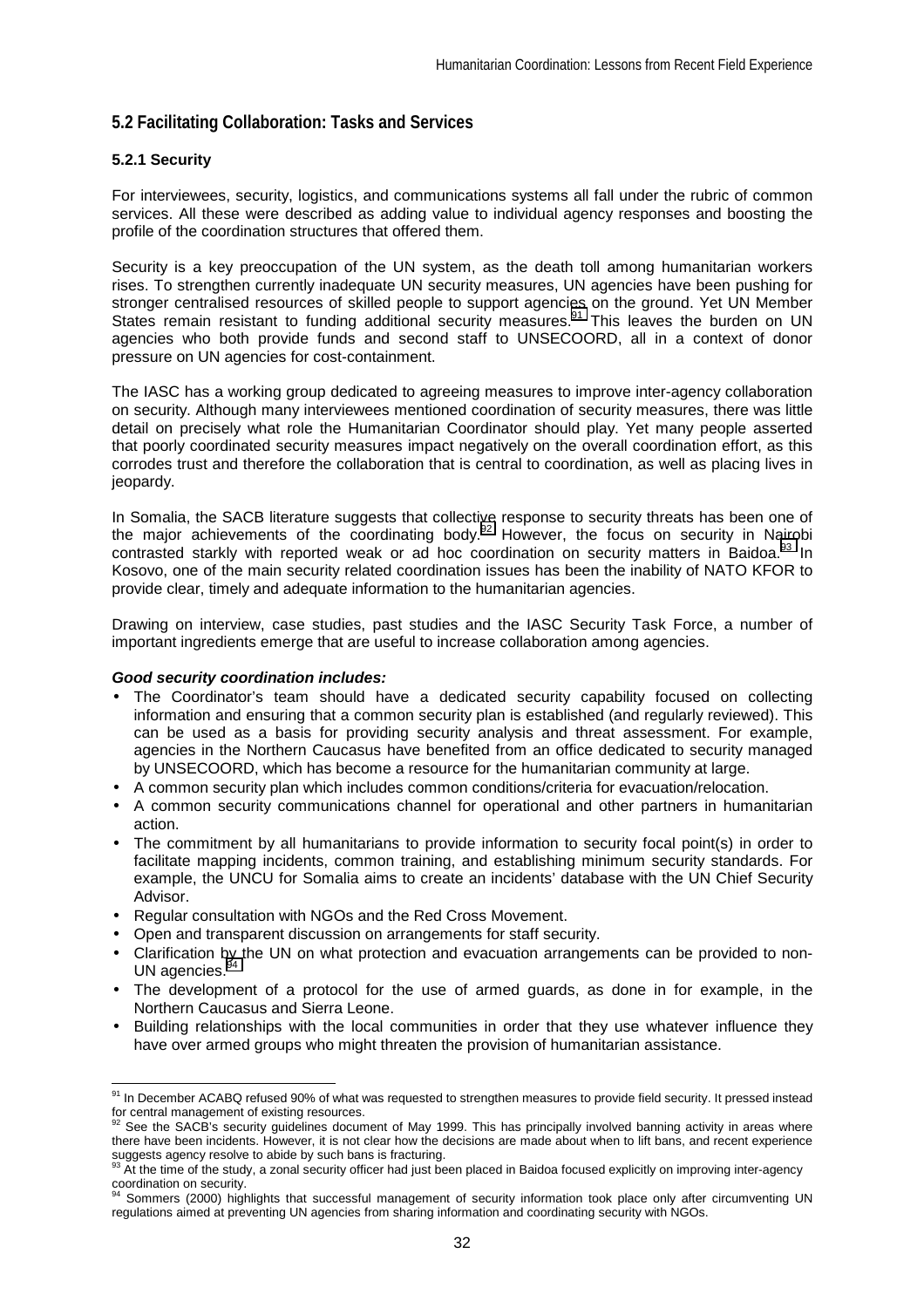## 5.2 Facilitating Collaboration: Tasks and Services

### 5.2.1 Security

For interviewees, security, logistics, and communications systems all fall under the rubric of common services. All these were described as adding value to individual agency responses and boosting the profile of the coordination structures that offered them.

Security is a key preoccupation of the UN system, as the death toll among humanitarian workers rises. To strengthen currently inadequate UN security measures, UN agencies have been pushing for stronger centralised resources of skilled people to support agencies on the ground. Yet UN Member States remain resistant to funding additional security measures.[91] This leaves the burden on UN agencies who both provide funds and second staff to UNSECOORD, all in a context of donor pressure on UN agencies for cost-containment.

The IASC has a working group dedicated to agreeing measures to improve inter-agency collaboration on security. Although many interviewees mentioned coordination of security measures, there was little detail on precisely what role the Humanitarian Coordinator should play. Yet many people asserted that poorly coordinated security measures impact negatively on the overall coordination effort, as this corrodes trust and therefore the collaboration that is central to coordination, as well as placing lives in jeopardy.

In Somalia, the SACB literature suggests that collective response to security threats has been one of the major achievements of the coordinating body.[92] However, the focus on security in Nairobi contrasted starkly with reported weak or ad hoc coordination on security matters in Baidoa.[93] In Kosovo, one of the main security related coordination issues has been the inability of NATO KFOR to provide clear, timely and adequate information to the humanitarian agencies.

Drawing on interview, case studies, past studies and the IASC Security Task Force, a number of important ingredients emerge that are useful to increase collaboration among agencies.

***Good security coordination includes:***

- The Coordinator's team should have a dedicated security capability focused on collecting information and ensuring that a common security plan is established (and regularly reviewed). This can be used as a basis for providing security analysis and threat assessment. For example, agencies in the Northern Caucasus have benefited from an office dedicated to security managed by UNSECOORD, which has become a resource for the humanitarian community at large.
- A common security plan which includes common conditions/criteria for evacuation/relocation.
- A common security communications channel for operational and other partners in humanitarian action.
- The commitment by all humanitarians to provide information to security focal point(s) in order to facilitate mapping incidents, common training, and establishing minimum security standards. For example, the UNCU for Somalia aims to create an incidents' database with the UN Chief Security Advisor.
- Regular consultation with NGOs and the Red Cross Movement.
- Open and transparent discussion on arrangements for staff security.
- Clarification by the UN on what protection and evacuation arrangements can be provided to non-UN agencies.[94]
- The development of a protocol for the use of armed guards, as done in for example, in the Northern Caucasus and Sierra Leone.
- Building relationships with the local communities in order that they use whatever influence they have over armed groups who might threaten the provision of humanitarian assistance.

---

[91] In December ACABQ refused 90% of what was requested to strengthen measures to provide field security. It pressed instead for central management of existing resources.

[92] See the SACB's security guidelines document of May 1999. This has principally involved banning activity in areas where there have been incidents. However, it is not clear how the decisions are made about when to lift bans, and recent experience suggests agency resolve to abide by such bans is fracturing.

[93] At the time of the study, a zonal security officer had just been placed in Baidoa focused explicitly on improving inter-agency coordination on security.

[94] Sommers (2000) highlights that successful management of security information took place only after circumventing UN regulations aimed at preventing UN agencies from sharing information and coordinating security with NGOs.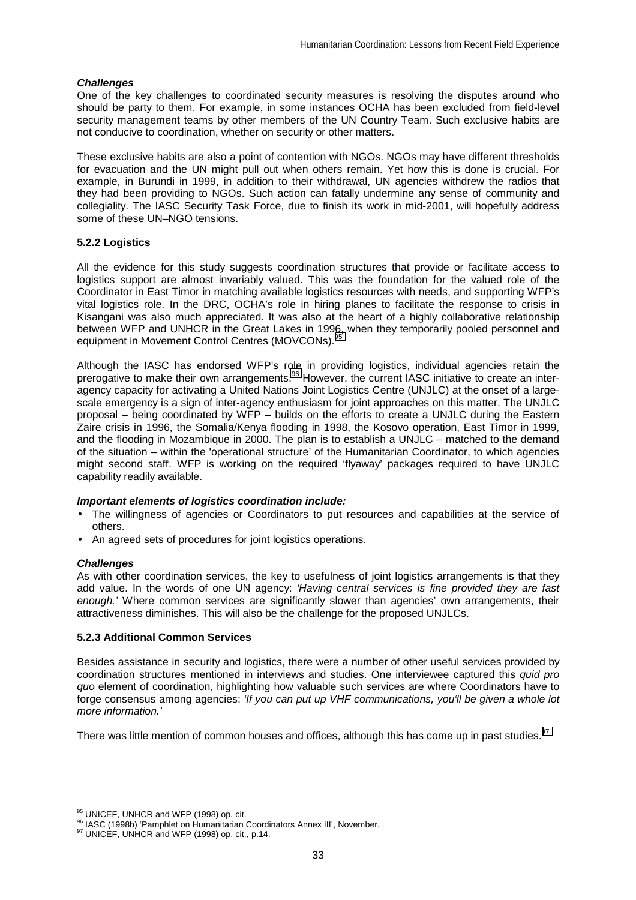***Challenges***

One of the key challenges to coordinated security measures is resolving the disputes around who should be party to them. For example, in some instances OCHA has been excluded from field-level security management teams by other members of the UN Country Team. Such exclusive habits are not conducive to coordination, whether on security or other matters.

These exclusive habits are also a point of contention with NGOs. NGOs may have different thresholds for evacuation and the UN might pull out when others remain. Yet how this is done is crucial. For example, in Burundi in 1999, in addition to their withdrawal, UN agencies withdrew the radios that they had been providing to NGOs. Such action can fatally undermine any sense of community and collegiality. The IASC Security Task Force, due to finish its work in mid-2001, will hopefully address some of these UN–NGO tensions.

### 5.2.2 Logistics

All the evidence for this study suggests coordination structures that provide or facilitate access to logistics support are almost invariably valued. This was the foundation for the valued role of the Coordinator in East Timor in matching available logistics resources with needs, and supporting WFP's vital logistics role. In the DRC, OCHA's role in hiring planes to facilitate the response to crisis in Kisangani was also much appreciated. It was also at the heart of a highly collaborative relationship between WFP and UNHCR in the Great Lakes in 1996, when they temporarily pooled personnel and equipment in Movement Control Centres (MOVCONs).[95]

Although the IASC has endorsed WFP's role in providing logistics, individual agencies retain the prerogative to make their own arrangements.[96] However, the current IASC initiative to create an inter-agency capacity for activating a United Nations Joint Logistics Centre (UNJLC) at the onset of a large-scale emergency is a sign of inter-agency enthusiasm for joint approaches on this matter. The UNJLC proposal – being coordinated by WFP – builds on the efforts to create a UNJLC during the Eastern Zaire crisis in 1996, the Somalia/Kenya flooding in 1998, the Kosovo operation, East Timor in 1999, and the flooding in Mozambique in 2000. The plan is to establish a UNJLC – matched to the demand of the situation – within the 'operational structure' of the Humanitarian Coordinator, to which agencies might second staff. WFP is working on the required 'flyaway' packages required to have UNJLC capability readily available.

***Important elements of logistics coordination include:***

- The willingness of agencies or Coordinators to put resources and capabilities at the service of others.
- An agreed sets of procedures for joint logistics operations.

***Challenges***

As with other coordination services, the key to usefulness of joint logistics arrangements is that they add value. In the words of one UN agency: *'Having central services is fine provided they are fast enough.'* Where common services are significantly slower than agencies' own arrangements, their attractiveness diminishes. This will also be the challenge for the proposed UNJLCs.

### 5.2.3 Additional Common Services

Besides assistance in security and logistics, there were a number of other useful services provided by coordination structures mentioned in interviews and studies. One interviewee captured this *quid pro quo* element of coordination, highlighting how valuable such services are where Coordinators have to forge consensus among agencies: *'If you can put up VHF communications, you'll be given a whole lot more information.'*

There was little mention of common houses and offices, although this has come up in past studies.[97]

---

[95] UNICEF, UNHCR and WFP (1998) op. cit.

[96] IASC (1998b) 'Pamphlet on Humanitarian Coordinators Annex III', November.

[97] UNICEF, UNHCR and WFP (1998) op. cit., p.14.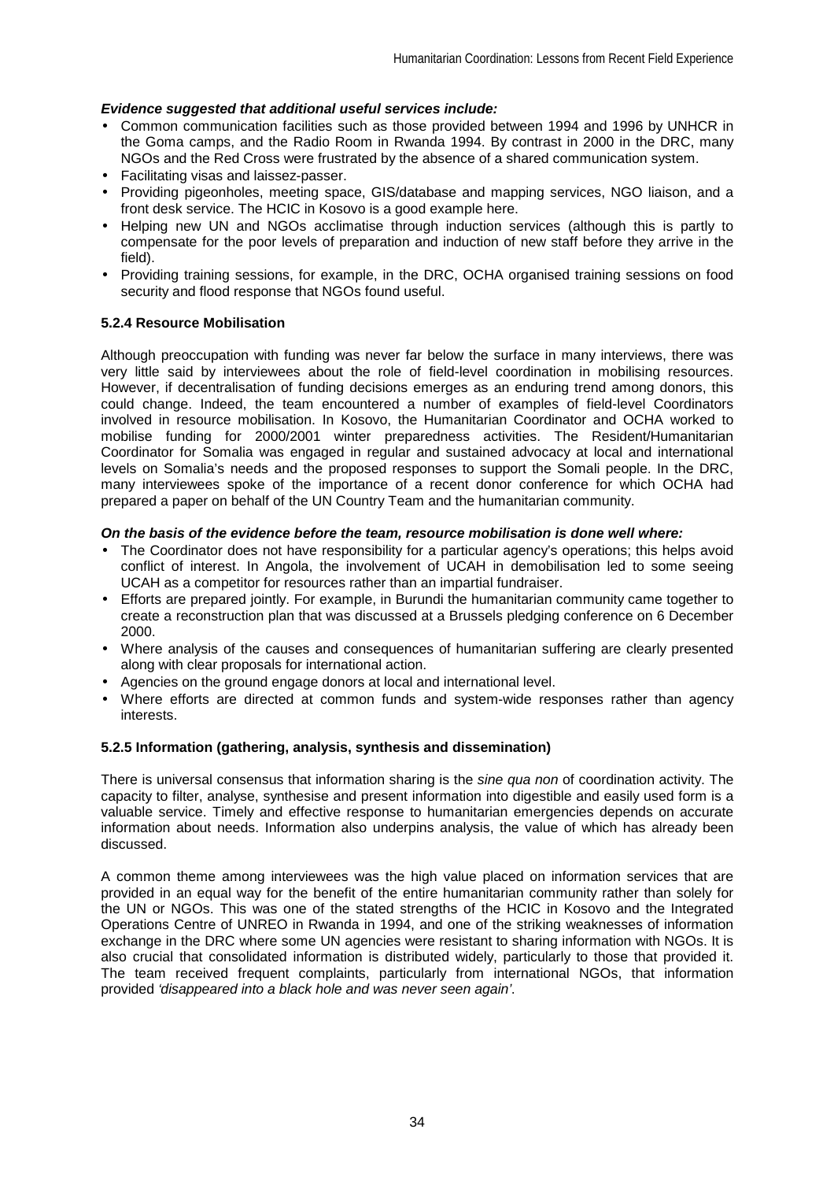***Evidence suggested that additional useful services include:***

- Common communication facilities such as those provided between 1994 and 1996 by UNHCR in the Goma camps, and the Radio Room in Rwanda 1994. By contrast in 2000 in the DRC, many NGOs and the Red Cross were frustrated by the absence of a shared communication system.
- Facilitating visas and laissez-passer.
- Providing pigeonholes, meeting space, GIS/database and mapping services, NGO liaison, and a front desk service. The HCIC in Kosovo is a good example here.
- Helping new UN and NGOs acclimatise through induction services (although this is partly to compensate for the poor levels of preparation and induction of new staff before they arrive in the field).
- Providing training sessions, for example, in the DRC, OCHA organised training sessions on food security and flood response that NGOs found useful.

#### 5.2.4 Resource Mobilisation

Although preoccupation with funding was never far below the surface in many interviews, there was very little said by interviewees about the role of field-level coordination in mobilising resources. However, if decentralisation of funding decisions emerges as an enduring trend among donors, this could change. Indeed, the team encountered a number of examples of field-level Coordinators involved in resource mobilisation. In Kosovo, the Humanitarian Coordinator and OCHA worked to mobilise funding for 2000/2001 winter preparedness activities. The Resident/Humanitarian Coordinator for Somalia was engaged in regular and sustained advocacy at local and international levels on Somalia's needs and the proposed responses to support the Somali people. In the DRC, many interviewees spoke of the importance of a recent donor conference for which OCHA had prepared a paper on behalf of the UN Country Team and the humanitarian community.

***On the basis of the evidence before the team, resource mobilisation is done well where:***

- The Coordinator does not have responsibility for a particular agency's operations; this helps avoid conflict of interest. In Angola, the involvement of UCAH in demobilisation led to some seeing UCAH as a competitor for resources rather than an impartial fundraiser.
- Efforts are prepared jointly. For example, in Burundi the humanitarian community came together to create a reconstruction plan that was discussed at a Brussels pledging conference on 6 December 2000.
- Where analysis of the causes and consequences of humanitarian suffering are clearly presented along with clear proposals for international action.
- Agencies on the ground engage donors at local and international level.
- Where efforts are directed at common funds and system-wide responses rather than agency interests.

#### 5.2.5 Information (gathering, analysis, synthesis and dissemination)

There is universal consensus that information sharing is the *sine qua non* of coordination activity. The capacity to filter, analyse, synthesise and present information into digestible and easily used form is a valuable service. Timely and effective response to humanitarian emergencies depends on accurate information about needs. Information also underpins analysis, the value of which has already been discussed.

A common theme among interviewees was the high value placed on information services that are provided in an equal way for the benefit of the entire humanitarian community rather than solely for the UN or NGOs. This was one of the stated strengths of the HCIC in Kosovo and the Integrated Operations Centre of UNREO in Rwanda in 1994, and one of the striking weaknesses of information exchange in the DRC where some UN agencies were resistant to sharing information with NGOs. It is also crucial that consolidated information is distributed widely, particularly to those that provided it. The team received frequent complaints, particularly from international NGOs, that information provided *'disappeared into a black hole and was never seen again'*.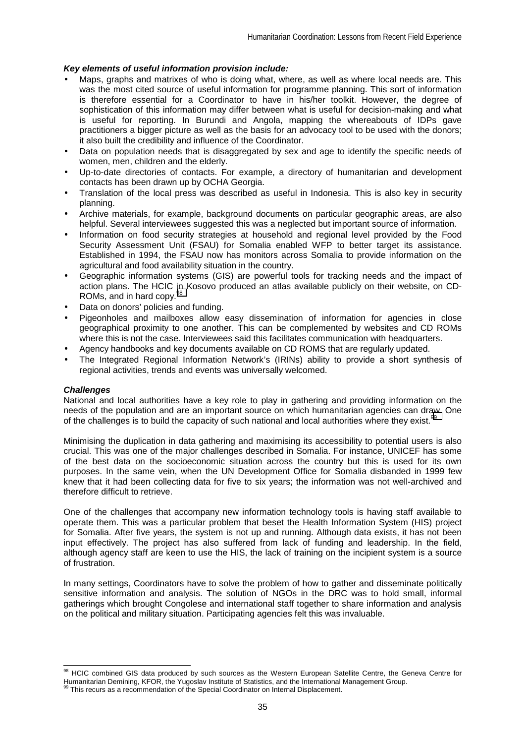***Key elements of useful information provision include:***

- Maps, graphs and matrixes of who is doing what, where, as well as where local needs are. This was the most cited source of useful information for programme planning. This sort of information is therefore essential for a Coordinator to have in his/her toolkit. However, the degree of sophistication of this information may differ between what is useful for decision-making and what is useful for reporting. In Burundi and Angola, mapping the whereabouts of IDPs gave practitioners a bigger picture as well as the basis for an advocacy tool to be used with the donors; it also built the credibility and influence of the Coordinator.
- Data on population needs that is disaggregated by sex and age to identify the specific needs of women, men, children and the elderly.
- Up-to-date directories of contacts. For example, a directory of humanitarian and development contacts has been drawn up by OCHA Georgia.
- Translation of the local press was described as useful in Indonesia. This is also key in security planning.
- Archive materials, for example, background documents on particular geographic areas, are also helpful. Several interviewees suggested this was a neglected but important source of information.
- Information on food security strategies at household and regional level provided by the Food Security Assessment Unit (FSAU) for Somalia enabled WFP to better target its assistance. Established in 1994, the FSAU now has monitors across Somalia to provide information on the agricultural and food availability situation in the country.
- Geographic information systems (GIS) are powerful tools for tracking needs and the impact of action plans. The HCIC in Kosovo produced an atlas available publicly on their website, on CD-ROMs, and in hard copy.[98]
- Data on donors' policies and funding.
- Pigeonholes and mailboxes allow easy dissemination of information for agencies in close geographical proximity to one another. This can be complemented by websites and CD ROMs where this is not the case. Interviewees said this facilitates communication with headquarters.
- Agency handbooks and key documents available on CD ROMS that are regularly updated.
- The Integrated Regional Information Network's (IRINs) ability to provide a short synthesis of regional activities, trends and events was universally welcomed.

***Challenges***

National and local authorities have a key role to play in gathering and providing information on the needs of the population and are an important source on which humanitarian agencies can draw. One of the challenges is to build the capacity of such national and local authorities where they exist.[99]

Minimising the duplication in data gathering and maximising its accessibility to potential users is also crucial. This was one of the major challenges described in Somalia. For instance, UNICEF has some of the best data on the socioeconomic situation across the country but this is used for its own purposes. In the same vein, when the UN Development Office for Somalia disbanded in 1999 few knew that it had been collecting data for five to six years; the information was not well-archived and therefore difficult to retrieve.

One of the challenges that accompany new information technology tools is having staff available to operate them. This was a particular problem that beset the Health Information System (HIS) project for Somalia. After five years, the system is not up and running. Although data exists, it has not been input effectively. The project has also suffered from lack of funding and leadership. In the field, although agency staff are keen to use the HIS, the lack of training on the incipient system is a source of frustration.

In many settings, Coordinators have to solve the problem of how to gather and disseminate politically sensitive information and analysis. The solution of NGOs in the DRC was to hold small, informal gatherings which brought Congolese and international staff together to share information and analysis on the political and military situation. Participating agencies felt this was invaluable.

---

[98] HCIC combined GIS data produced by such sources as the Western European Satellite Centre, the Geneva Centre for Humanitarian Demining, KFOR, the Yugoslav Institute of Statistics, and the International Management Group.

[99] This recurs as a recommendation of the Special Coordinator on Internal Displacement.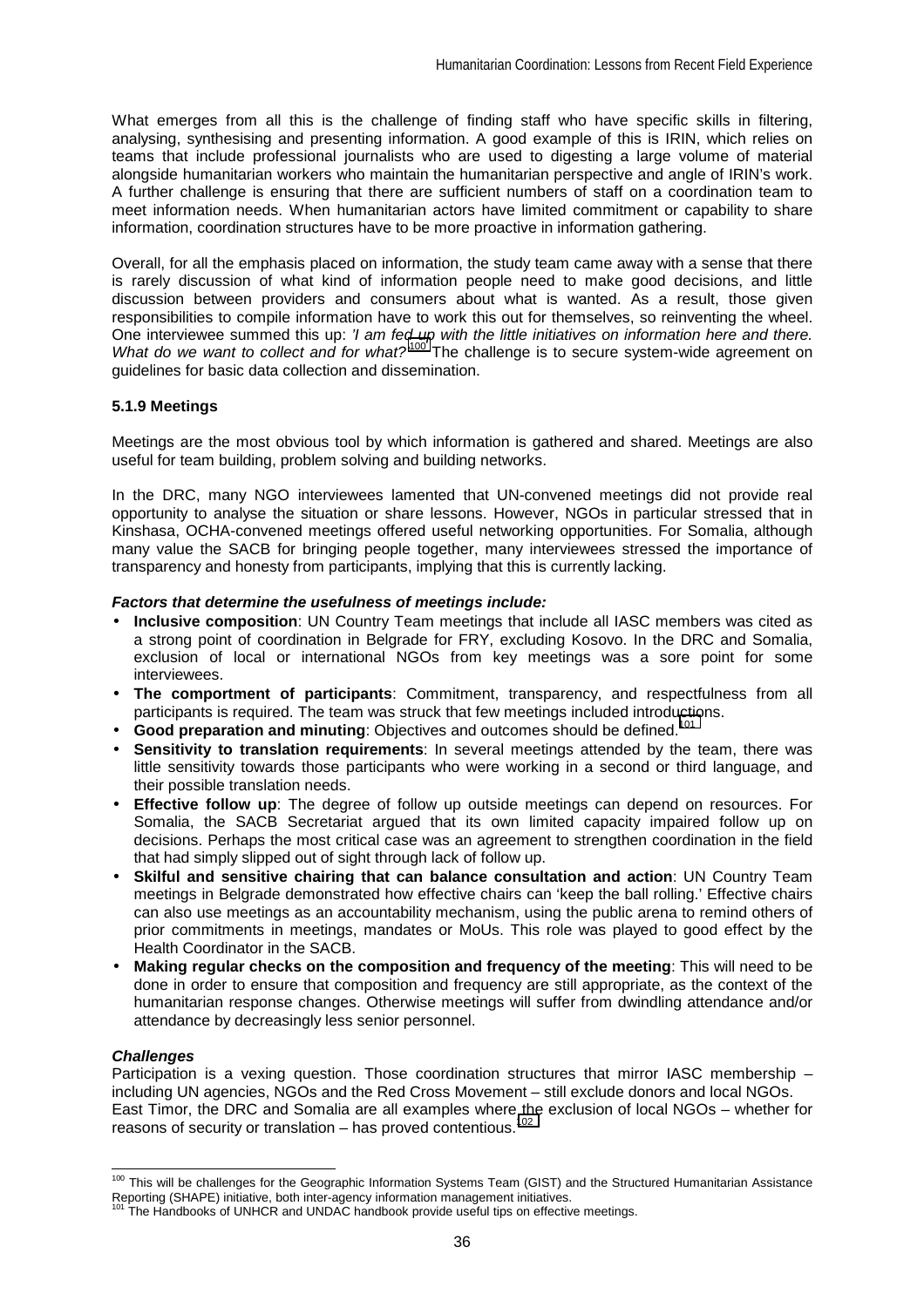What emerges from all this is the challenge of finding staff who have specific skills in filtering, analysing, synthesising and presenting information. A good example of this is IRIN, which relies on teams that include professional journalists who are used to digesting a large volume of material alongside humanitarian workers who maintain the humanitarian perspective and angle of IRIN's work. A further challenge is ensuring that there are sufficient numbers of staff on a coordination team to meet information needs. When humanitarian actors have limited commitment or capability to share information, coordination structures have to be more proactive in information gathering.

Overall, for all the emphasis placed on information, the study team came away with a sense that there is rarely discussion of what kind of information people need to make good decisions, and little discussion between providers and consumers about what is wanted. As a result, those given responsibilities to compile information have to work this out for themselves, so reinventing the wheel. One interviewee summed this up: *'I am fed up with the little initiatives on information here and there. What do we want to collect and for what?'*[100] The challenge is to secure system-wide agreement on guidelines for basic data collection and dissemination.

### 5.1.9 Meetings

Meetings are the most obvious tool by which information is gathered and shared. Meetings are also useful for team building, problem solving and building networks.

In the DRC, many NGO interviewees lamented that UN-convened meetings did not provide real opportunity to analyse the situation or share lessons. However, NGOs in particular stressed that in Kinshasa, OCHA-convened meetings offered useful networking opportunities. For Somalia, although many value the SACB for bringing people together, many interviewees stressed the importance of transparency and honesty from participants, implying that this is currently lacking.

***Factors that determine the usefulness of meetings include:***

- **Inclusive composition**: UN Country Team meetings that include all IASC members was cited as a strong point of coordination in Belgrade for FRY, excluding Kosovo. In the DRC and Somalia, exclusion of local or international NGOs from key meetings was a sore point for some interviewees.
- **The comportment of participants**: Commitment, transparency, and respectfulness from all participants is required. The team was struck that few meetings included introductions.
- **Good preparation and minuting**: Objectives and outcomes should be defined.[101]
- **Sensitivity to translation requirements**: In several meetings attended by the team, there was little sensitivity towards those participants who were working in a second or third language, and their possible translation needs.
- **Effective follow up**: The degree of follow up outside meetings can depend on resources. For Somalia, the SACB Secretariat argued that its own limited capacity impaired follow up on decisions. Perhaps the most critical case was an agreement to strengthen coordination in the field that had simply slipped out of sight through lack of follow up.
- **Skilful and sensitive chairing that can balance consultation and action**: UN Country Team meetings in Belgrade demonstrated how effective chairs can 'keep the ball rolling.' Effective chairs can also use meetings as an accountability mechanism, using the public arena to remind others of prior commitments in meetings, mandates or MoUs. This role was played to good effect by the Health Coordinator in the SACB.
- **Making regular checks on the composition and frequency of the meeting**: This will need to be done in order to ensure that composition and frequency are still appropriate, as the context of the humanitarian response changes. Otherwise meetings will suffer from dwindling attendance and/or attendance by decreasingly less senior personnel.

***Challenges***

Participation is a vexing question. Those coordination structures that mirror IASC membership – including UN agencies, NGOs and the Red Cross Movement – still exclude donors and local NGOs. East Timor, the DRC and Somalia are all examples where the exclusion of local NGOs – whether for reasons of security or translation – has proved contentious.[102]

---

[100] This will be challenges for the Geographic Information Systems Team (GIST) and the Structured Humanitarian Assistance Reporting (SHAPE) initiative, both inter-agency information management initiatives.

[101] The Handbooks of UNHCR and UNDAC handbook provide useful tips on effective meetings.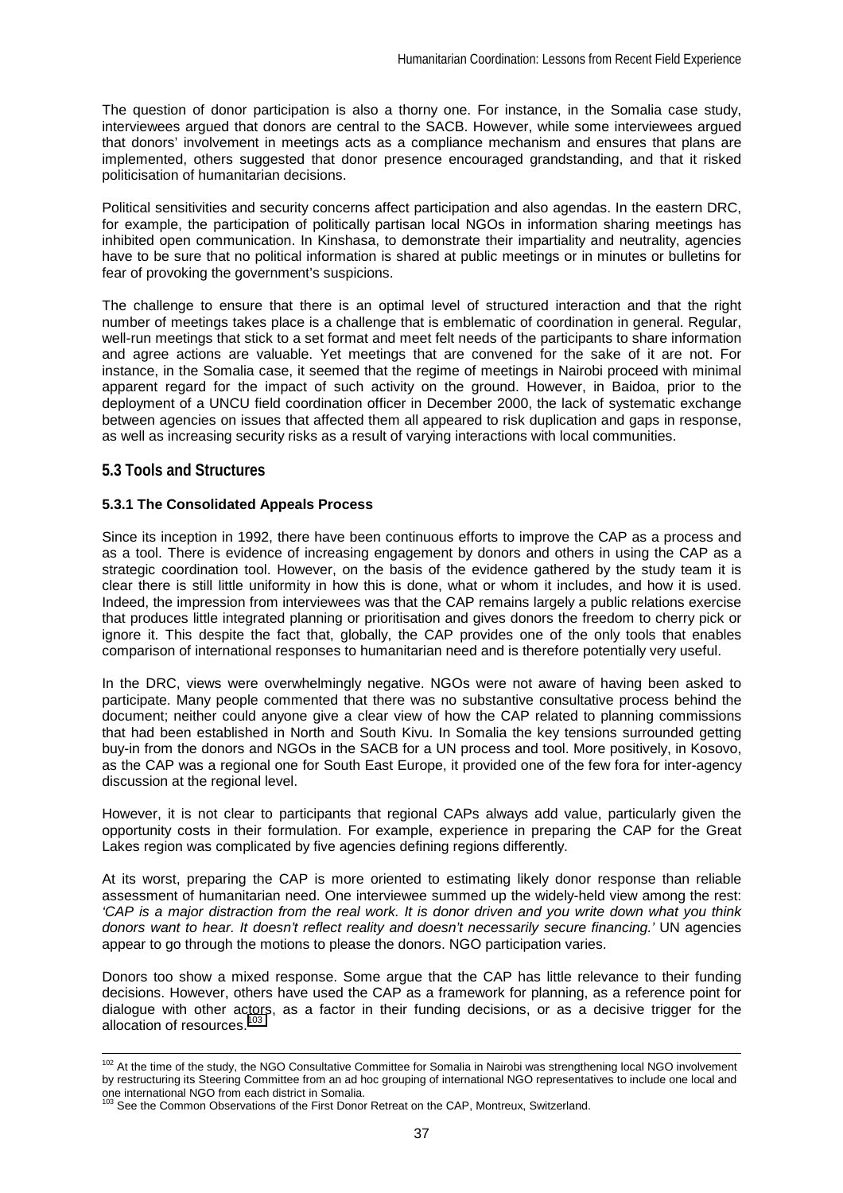The question of donor participation is also a thorny one. For instance, in the Somalia case study, interviewees argued that donors are central to the SACB. However, while some interviewees argued that donors' involvement in meetings acts as a compliance mechanism and ensures that plans are implemented, others suggested that donor presence encouraged grandstanding, and that it risked politicisation of humanitarian decisions.

Political sensitivities and security concerns affect participation and also agendas. In the eastern DRC, for example, the participation of politically partisan local NGOs in information sharing meetings has inhibited open communication. In Kinshasa, to demonstrate their impartiality and neutrality, agencies have to be sure that no political information is shared at public meetings or in minutes or bulletins for fear of provoking the government's suspicions.

The challenge to ensure that there is an optimal level of structured interaction and that the right number of meetings takes place is a challenge that is emblematic of coordination in general. Regular, well-run meetings that stick to a set format and meet felt needs of the participants to share information and agree actions are valuable. Yet meetings that are convened for the sake of it are not. For instance, in the Somalia case, it seemed that the regime of meetings in Nairobi proceed with minimal apparent regard for the impact of such activity on the ground. However, in Baidoa, prior to the deployment of a UNCU field coordination officer in December 2000, the lack of systematic exchange between agencies on issues that affected them all appeared to risk duplication and gaps in response, as well as increasing security risks as a result of varying interactions with local communities.

## 5.3 Tools and Structures

### 5.3.1 The Consolidated Appeals Process

Since its inception in 1992, there have been continuous efforts to improve the CAP as a process and as a tool. There is evidence of increasing engagement by donors and others in using the CAP as a strategic coordination tool. However, on the basis of the evidence gathered by the study team it is clear there is still little uniformity in how this is done, what or whom it includes, and how it is used. Indeed, the impression from interviewees was that the CAP remains largely a public relations exercise that produces little integrated planning or prioritisation and gives donors the freedom to cherry pick or ignore it. This despite the fact that, globally, the CAP provides one of the only tools that enables comparison of international responses to humanitarian need and is therefore potentially very useful.

In the DRC, views were overwhelmingly negative. NGOs were not aware of having been asked to participate. Many people commented that there was no substantive consultative process behind the document; neither could anyone give a clear view of how the CAP related to planning commissions that had been established in North and South Kivu. In Somalia the key tensions surrounded getting buy-in from the donors and NGOs in the SACB for a UN process and tool. More positively, in Kosovo, as the CAP was a regional one for South East Europe, it provided one of the few fora for inter-agency discussion at the regional level.

However, it is not clear to participants that regional CAPs always add value, particularly given the opportunity costs in their formulation. For example, experience in preparing the CAP for the Great Lakes region was complicated by five agencies defining regions differently.

At its worst, preparing the CAP is more oriented to estimating likely donor response than reliable assessment of humanitarian need. One interviewee summed up the widely-held view among the rest: *'CAP is a major distraction from the real work. It is donor driven and you write down what you think donors want to hear. It doesn't reflect reality and doesn't necessarily secure financing.'* UN agencies appear to go through the motions to please the donors. NGO participation varies.

Donors too show a mixed response. Some argue that the CAP has little relevance to their funding decisions. However, others have used the CAP as a framework for planning, as a reference point for dialogue with other actors, as a factor in their funding decisions, or as a decisive trigger for the allocation of resources.[103]

---

[102] At the time of the study, the NGO Consultative Committee for Somalia in Nairobi was strengthening local NGO involvement by restructuring its Steering Committee from an ad hoc grouping of international NGO representatives to include one local and one international NGO from each district in Somalia.

[103] See the Common Observations of the First Donor Retreat on the CAP, Montreux, Switzerland.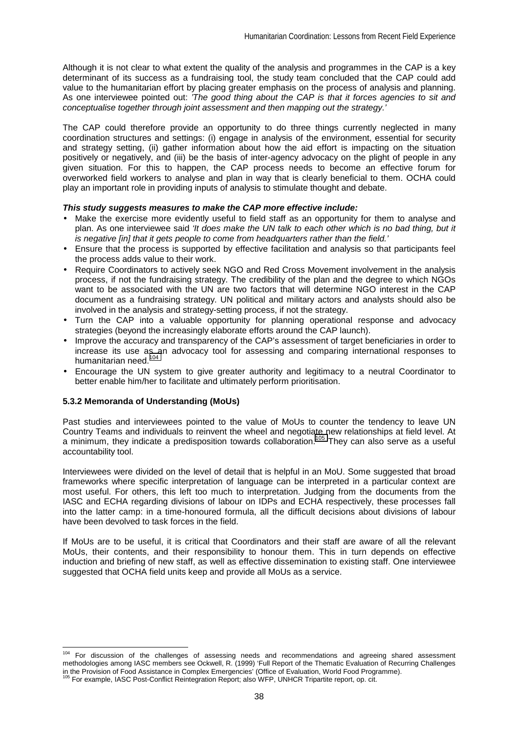Although it is not clear to what extent the quality of the analysis and programmes in the CAP is a key determinant of its success as a fundraising tool, the study team concluded that the CAP could add value to the humanitarian effort by placing greater emphasis on the process of analysis and planning. As one interviewee pointed out: *'The good thing about the CAP is that it forces agencies to sit and conceptualise together through joint assessment and then mapping out the strategy.'*

The CAP could therefore provide an opportunity to do three things currently neglected in many coordination structures and settings: (i) engage in analysis of the environment, essential for security and strategy setting, (ii) gather information about how the aid effort is impacting on the situation positively or negatively, and (iii) be the basis of inter-agency advocacy on the plight of people in any given situation. For this to happen, the CAP process needs to become an effective forum for overworked field workers to analyse and plan in way that is clearly beneficial to them. OCHA could play an important role in providing inputs of analysis to stimulate thought and debate.

***This study suggests measures to make the CAP more effective include:***

- Make the exercise more evidently useful to field staff as an opportunity for them to analyse and plan. As one interviewee said *'It does make the UN talk to each other which is no bad thing, but it is negative [in] that it gets people to come from headquarters rather than the field.'*
- Ensure that the process is supported by effective facilitation and analysis so that participants feel the process adds value to their work.
- Require Coordinators to actively seek NGO and Red Cross Movement involvement in the analysis process, if not the fundraising strategy. The credibility of the plan and the degree to which NGOs want to be associated with the UN are two factors that will determine NGO interest in the CAP document as a fundraising strategy. UN political and military actors and analysts should also be involved in the analysis and strategy-setting process, if not the strategy.
- Turn the CAP into a valuable opportunity for planning operational response and advocacy strategies (beyond the increasingly elaborate efforts around the CAP launch).
- Improve the accuracy and transparency of the CAP's assessment of target beneficiaries in order to increase its use as an advocacy tool for assessing and comparing international responses to humanitarian need.[104]
- Encourage the UN system to give greater authority and legitimacy to a neutral Coordinator to better enable him/her to facilitate and ultimately perform prioritisation.

#### 5.3.2 Memoranda of Understanding (MoUs)

Past studies and interviewees pointed to the value of MoUs to counter the tendency to leave UN Country Teams and individuals to reinvent the wheel and negotiate new relationships at field level. At a minimum, they indicate a predisposition towards collaboration.[105] They can also serve as a useful accountability tool.

Interviewees were divided on the level of detail that is helpful in an MoU. Some suggested that broad frameworks where specific interpretation of language can be interpreted in a particular context are most useful. For others, this left too much to interpretation. Judging from the documents from the IASC and ECHA regarding divisions of labour on IDPs and ECHA respectively, these processes fall into the latter camp: in a time-honoured formula, all the difficult decisions about divisions of labour have been devolved to task forces in the field.

If MoUs are to be useful, it is critical that Coordinators and their staff are aware of all the relevant MoUs, their contents, and their responsibility to honour them. This in turn depends on effective induction and briefing of new staff, as well as effective dissemination to existing staff. One interviewee suggested that OCHA field units keep and provide all MoUs as a service.

---

[104] For discussion of the challenges of assessing needs and recommendations and agreeing shared assessment methodologies among IASC members see Ockwell, R. (1999) 'Full Report of the Thematic Evaluation of Recurring Challenges in the Provision of Food Assistance in Complex Emergencies' (Office of Evaluation, World Food Programme).

[105] For example, IASC Post-Conflict Reintegration Report; also WFP, UNHCR Tripartite report, op. cit.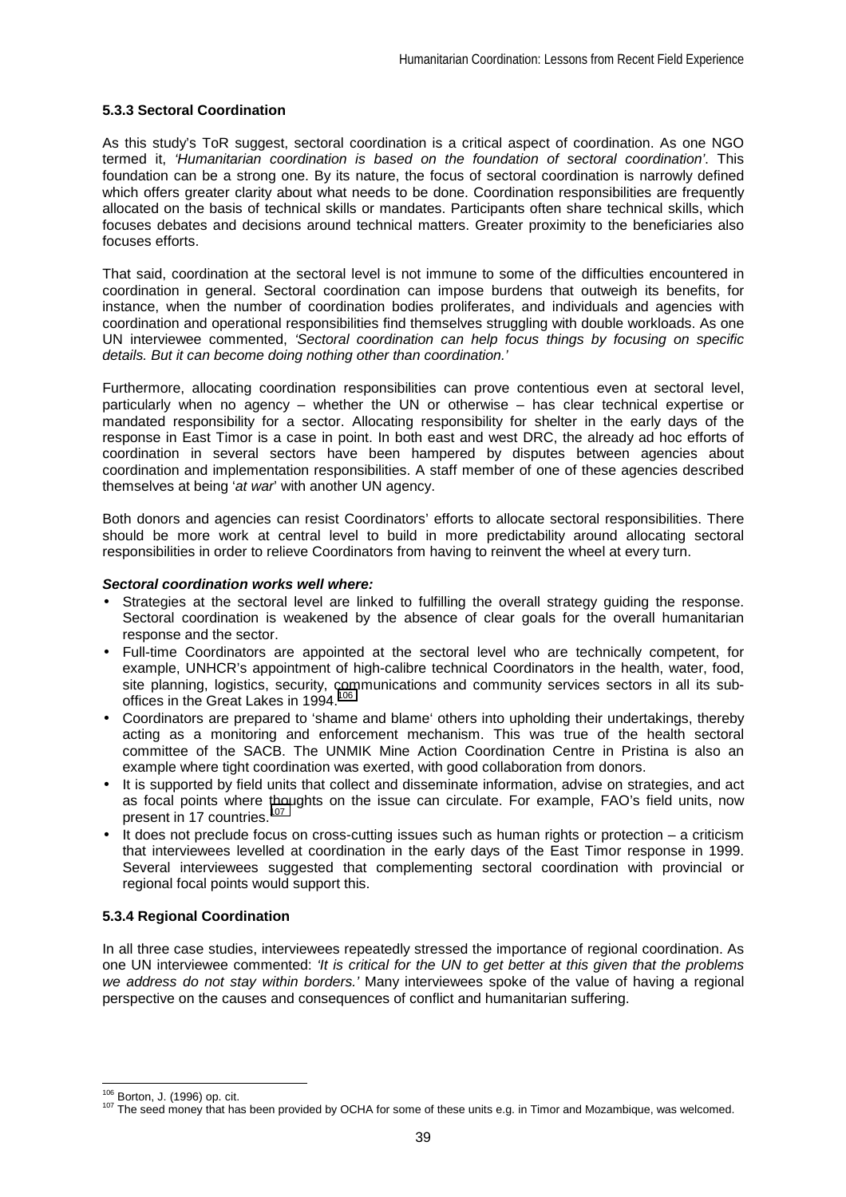### 5.3.3 Sectoral Coordination

As this study's ToR suggest, sectoral coordination is a critical aspect of coordination. As one NGO termed it, *'Humanitarian coordination is based on the foundation of sectoral coordination'*. This foundation can be a strong one. By its nature, the focus of sectoral coordination is narrowly defined which offers greater clarity about what needs to be done. Coordination responsibilities are frequently allocated on the basis of technical skills or mandates. Participants often share technical skills, which focuses debates and decisions around technical matters. Greater proximity to the beneficiaries also focuses efforts.

That said, coordination at the sectoral level is not immune to some of the difficulties encountered in coordination in general. Sectoral coordination can impose burdens that outweigh its benefits, for instance, when the number of coordination bodies proliferates, and individuals and agencies with coordination and operational responsibilities find themselves struggling with double workloads. As one UN interviewee commented, *'Sectoral coordination can help focus things by focusing on specific details. But it can become doing nothing other than coordination.'*

Furthermore, allocating coordination responsibilities can prove contentious even at sectoral level, particularly when no agency – whether the UN or otherwise – has clear technical expertise or mandated responsibility for a sector. Allocating responsibility for shelter in the early days of the response in East Timor is a case in point. In both east and west DRC, the already ad hoc efforts of coordination in several sectors have been hampered by disputes between agencies about coordination and implementation responsibilities. A staff member of one of these agencies described themselves at being '*at war*' with another UN agency.

Both donors and agencies can resist Coordinators' efforts to allocate sectoral responsibilities. There should be more work at central level to build in more predictability around allocating sectoral responsibilities in order to relieve Coordinators from having to reinvent the wheel at every turn.

***Sectoral coordination works well where:***

- Strategies at the sectoral level are linked to fulfilling the overall strategy guiding the response. Sectoral coordination is weakened by the absence of clear goals for the overall humanitarian response and the sector.
- Full-time Coordinators are appointed at the sectoral level who are technically competent, for example, UNHCR's appointment of high-calibre technical Coordinators in the health, water, food, site planning, logistics, security, communications and community services sectors in all its sub-offices in the Great Lakes in 1994.[106]
- Coordinators are prepared to 'shame and blame' others into upholding their undertakings, thereby acting as a monitoring and enforcement mechanism. This was true of the health sectoral committee of the SACB. The UNMIK Mine Action Coordination Centre in Pristina is also an example where tight coordination was exerted, with good collaboration from donors.
- It is supported by field units that collect and disseminate information, advise on strategies, and act as focal points where thoughts on the issue can circulate. For example, FAO's field units, now present in 17 countries.[107]
- It does not preclude focus on cross-cutting issues such as human rights or protection – a criticism that interviewees levelled at coordination in the early days of the East Timor response in 1999. Several interviewees suggested that complementing sectoral coordination with provincial or regional focal points would support this.

### 5.3.4 Regional Coordination

In all three case studies, interviewees repeatedly stressed the importance of regional coordination. As one UN interviewee commented: *'It is critical for the UN to get better at this given that the problems we address do not stay within borders.'* Many interviewees spoke of the value of having a regional perspective on the causes and consequences of conflict and humanitarian suffering.

---

[106] Borton, J. (1996) op. cit.

[107] The seed money that has been provided by OCHA for some of these units e.g. in Timor and Mozambique, was welcomed.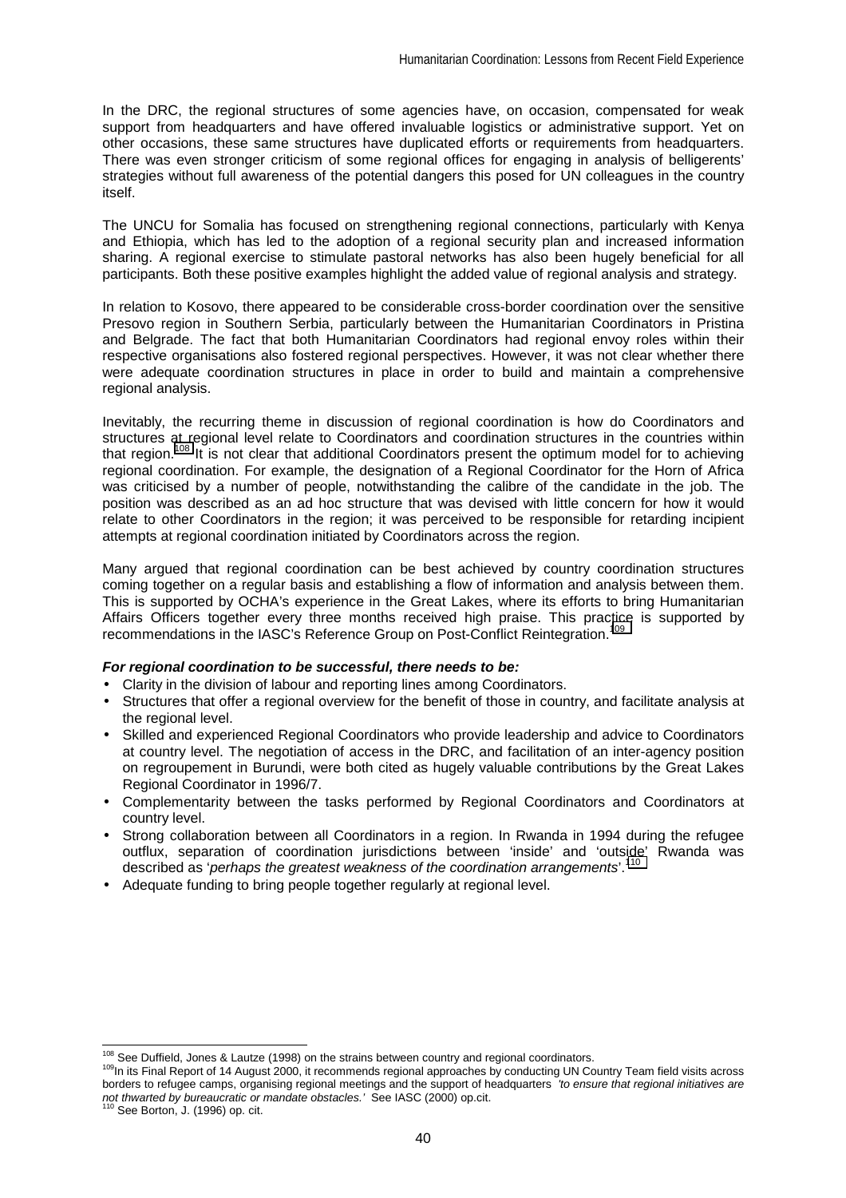In the DRC, the regional structures of some agencies have, on occasion, compensated for weak support from headquarters and have offered invaluable logistics or administrative support. Yet on other occasions, these same structures have duplicated efforts or requirements from headquarters. There was even stronger criticism of some regional offices for engaging in analysis of belligerents' strategies without full awareness of the potential dangers this posed for UN colleagues in the country itself.

The UNCU for Somalia has focused on strengthening regional connections, particularly with Kenya and Ethiopia, which has led to the adoption of a regional security plan and increased information sharing. A regional exercise to stimulate pastoral networks has also been hugely beneficial for all participants. Both these positive examples highlight the added value of regional analysis and strategy.

In relation to Kosovo, there appeared to be considerable cross-border coordination over the sensitive Presovo region in Southern Serbia, particularly between the Humanitarian Coordinators in Pristina and Belgrade. The fact that both Humanitarian Coordinators had regional envoy roles within their respective organisations also fostered regional perspectives. However, it was not clear whether there were adequate coordination structures in place in order to build and maintain a comprehensive regional analysis.

Inevitably, the recurring theme in discussion of regional coordination is how do Coordinators and structures at regional level relate to Coordinators and coordination structures in the countries within that region.[108] It is not clear that additional Coordinators present the optimum model for to achieving regional coordination. For example, the designation of a Regional Coordinator for the Horn of Africa was criticised by a number of people, notwithstanding the calibre of the candidate in the job. The position was described as an ad hoc structure that was devised with little concern for how it would relate to other Coordinators in the region; it was perceived to be responsible for retarding incipient attempts at regional coordination initiated by Coordinators across the region.

Many argued that regional coordination can be best achieved by country coordination structures coming together on a regular basis and establishing a flow of information and analysis between them. This is supported by OCHA's experience in the Great Lakes, where its efforts to bring Humanitarian Affairs Officers together every three months received high praise. This practice is supported by recommendations in the IASC's Reference Group on Post-Conflict Reintegration.[109]

***For regional coordination to be successful, there needs to be:***

- Clarity in the division of labour and reporting lines among Coordinators.
- Structures that offer a regional overview for the benefit of those in country, and facilitate analysis at the regional level.
- Skilled and experienced Regional Coordinators who provide leadership and advice to Coordinators at country level. The negotiation of access in the DRC, and facilitation of an inter-agency position on regroupement in Burundi, were both cited as hugely valuable contributions by the Great Lakes Regional Coordinator in 1996/7.
- Complementarity between the tasks performed by Regional Coordinators and Coordinators at country level.
- Strong collaboration between all Coordinators in a region. In Rwanda in 1994 during the refugee outflux, separation of coordination jurisdictions between 'inside' and 'outside' Rwanda was described as '*perhaps the greatest weakness of the coordination arrangements*'.[110]
- Adequate funding to bring people together regularly at regional level.

---

[108] See Duffield, Jones & Lautze (1998) on the strains between country and regional coordinators.

[109] In its Final Report of 14 August 2000, it recommends regional approaches by conducting UN Country Team field visits across borders to refugee camps, organising regional meetings and the support of headquarters *'to ensure that regional initiatives are not thwarted by bureaucratic or mandate obstacles.'* See IASC (2000) op.cit.

[110] See Borton, J. (1996) op. cit.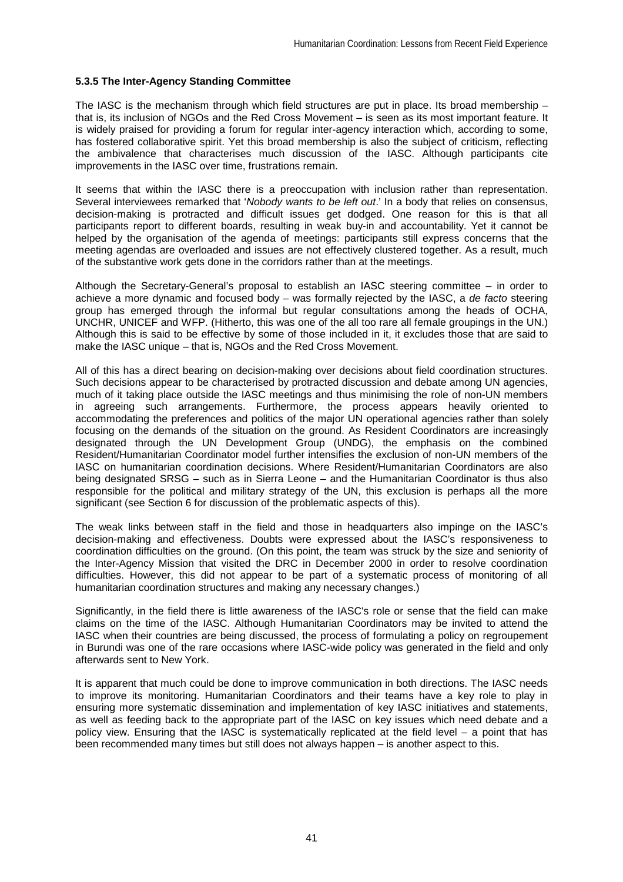**5.3.5 The Inter-Agency Standing Committee**

The IASC is the mechanism through which field structures are put in place. Its broad membership – that is, its inclusion of NGOs and the Red Cross Movement – is seen as its most important feature. It is widely praised for providing a forum for regular inter-agency interaction which, according to some, has fostered collaborative spirit. Yet this broad membership is also the subject of criticism, reflecting the ambivalence that characterises much discussion of the IASC. Although participants cite improvements in the IASC over time, frustrations remain.

It seems that within the IASC there is a preoccupation with inclusion rather than representation. Several interviewees remarked that '*Nobody wants to be left out*.' In a body that relies on consensus, decision-making is protracted and difficult issues get dodged. One reason for this is that all participants report to different boards, resulting in weak buy-in and accountability. Yet it cannot be helped by the organisation of the agenda of meetings: participants still express concerns that the meeting agendas are overloaded and issues are not effectively clustered together. As a result, much of the substantive work gets done in the corridors rather than at the meetings.

Although the Secretary-General's proposal to establish an IASC steering committee – in order to achieve a more dynamic and focused body – was formally rejected by the IASC, a *de facto* steering group has emerged through the informal but regular consultations among the heads of OCHA, UNCHR, UNICEF and WFP. (Hitherto, this was one of the all too rare all female groupings in the UN.) Although this is said to be effective by some of those included in it, it excludes those that are said to make the IASC unique – that is, NGOs and the Red Cross Movement.

All of this has a direct bearing on decision-making over decisions about field coordination structures. Such decisions appear to be characterised by protracted discussion and debate among UN agencies, much of it taking place outside the IASC meetings and thus minimising the role of non-UN members in agreeing such arrangements. Furthermore, the process appears heavily oriented to accommodating the preferences and politics of the major UN operational agencies rather than solely focusing on the demands of the situation on the ground. As Resident Coordinators are increasingly designated through the UN Development Group (UNDG), the emphasis on the combined Resident/Humanitarian Coordinator model further intensifies the exclusion of non-UN members of the IASC on humanitarian coordination decisions. Where Resident/Humanitarian Coordinators are also being designated SRSG – such as in Sierra Leone – and the Humanitarian Coordinator is thus also responsible for the political and military strategy of the UN, this exclusion is perhaps all the more significant (see Section 6 for discussion of the problematic aspects of this).

The weak links between staff in the field and those in headquarters also impinge on the IASC's decision-making and effectiveness. Doubts were expressed about the IASC's responsiveness to coordination difficulties on the ground. (On this point, the team was struck by the size and seniority of the Inter-Agency Mission that visited the DRC in December 2000 in order to resolve coordination difficulties. However, this did not appear to be part of a systematic process of monitoring of all humanitarian coordination structures and making any necessary changes.)

Significantly, in the field there is little awareness of the IASC's role or sense that the field can make claims on the time of the IASC. Although Humanitarian Coordinators may be invited to attend the IASC when their countries are being discussed, the process of formulating a policy on regroupement in Burundi was one of the rare occasions where IASC-wide policy was generated in the field and only afterwards sent to New York.

It is apparent that much could be done to improve communication in both directions. The IASC needs to improve its monitoring. Humanitarian Coordinators and their teams have a key role to play in ensuring more systematic dissemination and implementation of key IASC initiatives and statements, as well as feeding back to the appropriate part of the IASC on key issues which need debate and a policy view. Ensuring that the IASC is systematically replicated at the field level – a point that has been recommended many times but still does not always happen – is another aspect to this.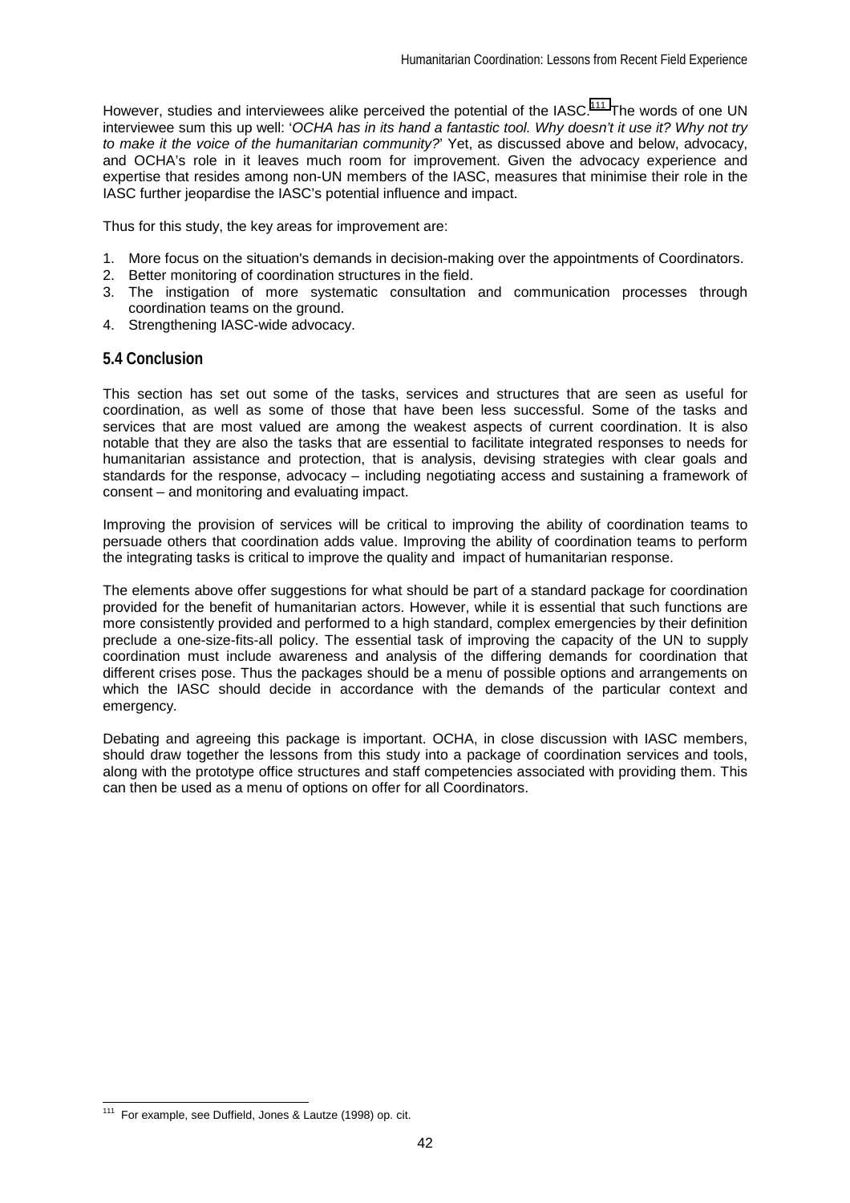However, studies and interviewees alike perceived the potential of the IASC.[111] The words of one UN interviewee sum this up well: '*OCHA has in its hand a fantastic tool. Why doesn't it use it? Why not try to make it the voice of the humanitarian community?*' Yet, as discussed above and below, advocacy, and OCHA's role in it leaves much room for improvement. Given the advocacy experience and expertise that resides among non-UN members of the IASC, measures that minimise their role in the IASC further jeopardise the IASC's potential influence and impact.

Thus for this study, the key areas for improvement are:

1. More focus on the situation's demands in decision-making over the appointments of Coordinators.
2. Better monitoring of coordination structures in the field.
3. The instigation of more systematic consultation and communication processes through coordination teams on the ground.
4. Strengthening IASC-wide advocacy.

## 5.4 Conclusion

This section has set out some of the tasks, services and structures that are seen as useful for coordination, as well as some of those that have been less successful. Some of the tasks and services that are most valued are among the weakest aspects of current coordination. It is also notable that they are also the tasks that are essential to facilitate integrated responses to needs for humanitarian assistance and protection, that is analysis, devising strategies with clear goals and standards for the response, advocacy – including negotiating access and sustaining a framework of consent – and monitoring and evaluating impact.

Improving the provision of services will be critical to improving the ability of coordination teams to persuade others that coordination adds value. Improving the ability of coordination teams to perform the integrating tasks is critical to improve the quality and impact of humanitarian response.

The elements above offer suggestions for what should be part of a standard package for coordination provided for the benefit of humanitarian actors. However, while it is essential that such functions are more consistently provided and performed to a high standard, complex emergencies by their definition preclude a one-size-fits-all policy. The essential task of improving the capacity of the UN to supply coordination must include awareness and analysis of the differing demands for coordination that different crises pose. Thus the packages should be a menu of possible options and arrangements on which the IASC should decide in accordance with the demands of the particular context and emergency.

Debating and agreeing this package is important. OCHA, in close discussion with IASC members, should draw together the lessons from this study into a package of coordination services and tools, along with the prototype office structures and staff competencies associated with providing them. This can then be used as a menu of options on offer for all Coordinators.

[111] For example, see Duffield, Jones & Lautze (1998) op. cit.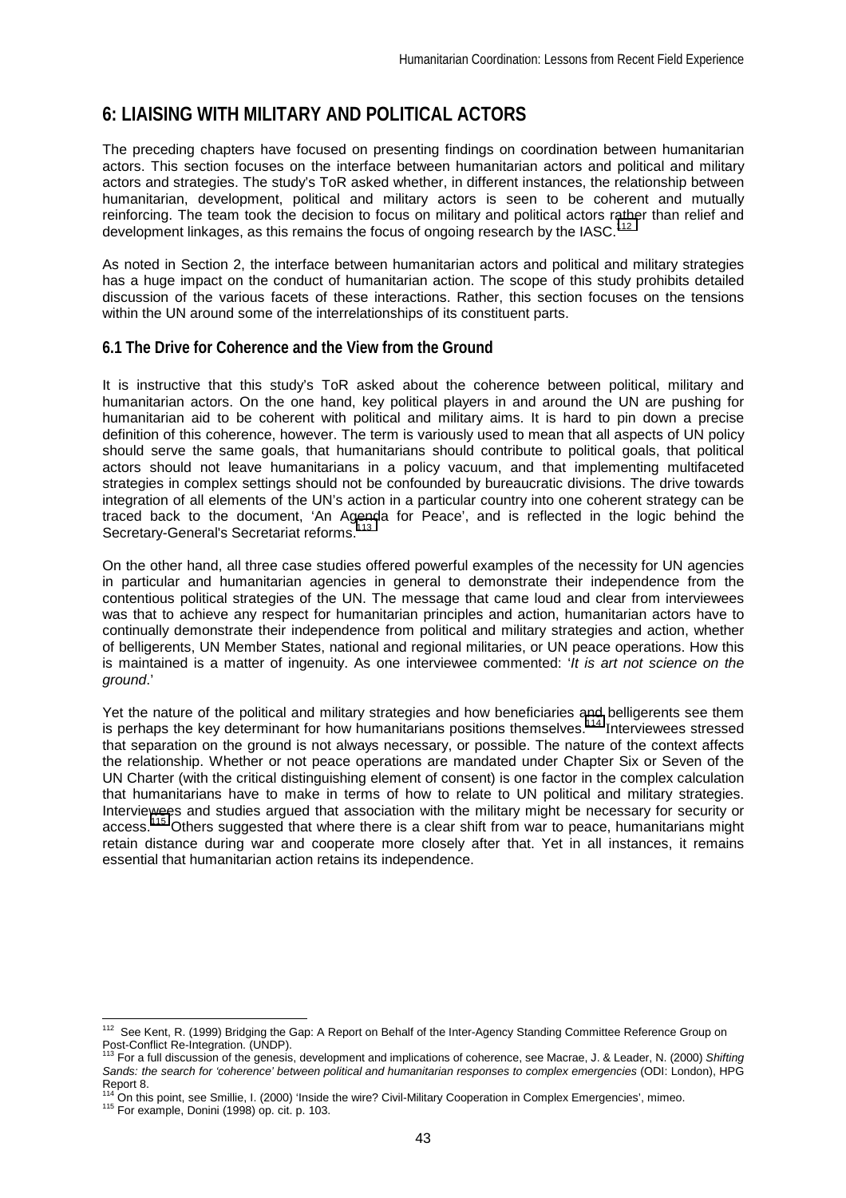# 6: LIAISING WITH MILITARY AND POLITICAL ACTORS

The preceding chapters have focused on presenting findings on coordination between humanitarian actors. This section focuses on the interface between humanitarian actors and political and military actors and strategies. The study's ToR asked whether, in different instances, the relationship between humanitarian, development, political and military actors is seen to be coherent and mutually reinforcing. The team took the decision to focus on military and political actors rather than relief and development linkages, as this remains the focus of ongoing research by the IASC.[112]

As noted in Section 2, the interface between humanitarian actors and political and military strategies has a huge impact on the conduct of humanitarian action. The scope of this study prohibits detailed discussion of the various facets of these interactions. Rather, this section focuses on the tensions within the UN around some of the interrelationships of its constituent parts.

## 6.1 The Drive for Coherence and the View from the Ground

It is instructive that this study's ToR asked about the coherence between political, military and humanitarian actors. On the one hand, key political players in and around the UN are pushing for humanitarian aid to be coherent with political and military aims. It is hard to pin down a precise definition of this coherence, however. The term is variously used to mean that all aspects of UN policy should serve the same goals, that humanitarians should contribute to political goals, that political actors should not leave humanitarians in a policy vacuum, and that implementing multifaceted strategies in complex settings should not be confounded by bureaucratic divisions. The drive towards integration of all elements of the UN's action in a particular country into one coherent strategy can be traced back to the document, 'An Agenda for Peace', and is reflected in the logic behind the Secretary-General's Secretariat reforms.[113]

On the other hand, all three case studies offered powerful examples of the necessity for UN agencies in particular and humanitarian agencies in general to demonstrate their independence from the contentious political strategies of the UN. The message that came loud and clear from interviewees was that to achieve any respect for humanitarian principles and action, humanitarian actors have to continually demonstrate their independence from political and military strategies and action, whether of belligerents, UN Member States, national and regional militaries, or UN peace operations. How this is maintained is a matter of ingenuity. As one interviewee commented: '*It is art not science on the ground*.'

Yet the nature of the political and military strategies and how beneficiaries and belligerents see them is perhaps the key determinant for how humanitarians positions themselves.[114] Interviewees stressed that separation on the ground is not always necessary, or possible. The nature of the context affects the relationship. Whether or not peace operations are mandated under Chapter Six or Seven of the UN Charter (with the critical distinguishing element of consent) is one factor in the complex calculation that humanitarians have to make in terms of how to relate to UN political and military strategies. Interviewees and studies argued that association with the military might be necessary for security or access.[115] Others suggested that where there is a clear shift from war to peace, humanitarians might retain distance during war and cooperate more closely after that. Yet in all instances, it remains essential that humanitarian action retains its independence.

---

[112] See Kent, R. (1999) Bridging the Gap: A Report on Behalf of the Inter-Agency Standing Committee Reference Group on Post-Conflict Re-Integration. (UNDP).

[113] For a full discussion of the genesis, development and implications of coherence, see Macrae, J. & Leader, N. (2000) *Shifting Sands: the search for 'coherence' between political and humanitarian responses to complex emergencies* (ODI: London), HPG Report 8.

[114] On this point, see Smillie, I. (2000) 'Inside the wire? Civil-Military Cooperation in Complex Emergencies', mimeo.

[115] For example, Donini (1998) op. cit. p. 103.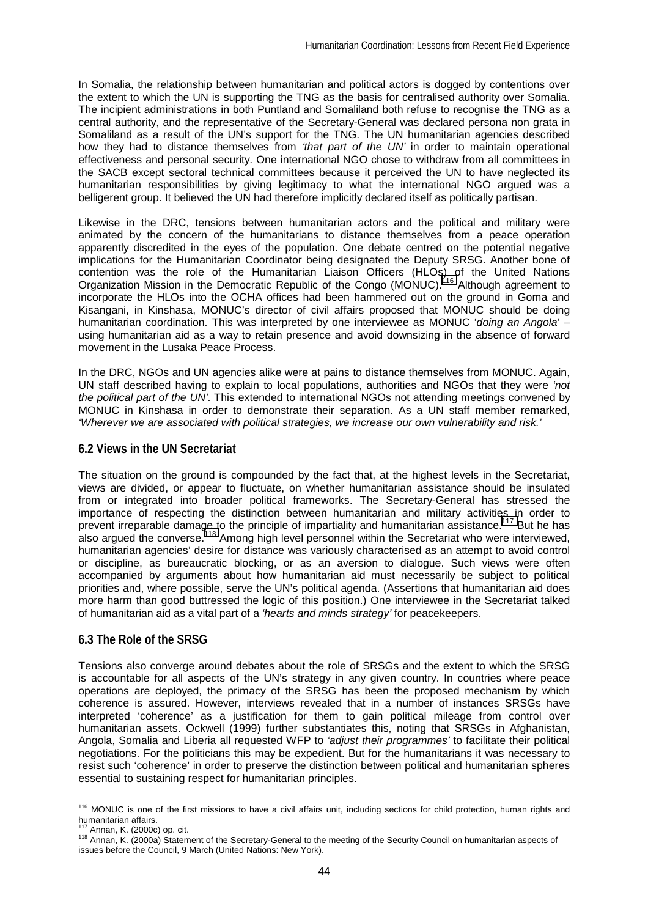In Somalia, the relationship between humanitarian and political actors is dogged by contentions over the extent to which the UN is supporting the TNG as the basis for centralised authority over Somalia. The incipient administrations in both Puntland and Somaliland both refuse to recognise the TNG as a central authority, and the representative of the Secretary-General was declared persona non grata in Somaliland as a result of the UN's support for the TNG. The UN humanitarian agencies described how they had to distance themselves from *'that part of the UN'* in order to maintain operational effectiveness and personal security. One international NGO chose to withdraw from all committees in the SACB except sectoral technical committees because it perceived the UN to have neglected its humanitarian responsibilities by giving legitimacy to what the international NGO argued was a belligerent group. It believed the UN had therefore implicitly declared itself as politically partisan.

Likewise in the DRC, tensions between humanitarian actors and the political and military were animated by the concern of the humanitarians to distance themselves from a peace operation apparently discredited in the eyes of the population. One debate centred on the potential negative implications for the Humanitarian Coordinator being designated the Deputy SRSG. Another bone of contention was the role of the Humanitarian Liaison Officers (HLOs) of the United Nations Organization Mission in the Democratic Republic of the Congo (MONUC).[116] Although agreement to incorporate the HLOs into the OCHA offices had been hammered out on the ground in Goma and Kisangani, in Kinshasa, MONUC's director of civil affairs proposed that MONUC should be doing humanitarian coordination. This was interpreted by one interviewee as MONUC '*doing an Angola*' – using humanitarian aid as a way to retain presence and avoid downsizing in the absence of forward movement in the Lusaka Peace Process.

In the DRC, NGOs and UN agencies alike were at pains to distance themselves from MONUC. Again, UN staff described having to explain to local populations, authorities and NGOs that they were *'not the political part of the UN'*. This extended to international NGOs not attending meetings convened by MONUC in Kinshasa in order to demonstrate their separation. As a UN staff member remarked, *'Wherever we are associated with political strategies, we increase our own vulnerability and risk.'*

### 6.2 Views in the UN Secretariat

The situation on the ground is compounded by the fact that, at the highest levels in the Secretariat, views are divided, or appear to fluctuate, on whether humanitarian assistance should be insulated from or integrated into broader political frameworks. The Secretary-General has stressed the importance of respecting the distinction between humanitarian and military activities in order to prevent irreparable damage to the principle of impartiality and humanitarian assistance.[117] But he has also argued the converse.[118] Among high level personnel within the Secretariat who were interviewed, humanitarian agencies' desire for distance was variously characterised as an attempt to avoid control or discipline, as bureaucratic blocking, or as an aversion to dialogue. Such views were often accompanied by arguments about how humanitarian aid must necessarily be subject to political priorities and, where possible, serve the UN's political agenda. (Assertions that humanitarian aid does more harm than good buttressed the logic of this position.) One interviewee in the Secretariat talked of humanitarian aid as a vital part of a *'hearts and minds strategy'* for peacekeepers.

### 6.3 The Role of the SRSG

Tensions also converge around debates about the role of SRSGs and the extent to which the SRSG is accountable for all aspects of the UN's strategy in any given country. In countries where peace operations are deployed, the primacy of the SRSG has been the proposed mechanism by which coherence is assured. However, interviews revealed that in a number of instances SRSGs have interpreted 'coherence' as a justification for them to gain political mileage from control over humanitarian assets. Ockwell (1999) further substantiates this, noting that SRSGs in Afghanistan, Angola, Somalia and Liberia all requested WFP to *'adjust their programmes'* to facilitate their political negotiations. For the politicians this may be expedient. But for the humanitarians it was necessary to resist such 'coherence' in order to preserve the distinction between political and humanitarian spheres essential to sustaining respect for humanitarian principles.

---

[116] MONUC is one of the first missions to have a civil affairs unit, including sections for child protection, human rights and humanitarian affairs.

[117] Annan, K. (2000c) op. cit.

[118] Annan, K. (2000a) Statement of the Secretary-General to the meeting of the Security Council on humanitarian aspects of issues before the Council, 9 March (United Nations: New York).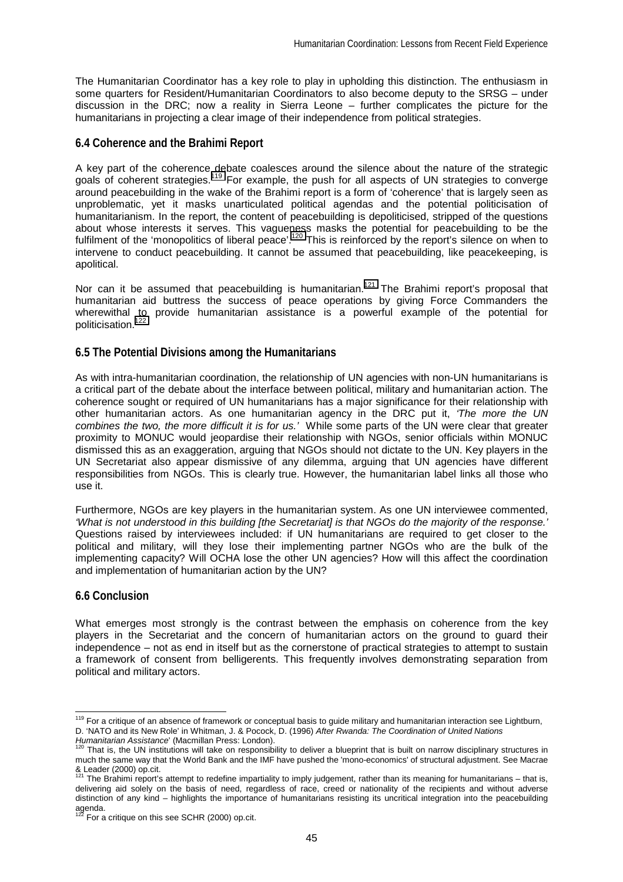The Humanitarian Coordinator has a key role to play in upholding this distinction. The enthusiasm in some quarters for Resident/Humanitarian Coordinators to also become deputy to the SRSG – under discussion in the DRC; now a reality in Sierra Leone – further complicates the picture for the humanitarians in projecting a clear image of their independence from political strategies.

### 6.4 Coherence and the Brahimi Report

A key part of the coherence debate coalesces around the silence about the nature of the strategic goals of coherent strategies.[119] For example, the push for all aspects of UN strategies to converge around peacebuilding in the wake of the Brahimi report is a form of 'coherence' that is largely seen as unproblematic, yet it masks unarticulated political agendas and the potential politicisation of humanitarianism. In the report, the content of peacebuilding is depoliticised, stripped of the questions about whose interests it serves. This vagueness masks the potential for peacebuilding to be the fulfilment of the 'monopolitics of liberal peace'.[120] This is reinforced by the report's silence on when to intervene to conduct peacebuilding. It cannot be assumed that peacebuilding, like peacekeeping, is apolitical.

Nor can it be assumed that peacebuilding is humanitarian.[121] The Brahimi report's proposal that humanitarian aid buttress the success of peace operations by giving Force Commanders the wherewithal to provide humanitarian assistance is a powerful example of the potential for politicisation.[122]

### 6.5 The Potential Divisions among the Humanitarians

As with intra-humanitarian coordination, the relationship of UN agencies with non-UN humanitarians is a critical part of the debate about the interface between political, military and humanitarian action. The coherence sought or required of UN humanitarians has a major significance for their relationship with other humanitarian actors. As one humanitarian agency in the DRC put it, *'The more the UN combines the two, the more difficult it is for us.'* While some parts of the UN were clear that greater proximity to MONUC would jeopardise their relationship with NGOs, senior officials within MONUC dismissed this as an exaggeration, arguing that NGOs should not dictate to the UN. Key players in the UN Secretariat also appear dismissive of any dilemma, arguing that UN agencies have different responsibilities from NGOs. This is clearly true. However, the humanitarian label links all those who use it.

Furthermore, NGOs are key players in the humanitarian system. As one UN interviewee commented, *'What is not understood in this building [the Secretariat] is that NGOs do the majority of the response.'* Questions raised by interviewees included: if UN humanitarians are required to get closer to the political and military, will they lose their implementing partner NGOs who are the bulk of the implementing capacity? Will OCHA lose the other UN agencies? How will this affect the coordination and implementation of humanitarian action by the UN?

### 6.6 Conclusion

What emerges most strongly is the contrast between the emphasis on coherence from the key players in the Secretariat and the concern of humanitarian actors on the ground to guard their independence – not as end in itself but as the cornerstone of practical strategies to attempt to sustain a framework of consent from belligerents. This frequently involves demonstrating separation from political and military actors.

---

[119] For a critique of an absence of framework or conceptual basis to guide military and humanitarian interaction see Lightburn, D. 'NATO and its New Role' in Whitman, J. & Pocock, D. (1996) *After Rwanda: The Coordination of United Nations Humanitarian Assistance*' (Macmillan Press: London).

[120] That is, the UN institutions will take on responsibility to deliver a blueprint that is built on narrow disciplinary structures in much the same way that the World Bank and the IMF have pushed the 'mono-economics' of structural adjustment. See Macrae & Leader (2000) op.cit.

[121] The Brahimi report's attempt to redefine impartiality to imply judgement, rather than its meaning for humanitarians – that is, delivering aid solely on the basis of need, regardless of race, creed or nationality of the recipients and without adverse distinction of any kind – highlights the importance of humanitarians resisting its uncritical integration into the peacebuilding agenda.

[122] For a critique on this see SCHR (2000) op.cit.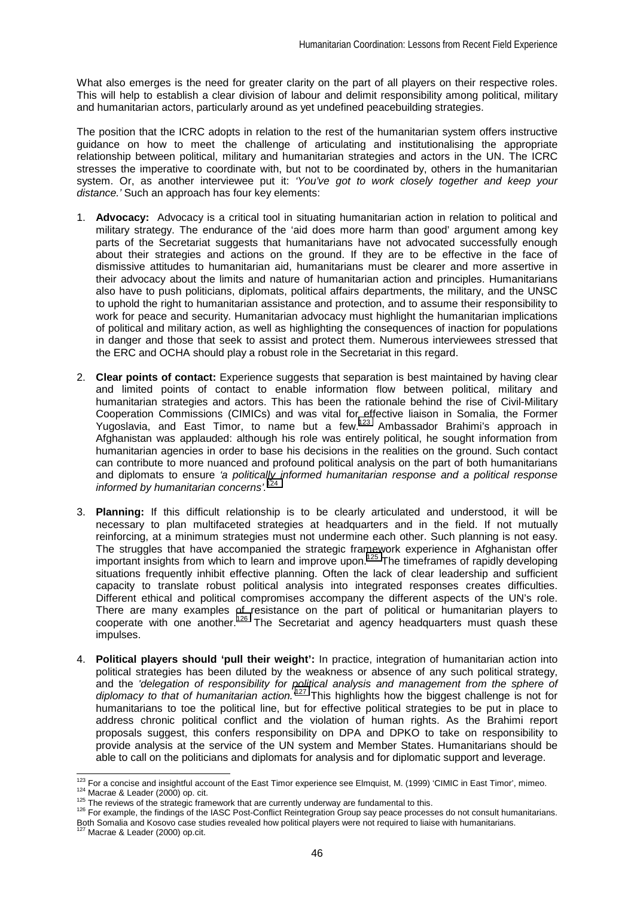What also emerges is the need for greater clarity on the part of all players on their respective roles. This will help to establish a clear division of labour and delimit responsibility among political, military and humanitarian actors, particularly around as yet undefined peacebuilding strategies.

The position that the ICRC adopts in relation to the rest of the humanitarian system offers instructive guidance on how to meet the challenge of articulating and institutionalising the appropriate relationship between political, military and humanitarian strategies and actors in the UN. The ICRC stresses the imperative to coordinate with, but not to be coordinated by, others in the humanitarian system. Or, as another interviewee put it: *'You've got to work closely together and keep your distance.'* Such an approach has four key elements:

1. **Advocacy:** Advocacy is a critical tool in situating humanitarian action in relation to political and military strategy. The endurance of the 'aid does more harm than good' argument among key parts of the Secretariat suggests that humanitarians have not advocated successfully enough about their strategies and actions on the ground. If they are to be effective in the face of dismissive attitudes to humanitarian aid, humanitarians must be clearer and more assertive in their advocacy about the limits and nature of humanitarian action and principles. Humanitarians also have to push politicians, diplomats, political affairs departments, the military, and the UNSC to uphold the right to humanitarian assistance and protection, and to assume their responsibility to work for peace and security. Humanitarian advocacy must highlight the humanitarian implications of political and military action, as well as highlighting the consequences of inaction for populations in danger and those that seek to assist and protect them. Numerous interviewees stressed that the ERC and OCHA should play a robust role in the Secretariat in this regard.

2. **Clear points of contact:** Experience suggests that separation is best maintained by having clear and limited points of contact to enable information flow between political, military and humanitarian strategies and actors. This has been the rationale behind the rise of Civil-Military Cooperation Commissions (CIMICs) and was vital for effective liaison in Somalia, the Former Yugoslavia, and East Timor, to name but a few.[123] Ambassador Brahimi's approach in Afghanistan was applauded: although his role was entirely political, he sought information from humanitarian agencies in order to base his decisions in the realities on the ground. Such contact can contribute to more nuanced and profound political analysis on the part of both humanitarians and diplomats to ensure *'a politically informed humanitarian response and a political response informed by humanitarian concerns'.*[124]

3. **Planning:** If this difficult relationship is to be clearly articulated and understood, it will be necessary to plan multifaceted strategies at headquarters and in the field. If not mutually reinforcing, at a minimum strategies must not undermine each other. Such planning is not easy. The struggles that have accompanied the strategic framework experience in Afghanistan offer important insights from which to learn and improve upon.[125] The timeframes of rapidly developing situations frequently inhibit effective planning. Often the lack of clear leadership and sufficient capacity to translate robust political analysis into integrated responses creates difficulties. Different ethical and political compromises accompany the different aspects of the UN's role. There are many examples of resistance on the part of political or humanitarian players to cooperate with one another.[126] The Secretariat and agency headquarters must quash these impulses.

4. **Political players should 'pull their weight':** In practice, integration of humanitarian action into political strategies has been diluted by the weakness or absence of any such political strategy, and the *'delegation of responsibility for political analysis and management from the sphere of diplomacy to that of humanitarian action.'*[127] This highlights how the biggest challenge is not for humanitarians to toe the political line, but for effective political strategies to be put in place to address chronic political conflict and the violation of human rights. As the Brahimi report proposals suggest, this confers responsibility on DPA and DPKO to take on responsibility to provide analysis at the service of the UN system and Member States. Humanitarians should be able to call on the politicians and diplomats for analysis and for diplomatic support and leverage.

---

[123] For a concise and insightful account of the East Timor experience see Elmquist, M. (1999) 'CIMIC in East Timor', mimeo.

[124] Macrae & Leader (2000) op. cit.

[125] The reviews of the strategic framework that are currently underway are fundamental to this.

[126] For example, the findings of the IASC Post-Conflict Reintegration Group say peace processes do not consult humanitarians. Both Somalia and Kosovo case studies revealed how political players were not required to liaise with humanitarians.

[127] Macrae & Leader (2000) op.cit.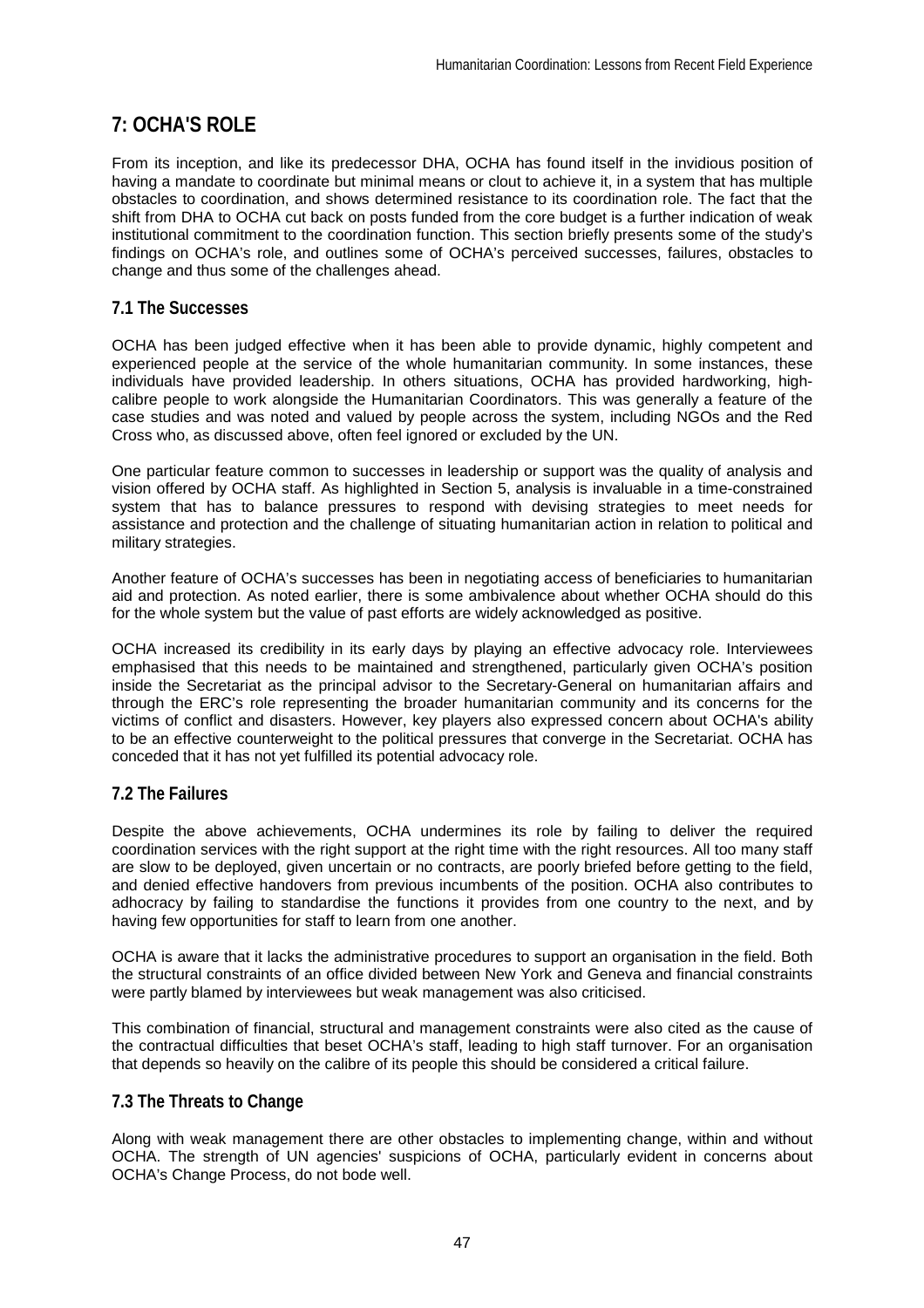# 7: OCHA'S ROLE

From its inception, and like its predecessor DHA, OCHA has found itself in the invidious position of having a mandate to coordinate but minimal means or clout to achieve it, in a system that has multiple obstacles to coordination, and shows determined resistance to its coordination role. The fact that the shift from DHA to OCHA cut back on posts funded from the core budget is a further indication of weak institutional commitment to the coordination function. This section briefly presents some of the study's findings on OCHA's role, and outlines some of OCHA's perceived successes, failures, obstacles to change and thus some of the challenges ahead.

## 7.1 The Successes

OCHA has been judged effective when it has been able to provide dynamic, highly competent and experienced people at the service of the whole humanitarian community. In some instances, these individuals have provided leadership. In others situations, OCHA has provided hardworking, high-calibre people to work alongside the Humanitarian Coordinators. This was generally a feature of the case studies and was noted and valued by people across the system, including NGOs and the Red Cross who, as discussed above, often feel ignored or excluded by the UN.

One particular feature common to successes in leadership or support was the quality of analysis and vision offered by OCHA staff. As highlighted in Section 5, analysis is invaluable in a time-constrained system that has to balance pressures to respond with devising strategies to meet needs for assistance and protection and the challenge of situating humanitarian action in relation to political and military strategies.

Another feature of OCHA's successes has been in negotiating access of beneficiaries to humanitarian aid and protection. As noted earlier, there is some ambivalence about whether OCHA should do this for the whole system but the value of past efforts are widely acknowledged as positive.

OCHA increased its credibility in its early days by playing an effective advocacy role. Interviewees emphasised that this needs to be maintained and strengthened, particularly given OCHA's position inside the Secretariat as the principal advisor to the Secretary-General on humanitarian affairs and through the ERC's role representing the broader humanitarian community and its concerns for the victims of conflict and disasters. However, key players also expressed concern about OCHA's ability to be an effective counterweight to the political pressures that converge in the Secretariat. OCHA has conceded that it has not yet fulfilled its potential advocacy role.

## 7.2 The Failures

Despite the above achievements, OCHA undermines its role by failing to deliver the required coordination services with the right support at the right time with the right resources. All too many staff are slow to be deployed, given uncertain or no contracts, are poorly briefed before getting to the field, and denied effective handovers from previous incumbents of the position. OCHA also contributes to adhocracy by failing to standardise the functions it provides from one country to the next, and by having few opportunities for staff to learn from one another.

OCHA is aware that it lacks the administrative procedures to support an organisation in the field. Both the structural constraints of an office divided between New York and Geneva and financial constraints were partly blamed by interviewees but weak management was also criticised.

This combination of financial, structural and management constraints were also cited as the cause of the contractual difficulties that beset OCHA's staff, leading to high staff turnover. For an organisation that depends so heavily on the calibre of its people this should be considered a critical failure.

## 7.3 The Threats to Change

Along with weak management there are other obstacles to implementing change, within and without OCHA. The strength of UN agencies' suspicions of OCHA, particularly evident in concerns about OCHA's Change Process, do not bode well.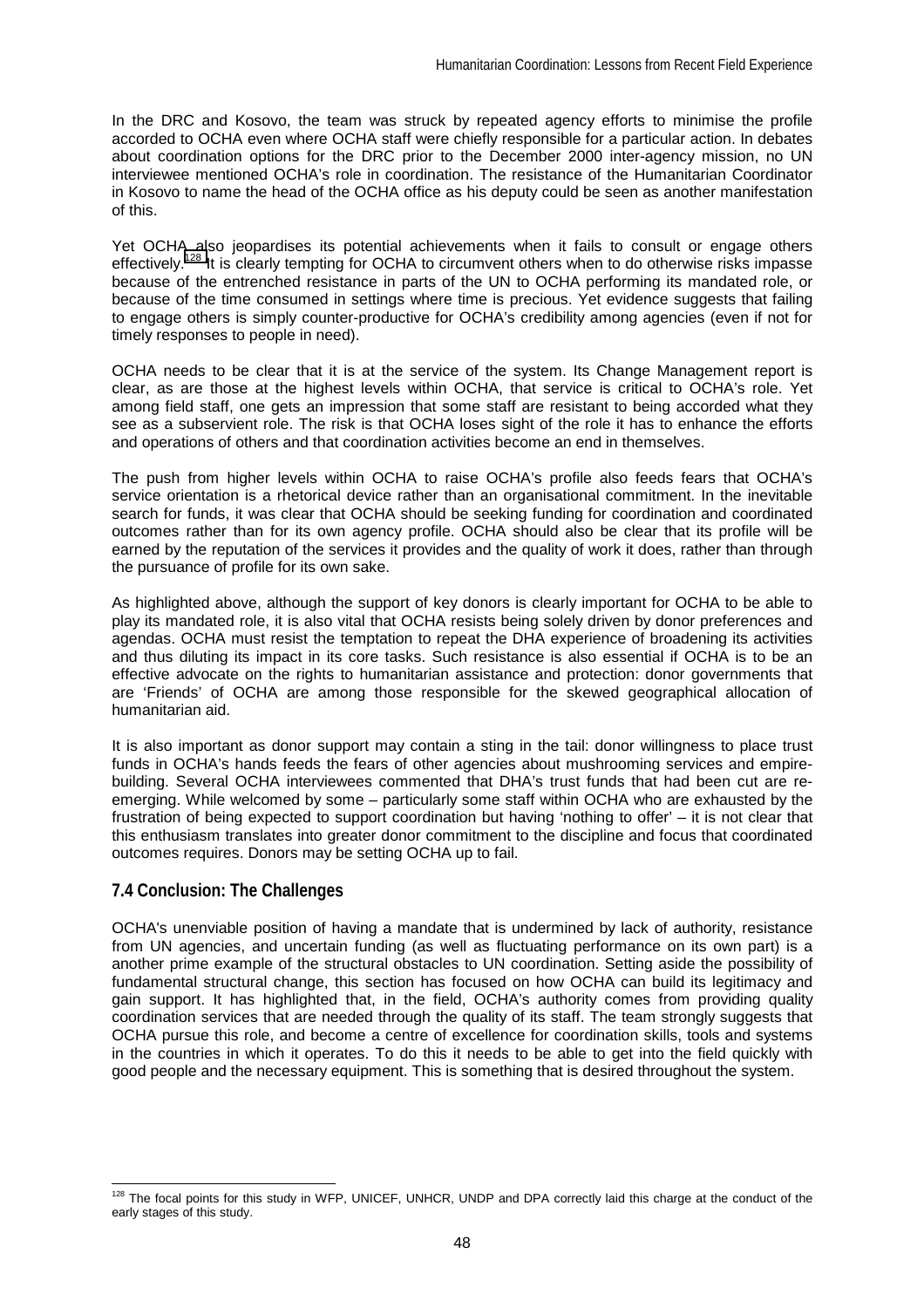In the DRC and Kosovo, the team was struck by repeated agency efforts to minimise the profile accorded to OCHA even where OCHA staff were chiefly responsible for a particular action. In debates about coordination options for the DRC prior to the December 2000 inter-agency mission, no UN interviewee mentioned OCHA's role in coordination. The resistance of the Humanitarian Coordinator in Kosovo to name the head of the OCHA office as his deputy could be seen as another manifestation of this.

Yet OCHA also jeopardises its potential achievements when it fails to consult or engage others effectively.[128] It is clearly tempting for OCHA to circumvent others when to do otherwise risks impasse because of the entrenched resistance in parts of the UN to OCHA performing its mandated role, or because of the time consumed in settings where time is precious. Yet evidence suggests that failing to engage others is simply counter-productive for OCHA's credibility among agencies (even if not for timely responses to people in need).

OCHA needs to be clear that it is at the service of the system. Its Change Management report is clear, as are those at the highest levels within OCHA, that service is critical to OCHA's role. Yet among field staff, one gets an impression that some staff are resistant to being accorded what they see as a subservient role. The risk is that OCHA loses sight of the role it has to enhance the efforts and operations of others and that coordination activities become an end in themselves.

The push from higher levels within OCHA to raise OCHA's profile also feeds fears that OCHA's service orientation is a rhetorical device rather than an organisational commitment. In the inevitable search for funds, it was clear that OCHA should be seeking funding for coordination and coordinated outcomes rather than for its own agency profile. OCHA should also be clear that its profile will be earned by the reputation of the services it provides and the quality of work it does, rather than through the pursuance of profile for its own sake.

As highlighted above, although the support of key donors is clearly important for OCHA to be able to play its mandated role, it is also vital that OCHA resists being solely driven by donor preferences and agendas. OCHA must resist the temptation to repeat the DHA experience of broadening its activities and thus diluting its impact in its core tasks. Such resistance is also essential if OCHA is to be an effective advocate on the rights to humanitarian assistance and protection: donor governments that are 'Friends' of OCHA are among those responsible for the skewed geographical allocation of humanitarian aid.

It is also important as donor support may contain a sting in the tail: donor willingness to place trust funds in OCHA's hands feeds the fears of other agencies about mushrooming services and empire-building. Several OCHA interviewees commented that DHA's trust funds that had been cut are re-emerging. While welcomed by some – particularly some staff within OCHA who are exhausted by the frustration of being expected to support coordination but having 'nothing to offer' – it is not clear that this enthusiasm translates into greater donor commitment to the discipline and focus that coordinated outcomes requires. Donors may be setting OCHA up to fail.

### 7.4 Conclusion: The Challenges

OCHA's unenviable position of having a mandate that is undermined by lack of authority, resistance from UN agencies, and uncertain funding (as well as fluctuating performance on its own part) is a another prime example of the structural obstacles to UN coordination. Setting aside the possibility of fundamental structural change, this section has focused on how OCHA can build its legitimacy and gain support. It has highlighted that, in the field, OCHA's authority comes from providing quality coordination services that are needed through the quality of its staff. The team strongly suggests that OCHA pursue this role, and become a centre of excellence for coordination skills, tools and systems in the countries in which it operates. To do this it needs to be able to get into the field quickly with good people and the necessary equipment. This is something that is desired throughout the system.

---

[128] The focal points for this study in WFP, UNICEF, UNHCR, UNDP and DPA correctly laid this charge at the conduct of the early stages of this study.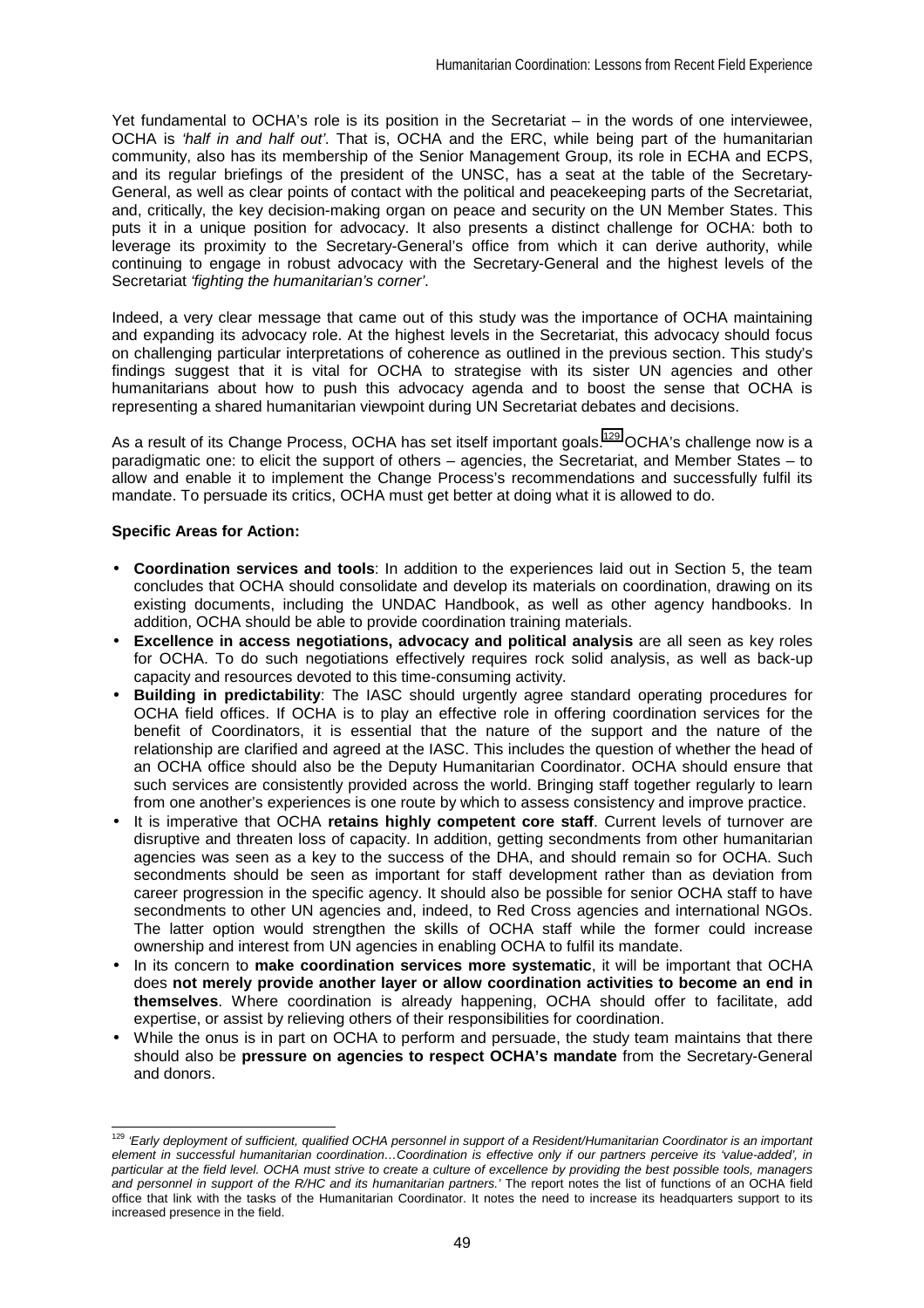Yet fundamental to OCHA's role is its position in the Secretariat – in the words of one interviewee, OCHA is *'half in and half out'*. That is, OCHA and the ERC, while being part of the humanitarian community, also has its membership of the Senior Management Group, its role in ECHA and ECPS, and its regular briefings of the president of the UNSC, has a seat at the table of the Secretary-General, as well as clear points of contact with the political and peacekeeping parts of the Secretariat, and, critically, the key decision-making organ on peace and security on the UN Member States. This puts it in a unique position for advocacy. It also presents a distinct challenge for OCHA: both to leverage its proximity to the Secretary-General's office from which it can derive authority, while continuing to engage in robust advocacy with the Secretary-General and the highest levels of the Secretariat *'fighting the humanitarian's corner'*.

Indeed, a very clear message that came out of this study was the importance of OCHA maintaining and expanding its advocacy role. At the highest levels in the Secretariat, this advocacy should focus on challenging particular interpretations of coherence as outlined in the previous section. This study's findings suggest that it is vital for OCHA to strategise with its sister UN agencies and other humanitarians about how to push this advocacy agenda and to boost the sense that OCHA is representing a shared humanitarian viewpoint during UN Secretariat debates and decisions.

As a result of its Change Process, OCHA has set itself important goals.[129] OCHA's challenge now is a paradigmatic one: to elicit the support of others – agencies, the Secretariat, and Member States – to allow and enable it to implement the Change Process's recommendations and successfully fulfil its mandate. To persuade its critics, OCHA must get better at doing what it is allowed to do.

**Specific Areas for Action:**

- **Coordination services and tools**: In addition to the experiences laid out in Section 5, the team concludes that OCHA should consolidate and develop its materials on coordination, drawing on its existing documents, including the UNDAC Handbook, as well as other agency handbooks. In addition, OCHA should be able to provide coordination training materials.
- **Excellence in access negotiations, advocacy and political analysis** are all seen as key roles for OCHA. To do such negotiations effectively requires rock solid analysis, as well as back-up capacity and resources devoted to this time-consuming activity.
- **Building in predictability**: The IASC should urgently agree standard operating procedures for OCHA field offices. If OCHA is to play an effective role in offering coordination services for the benefit of Coordinators, it is essential that the nature of the support and the nature of the relationship are clarified and agreed at the IASC. This includes the question of whether the head of an OCHA office should also be the Deputy Humanitarian Coordinator. OCHA should ensure that such services are consistently provided across the world. Bringing staff together regularly to learn from one another's experiences is one route by which to assess consistency and improve practice.
- It is imperative that OCHA **retains highly competent core staff**. Current levels of turnover are disruptive and threaten loss of capacity. In addition, getting secondments from other humanitarian agencies was seen as a key to the success of the DHA, and should remain so for OCHA. Such secondments should be seen as important for staff development rather than as deviation from career progression in the specific agency. It should also be possible for senior OCHA staff to have secondments to other UN agencies and, indeed, to Red Cross agencies and international NGOs. The latter option would strengthen the skills of OCHA staff while the former could increase ownership and interest from UN agencies in enabling OCHA to fulfil its mandate.
- In its concern to **make coordination services more systematic**, it will be important that OCHA does **not merely provide another layer or allow coordination activities to become an end in themselves**. Where coordination is already happening, OCHA should offer to facilitate, add expertise, or assist by relieving others of their responsibilities for coordination.
- While the onus is in part on OCHA to perform and persuade, the study team maintains that there should also be **pressure on agencies to respect OCHA's mandate** from the Secretary-General and donors.

[129] *'Early deployment of sufficient, qualified OCHA personnel in support of a Resident/Humanitarian Coordinator is an important element in successful humanitarian coordination…Coordination is effective only if our partners perceive its 'value-added', in particular at the field level. OCHA must strive to create a culture of excellence by providing the best possible tools, managers and personnel in support of the R/HC and its humanitarian partners.'* The report notes the list of functions of an OCHA field office that link with the tasks of the Humanitarian Coordinator. It notes the need to increase its headquarters support to its increased presence in the field.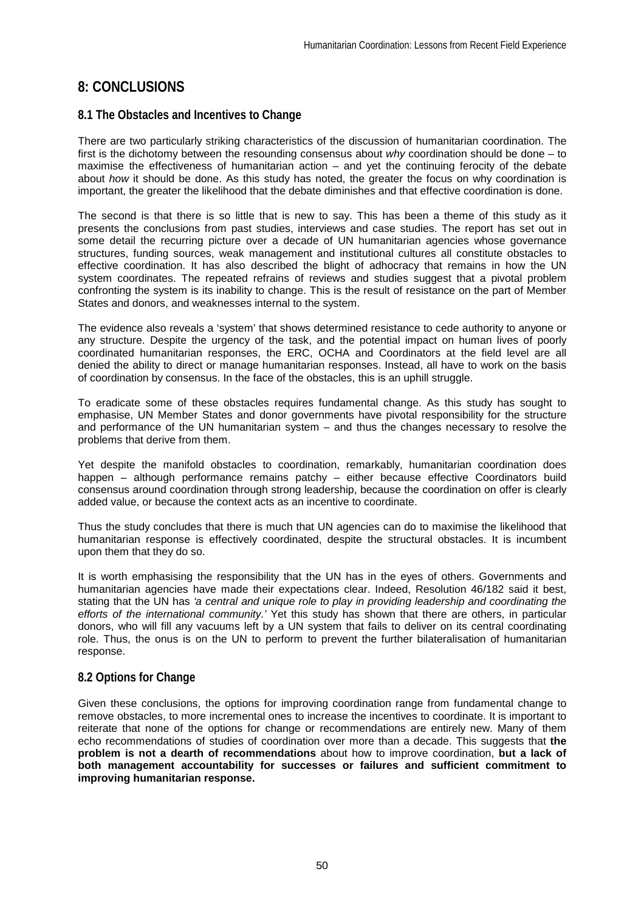# 8: CONCLUSIONS

## 8.1 The Obstacles and Incentives to Change

There are two particularly striking characteristics of the discussion of humanitarian coordination. The first is the dichotomy between the resounding consensus about *why* coordination should be done – to maximise the effectiveness of humanitarian action – and yet the continuing ferocity of the debate about *how* it should be done. As this study has noted, the greater the focus on why coordination is important, the greater the likelihood that the debate diminishes and that effective coordination is done.

The second is that there is so little that is new to say. This has been a theme of this study as it presents the conclusions from past studies, interviews and case studies. The report has set out in some detail the recurring picture over a decade of UN humanitarian agencies whose governance structures, funding sources, weak management and institutional cultures all constitute obstacles to effective coordination. It has also described the blight of adhocracy that remains in how the UN system coordinates. The repeated refrains of reviews and studies suggest that a pivotal problem confronting the system is its inability to change. This is the result of resistance on the part of Member States and donors, and weaknesses internal to the system.

The evidence also reveals a 'system' that shows determined resistance to cede authority to anyone or any structure. Despite the urgency of the task, and the potential impact on human lives of poorly coordinated humanitarian responses, the ERC, OCHA and Coordinators at the field level are all denied the ability to direct or manage humanitarian responses. Instead, all have to work on the basis of coordination by consensus. In the face of the obstacles, this is an uphill struggle.

To eradicate some of these obstacles requires fundamental change. As this study has sought to emphasise, UN Member States and donor governments have pivotal responsibility for the structure and performance of the UN humanitarian system – and thus the changes necessary to resolve the problems that derive from them.

Yet despite the manifold obstacles to coordination, remarkably, humanitarian coordination does happen – although performance remains patchy – either because effective Coordinators build consensus around coordination through strong leadership, because the coordination on offer is clearly added value, or because the context acts as an incentive to coordinate.

Thus the study concludes that there is much that UN agencies can do to maximise the likelihood that humanitarian response is effectively coordinated, despite the structural obstacles. It is incumbent upon them that they do so.

It is worth emphasising the responsibility that the UN has in the eyes of others. Governments and humanitarian agencies have made their expectations clear. Indeed, Resolution 46/182 said it best, stating that the UN has *'a central and unique role to play in providing leadership and coordinating the efforts of the international community.'* Yet this study has shown that there are others, in particular donors, who will fill any vacuums left by a UN system that fails to deliver on its central coordinating role. Thus, the onus is on the UN to perform to prevent the further bilateralisation of humanitarian response.

## 8.2 Options for Change

Given these conclusions, the options for improving coordination range from fundamental change to remove obstacles, to more incremental ones to increase the incentives to coordinate. It is important to reiterate that none of the options for change or recommendations are entirely new. Many of them echo recommendations of studies of coordination over more than a decade. This suggests that **the problem is not a dearth of recommendations** about how to improve coordination, **but a lack of both management accountability for successes or failures and sufficient commitment to improving humanitarian response.**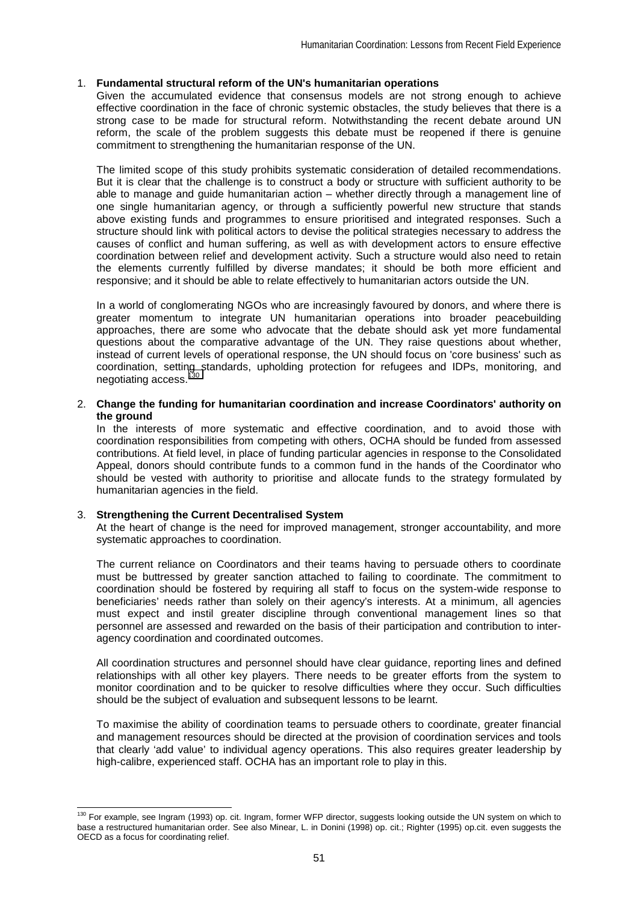1. **Fundamental structural reform of the UN's humanitarian operations**

   Given the accumulated evidence that consensus models are not strong enough to achieve effective coordination in the face of chronic systemic obstacles, the study believes that there is a strong case to be made for structural reform. Notwithstanding the recent debate around UN reform, the scale of the problem suggests this debate must be reopened if there is genuine commitment to strengthening the humanitarian response of the UN.

   The limited scope of this study prohibits systematic consideration of detailed recommendations. But it is clear that the challenge is to construct a body or structure with sufficient authority to be able to manage and guide humanitarian action – whether directly through a management line of one single humanitarian agency, or through a sufficiently powerful new structure that stands above existing funds and programmes to ensure prioritised and integrated responses. Such a structure should link with political actors to devise the political strategies necessary to address the causes of conflict and human suffering, as well as with development actors to ensure effective coordination between relief and development activity. Such a structure would also need to retain the elements currently fulfilled by diverse mandates; it should be both more efficient and responsive; and it should be able to relate effectively to humanitarian actors outside the UN.

   In a world of conglomerating NGOs who are increasingly favoured by donors, and where there is greater momentum to integrate UN humanitarian operations into broader peacebuilding approaches, there are some who advocate that the debate should ask yet more fundamental questions about the comparative advantage of the UN. They raise questions about whether, instead of current levels of operational response, the UN should focus on 'core business' such as coordination, setting standards, upholding protection for refugees and IDPs, monitoring, and negotiating access.[130]

2. **Change the funding for humanitarian coordination and increase Coordinators' authority on the ground**

   In the interests of more systematic and effective coordination, and to avoid those with coordination responsibilities from competing with others, OCHA should be funded from assessed contributions. At field level, in place of funding particular agencies in response to the Consolidated Appeal, donors should contribute funds to a common fund in the hands of the Coordinator who should be vested with authority to prioritise and allocate funds to the strategy formulated by humanitarian agencies in the field.

3. **Strengthening the Current Decentralised System**

   At the heart of change is the need for improved management, stronger accountability, and more systematic approaches to coordination.

   The current reliance on Coordinators and their teams having to persuade others to coordinate must be buttressed by greater sanction attached to failing to coordinate. The commitment to coordination should be fostered by requiring all staff to focus on the system-wide response to beneficiaries' needs rather than solely on their agency's interests. At a minimum, all agencies must expect and instil greater discipline through conventional management lines so that personnel are assessed and rewarded on the basis of their participation and contribution to inter-agency coordination and coordinated outcomes.

   All coordination structures and personnel should have clear guidance, reporting lines and defined relationships with all other key players. There needs to be greater efforts from the system to monitor coordination and to be quicker to resolve difficulties where they occur. Such difficulties should be the subject of evaluation and subsequent lessons to be learnt.

   To maximise the ability of coordination teams to persuade others to coordinate, greater financial and management resources should be directed at the provision of coordination services and tools that clearly 'add value' to individual agency operations. This also requires greater leadership by high-calibre, experienced staff. OCHA has an important role to play in this.

---

[130] For example, see Ingram (1993) op. cit. Ingram, former WFP director, suggests looking outside the UN system on which to base a restructured humanitarian order. See also Minear, L. in Donini (1998) op. cit.; Righter (1995) op.cit. even suggests the OECD as a focus for coordinating relief.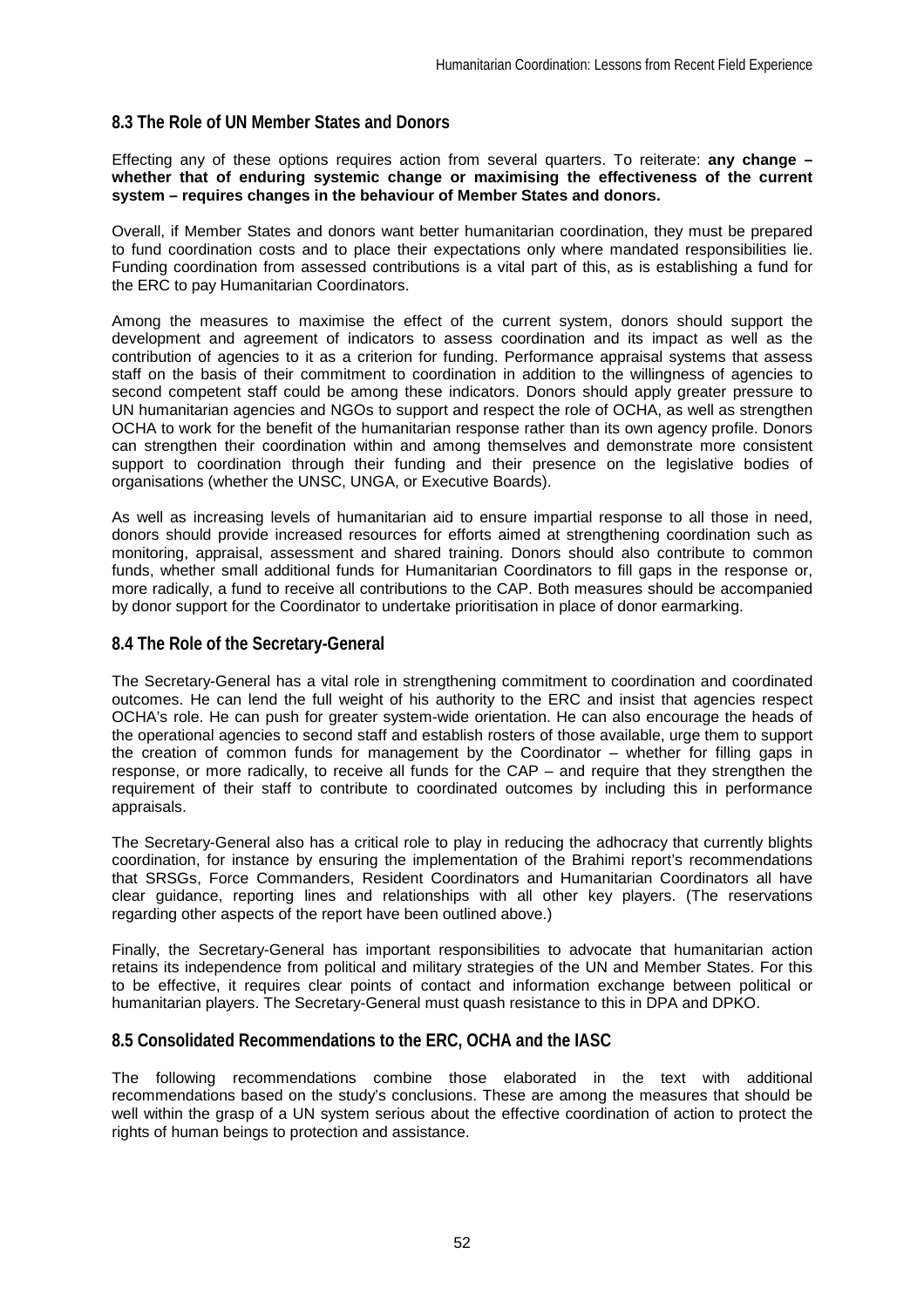## 8.3 The Role of UN Member States and Donors

Effecting any of these options requires action from several quarters. To reiterate: **any change – whether that of enduring systemic change or maximising the effectiveness of the current system – requires changes in the behaviour of Member States and donors.**

Overall, if Member States and donors want better humanitarian coordination, they must be prepared to fund coordination costs and to place their expectations only where mandated responsibilities lie. Funding coordination from assessed contributions is a vital part of this, as is establishing a fund for the ERC to pay Humanitarian Coordinators.

Among the measures to maximise the effect of the current system, donors should support the development and agreement of indicators to assess coordination and its impact as well as the contribution of agencies to it as a criterion for funding. Performance appraisal systems that assess staff on the basis of their commitment to coordination in addition to the willingness of agencies to second competent staff could be among these indicators. Donors should apply greater pressure to UN humanitarian agencies and NGOs to support and respect the role of OCHA, as well as strengthen OCHA to work for the benefit of the humanitarian response rather than its own agency profile. Donors can strengthen their coordination within and among themselves and demonstrate more consistent support to coordination through their funding and their presence on the legislative bodies of organisations (whether the UNSC, UNGA, or Executive Boards).

As well as increasing levels of humanitarian aid to ensure impartial response to all those in need, donors should provide increased resources for efforts aimed at strengthening coordination such as monitoring, appraisal, assessment and shared training. Donors should also contribute to common funds, whether small additional funds for Humanitarian Coordinators to fill gaps in the response or, more radically, a fund to receive all contributions to the CAP. Both measures should be accompanied by donor support for the Coordinator to undertake prioritisation in place of donor earmarking.

## 8.4 The Role of the Secretary-General

The Secretary-General has a vital role in strengthening commitment to coordination and coordinated outcomes. He can lend the full weight of his authority to the ERC and insist that agencies respect OCHA's role. He can push for greater system-wide orientation. He can also encourage the heads of the operational agencies to second staff and establish rosters of those available, urge them to support the creation of common funds for management by the Coordinator – whether for filling gaps in response, or more radically, to receive all funds for the CAP – and require that they strengthen the requirement of their staff to contribute to coordinated outcomes by including this in performance appraisals.

The Secretary-General also has a critical role to play in reducing the adhocracy that currently blights coordination, for instance by ensuring the implementation of the Brahimi report's recommendations that SRSGs, Force Commanders, Resident Coordinators and Humanitarian Coordinators all have clear guidance, reporting lines and relationships with all other key players. (The reservations regarding other aspects of the report have been outlined above.)

Finally, the Secretary-General has important responsibilities to advocate that humanitarian action retains its independence from political and military strategies of the UN and Member States. For this to be effective, it requires clear points of contact and information exchange between political or humanitarian players. The Secretary-General must quash resistance to this in DPA and DPKO.

## 8.5 Consolidated Recommendations to the ERC, OCHA and the IASC

The following recommendations combine those elaborated in the text with additional recommendations based on the study's conclusions. These are among the measures that should be well within the grasp of a UN system serious about the effective coordination of action to protect the rights of human beings to protection and assistance.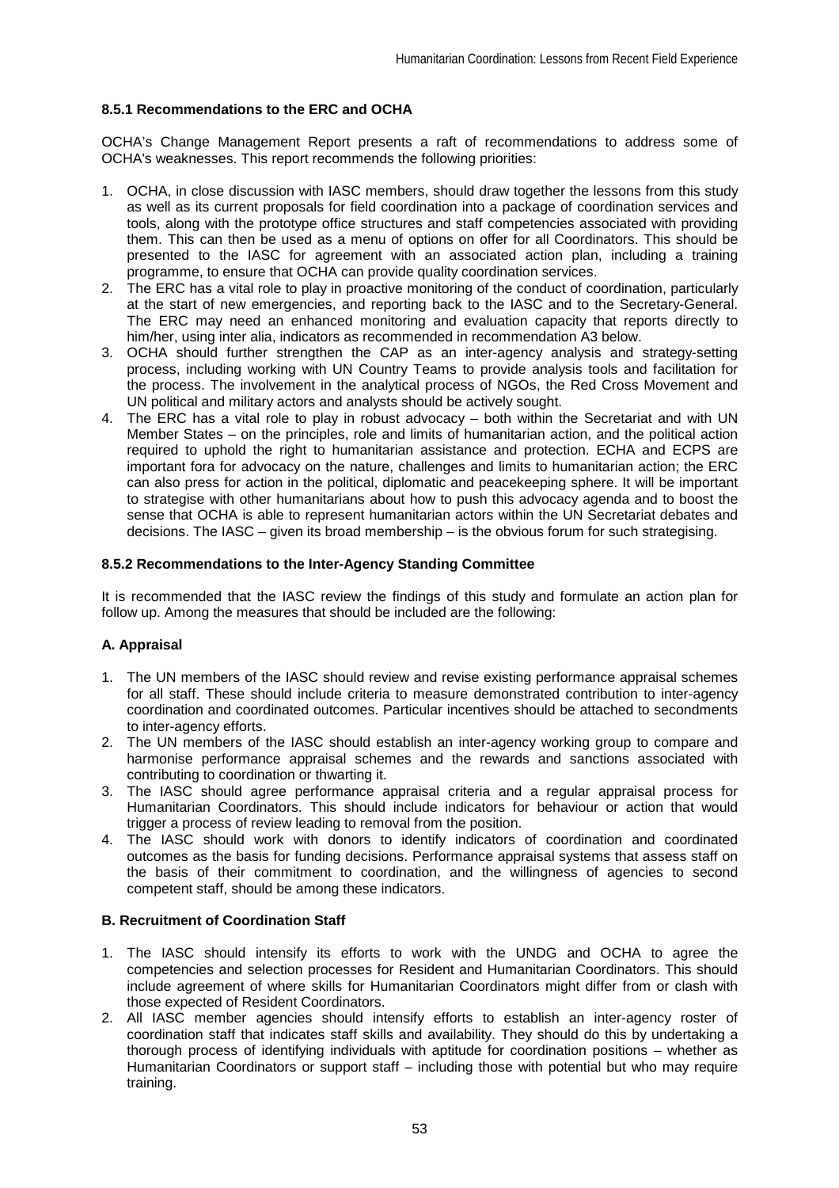### 8.5.1 Recommendations to the ERC and OCHA

OCHA's Change Management Report presents a raft of recommendations to address some of OCHA's weaknesses. This report recommends the following priorities:

1. OCHA, in close discussion with IASC members, should draw together the lessons from this study as well as its current proposals for field coordination into a package of coordination services and tools, along with the prototype office structures and staff competencies associated with providing them. This can then be used as a menu of options on offer for all Coordinators. This should be presented to the IASC for agreement with an associated action plan, including a training programme, to ensure that OCHA can provide quality coordination services.
2. The ERC has a vital role to play in proactive monitoring of the conduct of coordination, particularly at the start of new emergencies, and reporting back to the IASC and to the Secretary-General. The ERC may need an enhanced monitoring and evaluation capacity that reports directly to him/her, using inter alia, indicators as recommended in recommendation A3 below.
3. OCHA should further strengthen the CAP as an inter-agency analysis and strategy-setting process, including working with UN Country Teams to provide analysis tools and facilitation for the process. The involvement in the analytical process of NGOs, the Red Cross Movement and UN political and military actors and analysts should be actively sought.
4. The ERC has a vital role to play in robust advocacy – both within the Secretariat and with UN Member States – on the principles, role and limits of humanitarian action, and the political action required to uphold the right to humanitarian assistance and protection. ECHA and ECPS are important fora for advocacy on the nature, challenges and limits to humanitarian action; the ERC can also press for action in the political, diplomatic and peacekeeping sphere. It will be important to strategise with other humanitarians about how to push this advocacy agenda and to boost the sense that OCHA is able to represent humanitarian actors within the UN Secretariat debates and decisions. The IASC – given its broad membership – is the obvious forum for such strategising.

### 8.5.2 Recommendations to the Inter-Agency Standing Committee

It is recommended that the IASC review the findings of this study and formulate an action plan for follow up. Among the measures that should be included are the following:

#### A. Appraisal

1. The UN members of the IASC should review and revise existing performance appraisal schemes for all staff. These should include criteria to measure demonstrated contribution to inter-agency coordination and coordinated outcomes. Particular incentives should be attached to secondments to inter-agency efforts.
2. The UN members of the IASC should establish an inter-agency working group to compare and harmonise performance appraisal schemes and the rewards and sanctions associated with contributing to coordination or thwarting it.
3. The IASC should agree performance appraisal criteria and a regular appraisal process for Humanitarian Coordinators. This should include indicators for behaviour or action that would trigger a process of review leading to removal from the position.
4. The IASC should work with donors to identify indicators of coordination and coordinated outcomes as the basis for funding decisions. Performance appraisal systems that assess staff on the basis of their commitment to coordination, and the willingness of agencies to second competent staff, should be among these indicators.

#### B. Recruitment of Coordination Staff

1. The IASC should intensify its efforts to work with the UNDG and OCHA to agree the competencies and selection processes for Resident and Humanitarian Coordinators. This should include agreement of where skills for Humanitarian Coordinators might differ from or clash with those expected of Resident Coordinators.
2. All IASC member agencies should intensify efforts to establish an inter-agency roster of coordination staff that indicates staff skills and availability. They should do this by undertaking a thorough process of identifying individuals with aptitude for coordination positions – whether as Humanitarian Coordinators or support staff – including those with potential but who may require training.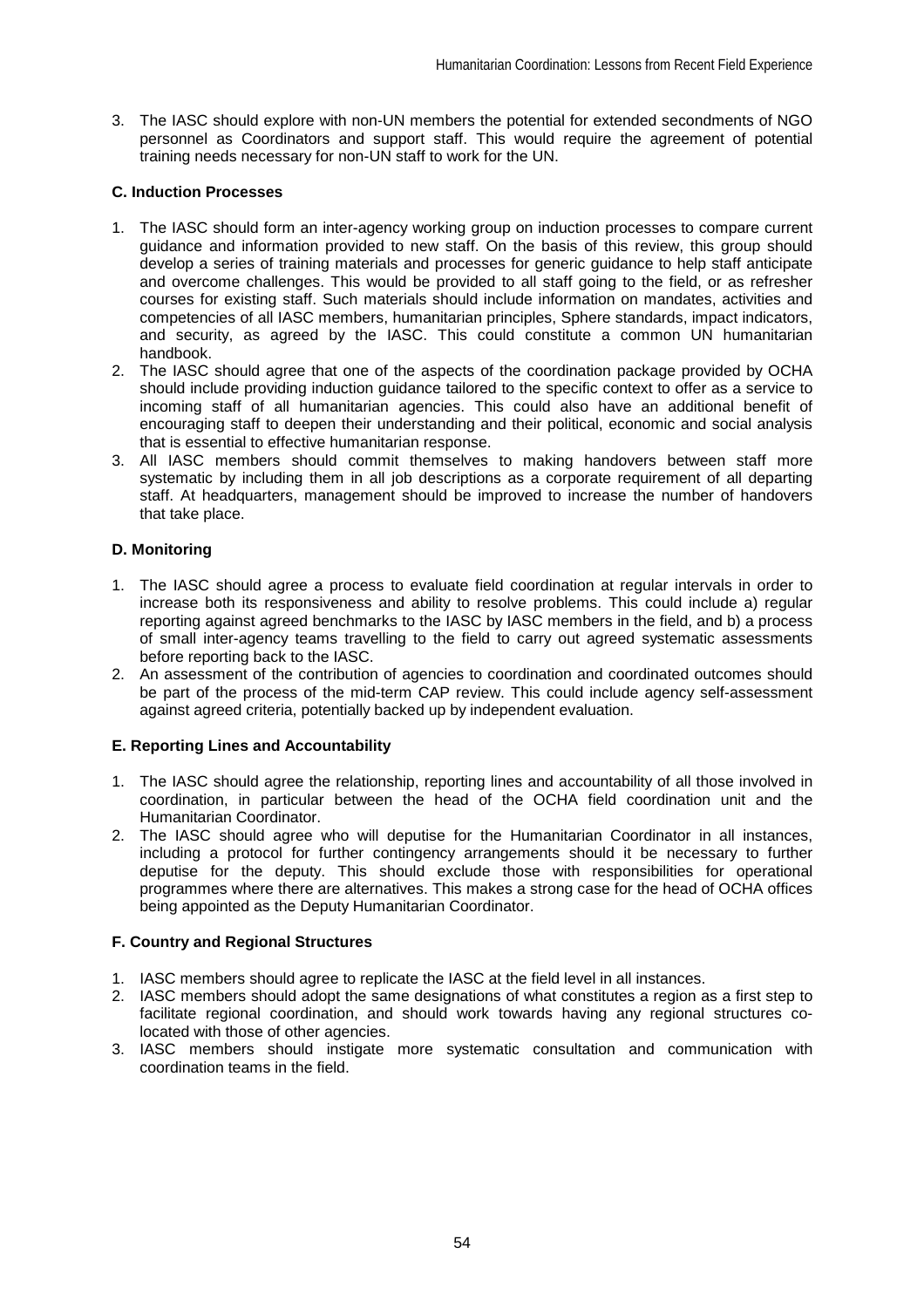3. The IASC should explore with non-UN members the potential for extended secondments of NGO personnel as Coordinators and support staff. This would require the agreement of potential training needs necessary for non-UN staff to work for the UN.

**C. Induction Processes**

1. The IASC should form an inter-agency working group on induction processes to compare current guidance and information provided to new staff. On the basis of this review, this group should develop a series of training materials and processes for generic guidance to help staff anticipate and overcome challenges. This would be provided to all staff going to the field, or as refresher courses for existing staff. Such materials should include information on mandates, activities and competencies of all IASC members, humanitarian principles, Sphere standards, impact indicators, and security, as agreed by the IASC. This could constitute a common UN humanitarian handbook.
2. The IASC should agree that one of the aspects of the coordination package provided by OCHA should include providing induction guidance tailored to the specific context to offer as a service to incoming staff of all humanitarian agencies. This could also have an additional benefit of encouraging staff to deepen their understanding and their political, economic and social analysis that is essential to effective humanitarian response.
3. All IASC members should commit themselves to making handovers between staff more systematic by including them in all job descriptions as a corporate requirement of all departing staff. At headquarters, management should be improved to increase the number of handovers that take place.

**D. Monitoring**

1. The IASC should agree a process to evaluate field coordination at regular intervals in order to increase both its responsiveness and ability to resolve problems. This could include a) regular reporting against agreed benchmarks to the IASC by IASC members in the field, and b) a process of small inter-agency teams travelling to the field to carry out agreed systematic assessments before reporting back to the IASC.
2. An assessment of the contribution of agencies to coordination and coordinated outcomes should be part of the process of the mid-term CAP review. This could include agency self-assessment against agreed criteria, potentially backed up by independent evaluation.

**E. Reporting Lines and Accountability**

1. The IASC should agree the relationship, reporting lines and accountability of all those involved in coordination, in particular between the head of the OCHA field coordination unit and the Humanitarian Coordinator.
2. The IASC should agree who will deputise for the Humanitarian Coordinator in all instances, including a protocol for further contingency arrangements should it be necessary to further deputise for the deputy. This should exclude those with responsibilities for operational programmes where there are alternatives. This makes a strong case for the head of OCHA offices being appointed as the Deputy Humanitarian Coordinator.

**F. Country and Regional Structures**

1. IASC members should agree to replicate the IASC at the field level in all instances.
2. IASC members should adopt the same designations of what constitutes a region as a first step to facilitate regional coordination, and should work towards having any regional structures co-located with those of other agencies.
3. IASC members should instigate more systematic consultation and communication with coordination teams in the field.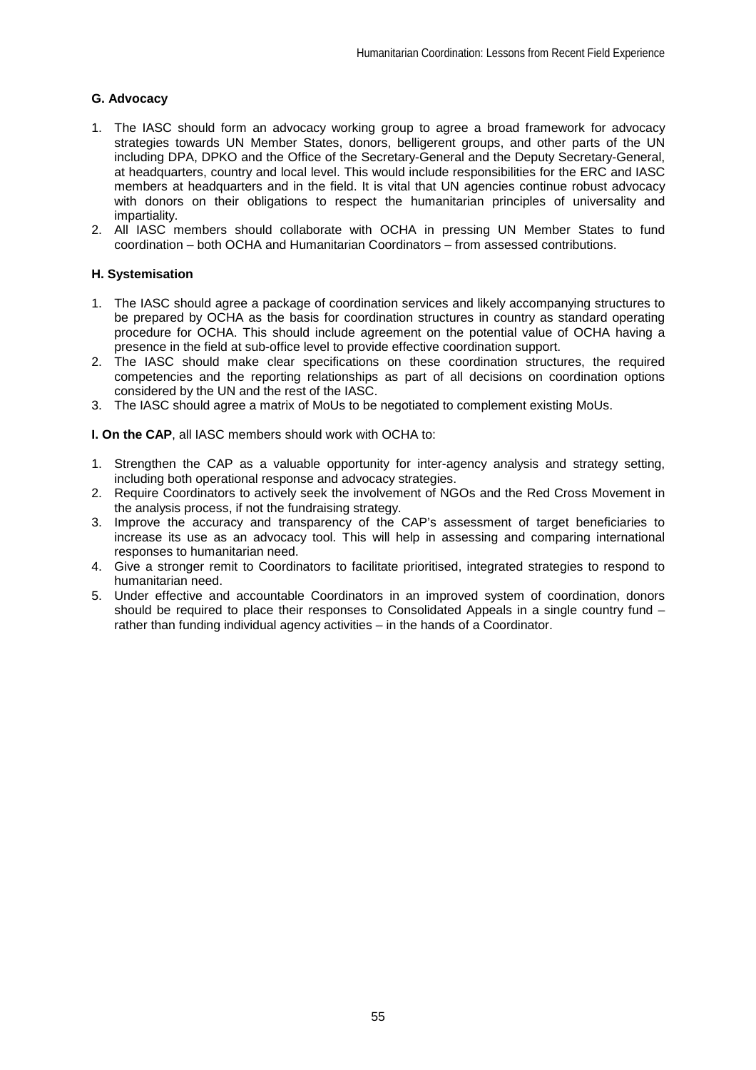**G. Advocacy**

1. The IASC should form an advocacy working group to agree a broad framework for advocacy strategies towards UN Member States, donors, belligerent groups, and other parts of the UN including DPA, DPKO and the Office of the Secretary-General and the Deputy Secretary-General, at headquarters, country and local level. This would include responsibilities for the ERC and IASC members at headquarters and in the field. It is vital that UN agencies continue robust advocacy with donors on their obligations to respect the humanitarian principles of universality and impartiality.
2. All IASC members should collaborate with OCHA in pressing UN Member States to fund coordination – both OCHA and Humanitarian Coordinators – from assessed contributions.

**H. Systemisation**

1. The IASC should agree a package of coordination services and likely accompanying structures to be prepared by OCHA as the basis for coordination structures in country as standard operating procedure for OCHA. This should include agreement on the potential value of OCHA having a presence in the field at sub-office level to provide effective coordination support.
2. The IASC should make clear specifications on these coordination structures, the required competencies and the reporting relationships as part of all decisions on coordination options considered by the UN and the rest of the IASC.
3. The IASC should agree a matrix of MoUs to be negotiated to complement existing MoUs.

**I. On the CAP**, all IASC members should work with OCHA to:

1. Strengthen the CAP as a valuable opportunity for inter-agency analysis and strategy setting, including both operational response and advocacy strategies.
2. Require Coordinators to actively seek the involvement of NGOs and the Red Cross Movement in the analysis process, if not the fundraising strategy.
3. Improve the accuracy and transparency of the CAP's assessment of target beneficiaries to increase its use as an advocacy tool. This will help in assessing and comparing international responses to humanitarian need.
4. Give a stronger remit to Coordinators to facilitate prioritised, integrated strategies to respond to humanitarian need.
5. Under effective and accountable Coordinators in an improved system of coordination, donors should be required to place their responses to Consolidated Appeals in a single country fund – rather than funding individual agency activities – in the hands of a Coordinator.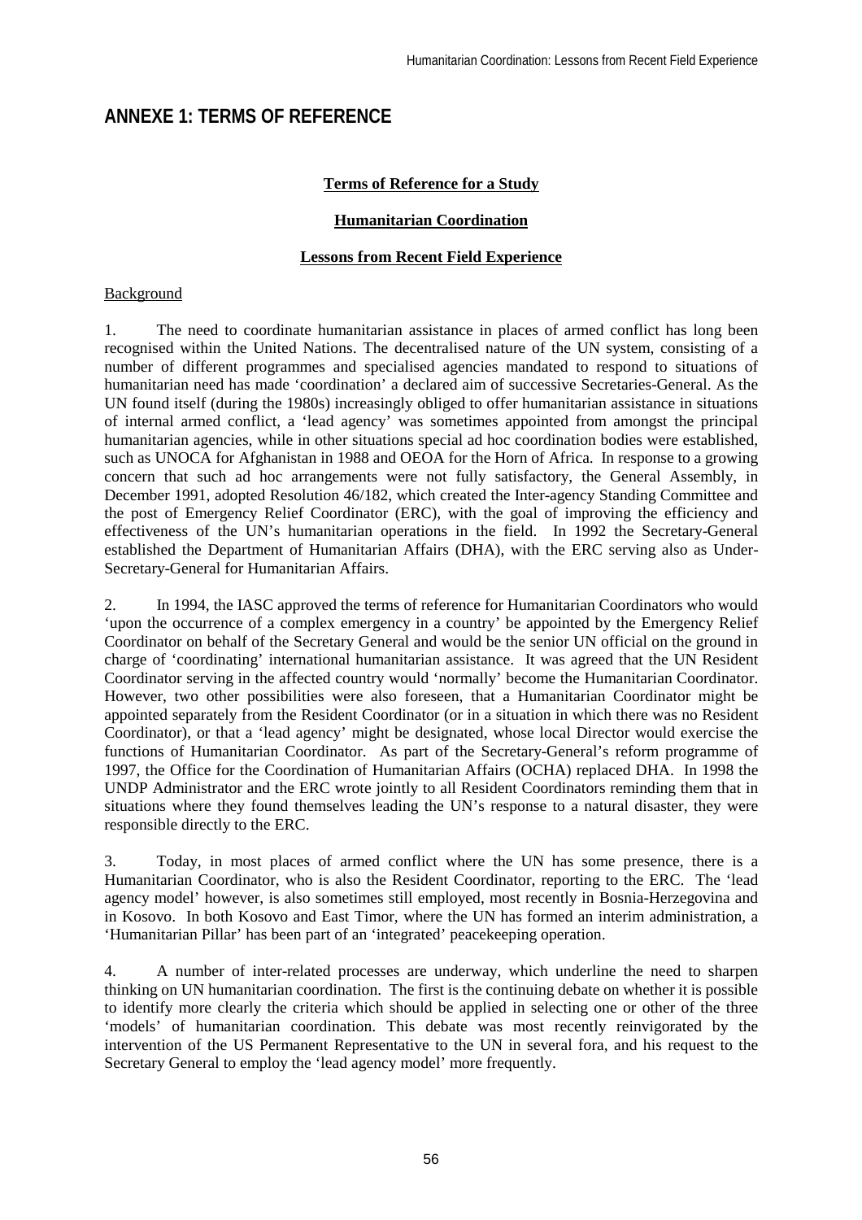# ANNEXE 1: TERMS OF REFERENCE

**Terms of Reference for a Study**

**Humanitarian Coordination**

**Lessons from Recent Field Experience**

Background

1. The need to coordinate humanitarian assistance in places of armed conflict has long been recognised within the United Nations. The decentralised nature of the UN system, consisting of a number of different programmes and specialised agencies mandated to respond to situations of humanitarian need has made 'coordination' a declared aim of successive Secretaries-General. As the UN found itself (during the 1980s) increasingly obliged to offer humanitarian assistance in situations of internal armed conflict, a 'lead agency' was sometimes appointed from amongst the principal humanitarian agencies, while in other situations special ad hoc coordination bodies were established, such as UNOCA for Afghanistan in 1988 and OEOA for the Horn of Africa. In response to a growing concern that such ad hoc arrangements were not fully satisfactory, the General Assembly, in December 1991, adopted Resolution 46/182, which created the Inter-agency Standing Committee and the post of Emergency Relief Coordinator (ERC), with the goal of improving the efficiency and effectiveness of the UN's humanitarian operations in the field. In 1992 the Secretary-General established the Department of Humanitarian Affairs (DHA), with the ERC serving also as Under-Secretary-General for Humanitarian Affairs.

2. In 1994, the IASC approved the terms of reference for Humanitarian Coordinators who would 'upon the occurrence of a complex emergency in a country' be appointed by the Emergency Relief Coordinator on behalf of the Secretary General and would be the senior UN official on the ground in charge of 'coordinating' international humanitarian assistance. It was agreed that the UN Resident Coordinator serving in the affected country would 'normally' become the Humanitarian Coordinator. However, two other possibilities were also foreseen, that a Humanitarian Coordinator might be appointed separately from the Resident Coordinator (or in a situation in which there was no Resident Coordinator), or that a 'lead agency' might be designated, whose local Director would exercise the functions of Humanitarian Coordinator. As part of the Secretary-General's reform programme of 1997, the Office for the Coordination of Humanitarian Affairs (OCHA) replaced DHA. In 1998 the UNDP Administrator and the ERC wrote jointly to all Resident Coordinators reminding them that in situations where they found themselves leading the UN's response to a natural disaster, they were responsible directly to the ERC.

3. Today, in most places of armed conflict where the UN has some presence, there is a Humanitarian Coordinator, who is also the Resident Coordinator, reporting to the ERC. The 'lead agency model' however, is also sometimes still employed, most recently in Bosnia-Herzegovina and in Kosovo. In both Kosovo and East Timor, where the UN has formed an interim administration, a 'Humanitarian Pillar' has been part of an 'integrated' peacekeeping operation.

4. A number of inter-related processes are underway, which underline the need to sharpen thinking on UN humanitarian coordination. The first is the continuing debate on whether it is possible to identify more clearly the criteria which should be applied in selecting one or other of the three 'models' of humanitarian coordination. This debate was most recently reinvigorated by the intervention of the US Permanent Representative to the UN in several fora, and his request to the Secretary General to employ the 'lead agency model' more frequently.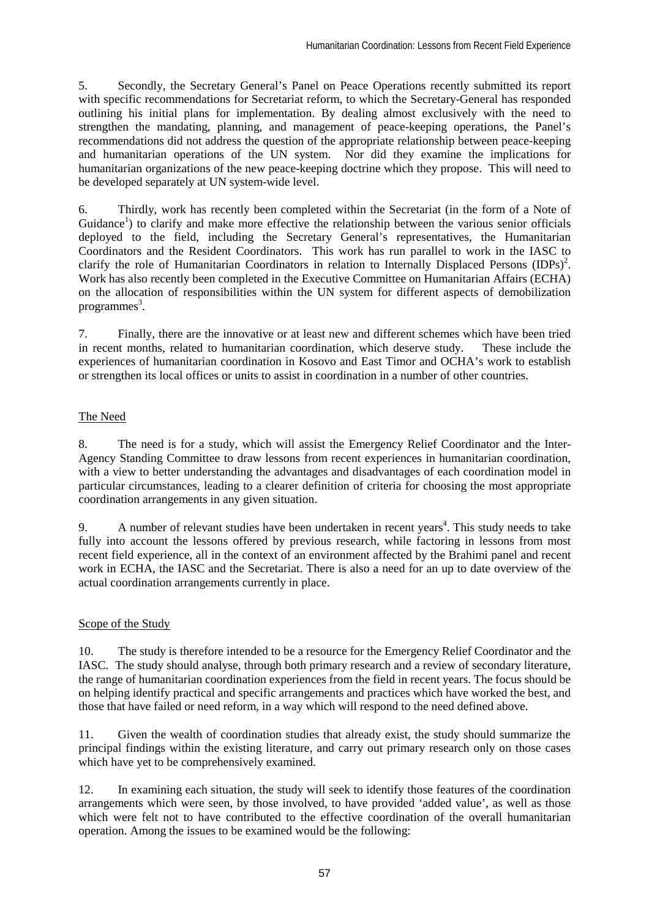5. Secondly, the Secretary General's Panel on Peace Operations recently submitted its report with specific recommendations for Secretariat reform, to which the Secretary-General has responded outlining his initial plans for implementation. By dealing almost exclusively with the need to strengthen the mandating, planning, and management of peace-keeping operations, the Panel's recommendations did not address the question of the appropriate relationship between peace-keeping and humanitarian operations of the UN system. Nor did they examine the implications for humanitarian organizations of the new peace-keeping doctrine which they propose. This will need to be developed separately at UN system-wide level.

6. Thirdly, work has recently been completed within the Secretariat (in the form of a Note of Guidance[1]) to clarify and make more effective the relationship between the various senior officials deployed to the field, including the Secretary General's representatives, the Humanitarian Coordinators and the Resident Coordinators. This work has run parallel to work in the IASC to clarify the role of Humanitarian Coordinators in relation to Internally Displaced Persons (IDPs)[2]. Work has also recently been completed in the Executive Committee on Humanitarian Affairs (ECHA) on the allocation of responsibilities within the UN system for different aspects of demobilization programmes[3].

7. Finally, there are the innovative or at least new and different schemes which have been tried in recent months, related to humanitarian coordination, which deserve study. These include the experiences of humanitarian coordination in Kosovo and East Timor and OCHA's work to establish or strengthen its local offices or units to assist in coordination in a number of other countries.

## The Need

8. The need is for a study, which will assist the Emergency Relief Coordinator and the Inter-Agency Standing Committee to draw lessons from recent experiences in humanitarian coordination, with a view to better understanding the advantages and disadvantages of each coordination model in particular circumstances, leading to a clearer definition of criteria for choosing the most appropriate coordination arrangements in any given situation.

9. A number of relevant studies have been undertaken in recent years[4]. This study needs to take fully into account the lessons offered by previous research, while factoring in lessons from most recent field experience, all in the context of an environment affected by the Brahimi panel and recent work in ECHA, the IASC and the Secretariat. There is also a need for an up to date overview of the actual coordination arrangements currently in place.

## Scope of the Study

10. The study is therefore intended to be a resource for the Emergency Relief Coordinator and the IASC. The study should analyse, through both primary research and a review of secondary literature, the range of humanitarian coordination experiences from the field in recent years. The focus should be on helping identify practical and specific arrangements and practices which have worked the best, and those that have failed or need reform, in a way which will respond to the need defined above.

11. Given the wealth of coordination studies that already exist, the study should summarize the principal findings within the existing literature, and carry out primary research only on those cases which have yet to be comprehensively examined.

12. In examining each situation, the study will seek to identify those features of the coordination arrangements which were seen, by those involved, to have provided 'added value', as well as those which were felt not to have contributed to the effective coordination of the overall humanitarian operation. Among the issues to be examined would be the following: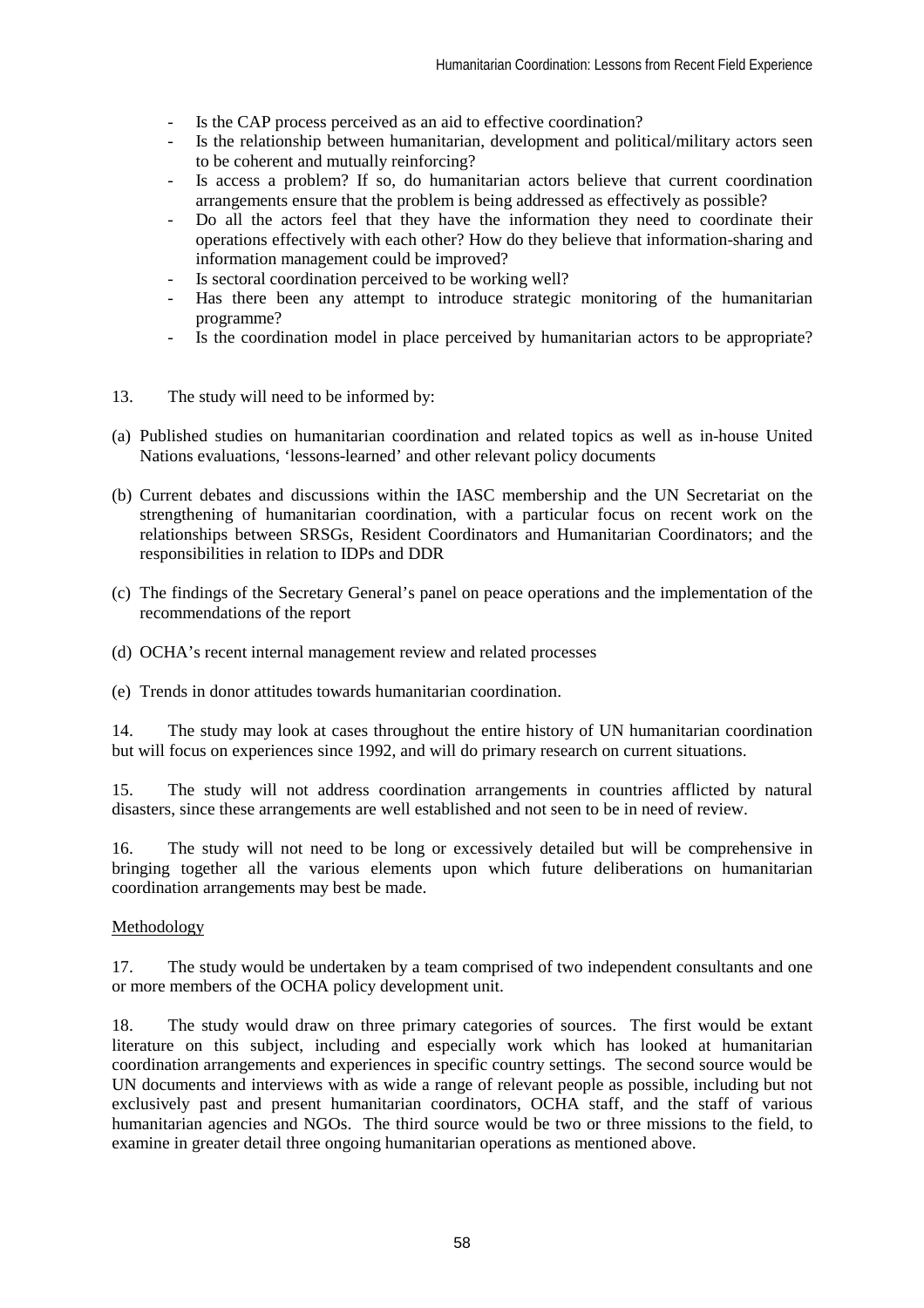- Is the CAP process perceived as an aid to effective coordination?
- Is the relationship between humanitarian, development and political/military actors seen to be coherent and mutually reinforcing?
- Is access a problem? If so, do humanitarian actors believe that current coordination arrangements ensure that the problem is being addressed as effectively as possible?
- Do all the actors feel that they have the information they need to coordinate their operations effectively with each other? How do they believe that information-sharing and information management could be improved?
- Is sectoral coordination perceived to be working well?
- Has there been any attempt to introduce strategic monitoring of the humanitarian programme?
- Is the coordination model in place perceived by humanitarian actors to be appropriate?

13. The study will need to be informed by:

(a) Published studies on humanitarian coordination and related topics as well as in-house United Nations evaluations, 'lessons-learned' and other relevant policy documents

(b) Current debates and discussions within the IASC membership and the UN Secretariat on the strengthening of humanitarian coordination, with a particular focus on recent work on the relationships between SRSGs, Resident Coordinators and Humanitarian Coordinators; and the responsibilities in relation to IDPs and DDR

(c) The findings of the Secretary General's panel on peace operations and the implementation of the recommendations of the report

(d) OCHA's recent internal management review and related processes

(e) Trends in donor attitudes towards humanitarian coordination.

14. The study may look at cases throughout the entire history of UN humanitarian coordination but will focus on experiences since 1992, and will do primary research on current situations.

15. The study will not address coordination arrangements in countries afflicted by natural disasters, since these arrangements are well established and not seen to be in need of review.

16. The study will not need to be long or excessively detailed but will be comprehensive in bringing together all the various elements upon which future deliberations on humanitarian coordination arrangements may best be made.

Methodology

17. The study would be undertaken by a team comprised of two independent consultants and one or more members of the OCHA policy development unit.

18. The study would draw on three primary categories of sources. The first would be extant literature on this subject, including and especially work which has looked at humanitarian coordination arrangements and experiences in specific country settings. The second source would be UN documents and interviews with as wide a range of relevant people as possible, including but not exclusively past and present humanitarian coordinators, OCHA staff, and the staff of various humanitarian agencies and NGOs. The third source would be two or three missions to the field, to examine in greater detail three ongoing humanitarian operations as mentioned above.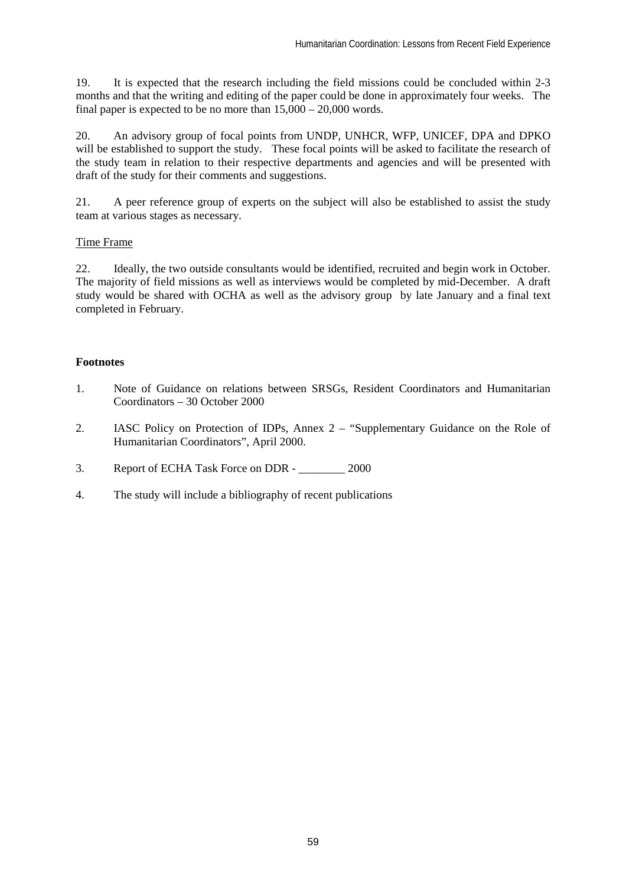19. It is expected that the research including the field missions could be concluded within 2-3 months and that the writing and editing of the paper could be done in approximately four weeks. The final paper is expected to be no more than 15,000 – 20,000 words.

20. An advisory group of focal points from UNDP, UNHCR, WFP, UNICEF, DPA and DPKO will be established to support the study. These focal points will be asked to facilitate the research of the study team in relation to their respective departments and agencies and will be presented with draft of the study for their comments and suggestions.

21. A peer reference group of experts on the subject will also be established to assist the study team at various stages as necessary.

Time Frame

22. Ideally, the two outside consultants would be identified, recruited and begin work in October. The majority of field missions as well as interviews would be completed by mid-December. A draft study would be shared with OCHA as well as the advisory group by late January and a final text completed in February.

**Footnotes**

1. Note of Guidance on relations between SRSGs, Resident Coordinators and Humanitarian Coordinators – 30 October 2000

2. IASC Policy on Protection of IDPs, Annex 2 – "Supplementary Guidance on the Role of Humanitarian Coordinators", April 2000.

3. Report of ECHA Task Force on DDR - ________ 2000

4. The study will include a bibliography of recent publications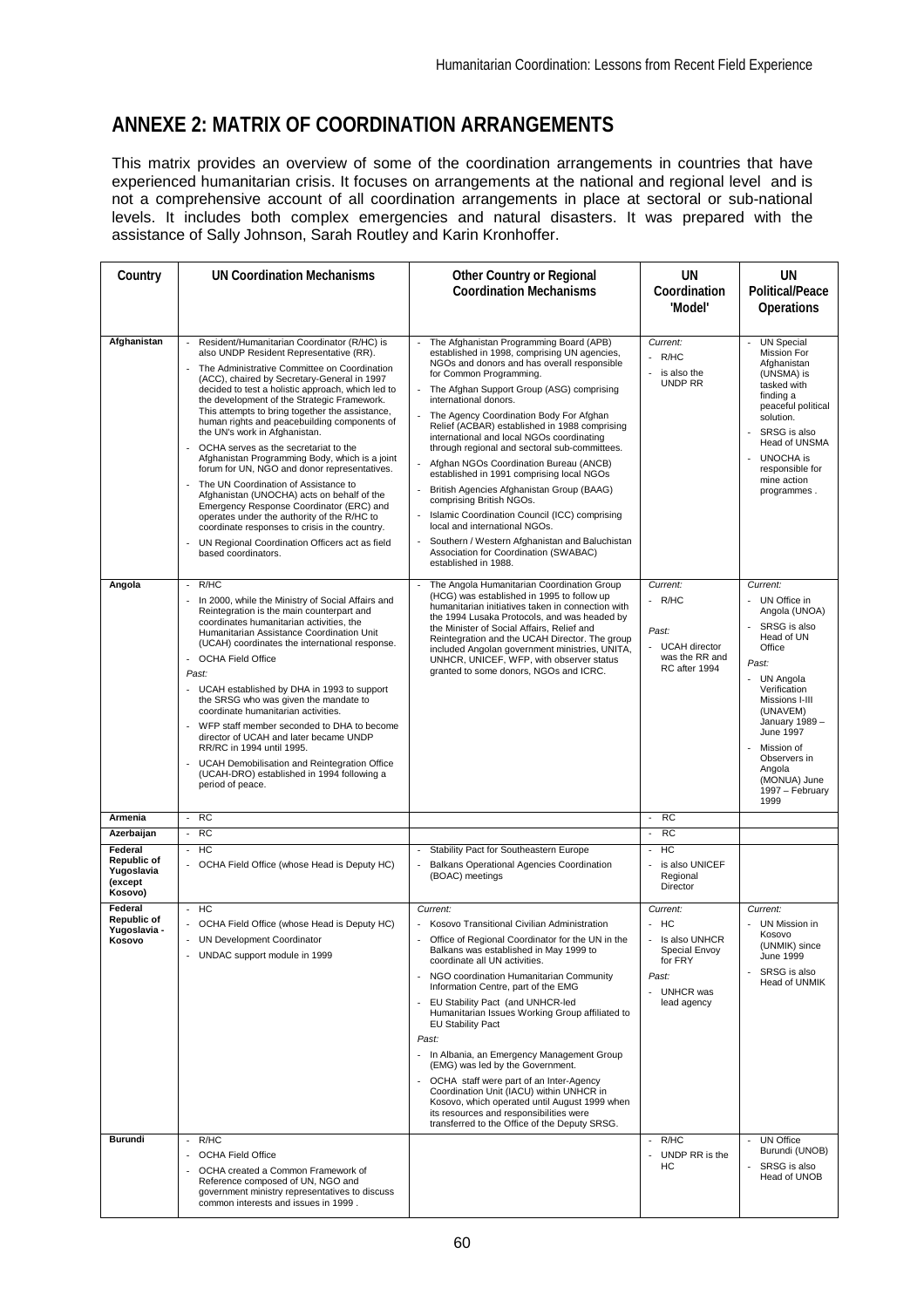## ANNEXE 2: MATRIX OF COORDINATION ARRANGEMENTS

This matrix provides an overview of some of the coordination arrangements in countries that have experienced humanitarian crisis. It focuses on arrangements at the national and regional level and is not a comprehensive account of all coordination arrangements in place at sectoral or sub-national levels. It includes both complex emergencies and natural disasters. It was prepared with the assistance of Sally Johnson, Sarah Routley and Karin Kronhoffer.

| Country | UN Coordination Mechanisms | Other Country or Regional Coordination Mechanisms | UN Coordination 'Model' | UN Political/Peace Operations |
|---|---|---|---|---|
| **Afghanistan** | - Resident/Humanitarian Coordinator (R/HC) is also UNDP Resident Representative (RR).<br>- The Administrative Committee on Coordination (ACC), chaired by Secretary-General in 1997 decided to test a holistic approach, which led to the development of the Strategic Framework. This attempts to bring together the assistance, human rights and peacebuilding components of the UN's work in Afghanistan.<br>- OCHA serves as the secretariat to the Afghanistan Programming Body, which is a joint forum for UN, NGO and donor representatives.<br>- The UN Coordination of Assistance to Afghanistan (UNOCHA) acts on behalf of the Emergency Response Coordinator (ERC) and operates under the authority of the R/HC to coordinate responses to crisis in the country.<br>- UN Regional Coordination Officers act as field based coordinators. | - The Afghanistan Programming Board (APB) established in 1998, comprising UN agencies, NGOs and donors and has overall responsible for Common Programming.<br>- The Afghan Support Group (ASG) comprising international donors.<br>- The Agency Coordination Body For Afghan Relief (ACBAR) established in 1988 comprising international and local NGOs coordinating through regional and sectoral sub-committees.<br>- Afghan NGOs Coordination Bureau (ANCB) established in 1991 comprising local NGOs<br>- British Agencies Afghanistan Group (BAAG) comprising British NGOs.<br>- Islamic Coordination Council (ICC) comprising local and international NGOs.<br>- Southern / Western Afghanistan and Baluchistan Association for Coordination (SWABAC) established in 1988. | *Current:*<br>- R/HC<br>- is also the UNDP RR | - UN Special Mission For Afghanistan (UNSMA) is tasked with finding a peaceful political solution.<br>- SRSG is also Head of UNSMA<br>- UNOCHA is responsible for mine action programmes . |
| **Angola** | - R/HC<br>- In 2000, while the Ministry of Social Affairs and Reintegration is the main counterpart and coordinates humanitarian activities, the Humanitarian Assistance Coordination Unit (UCAH) coordinates the international response.<br>- OCHA Field Office<br>*Past:*<br>- UCAH established by DHA in 1993 to support the SRSG who was given the mandate to coordinate humanitarian activities.<br>- WFP staff member seconded to DHA to become director of UCAH and later became UNDP RR/RC in 1994 until 1995.<br>- UCAH Demobilisation and Reintegration Office (UCAH-DRO) established in 1994 following a period of peace. | - The Angola Humanitarian Coordination Group (HCG) was established in 1995 to follow up humanitarian initiatives taken in connection with the 1994 Lusaka Protocols, and was headed by the Minister of Social Affairs, Relief and Reintegration and the UCAH Director. The group included Angolan government ministries, UNITA, UNHCR, UNICEF, WFP, with observer status granted to some donors, NGOs and ICRC. | *Current:*<br>- R/HC<br>*Past:*<br>- UCAH director was the RR and RC after 1994 | *Current:*<br>- UN Office in Angola (UNOA)<br>- SRSG is also Head of UN Office<br>*Past:*<br>- UN Angola Verification Missions I-III (UNAVEM) January 1989 – June 1997<br>- Mission of Observers in Angola (MONUA) June 1997 – February 1999 |
| **Armenia** | - RC | | - RC | |
| **Azerbaijan** | - RC | | - RC | |
| **Federal Republic of Yugoslavia (except Kosovo)** | - HC<br>- OCHA Field Office (whose Head is Deputy HC) | - Stability Pact for Southeastern Europe<br>- Balkans Operational Agencies Coordination (BOAC) meetings | - HC<br>- is also UNICEF Regional Director | |
| **Federal Republic of Yugoslavia - Kosovo** | - HC<br>- OCHA Field Office (whose Head is Deputy HC)<br>- UN Development Coordinator<br>- UNDAC support module in 1999 | *Current:*<br>- Kosovo Transitional Civilian Administration<br>- Office of Regional Coordinator for the UN in the Balkans was established in May 1999 to coordinate all UN activities.<br>- NGO coordination Humanitarian Community Information Centre, part of the EMG<br>- EU Stability Pact (and UNHCR-led Humanitarian Issues Working Group affiliated to EU Stability Pact<br>*Past:*<br>- In Albania, an Emergency Management Group (EMG) was led by the Government.<br>- OCHA staff were part of an Inter-Agency Coordination Unit (IACU) within UNHCR in Kosovo, which operated until August 1999 when its resources and responsibilities were transferred to the Office of the Deputy SRSG. | *Current:*<br>- HC<br>- Is also UNHCR Special Envoy for FRY<br>*Past:*<br>- UNHCR was lead agency | *Current:*<br>- UN Mission in Kosovo (UNMIK) since June 1999<br>- SRSG is also Head of UNMIK |
| **Burundi** | - R/HC<br>- OCHA Field Office<br>- OCHA created a Common Framework of Reference composed of UN, NGO and government ministry representatives to discuss common interests and issues in 1999 . | | - R/HC<br>- UNDP RR is the HC | - UN Office Burundi (UNOB)<br>- SRSG is also Head of UNOB |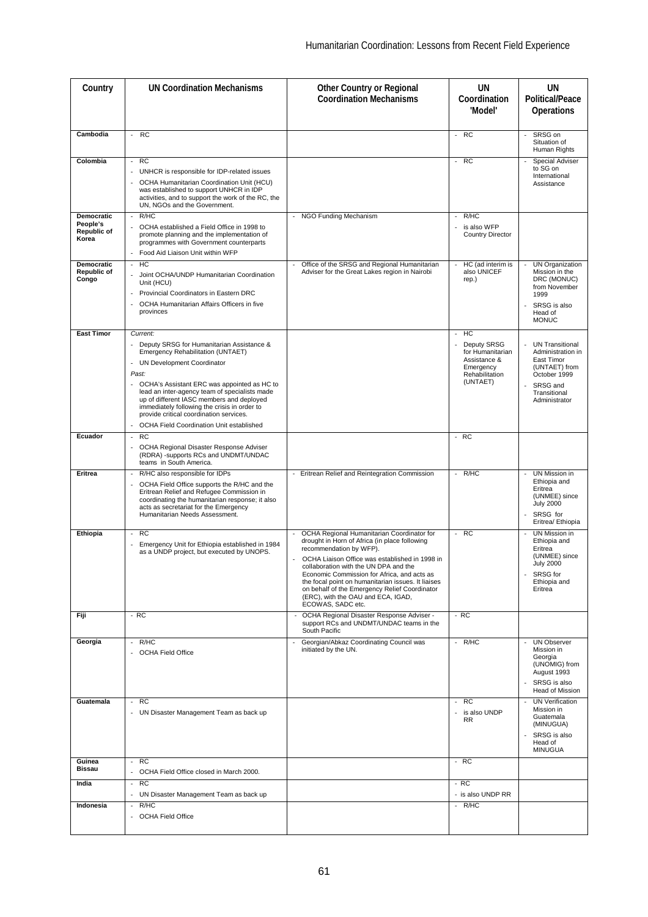| Country | UN Coordination Mechanisms | Other Country or Regional Coordination Mechanisms | UN Coordination 'Model' | UN Political/Peace Operations |
|---|---|---|---|---|
| **Cambodia** | - RC | | - RC | - SRSG on Situation of Human Rights |
| **Colombia** | - RC<br>- UNHCR is responsible for IDP-related issues<br>- OCHA Humanitarian Coordination Unit (HCU) was established to support UNHCR in IDP activities, and to support the work of the RC, the UN, NGOs and the Government. | | - RC | - Special Adviser to SG on International Assistance |
| **Democratic People's Republic of Korea** | - R/HC<br>- OCHA established a Field Office in 1998 to promote planning and the implementation of programmes with Government counterparts<br>- Food Aid Liaison Unit within WFP | - NGO Funding Mechanism | - R/HC<br>- is also WFP Country Director | |
| **Democratic Republic of Congo** | - HC<br>- Joint OCHA/UNDP Humanitarian Coordination Unit (HCU)<br>- Provincial Coordinators in Eastern DRC<br>- OCHA Humanitarian Affairs Officers in five provinces | - Office of the SRSG and Regional Humanitarian Adviser for the Great Lakes region in Nairobi | - HC (ad interim is also UNICEF rep.) | - UN Organization Mission in the DRC (MONUC) from November 1999<br>- SRSG is also Head of MONUC |
| **East Timor** | *Current:*<br>- Deputy SRSG for Humanitarian Assistance & Emergency Rehabilitation (UNTAET)<br>- UN Development Coordinator<br>*Past:*<br>- OCHA's Assistant ERC was appointed as HC to lead an inter-agency team of specialists made up of different IASC members and deployed immediately following the crisis in order to provide critical coordination services.<br>- OCHA Field Coordination Unit established | | - HC<br>- Deputy SRSG for Humanitarian Assistance & Emergency Rehabilitation (UNTAET) | - UN Transitional Administration in East Timor (UNTAET) from October 1999<br>- SRSG and Transitional Administrator |
| **Ecuador** | - RC<br>- OCHA Regional Disaster Response Adviser (RDRA) -supports RCs and UNDMT/UNDAC teams in South America. | | - RC | |
| **Eritrea** | - R/HC also responsible for IDPs<br>- OCHA Field Office supports the R/HC and the Eritrean Relief and Refugee Commission in coordinating the humanitarian response; it also acts as secretariat for the Emergency Humanitarian Needs Assessment. | - Eritrean Relief and Reintegration Commission | - R/HC | - UN Mission in Ethiopia and Eritrea (UNMEE) since July 2000<br>- SRSG for Eritrea/ Ethiopia |
| **Ethiopia** | - RC<br>- Emergency Unit for Ethiopia established in 1984 as a UNDP project, but executed by UNOPS. | - OCHA Regional Humanitarian Coordinator for drought in Horn of Africa (in place following recommendation by WFP).<br>- OCHA Liaison Office was established in 1998 in collaboration with the UN DPA and the Economic Commission for Africa, and acts as the focal point on humanitarian issues. It liaises on behalf of the Emergency Relief Coordinator (ERC), with the OAU and ECA, IGAD, ECOWAS, SADC etc. | - RC | - UN Mission in Ethiopia and Eritrea (UNMEE) since July 2000<br>- SRSG for Ethiopia and Eritrea |
| **Fiji** | - RC | - OCHA Regional Disaster Response Adviser - support RCs and UNDMT/UNDAC teams in the South Pacific | - RC | |
| **Georgia** | - R/HC<br>- OCHA Field Office | - Georgian/Abkaz Coordinating Council was initiated by the UN. | - R/HC | - UN Observer Mission in Georgia (UNOMIG) from August 1993<br>- SRSG is also Head of Mission |
| **Guatemala** | - RC<br>- UN Disaster Management Team as back up | | - RC<br>- is also UNDP RR | - UN Verification Mission in Guatemala (MINUGUA)<br>- SRSG is also Head of MINUGUA |
| **Guinea Bissau** | - RC<br>- OCHA Field Office closed in March 2000. | | - RC | |
| **India** | - RC<br>- UN Disaster Management Team as back up | | - RC<br>- is also UNDP RR | |
| **Indonesia** | - R/HC<br>- OCHA Field Office | | - R/HC | |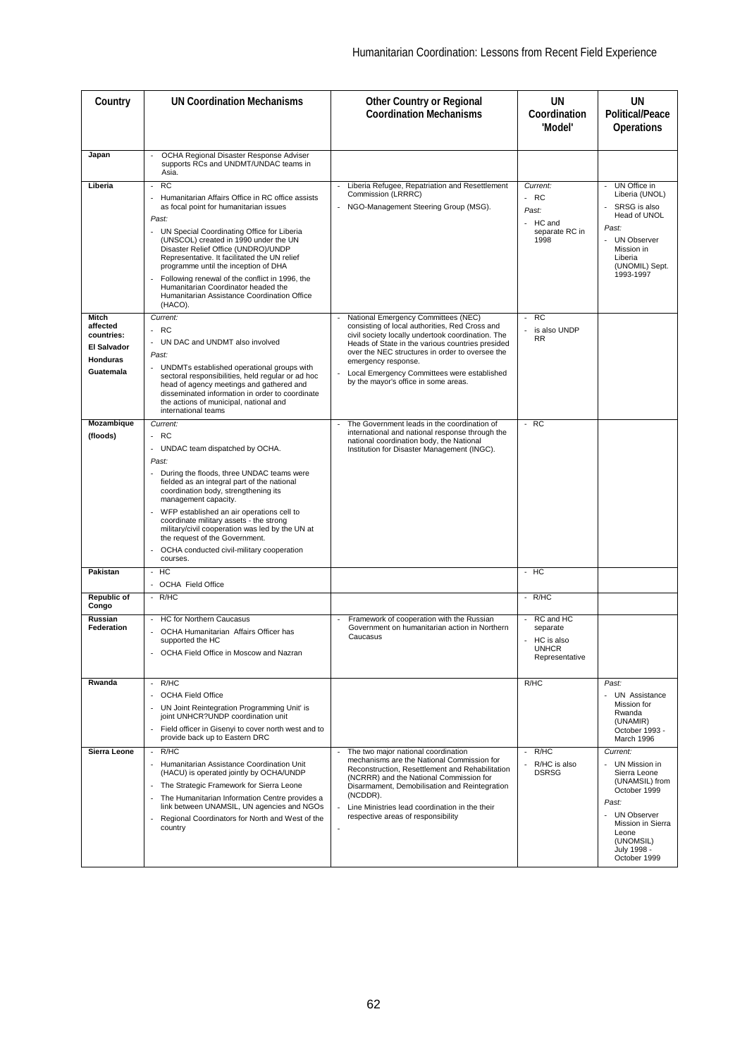| Country | UN Coordination Mechanisms | Other Country or Regional Coordination Mechanisms | UN Coordination 'Model' | UN Political/Peace Operations |
|---|---|---|---|---|
| **Japan** | - OCHA Regional Disaster Response Adviser supports RCs and UNDMT/UNDAC teams in Asia. | | | |
| **Liberia** | - RC<br>- Humanitarian Affairs Office in RC office assists as focal point for humanitarian issues<br>*Past:*<br>- UN Special Coordinating Office for Liberia (UNSCOL) created in 1990 under the UN Disaster Relief Office (UNDRO)/UNDP Representative. It facilitated the UN relief programme until the inception of DHA<br>- Following renewal of the conflict in 1996, the Humanitarian Coordinator headed the Humanitarian Assistance Coordination Office (HACO). | - Liberia Refugee, Repatriation and Resettlement Commission (LRRRC)<br>- NGO-Management Steering Group (MSG). | *Current:*<br>- RC<br>*Past:*<br>- HC and separate RC in 1998 | - UN Office in Liberia (UNOL)<br>- SRSG is also Head of UNOL<br>*Past:*<br>- UN Observer Mission in Liberia (UNOMIL) Sept. 1993-1997 |
| **Mitch affected countries: El Salvador Honduras Guatemala** | *Current:*<br>- RC<br>- UN DAC and UNDMT also involved<br>*Past:*<br>- UNDMTs established operational groups with sectoral responsibilities, held regular or ad hoc head of agency meetings and gathered and disseminated information in order to coordinate the actions of municipal, national and international teams | - National Emergency Committees (NEC) consisting of local authorities, Red Cross and civil society locally undertook coordination. The Heads of State in the various countries presided over the NEC structures in order to oversee the emergency response.<br>- Local Emergency Committees were established by the mayor's office in some areas. | - RC<br>- is also UNDP RR | |
| **Mozambique (floods)** | *Current:*<br>- RC<br>- UNDAC team dispatched by OCHA.<br>*Past:*<br>- During the floods, three UNDAC teams were fielded as an integral part of the national coordination body, strengthening its management capacity.<br>- WFP established an air operations cell to coordinate military assets - the strong military/civil cooperation was led by the UN at the request of the Government.<br>- OCHA conducted civil-military cooperation courses. | - The Government leads in the coordination of international and national response through the national coordination body, the National Institution for Disaster Management (INGC). | - RC | |
| **Pakistan** | - HC<br>- OCHA Field Office | | - HC | |
| **Republic of Congo** | - R/HC | | - R/HC | |
| **Russian Federation** | - HC for Northern Caucasus<br>- OCHA Humanitarian Affairs Officer has supported the HC<br>- OCHA Field Office in Moscow and Nazran | - Framework of cooperation with the Russian Government on humanitarian action in Northern Caucasus | - RC and HC separate<br>- HC is also UNHCR Representative | |
| **Rwanda** | - R/HC<br>- OCHA Field Office<br>- UN Joint Reintegration Programming Unit' is joint UNHCR?UNDP coordination unit<br>- Field officer in Gisenyi to cover north west and to provide back up to Eastern DRC | | R/HC | *Past:*<br>- UN Assistance Mission for Rwanda (UNAMIR) October 1993 - March 1996 |
| **Sierra Leone** | - R/HC<br>- Humanitarian Assistance Coordination Unit (HACU) is operated jointly by OCHA/UNDP<br>- The Strategic Framework for Sierra Leone<br>- The Humanitarian Information Centre provides a link between UNAMSIL, UN agencies and NGOs<br>- Regional Coordinators for North and West of the country | - The two major national coordination mechanisms are the National Commission for Reconstruction, Resettlement and Rehabilitation (NCRRR) and the National Commission for Disarmament, Demobilisation and Reintegration (NCDDR).<br>- Line Ministries lead coordination in the their respective areas of responsibility<br>- | - R/HC<br>- R/HC is also DSRSG | *Current:*<br>- UN Mission in Sierra Leone (UNAMSIL) from October 1999<br>*Past:*<br>- UN Observer Mission in Sierra Leone (UNOMSIL) July 1998 - October 1999 |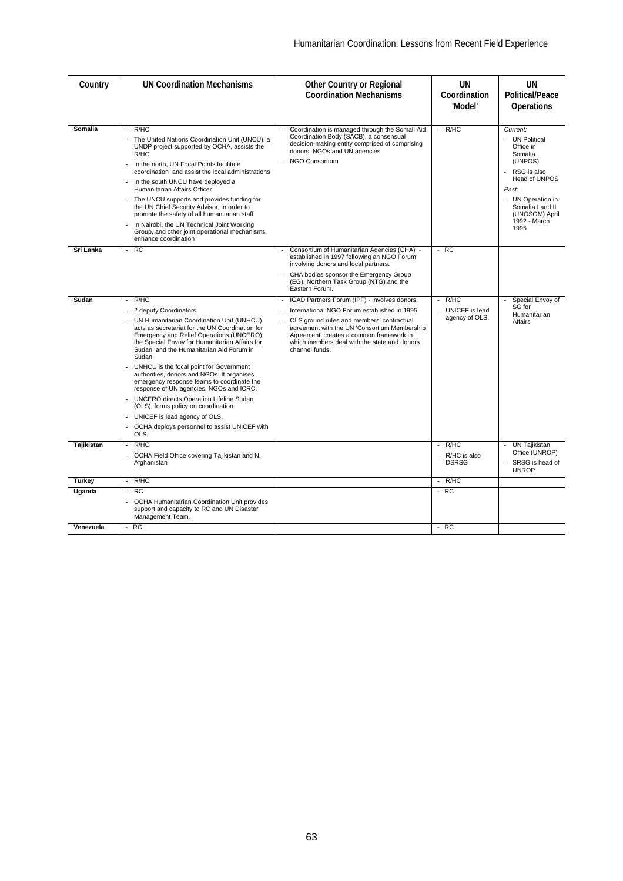| Country | UN Coordination Mechanisms | Other Country or Regional Coordination Mechanisms | UN Coordination 'Model' | UN Political/Peace Operations |
|---|---|---|---|---|
| **Somalia** | - R/HC<br>- The United Nations Coordination Unit (UNCU), a UNDP project supported by OCHA, assists the R/HC<br>- In the north, UN Focal Points facilitate coordination and assist the local administrations<br>- In the south UNCU have deployed a Humanitarian Affairs Officer<br>- The UNCU supports and provides funding for the UN Chief Security Advisor, in order to promote the safety of all humanitarian staff<br>- In Nairobi, the UN Technical Joint Working Group, and other joint operational mechanisms, enhance coordination | - Coordination is managed through the Somali Aid Coordination Body (SACB), a consensual decision-making entity comprised of comprising donors, NGOs and UN agencies<br>- NGO Consortium | - R/HC | *Current:*<br>- UN Political Office in Somalia (UNPOS)<br>- RSG is also Head of UNPOS<br>*Past:*<br>- UN Operation in Somalia I and II (UNOSOM) April 1992 - March 1995 |
| **Sri Lanka** | - RC | - Consortium of Humanitarian Agencies (CHA) - established in 1997 following an NGO Forum involving donors and local partners.<br>- CHA bodies sponsor the Emergency Group (EG), Northern Task Group (NTG) and the Eastern Forum. | - RC | |
| **Sudan** | - R/HC<br>- 2 deputy Coordinators<br>- UN Humanitarian Coordination Unit (UNHCU) acts as secretariat for the UN Coordination for Emergency and Relief Operations (UNCERO), the Special Envoy for Humanitarian Affairs for Sudan, and the Humanitarian Aid Forum in Sudan.<br>- UNHCU is the focal point for Government authorities, donors and NGOs. It organises emergency response teams to coordinate the response of UN agencies, NGOs and ICRC.<br>- UNCERO directs Operation Lifeline Sudan (OLS), forms policy on coordination.<br>- UNICEF is lead agency of OLS.<br>- OCHA deploys personnel to assist UNICEF with OLS. | - IGAD Partners Forum (IPF) - involves donors.<br>- International NGO Forum established in 1995.<br>- OLS ground rules and members' contractual agreement with the UN 'Consortium Membership Agreement' creates a common framework in which members deal with the state and donors channel funds. | - R/HC<br>- UNICEF is lead agency of OLS. | - Special Envoy of SG for Humanitarian Affairs |
| **Tajikistan** | - R/HC<br>- OCHA Field Office covering Tajikistan and N. Afghanistan | | - R/HC<br>- R/HC is also DSRSG | - UN Tajikistan Office (UNROP)<br>- SRSG is head of UNROP |
| **Turkey** | - R/HC | | - R/HC | |
| **Uganda** | - RC<br>- OCHA Humanitarian Coordination Unit provides support and capacity to RC and UN Disaster Management Team. | | - RC | |
| **Venezuela** | - RC | | - RC | |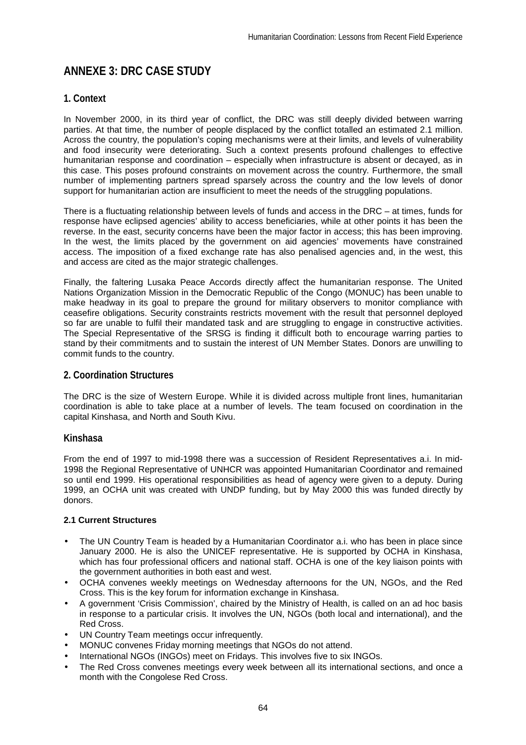# ANNEXE 3: DRC CASE STUDY

## 1. Context

In November 2000, in its third year of conflict, the DRC was still deeply divided between warring parties. At that time, the number of people displaced by the conflict totalled an estimated 2.1 million. Across the country, the population's coping mechanisms were at their limits, and levels of vulnerability and food insecurity were deteriorating. Such a context presents profound challenges to effective humanitarian response and coordination – especially when infrastructure is absent or decayed, as in this case. This poses profound constraints on movement across the country. Furthermore, the small number of implementing partners spread sparsely across the country and the low levels of donor support for humanitarian action are insufficient to meet the needs of the struggling populations.

There is a fluctuating relationship between levels of funds and access in the DRC – at times, funds for response have eclipsed agencies' ability to access beneficiaries, while at other points it has been the reverse. In the east, security concerns have been the major factor in access; this has been improving. In the west, the limits placed by the government on aid agencies' movements have constrained access. The imposition of a fixed exchange rate has also penalised agencies and, in the west, this and access are cited as the major strategic challenges.

Finally, the faltering Lusaka Peace Accords directly affect the humanitarian response. The United Nations Organization Mission in the Democratic Republic of the Congo (MONUC) has been unable to make headway in its goal to prepare the ground for military observers to monitor compliance with ceasefire obligations. Security constraints restricts movement with the result that personnel deployed so far are unable to fulfil their mandated task and are struggling to engage in constructive activities. The Special Representative of the SRSG is finding it difficult both to encourage warring parties to stand by their commitments and to sustain the interest of UN Member States. Donors are unwilling to commit funds to the country.

## 2. Coordination Structures

The DRC is the size of Western Europe. While it is divided across multiple front lines, humanitarian coordination is able to take place at a number of levels. The team focused on coordination in the capital Kinshasa, and North and South Kivu.

## Kinshasa

From the end of 1997 to mid-1998 there was a succession of Resident Representatives a.i. In mid-1998 the Regional Representative of UNHCR was appointed Humanitarian Coordinator and remained so until end 1999. His operational responsibilities as head of agency were given to a deputy. During 1999, an OCHA unit was created with UNDP funding, but by May 2000 this was funded directly by donors.

### 2.1 Current Structures

- The UN Country Team is headed by a Humanitarian Coordinator a.i. who has been in place since January 2000. He is also the UNICEF representative. He is supported by OCHA in Kinshasa, which has four professional officers and national staff. OCHA is one of the key liaison points with the government authorities in both east and west.
- OCHA convenes weekly meetings on Wednesday afternoons for the UN, NGOs, and the Red Cross. This is the key forum for information exchange in Kinshasa.
- A government 'Crisis Commission', chaired by the Ministry of Health, is called on an ad hoc basis in response to a particular crisis. It involves the UN, NGOs (both local and international), and the Red Cross.
- UN Country Team meetings occur infrequently.
- MONUC convenes Friday morning meetings that NGOs do not attend.
- International NGOs (INGOs) meet on Fridays. This involves five to six INGOs.
- The Red Cross convenes meetings every week between all its international sections, and once a month with the Congolese Red Cross.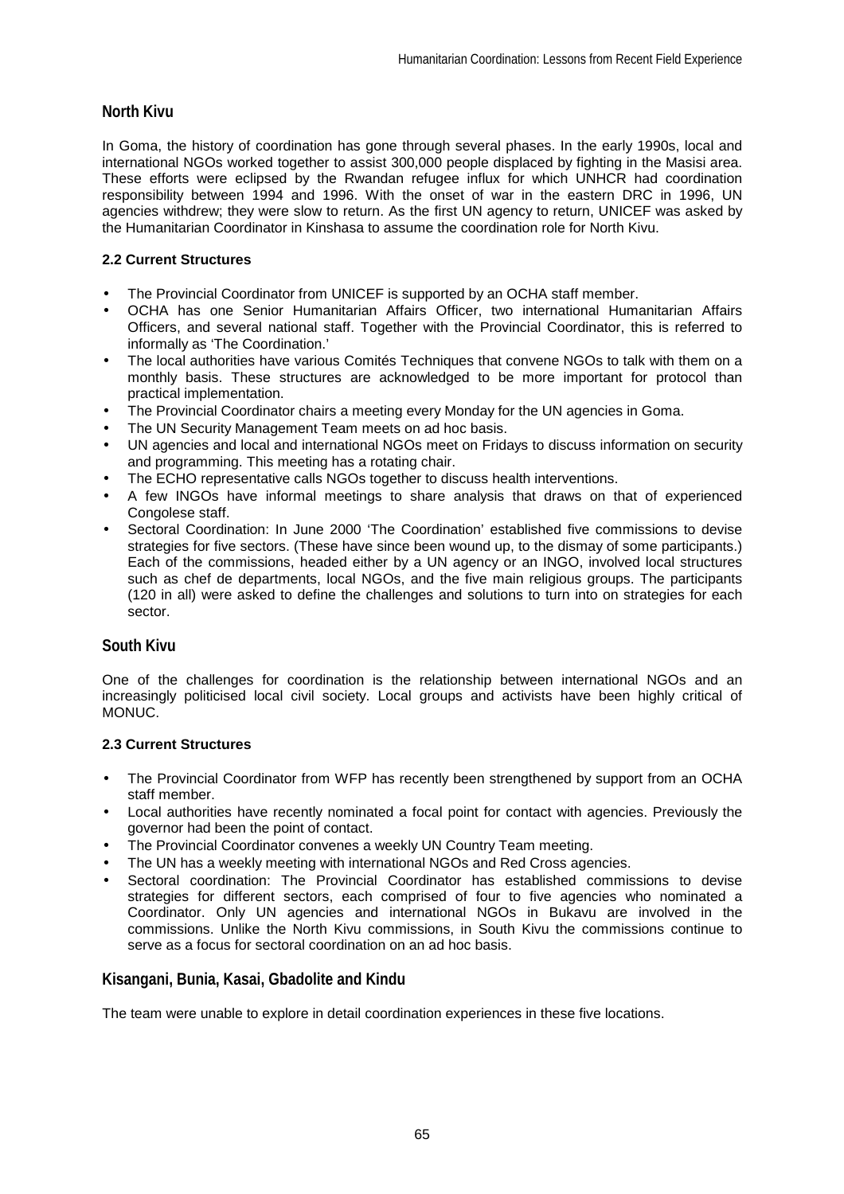## North Kivu

In Goma, the history of coordination has gone through several phases. In the early 1990s, local and international NGOs worked together to assist 300,000 people displaced by fighting in the Masisi area. These efforts were eclipsed by the Rwandan refugee influx for which UNHCR had coordination responsibility between 1994 and 1996. With the onset of war in the eastern DRC in 1996, UN agencies withdrew; they were slow to return. As the first UN agency to return, UNICEF was asked by the Humanitarian Coordinator in Kinshasa to assume the coordination role for North Kivu.

### 2.2 Current Structures

- The Provincial Coordinator from UNICEF is supported by an OCHA staff member.
- OCHA has one Senior Humanitarian Affairs Officer, two international Humanitarian Affairs Officers, and several national staff. Together with the Provincial Coordinator, this is referred to informally as 'The Coordination.'
- The local authorities have various Comités Techniques that convene NGOs to talk with them on a monthly basis. These structures are acknowledged to be more important for protocol than practical implementation.
- The Provincial Coordinator chairs a meeting every Monday for the UN agencies in Goma.
- The UN Security Management Team meets on ad hoc basis.
- UN agencies and local and international NGOs meet on Fridays to discuss information on security and programming. This meeting has a rotating chair.
- The ECHO representative calls NGOs together to discuss health interventions.
- A few INGOs have informal meetings to share analysis that draws on that of experienced Congolese staff.
- Sectoral Coordination: In June 2000 'The Coordination' established five commissions to devise strategies for five sectors. (These have since been wound up, to the dismay of some participants.) Each of the commissions, headed either by a UN agency or an INGO, involved local structures such as chef de departments, local NGOs, and the five main religious groups. The participants (120 in all) were asked to define the challenges and solutions to turn into on strategies for each sector.

## South Kivu

One of the challenges for coordination is the relationship between international NGOs and an increasingly politicised local civil society. Local groups and activists have been highly critical of MONUC.

### 2.3 Current Structures

- The Provincial Coordinator from WFP has recently been strengthened by support from an OCHA staff member.
- Local authorities have recently nominated a focal point for contact with agencies. Previously the governor had been the point of contact.
- The Provincial Coordinator convenes a weekly UN Country Team meeting.
- The UN has a weekly meeting with international NGOs and Red Cross agencies.
- Sectoral coordination: The Provincial Coordinator has established commissions to devise strategies for different sectors, each comprised of four to five agencies who nominated a Coordinator. Only UN agencies and international NGOs in Bukavu are involved in the commissions. Unlike the North Kivu commissions, in South Kivu the commissions continue to serve as a focus for sectoral coordination on an ad hoc basis.

## Kisangani, Bunia, Kasai, Gbadolite and Kindu

The team were unable to explore in detail coordination experiences in these five locations.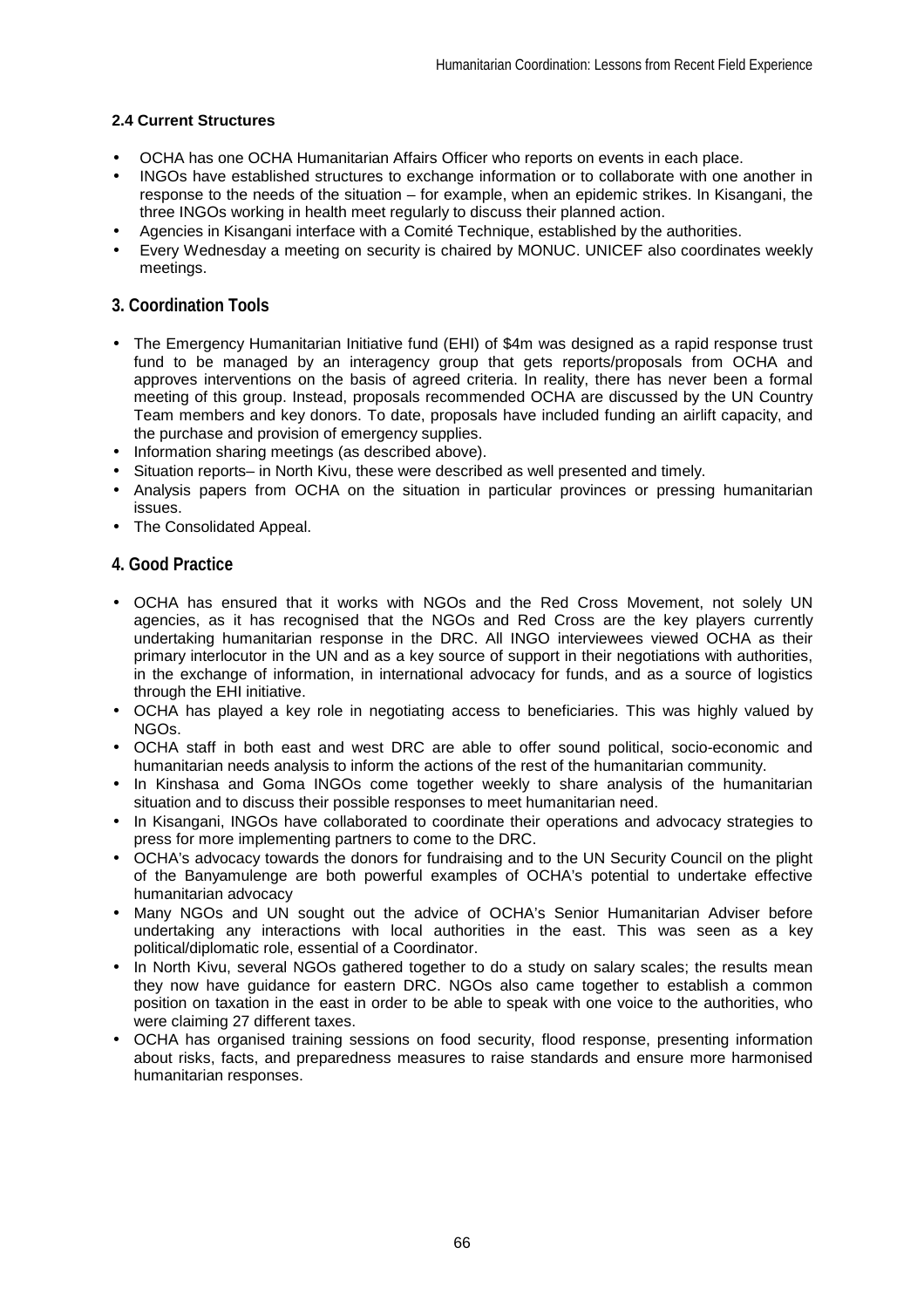### 2.4 Current Structures

- OCHA has one OCHA Humanitarian Affairs Officer who reports on events in each place.
- INGOs have established structures to exchange information or to collaborate with one another in response to the needs of the situation – for example, when an epidemic strikes. In Kisangani, the three INGOs working in health meet regularly to discuss their planned action.
- Agencies in Kisangani interface with a Comité Technique, established by the authorities.
- Every Wednesday a meeting on security is chaired by MONUC. UNICEF also coordinates weekly meetings.

## 3. Coordination Tools

- The Emergency Humanitarian Initiative fund (EHI) of $4m was designed as a rapid response trust fund to be managed by an interagency group that gets reports/proposals from OCHA and approves interventions on the basis of agreed criteria. In reality, there has never been a formal meeting of this group. Instead, proposals recommended OCHA are discussed by the UN Country Team members and key donors. To date, proposals have included funding an airlift capacity, and the purchase and provision of emergency supplies.
- Information sharing meetings (as described above).
- Situation reports– in North Kivu, these were described as well presented and timely.
- Analysis papers from OCHA on the situation in particular provinces or pressing humanitarian issues.
- The Consolidated Appeal.

## 4. Good Practice

- OCHA has ensured that it works with NGOs and the Red Cross Movement, not solely UN agencies, as it has recognised that the NGOs and Red Cross are the key players currently undertaking humanitarian response in the DRC. All INGO interviewees viewed OCHA as their primary interlocutor in the UN and as a key source of support in their negotiations with authorities, in the exchange of information, in international advocacy for funds, and as a source of logistics through the EHI initiative.
- OCHA has played a key role in negotiating access to beneficiaries. This was highly valued by NGOs.
- OCHA staff in both east and west DRC are able to offer sound political, socio-economic and humanitarian needs analysis to inform the actions of the rest of the humanitarian community.
- In Kinshasa and Goma INGOs come together weekly to share analysis of the humanitarian situation and to discuss their possible responses to meet humanitarian need.
- In Kisangani, INGOs have collaborated to coordinate their operations and advocacy strategies to press for more implementing partners to come to the DRC.
- OCHA's advocacy towards the donors for fundraising and to the UN Security Council on the plight of the Banyamulenge are both powerful examples of OCHA's potential to undertake effective humanitarian advocacy
- Many NGOs and UN sought out the advice of OCHA's Senior Humanitarian Adviser before undertaking any interactions with local authorities in the east. This was seen as a key political/diplomatic role, essential of a Coordinator.
- In North Kivu, several NGOs gathered together to do a study on salary scales; the results mean they now have guidance for eastern DRC. NGOs also came together to establish a common position on taxation in the east in order to be able to speak with one voice to the authorities, who were claiming 27 different taxes.
- OCHA has organised training sessions on food security, flood response, presenting information about risks, facts, and preparedness measures to raise standards and ensure more harmonised humanitarian responses.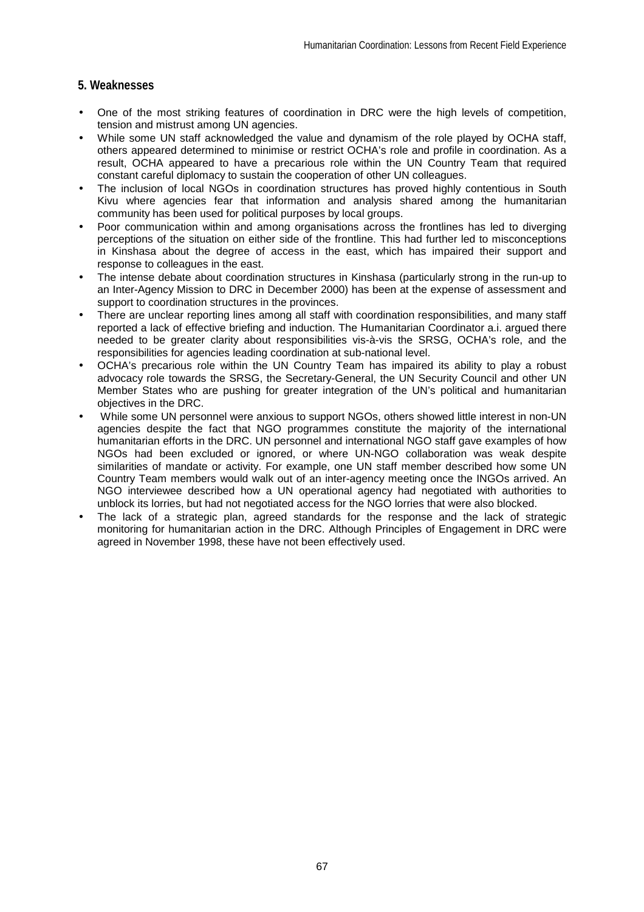## 5. Weaknesses

- One of the most striking features of coordination in DRC were the high levels of competition, tension and mistrust among UN agencies.
- While some UN staff acknowledged the value and dynamism of the role played by OCHA staff, others appeared determined to minimise or restrict OCHA's role and profile in coordination. As a result, OCHA appeared to have a precarious role within the UN Country Team that required constant careful diplomacy to sustain the cooperation of other UN colleagues.
- The inclusion of local NGOs in coordination structures has proved highly contentious in South Kivu where agencies fear that information and analysis shared among the humanitarian community has been used for political purposes by local groups.
- Poor communication within and among organisations across the frontlines has led to diverging perceptions of the situation on either side of the frontline. This had further led to misconceptions in Kinshasa about the degree of access in the east, which has impaired their support and response to colleagues in the east.
- The intense debate about coordination structures in Kinshasa (particularly strong in the run-up to an Inter-Agency Mission to DRC in December 2000) has been at the expense of assessment and support to coordination structures in the provinces.
- There are unclear reporting lines among all staff with coordination responsibilities, and many staff reported a lack of effective briefing and induction. The Humanitarian Coordinator a.i. argued there needed to be greater clarity about responsibilities vis-à-vis the SRSG, OCHA's role, and the responsibilities for agencies leading coordination at sub-national level.
- OCHA's precarious role within the UN Country Team has impaired its ability to play a robust advocacy role towards the SRSG, the Secretary-General, the UN Security Council and other UN Member States who are pushing for greater integration of the UN's political and humanitarian objectives in the DRC.
- While some UN personnel were anxious to support NGOs, others showed little interest in non-UN agencies despite the fact that NGO programmes constitute the majority of the international humanitarian efforts in the DRC. UN personnel and international NGO staff gave examples of how NGOs had been excluded or ignored, or where UN-NGO collaboration was weak despite similarities of mandate or activity. For example, one UN staff member described how some UN Country Team members would walk out of an inter-agency meeting once the INGOs arrived. An NGO interviewee described how a UN operational agency had negotiated with authorities to unblock its lorries, but had not negotiated access for the NGO lorries that were also blocked.
- The lack of a strategic plan, agreed standards for the response and the lack of strategic monitoring for humanitarian action in the DRC. Although Principles of Engagement in DRC were agreed in November 1998, these have not been effectively used.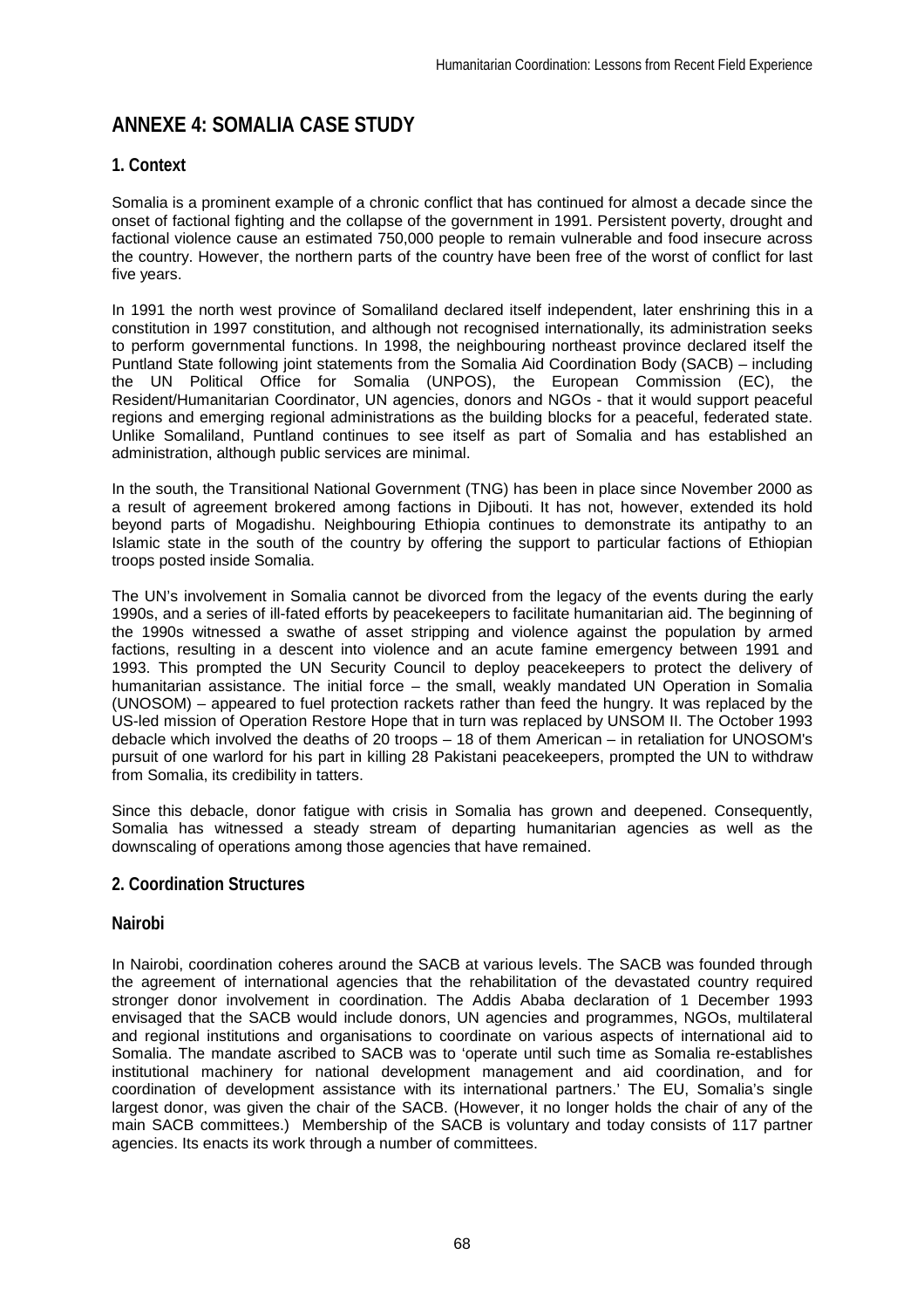# ANNEXE 4: SOMALIA CASE STUDY

## 1. Context

Somalia is a prominent example of a chronic conflict that has continued for almost a decade since the onset of factional fighting and the collapse of the government in 1991. Persistent poverty, drought and factional violence cause an estimated 750,000 people to remain vulnerable and food insecure across the country. However, the northern parts of the country have been free of the worst of conflict for last five years.

In 1991 the north west province of Somaliland declared itself independent, later enshrining this in a constitution in 1997 constitution, and although not recognised internationally, its administration seeks to perform governmental functions. In 1998, the neighbouring northeast province declared itself the Puntland State following joint statements from the Somalia Aid Coordination Body (SACB) – including the UN Political Office for Somalia (UNPOS), the European Commission (EC), the Resident/Humanitarian Coordinator, UN agencies, donors and NGOs - that it would support peaceful regions and emerging regional administrations as the building blocks for a peaceful, federated state. Unlike Somaliland, Puntland continues to see itself as part of Somalia and has established an administration, although public services are minimal.

In the south, the Transitional National Government (TNG) has been in place since November 2000 as a result of agreement brokered among factions in Djibouti. It has not, however, extended its hold beyond parts of Mogadishu. Neighbouring Ethiopia continues to demonstrate its antipathy to an Islamic state in the south of the country by offering the support to particular factions of Ethiopian troops posted inside Somalia.

The UN's involvement in Somalia cannot be divorced from the legacy of the events during the early 1990s, and a series of ill-fated efforts by peacekeepers to facilitate humanitarian aid. The beginning of the 1990s witnessed a swathe of asset stripping and violence against the population by armed factions, resulting in a descent into violence and an acute famine emergency between 1991 and 1993. This prompted the UN Security Council to deploy peacekeepers to protect the delivery of humanitarian assistance. The initial force – the small, weakly mandated UN Operation in Somalia (UNOSOM) – appeared to fuel protection rackets rather than feed the hungry. It was replaced by the US-led mission of Operation Restore Hope that in turn was replaced by UNSOM II. The October 1993 debacle which involved the deaths of 20 troops – 18 of them American – in retaliation for UNOSOM's pursuit of one warlord for his part in killing 28 Pakistani peacekeepers, prompted the UN to withdraw from Somalia, its credibility in tatters.

Since this debacle, donor fatigue with crisis in Somalia has grown and deepened. Consequently, Somalia has witnessed a steady stream of departing humanitarian agencies as well as the downscaling of operations among those agencies that have remained.

## 2. Coordination Structures

### Nairobi

In Nairobi, coordination coheres around the SACB at various levels. The SACB was founded through the agreement of international agencies that the rehabilitation of the devastated country required stronger donor involvement in coordination. The Addis Ababa declaration of 1 December 1993 envisaged that the SACB would include donors, UN agencies and programmes, NGOs, multilateral and regional institutions and organisations to coordinate on various aspects of international aid to Somalia. The mandate ascribed to SACB was to 'operate until such time as Somalia re-establishes institutional machinery for national development management and aid coordination, and for coordination of development assistance with its international partners.' The EU, Somalia's single largest donor, was given the chair of the SACB. (However, it no longer holds the chair of any of the main SACB committees.) Membership of the SACB is voluntary and today consists of 117 partner agencies. Its enacts its work through a number of committees.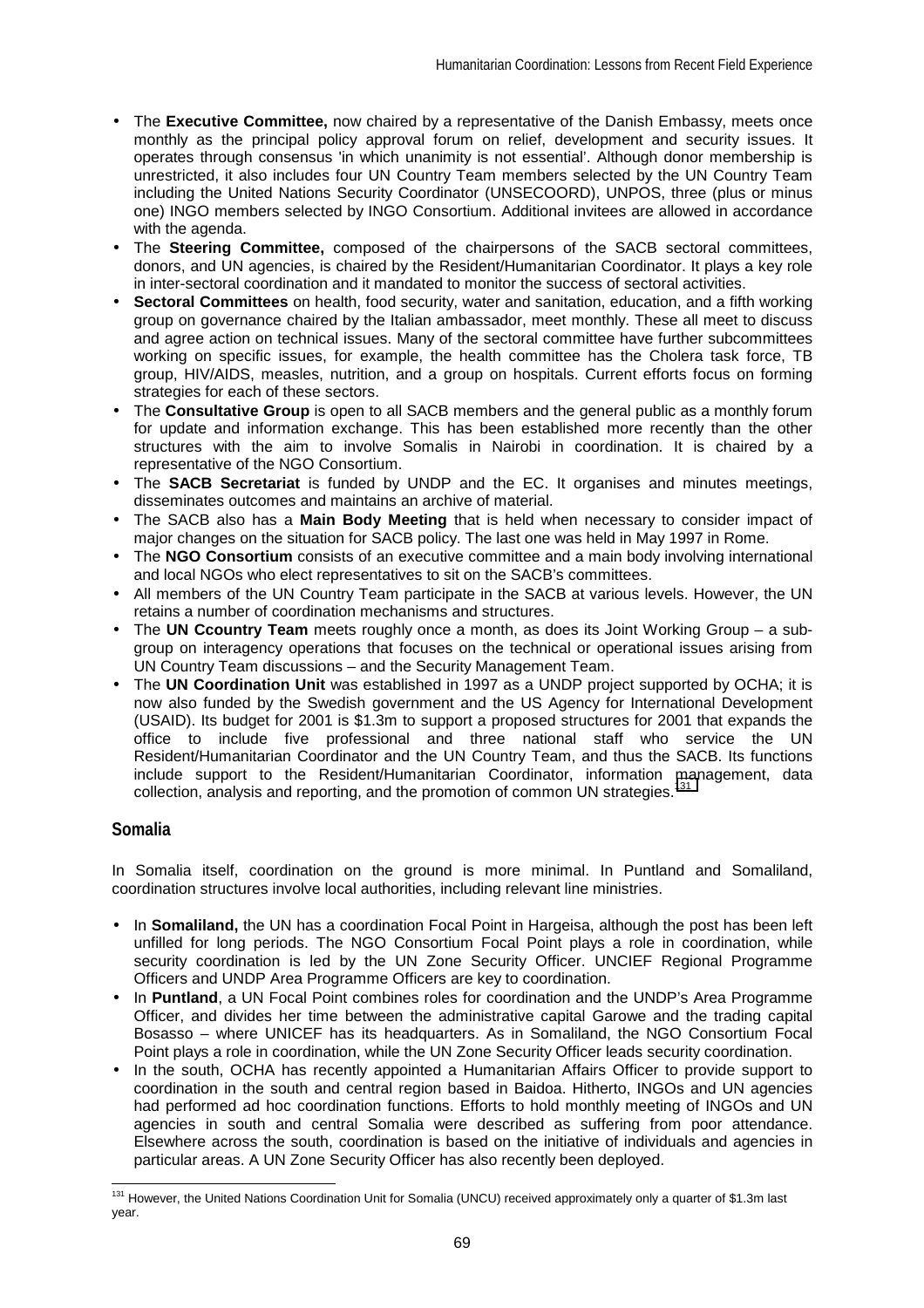- The **Executive Committee,** now chaired by a representative of the Danish Embassy, meets once monthly as the principal policy approval forum on relief, development and security issues. It operates through consensus 'in which unanimity is not essential'. Although donor membership is unrestricted, it also includes four UN Country Team members selected by the UN Country Team including the United Nations Security Coordinator (UNSECOORD), UNPOS, three (plus or minus one) INGO members selected by INGO Consortium. Additional invitees are allowed in accordance with the agenda.
- The **Steering Committee,** composed of the chairpersons of the SACB sectoral committees, donors, and UN agencies, is chaired by the Resident/Humanitarian Coordinator. It plays a key role in inter-sectoral coordination and it mandated to monitor the success of sectoral activities.
- **Sectoral Committees** on health, food security, water and sanitation, education, and a fifth working group on governance chaired by the Italian ambassador, meet monthly. These all meet to discuss and agree action on technical issues. Many of the sectoral committee have further subcommittees working on specific issues, for example, the health committee has the Cholera task force, TB group, HIV/AIDS, measles, nutrition, and a group on hospitals. Current efforts focus on forming strategies for each of these sectors.
- The **Consultative Group** is open to all SACB members and the general public as a monthly forum for update and information exchange. This has been established more recently than the other structures with the aim to involve Somalis in Nairobi in coordination. It is chaired by a representative of the NGO Consortium.
- The **SACB Secretariat** is funded by UNDP and the EC. It organises and minutes meetings, disseminates outcomes and maintains an archive of material.
- The SACB also has a **Main Body Meeting** that is held when necessary to consider impact of major changes on the situation for SACB policy. The last one was held in May 1997 in Rome.
- The **NGO Consortium** consists of an executive committee and a main body involving international and local NGOs who elect representatives to sit on the SACB's committees.
- All members of the UN Country Team participate in the SACB at various levels. However, the UN retains a number of coordination mechanisms and structures.
- The **UN Ccountry Team** meets roughly once a month, as does its Joint Working Group – a sub-group on interagency operations that focuses on the technical or operational issues arising from UN Country Team discussions – and the Security Management Team.
- The **UN Coordination Unit** was established in 1997 as a UNDP project supported by OCHA; it is now also funded by the Swedish government and the US Agency for International Development (USAID). Its budget for 2001 is $1.3m to support a proposed structures for 2001 that expands the office to include five professional and three national staff who service the UN Resident/Humanitarian Coordinator and the UN Country Team, and thus the SACB. Its functions include support to the Resident/Humanitarian Coordinator, information management, data collection, analysis and reporting, and the promotion of common UN strategies.[131]

## Somalia

In Somalia itself, coordination on the ground is more minimal. In Puntland and Somaliland, coordination structures involve local authorities, including relevant line ministries.

- In **Somaliland,** the UN has a coordination Focal Point in Hargeisa, although the post has been left unfilled for long periods. The NGO Consortium Focal Point plays a role in coordination, while security coordination is led by the UN Zone Security Officer. UNCIEF Regional Programme Officers and UNDP Area Programme Officers are key to coordination.
- In **Puntland**, a UN Focal Point combines roles for coordination and the UNDP's Area Programme Officer, and divides her time between the administrative capital Garowe and the trading capital Bosasso – where UNICEF has its headquarters. As in Somaliland, the NGO Consortium Focal Point plays a role in coordination, while the UN Zone Security Officer leads security coordination.
- In the south, OCHA has recently appointed a Humanitarian Affairs Officer to provide support to coordination in the south and central region based in Baidoa. Hitherto, INGOs and UN agencies had performed ad hoc coordination functions. Efforts to hold monthly meeting of INGOs and UN agencies in south and central Somalia were described as suffering from poor attendance. Elsewhere across the south, coordination is based on the initiative of individuals and agencies in particular areas. A UN Zone Security Officer has also recently been deployed.

[131] However, the United Nations Coordination Unit for Somalia (UNCU) received approximately only a quarter of $1.3m last year.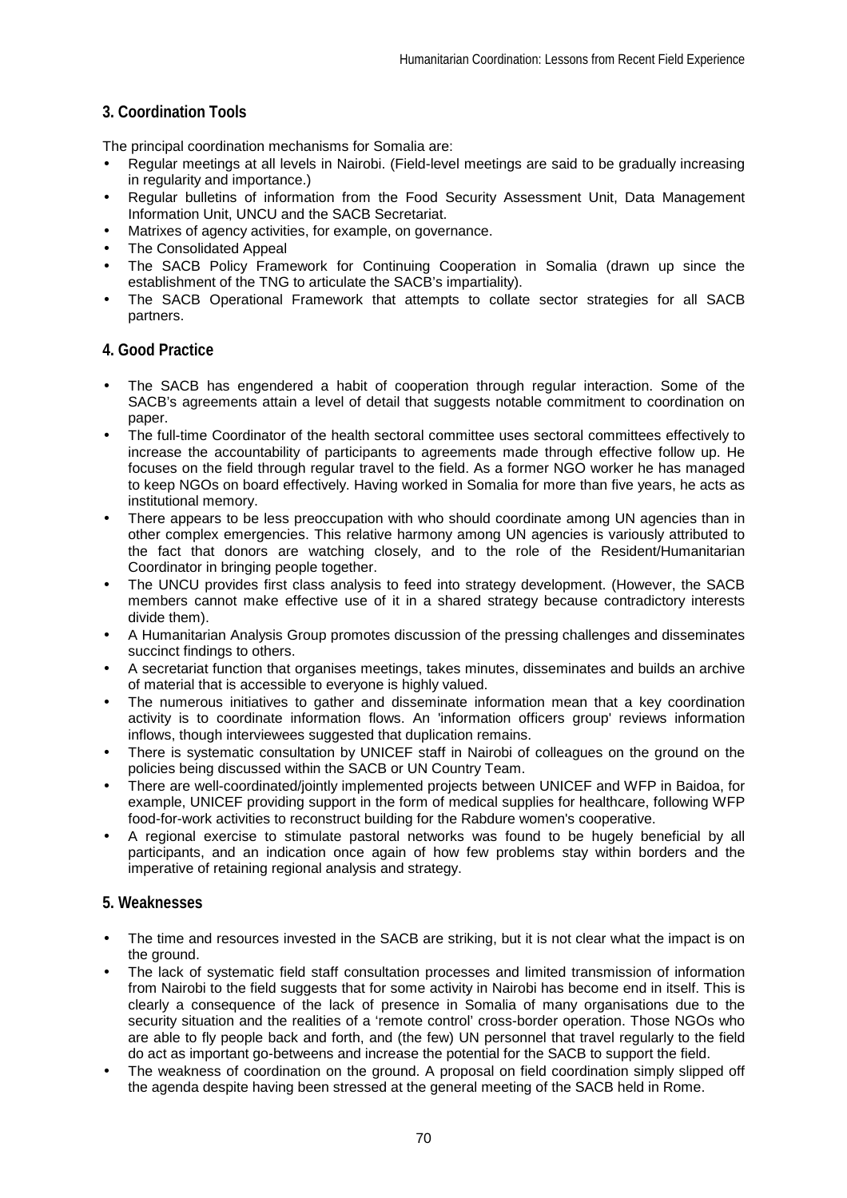## 3. Coordination Tools

The principal coordination mechanisms for Somalia are:

- Regular meetings at all levels in Nairobi. (Field-level meetings are said to be gradually increasing in regularity and importance.)
- Regular bulletins of information from the Food Security Assessment Unit, Data Management Information Unit, UNCU and the SACB Secretariat.
- Matrixes of agency activities, for example, on governance.
- The Consolidated Appeal
- The SACB Policy Framework for Continuing Cooperation in Somalia (drawn up since the establishment of the TNG to articulate the SACB's impartiality).
- The SACB Operational Framework that attempts to collate sector strategies for all SACB partners.

## 4. Good Practice

- The SACB has engendered a habit of cooperation through regular interaction. Some of the SACB's agreements attain a level of detail that suggests notable commitment to coordination on paper.
- The full-time Coordinator of the health sectoral committee uses sectoral committees effectively to increase the accountability of participants to agreements made through effective follow up. He focuses on the field through regular travel to the field. As a former NGO worker he has managed to keep NGOs on board effectively. Having worked in Somalia for more than five years, he acts as institutional memory.
- There appears to be less preoccupation with who should coordinate among UN agencies than in other complex emergencies. This relative harmony among UN agencies is variously attributed to the fact that donors are watching closely, and to the role of the Resident/Humanitarian Coordinator in bringing people together.
- The UNCU provides first class analysis to feed into strategy development. (However, the SACB members cannot make effective use of it in a shared strategy because contradictory interests divide them).
- A Humanitarian Analysis Group promotes discussion of the pressing challenges and disseminates succinct findings to others.
- A secretariat function that organises meetings, takes minutes, disseminates and builds an archive of material that is accessible to everyone is highly valued.
- The numerous initiatives to gather and disseminate information mean that a key coordination activity is to coordinate information flows. An 'information officers group' reviews information inflows, though interviewees suggested that duplication remains.
- There is systematic consultation by UNICEF staff in Nairobi of colleagues on the ground on the policies being discussed within the SACB or UN Country Team.
- There are well-coordinated/jointly implemented projects between UNICEF and WFP in Baidoa, for example, UNICEF providing support in the form of medical supplies for healthcare, following WFP food-for-work activities to reconstruct building for the Rabdure women's cooperative.
- A regional exercise to stimulate pastoral networks was found to be hugely beneficial by all participants, and an indication once again of how few problems stay within borders and the imperative of retaining regional analysis and strategy.

## 5. Weaknesses

- The time and resources invested in the SACB are striking, but it is not clear what the impact is on the ground.
- The lack of systematic field staff consultation processes and limited transmission of information from Nairobi to the field suggests that for some activity in Nairobi has become end in itself. This is clearly a consequence of the lack of presence in Somalia of many organisations due to the security situation and the realities of a 'remote control' cross-border operation. Those NGOs who are able to fly people back and forth, and (the few) UN personnel that travel regularly to the field do act as important go-betweens and increase the potential for the SACB to support the field.
- The weakness of coordination on the ground. A proposal on field coordination simply slipped off the agenda despite having been stressed at the general meeting of the SACB held in Rome.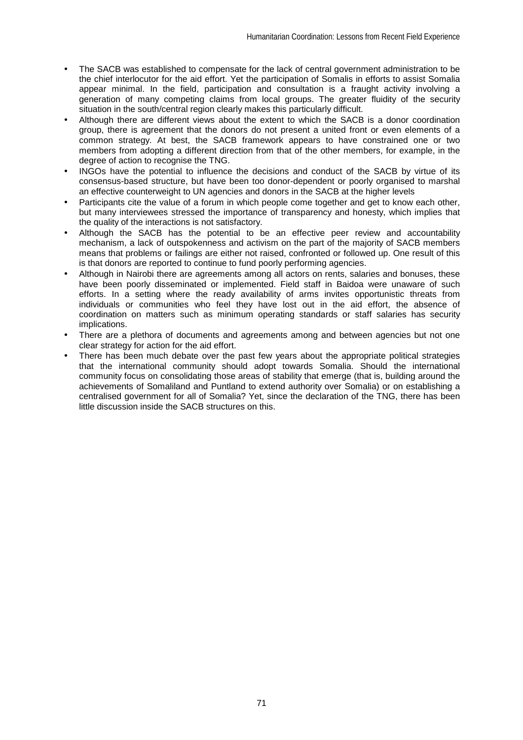- The SACB was established to compensate for the lack of central government administration to be the chief interlocutor for the aid effort. Yet the participation of Somalis in efforts to assist Somalia appear minimal. In the field, participation and consultation is a fraught activity involving a generation of many competing claims from local groups. The greater fluidity of the security situation in the south/central region clearly makes this particularly difficult.
- Although there are different views about the extent to which the SACB is a donor coordination group, there is agreement that the donors do not present a united front or even elements of a common strategy. At best, the SACB framework appears to have constrained one or two members from adopting a different direction from that of the other members, for example, in the degree of action to recognise the TNG.
- INGOs have the potential to influence the decisions and conduct of the SACB by virtue of its consensus-based structure, but have been too donor-dependent or poorly organised to marshal an effective counterweight to UN agencies and donors in the SACB at the higher levels
- Participants cite the value of a forum in which people come together and get to know each other, but many interviewees stressed the importance of transparency and honesty, which implies that the quality of the interactions is not satisfactory.
- Although the SACB has the potential to be an effective peer review and accountability mechanism, a lack of outspokenness and activism on the part of the majority of SACB members means that problems or failings are either not raised, confronted or followed up. One result of this is that donors are reported to continue to fund poorly performing agencies.
- Although in Nairobi there are agreements among all actors on rents, salaries and bonuses, these have been poorly disseminated or implemented. Field staff in Baidoa were unaware of such efforts. In a setting where the ready availability of arms invites opportunistic threats from individuals or communities who feel they have lost out in the aid effort, the absence of coordination on matters such as minimum operating standards or staff salaries has security implications.
- There are a plethora of documents and agreements among and between agencies but not one clear strategy for action for the aid effort.
- There has been much debate over the past few years about the appropriate political strategies that the international community should adopt towards Somalia. Should the international community focus on consolidating those areas of stability that emerge (that is, building around the achievements of Somaliland and Puntland to extend authority over Somalia) or on establishing a centralised government for all of Somalia? Yet, since the declaration of the TNG, there has been little discussion inside the SACB structures on this.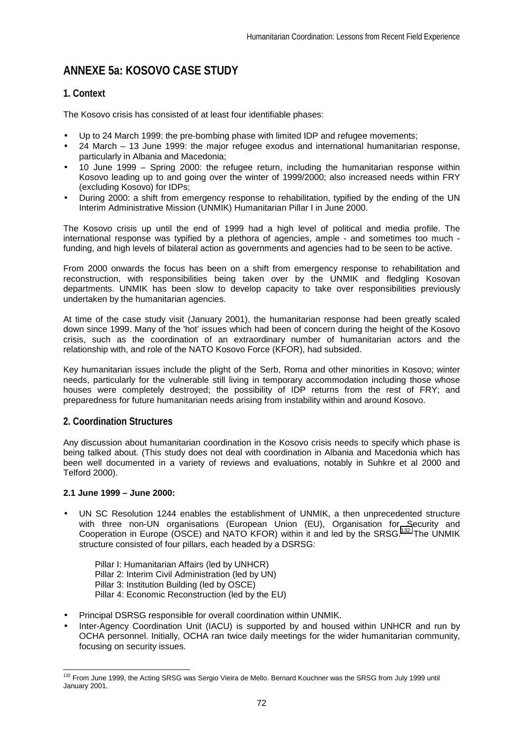# ANNEXE 5a: KOSOVO CASE STUDY

## 1. Context

The Kosovo crisis has consisted of at least four identifiable phases:

- Up to 24 March 1999: the pre-bombing phase with limited IDP and refugee movements;
- 24 March – 13 June 1999: the major refugee exodus and international humanitarian response, particularly in Albania and Macedonia;
- 10 June 1999 – Spring 2000: the refugee return, including the humanitarian response within Kosovo leading up to and going over the winter of 1999/2000; also increased needs within FRY (excluding Kosovo) for IDPs;
- During 2000: a shift from emergency response to rehabilitation, typified by the ending of the UN Interim Administrative Mission (UNMIK) Humanitarian Pillar I in June 2000.

The Kosovo crisis up until the end of 1999 had a high level of political and media profile. The international response was typified by a plethora of agencies, ample - and sometimes too much - funding, and high levels of bilateral action as governments and agencies had to be seen to be active.

From 2000 onwards the focus has been on a shift from emergency response to rehabilitation and reconstruction, with responsibilities being taken over by the UNMIK and fledgling Kosovan departments. UNMIK has been slow to develop capacity to take over responsibilities previously undertaken by the humanitarian agencies.

At time of the case study visit (January 2001), the humanitarian response had been greatly scaled down since 1999. Many of the 'hot' issues which had been of concern during the height of the Kosovo crisis, such as the coordination of an extraordinary number of humanitarian actors and the relationship with, and role of the NATO Kosovo Force (KFOR), had subsided.

Key humanitarian issues include the plight of the Serb, Roma and other minorities in Kosovo; winter needs, particularly for the vulnerable still living in temporary accommodation including those whose houses were completely destroyed; the possibility of IDP returns from the rest of FRY; and preparedness for future humanitarian needs arising from instability within and around Kosovo.

## 2. Coordination Structures

Any discussion about humanitarian coordination in the Kosovo crisis needs to specify which phase is being talked about. (This study does not deal with coordination in Albania and Macedonia which has been well documented in a variety of reviews and evaluations, notably in Suhkre et al 2000 and Telford 2000).

### 2.1 June 1999 – June 2000:

- UN SC Resolution 1244 enables the establishment of UNMIK, a then unprecedented structure with three non-UN organisations (European Union (EU), Organisation for Security and Cooperation in Europe (OSCE) and NATO KFOR) within it and led by the SRSG.[132] The UNMIK structure consisted of four pillars, each headed by a DSRSG:

  Pillar I: Humanitarian Affairs (led by UNHCR)
  Pillar 2: Interim Civil Administration (led by UN)
  Pillar 3: Institution Building (led by OSCE)
  Pillar 4: Economic Reconstruction (led by the EU)

- Principal DSRSG responsible for overall coordination within UNMIK.
- Inter-Agency Coordination Unit (IACU) is supported by and housed within UNHCR and run by OCHA personnel. Initially, OCHA ran twice daily meetings for the wider humanitarian community, focusing on security issues.

[132] From June 1999, the Acting SRSG was Sergio Vieira de Mello. Bernard Kouchner was the SRSG from July 1999 until January 2001.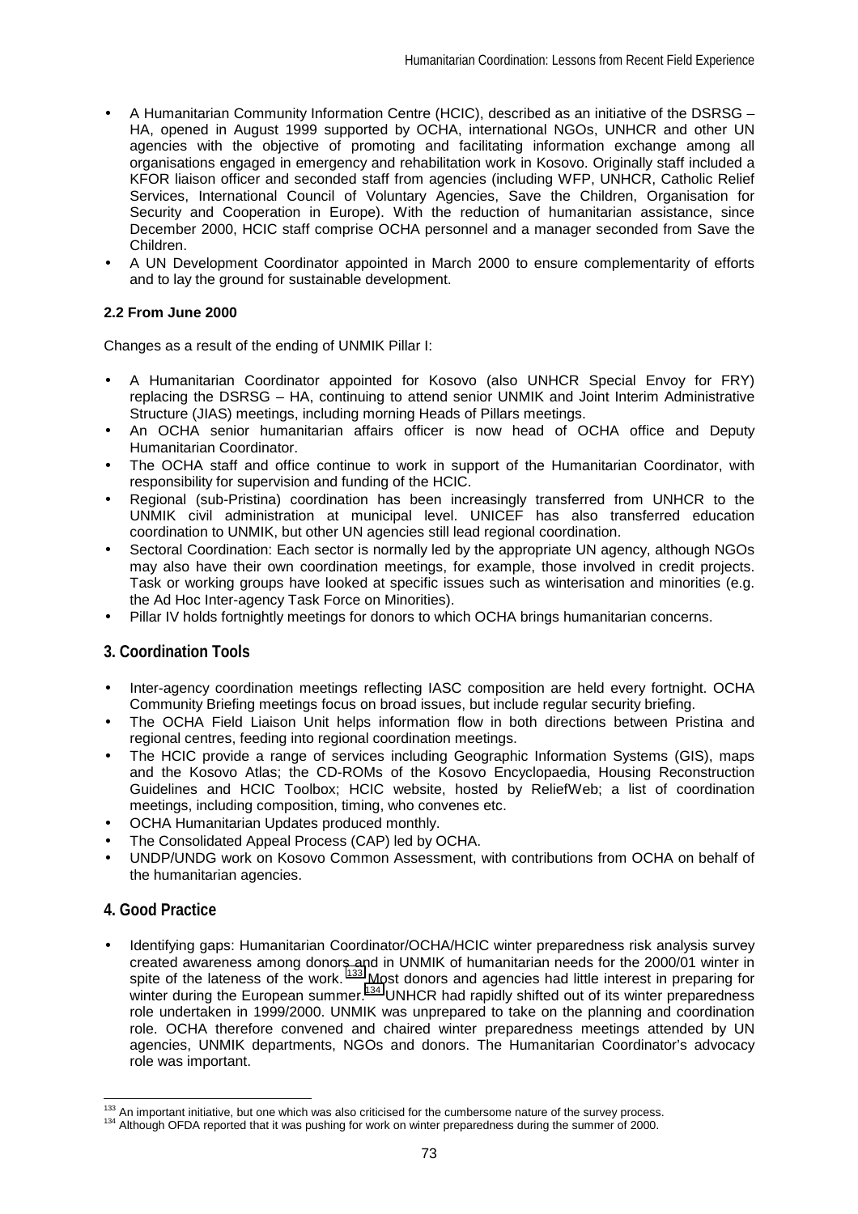- A Humanitarian Community Information Centre (HCIC), described as an initiative of the DSRSG – HA, opened in August 1999 supported by OCHA, international NGOs, UNHCR and other UN agencies with the objective of promoting and facilitating information exchange among all organisations engaged in emergency and rehabilitation work in Kosovo. Originally staff included a KFOR liaison officer and seconded staff from agencies (including WFP, UNHCR, Catholic Relief Services, International Council of Voluntary Agencies, Save the Children, Organisation for Security and Cooperation in Europe). With the reduction of humanitarian assistance, since December 2000, HCIC staff comprise OCHA personnel and a manager seconded from Save the Children.
- A UN Development Coordinator appointed in March 2000 to ensure complementarity of efforts and to lay the ground for sustainable development.

**2.2 From June 2000**

Changes as a result of the ending of UNMIK Pillar I:

- A Humanitarian Coordinator appointed for Kosovo (also UNHCR Special Envoy for FRY) replacing the DSRSG – HA, continuing to attend senior UNMIK and Joint Interim Administrative Structure (JIAS) meetings, including morning Heads of Pillars meetings.
- An OCHA senior humanitarian affairs officer is now head of OCHA office and Deputy Humanitarian Coordinator.
- The OCHA staff and office continue to work in support of the Humanitarian Coordinator, with responsibility for supervision and funding of the HCIC.
- Regional (sub-Pristina) coordination has been increasingly transferred from UNHCR to the UNMIK civil administration at municipal level. UNICEF has also transferred education coordination to UNMIK, but other UN agencies still lead regional coordination.
- Sectoral Coordination: Each sector is normally led by the appropriate UN agency, although NGOs may also have their own coordination meetings, for example, those involved in credit projects. Task or working groups have looked at specific issues such as winterisation and minorities (e.g. the Ad Hoc Inter-agency Task Force on Minorities).
- Pillar IV holds fortnightly meetings for donors to which OCHA brings humanitarian concerns.

## 3. Coordination Tools

- Inter-agency coordination meetings reflecting IASC composition are held every fortnight. OCHA Community Briefing meetings focus on broad issues, but include regular security briefing.
- The OCHA Field Liaison Unit helps information flow in both directions between Pristina and regional centres, feeding into regional coordination meetings.
- The HCIC provide a range of services including Geographic Information Systems (GIS), maps and the Kosovo Atlas; the CD-ROMs of the Kosovo Encyclopaedia, Housing Reconstruction Guidelines and HCIC Toolbox; HCIC website, hosted by ReliefWeb; a list of coordination meetings, including composition, timing, who convenes etc.
- OCHA Humanitarian Updates produced monthly.
- The Consolidated Appeal Process (CAP) led by OCHA.
- UNDP/UNDG work on Kosovo Common Assessment, with contributions from OCHA on behalf of the humanitarian agencies.

## 4. Good Practice

- Identifying gaps: Humanitarian Coordinator/OCHA/HCIC winter preparedness risk analysis survey created awareness among donors and in UNMIK of humanitarian needs for the 2000/01 winter in spite of the lateness of the work.[133] Most donors and agencies had little interest in preparing for winter during the European summer.[134] UNHCR had rapidly shifted out of its winter preparedness role undertaken in 1999/2000. UNMIK was unprepared to take on the planning and coordination role. OCHA therefore convened and chaired winter preparedness meetings attended by UN agencies, UNMIK departments, NGOs and donors. The Humanitarian Coordinator's advocacy role was important.

---

[133] An important initiative, but one which was also criticised for the cumbersome nature of the survey process.
[134] Although OFDA reported that it was pushing for work on winter preparedness during the summer of 2000.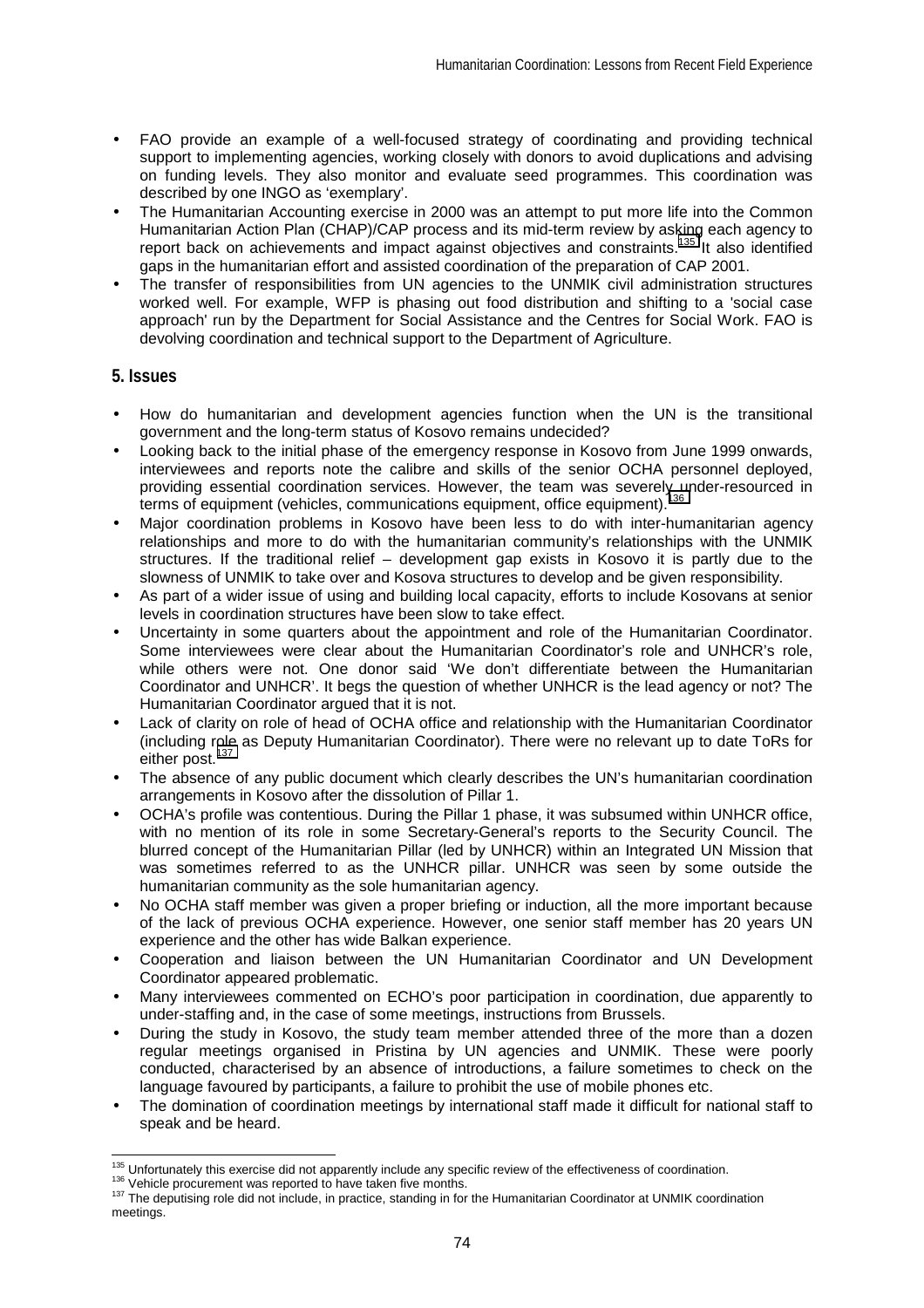- FAO provide an example of a well-focused strategy of coordinating and providing technical support to implementing agencies, working closely with donors to avoid duplications and advising on funding levels. They also monitor and evaluate seed programmes. This coordination was described by one INGO as 'exemplary'.
- The Humanitarian Accounting exercise in 2000 was an attempt to put more life into the Common Humanitarian Action Plan (CHAP)/CAP process and its mid-term review by asking each agency to report back on achievements and impact against objectives and constraints.[135] It also identified gaps in the humanitarian effort and assisted coordination of the preparation of CAP 2001.
- The transfer of responsibilities from UN agencies to the UNMIK civil administration structures worked well. For example, WFP is phasing out food distribution and shifting to a 'social case approach' run by the Department for Social Assistance and the Centres for Social Work. FAO is devolving coordination and technical support to the Department of Agriculture.

## 5. Issues

- How do humanitarian and development agencies function when the UN is the transitional government and the long-term status of Kosovo remains undecided?
- Looking back to the initial phase of the emergency response in Kosovo from June 1999 onwards, interviewees and reports note the calibre and skills of the senior OCHA personnel deployed, providing essential coordination services. However, the team was severely under-resourced in terms of equipment (vehicles, communications equipment, office equipment).[136]
- Major coordination problems in Kosovo have been less to do with inter-humanitarian agency relationships and more to do with the humanitarian community's relationships with the UNMIK structures. If the traditional relief – development gap exists in Kosovo it is partly due to the slowness of UNMIK to take over and Kosova structures to develop and be given responsibility.
- As part of a wider issue of using and building local capacity, efforts to include Kosovans at senior levels in coordination structures have been slow to take effect.
- Uncertainty in some quarters about the appointment and role of the Humanitarian Coordinator. Some interviewees were clear about the Humanitarian Coordinator's role and UNHCR's role, while others were not. One donor said 'We don't differentiate between the Humanitarian Coordinator and UNHCR'. It begs the question of whether UNHCR is the lead agency or not? The Humanitarian Coordinator argued that it is not.
- Lack of clarity on role of head of OCHA office and relationship with the Humanitarian Coordinator (including role as Deputy Humanitarian Coordinator). There were no relevant up to date ToRs for either post.[137]
- The absence of any public document which clearly describes the UN's humanitarian coordination arrangements in Kosovo after the dissolution of Pillar 1.
- OCHA's profile was contentious. During the Pillar 1 phase, it was subsumed within UNHCR office, with no mention of its role in some Secretary-General's reports to the Security Council. The blurred concept of the Humanitarian Pillar (led by UNHCR) within an Integrated UN Mission that was sometimes referred to as the UNHCR pillar. UNHCR was seen by some outside the humanitarian community as the sole humanitarian agency.
- No OCHA staff member was given a proper briefing or induction, all the more important because of the lack of previous OCHA experience. However, one senior staff member has 20 years UN experience and the other has wide Balkan experience.
- Cooperation and liaison between the UN Humanitarian Coordinator and UN Development Coordinator appeared problematic.
- Many interviewees commented on ECHO's poor participation in coordination, due apparently to under-staffing and, in the case of some meetings, instructions from Brussels.
- During the study in Kosovo, the study team member attended three of the more than a dozen regular meetings organised in Pristina by UN agencies and UNMIK. These were poorly conducted, characterised by an absence of introductions, a failure sometimes to check on the language favoured by participants, a failure to prohibit the use of mobile phones etc.
- The domination of coordination meetings by international staff made it difficult for national staff to speak and be heard.

[135] Unfortunately this exercise did not apparently include any specific review of the effectiveness of coordination.
[136] Vehicle procurement was reported to have taken five months.
[137] The deputising role did not include, in practice, standing in for the Humanitarian Coordinator at UNMIK coordination meetings.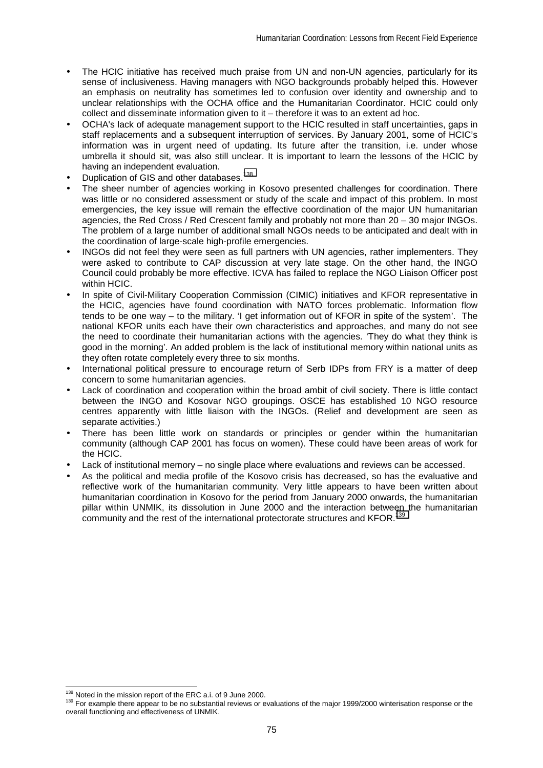- The HCIC initiative has received much praise from UN and non-UN agencies, particularly for its sense of inclusiveness. Having managers with NGO backgrounds probably helped this. However an emphasis on neutrality has sometimes led to confusion over identity and ownership and to unclear relationships with the OCHA office and the Humanitarian Coordinator. HCIC could only collect and disseminate information given to it – therefore it was to an extent ad hoc.
- OCHA's lack of adequate management support to the HCIC resulted in staff uncertainties, gaps in staff replacements and a subsequent interruption of services. By January 2001, some of HCIC's information was in urgent need of updating. Its future after the transition, i.e. under whose umbrella it should sit, was also still unclear. It is important to learn the lessons of the HCIC by having an independent evaluation.
- Duplication of GIS and other databases.[138]
- The sheer number of agencies working in Kosovo presented challenges for coordination. There was little or no considered assessment or study of the scale and impact of this problem. In most emergencies, the key issue will remain the effective coordination of the major UN humanitarian agencies, the Red Cross / Red Crescent family and probably not more than 20 – 30 major INGOs. The problem of a large number of additional small NGOs needs to be anticipated and dealt with in the coordination of large-scale high-profile emergencies.
- INGOs did not feel they were seen as full partners with UN agencies, rather implementers. They were asked to contribute to CAP discussion at very late stage. On the other hand, the INGO Council could probably be more effective. ICVA has failed to replace the NGO Liaison Officer post within HCIC.
- In spite of Civil-Military Cooperation Commission (CIMIC) initiatives and KFOR representative in the HCIC, agencies have found coordination with NATO forces problematic. Information flow tends to be one way – to the military. 'I get information out of KFOR in spite of the system'. The national KFOR units each have their own characteristics and approaches, and many do not see the need to coordinate their humanitarian actions with the agencies. 'They do what they think is good in the morning'. An added problem is the lack of institutional memory within national units as they often rotate completely every three to six months.
- International political pressure to encourage return of Serb IDPs from FRY is a matter of deep concern to some humanitarian agencies.
- Lack of coordination and cooperation within the broad ambit of civil society. There is little contact between the INGO and Kosovar NGO groupings. OSCE has established 10 NGO resource centres apparently with little liaison with the INGOs. (Relief and development are seen as separate activities.)
- There has been little work on standards or principles or gender within the humanitarian community (although CAP 2001 has focus on women). These could have been areas of work for the HCIC.
- Lack of institutional memory – no single place where evaluations and reviews can be accessed.
- As the political and media profile of the Kosovo crisis has decreased, so has the evaluative and reflective work of the humanitarian community. Very little appears to have been written about humanitarian coordination in Kosovo for the period from January 2000 onwards, the humanitarian pillar within UNMIK, its dissolution in June 2000 and the interaction between the humanitarian community and the rest of the international protectorate structures and KFOR.[139]

---

[138] Noted in the mission report of the ERC a.i. of 9 June 2000.

[139] For example there appear to be no substantial reviews or evaluations of the major 1999/2000 winterisation response or the overall functioning and effectiveness of UNMIK.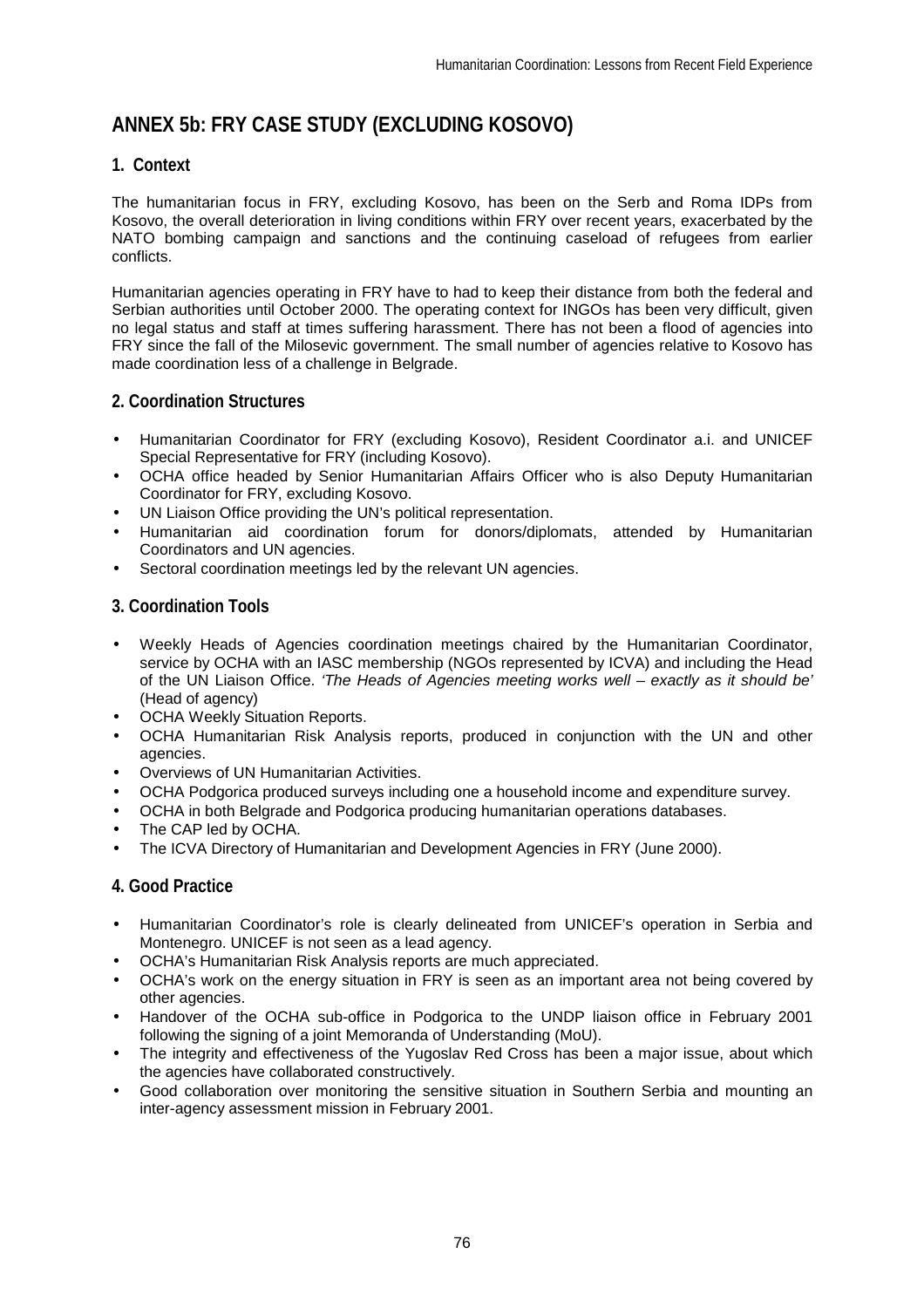# ANNEX 5b: FRY CASE STUDY (EXCLUDING KOSOVO)

## 1. Context

The humanitarian focus in FRY, excluding Kosovo, has been on the Serb and Roma IDPs from Kosovo, the overall deterioration in living conditions within FRY over recent years, exacerbated by the NATO bombing campaign and sanctions and the continuing caseload of refugees from earlier conflicts.

Humanitarian agencies operating in FRY have to had to keep their distance from both the federal and Serbian authorities until October 2000. The operating context for INGOs has been very difficult, given no legal status and staff at times suffering harassment. There has not been a flood of agencies into FRY since the fall of the Milosevic government. The small number of agencies relative to Kosovo has made coordination less of a challenge in Belgrade.

## 2. Coordination Structures

- Humanitarian Coordinator for FRY (excluding Kosovo), Resident Coordinator a.i. and UNICEF Special Representative for FRY (including Kosovo).
- OCHA office headed by Senior Humanitarian Affairs Officer who is also Deputy Humanitarian Coordinator for FRY, excluding Kosovo.
- UN Liaison Office providing the UN's political representation.
- Humanitarian aid coordination forum for donors/diplomats, attended by Humanitarian Coordinators and UN agencies.
- Sectoral coordination meetings led by the relevant UN agencies.

## 3. Coordination Tools

- Weekly Heads of Agencies coordination meetings chaired by the Humanitarian Coordinator, service by OCHA with an IASC membership (NGOs represented by ICVA) and including the Head of the UN Liaison Office. *'The Heads of Agencies meeting works well – exactly as it should be'* (Head of agency)
- OCHA Weekly Situation Reports.
- OCHA Humanitarian Risk Analysis reports, produced in conjunction with the UN and other agencies.
- Overviews of UN Humanitarian Activities.
- OCHA Podgorica produced surveys including one a household income and expenditure survey.
- OCHA in both Belgrade and Podgorica producing humanitarian operations databases.
- The CAP led by OCHA.
- The ICVA Directory of Humanitarian and Development Agencies in FRY (June 2000).

## 4. Good Practice

- Humanitarian Coordinator's role is clearly delineated from UNICEF's operation in Serbia and Montenegro. UNICEF is not seen as a lead agency.
- OCHA's Humanitarian Risk Analysis reports are much appreciated.
- OCHA's work on the energy situation in FRY is seen as an important area not being covered by other agencies.
- Handover of the OCHA sub-office in Podgorica to the UNDP liaison office in February 2001 following the signing of a joint Memoranda of Understanding (MoU).
- The integrity and effectiveness of the Yugoslav Red Cross has been a major issue, about which the agencies have collaborated constructively.
- Good collaboration over monitoring the sensitive situation in Southern Serbia and mounting an inter-agency assessment mission in February 2001.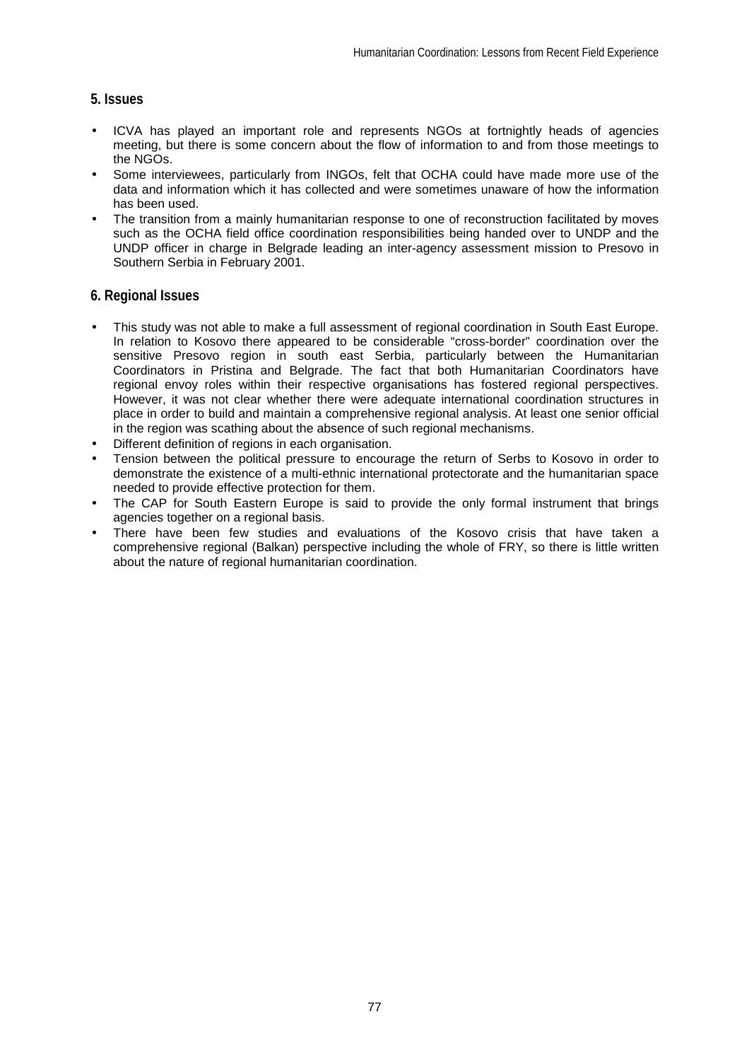### 5. Issues

- ICVA has played an important role and represents NGOs at fortnightly heads of agencies meeting, but there is some concern about the flow of information to and from those meetings to the NGOs.
- Some interviewees, particularly from INGOs, felt that OCHA could have made more use of the data and information which it has collected and were sometimes unaware of how the information has been used.
- The transition from a mainly humanitarian response to one of reconstruction facilitated by moves such as the OCHA field office coordination responsibilities being handed over to UNDP and the UNDP officer in charge in Belgrade leading an inter-agency assessment mission to Presovo in Southern Serbia in February 2001.

### 6. Regional Issues

- This study was not able to make a full assessment of regional coordination in South East Europe. In relation to Kosovo there appeared to be considerable "cross-border" coordination over the sensitive Presovo region in south east Serbia, particularly between the Humanitarian Coordinators in Pristina and Belgrade. The fact that both Humanitarian Coordinators have regional envoy roles within their respective organisations has fostered regional perspectives. However, it was not clear whether there were adequate international coordination structures in place in order to build and maintain a comprehensive regional analysis. At least one senior official in the region was scathing about the absence of such regional mechanisms.
- Different definition of regions in each organisation.
- Tension between the political pressure to encourage the return of Serbs to Kosovo in order to demonstrate the existence of a multi-ethnic international protectorate and the humanitarian space needed to provide effective protection for them.
- The CAP for South Eastern Europe is said to provide the only formal instrument that brings agencies together on a regional basis.
- There have been few studies and evaluations of the Kosovo crisis that have taken a comprehensive regional (Balkan) perspective including the whole of FRY, so there is little written about the nature of regional humanitarian coordination.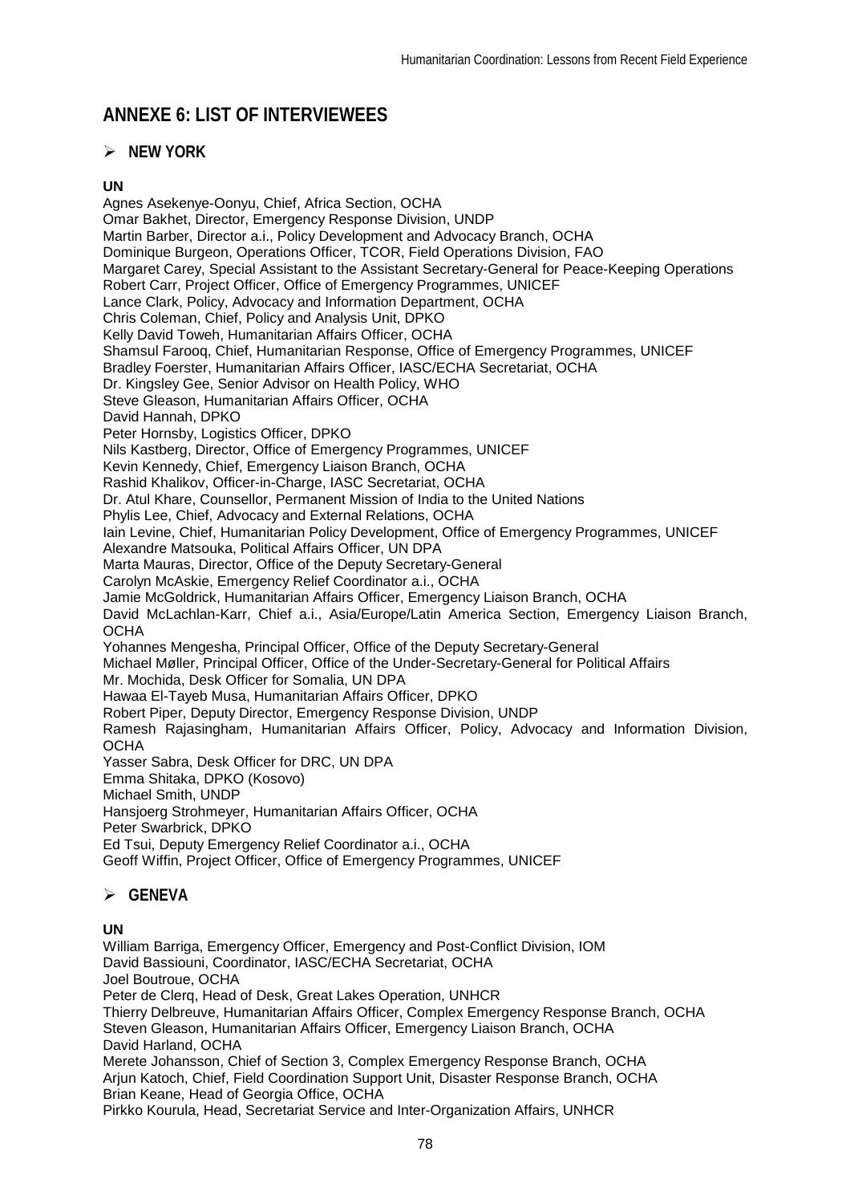# ANNEXE 6: LIST OF INTERVIEWEES

## NEW YORK

**UN**

Agnes Asekenye-Oonyu, Chief, Africa Section, OCHA
Omar Bakhet, Director, Emergency Response Division, UNDP
Martin Barber, Director a.i., Policy Development and Advocacy Branch, OCHA
Dominique Burgeon, Operations Officer, TCOR, Field Operations Division, FAO
Margaret Carey, Special Assistant to the Assistant Secretary-General for Peace-Keeping Operations
Robert Carr, Project Officer, Office of Emergency Programmes, UNICEF
Lance Clark, Policy, Advocacy and Information Department, OCHA
Chris Coleman, Chief, Policy and Analysis Unit, DPKO
Kelly David Toweh, Humanitarian Affairs Officer, OCHA
Shamsul Farooq, Chief, Humanitarian Response, Office of Emergency Programmes, UNICEF
Bradley Foerster, Humanitarian Affairs Officer, IASC/ECHA Secretariat, OCHA
Dr. Kingsley Gee, Senior Advisor on Health Policy, WHO
Steve Gleason, Humanitarian Affairs Officer, OCHA
David Hannah, DPKO
Peter Hornsby, Logistics Officer, DPKO
Nils Kastberg, Director, Office of Emergency Programmes, UNICEF
Kevin Kennedy, Chief, Emergency Liaison Branch, OCHA
Rashid Khalikov, Officer-in-Charge, IASC Secretariat, OCHA
Dr. Atul Khare, Counsellor, Permanent Mission of India to the United Nations
Phylis Lee, Chief, Advocacy and External Relations, OCHA
Iain Levine, Chief, Humanitarian Policy Development, Office of Emergency Programmes, UNICEF
Alexandre Matsouka, Political Affairs Officer, UN DPA
Marta Mauras, Director, Office of the Deputy Secretary-General
Carolyn McAskie, Emergency Relief Coordinator a.i., OCHA
Jamie McGoldrick, Humanitarian Affairs Officer, Emergency Liaison Branch, OCHA
David McLachlan-Karr, Chief a.i., Asia/Europe/Latin America Section, Emergency Liaison Branch, OCHA
Yohannes Mengesha, Principal Officer, Office of the Deputy Secretary-General
Michael Møller, Principal Officer, Office of the Under-Secretary-General for Political Affairs
Mr. Mochida, Desk Officer for Somalia, UN DPA
Hawaa El-Tayeb Musa, Humanitarian Affairs Officer, DPKO
Robert Piper, Deputy Director, Emergency Response Division, UNDP
Ramesh Rajasingham, Humanitarian Affairs Officer, Policy, Advocacy and Information Division, OCHA
Yasser Sabra, Desk Officer for DRC, UN DPA
Emma Shitaka, DPKO (Kosovo)
Michael Smith, UNDP
Hansjoerg Strohmeyer, Humanitarian Affairs Officer, OCHA
Peter Swarbrick, DPKO
Ed Tsui, Deputy Emergency Relief Coordinator a.i., OCHA
Geoff Wiffin, Project Officer, Office of Emergency Programmes, UNICEF

## GENEVA

**UN**

William Barriga, Emergency Officer, Emergency and Post-Conflict Division, IOM
David Bassiouni, Coordinator, IASC/ECHA Secretariat, OCHA
Joel Boutroue, OCHA
Peter de Clerq, Head of Desk, Great Lakes Operation, UNHCR
Thierry Delbreuve, Humanitarian Affairs Officer, Complex Emergency Response Branch, OCHA
Steven Gleason, Humanitarian Affairs Officer, Emergency Liaison Branch, OCHA
David Harland, OCHA
Merete Johansson, Chief of Section 3, Complex Emergency Response Branch, OCHA
Arjun Katoch, Chief, Field Coordination Support Unit, Disaster Response Branch, OCHA
Brian Keane, Head of Georgia Office, OCHA
Pirkko Kourula, Head, Secretariat Service and Inter-Organization Affairs, UNHCR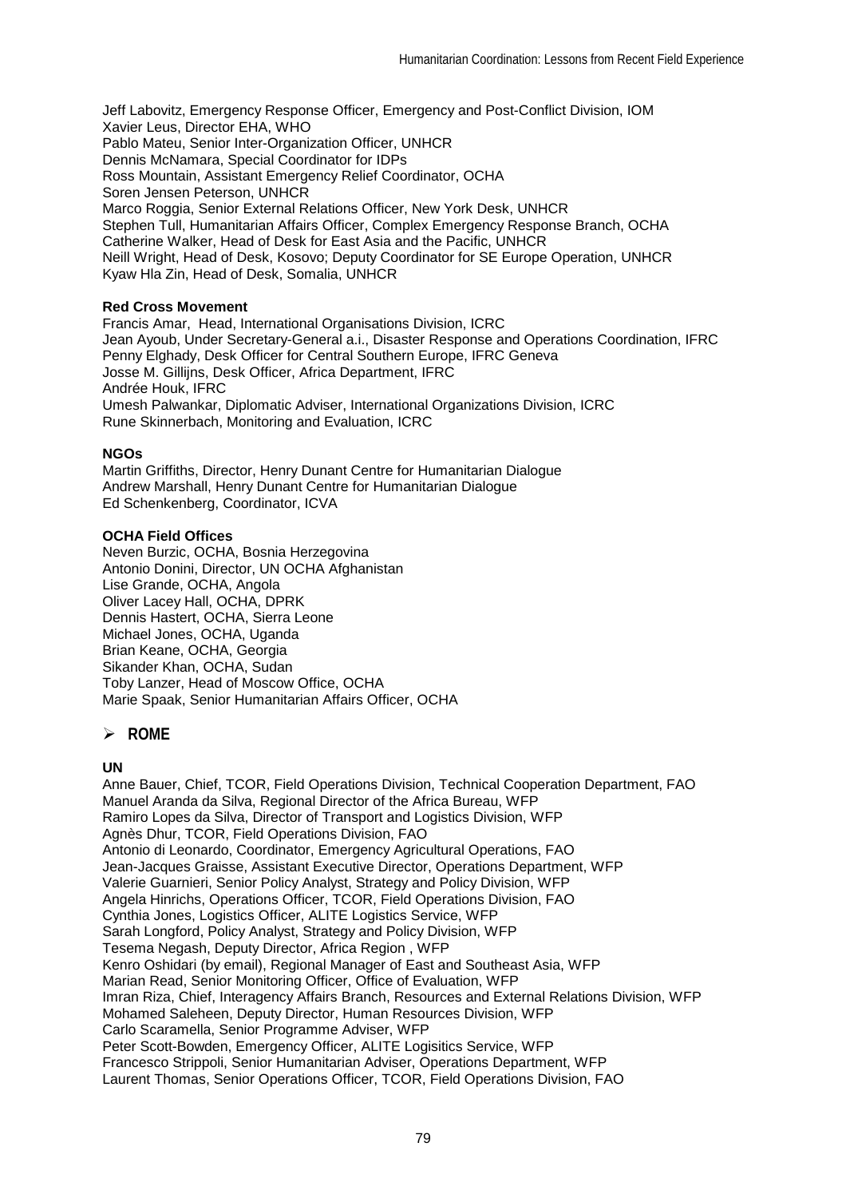Jeff Labovitz, Emergency Response Officer, Emergency and Post-Conflict Division, IOM
Xavier Leus, Director EHA, WHO
Pablo Mateu, Senior Inter-Organization Officer, UNHCR
Dennis McNamara, Special Coordinator for IDPs
Ross Mountain, Assistant Emergency Relief Coordinator, OCHA
Soren Jensen Peterson, UNHCR
Marco Roggia, Senior External Relations Officer, New York Desk, UNHCR
Stephen Tull, Humanitarian Affairs Officer, Complex Emergency Response Branch, OCHA
Catherine Walker, Head of Desk for East Asia and the Pacific, UNHCR
Neill Wright, Head of Desk, Kosovo; Deputy Coordinator for SE Europe Operation, UNHCR
Kyaw Hla Zin, Head of Desk, Somalia, UNHCR

**Red Cross Movement**

Francis Amar, Head, International Organisations Division, ICRC
Jean Ayoub, Under Secretary-General a.i., Disaster Response and Operations Coordination, IFRC
Penny Elghady, Desk Officer for Central Southern Europe, IFRC Geneva
Josse M. Gillijns, Desk Officer, Africa Department, IFRC
Andrée Houk, IFRC
Umesh Palwankar, Diplomatic Adviser, International Organizations Division, ICRC
Rune Skinnerbach, Monitoring and Evaluation, ICRC

**NGOs**

Martin Griffiths, Director, Henry Dunant Centre for Humanitarian Dialogue
Andrew Marshall, Henry Dunant Centre for Humanitarian Dialogue
Ed Schenkenberg, Coordinator, ICVA

**OCHA Field Offices**

Neven Burzic, OCHA, Bosnia Herzegovina
Antonio Donini, Director, UN OCHA Afghanistan
Lise Grande, OCHA, Angola
Oliver Lacey Hall, OCHA, DPRK
Dennis Hastert, OCHA, Sierra Leone
Michael Jones, OCHA, Uganda
Brian Keane, OCHA, Georgia
Sikander Khan, OCHA, Sudan
Toby Lanzer, Head of Moscow Office, OCHA
Marie Spaak, Senior Humanitarian Affairs Officer, OCHA

## ➢ ROME

**UN**

Anne Bauer, Chief, TCOR, Field Operations Division, Technical Cooperation Department, FAO
Manuel Aranda da Silva, Regional Director of the Africa Bureau, WFP
Ramiro Lopes da Silva, Director of Transport and Logistics Division, WFP
Agnès Dhur, TCOR, Field Operations Division, FAO
Antonio di Leonardo, Coordinator, Emergency Agricultural Operations, FAO
Jean-Jacques Graisse, Assistant Executive Director, Operations Department, WFP
Valerie Guarnieri, Senior Policy Analyst, Strategy and Policy Division, WFP
Angela Hinrichs, Operations Officer, TCOR, Field Operations Division, FAO
Cynthia Jones, Logistics Officer, ALITE Logistics Service, WFP
Sarah Longford, Policy Analyst, Strategy and Policy Division, WFP
Tesema Negash, Deputy Director, Africa Region , WFP
Kenro Oshidari (by email), Regional Manager of East and Southeast Asia, WFP
Marian Read, Senior Monitoring Officer, Office of Evaluation, WFP
Imran Riza, Chief, Interagency Affairs Branch, Resources and External Relations Division, WFP
Mohamed Saleheen, Deputy Director, Human Resources Division, WFP
Carlo Scaramella, Senior Programme Adviser, WFP
Peter Scott-Bowden, Emergency Officer, ALITE Logisitics Service, WFP
Francesco Strippoli, Senior Humanitarian Adviser, Operations Department, WFP
Laurent Thomas, Senior Operations Officer, TCOR, Field Operations Division, FAO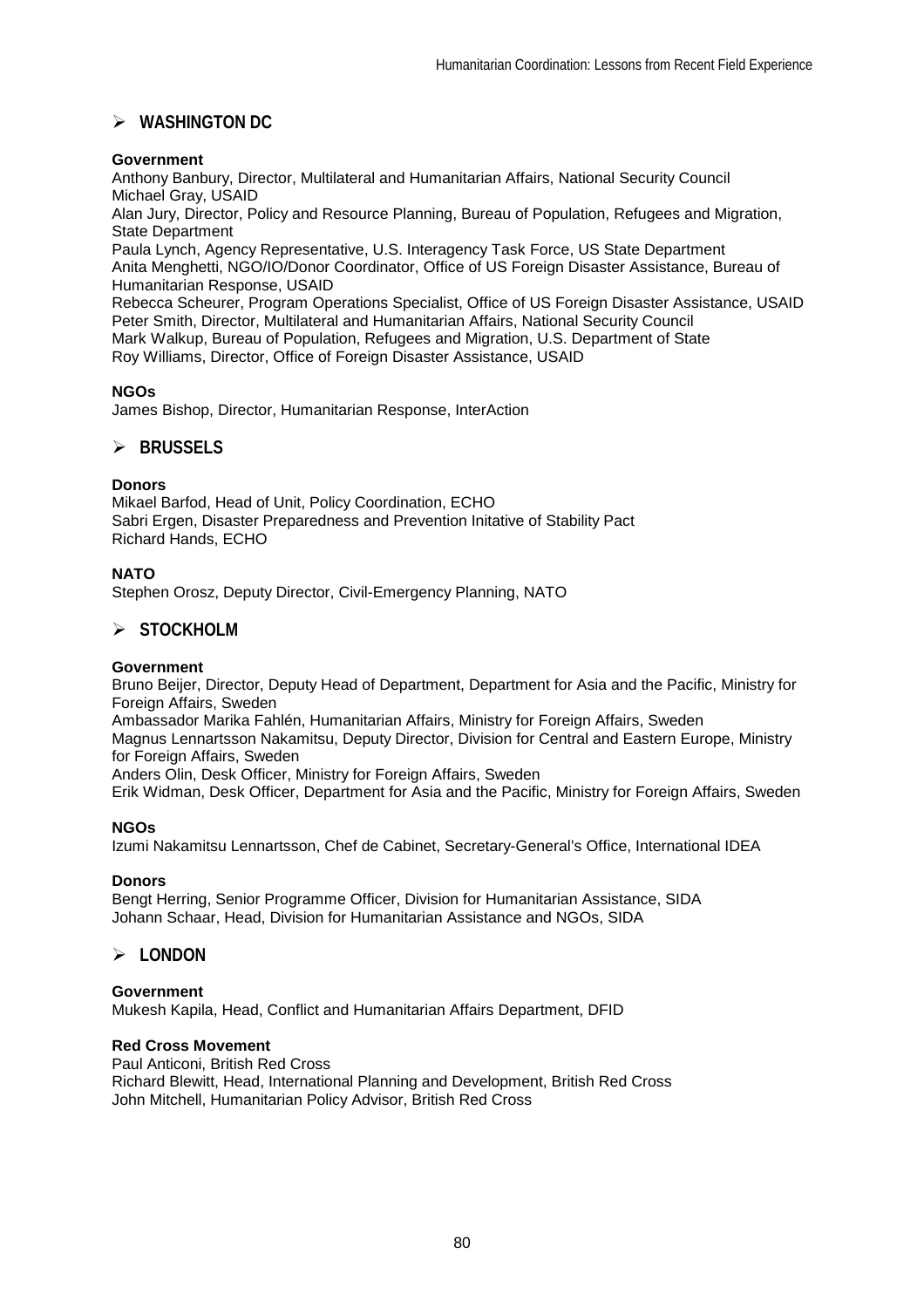## ➢ WASHINGTON DC

**Government**

Anthony Banbury, Director, Multilateral and Humanitarian Affairs, National Security Council
Michael Gray, USAID
Alan Jury, Director, Policy and Resource Planning, Bureau of Population, Refugees and Migration, State Department
Paula Lynch, Agency Representative, U.S. Interagency Task Force, US State Department
Anita Menghetti, NGO/IO/Donor Coordinator, Office of US Foreign Disaster Assistance, Bureau of Humanitarian Response, USAID
Rebecca Scheurer, Program Operations Specialist, Office of US Foreign Disaster Assistance, USAID
Peter Smith, Director, Multilateral and Humanitarian Affairs, National Security Council
Mark Walkup, Bureau of Population, Refugees and Migration, U.S. Department of State
Roy Williams, Director, Office of Foreign Disaster Assistance, USAID

**NGOs**

James Bishop, Director, Humanitarian Response, InterAction

## ➢ BRUSSELS

**Donors**

Mikael Barfod, Head of Unit, Policy Coordination, ECHO
Sabri Ergen, Disaster Preparedness and Prevention Initative of Stability Pact
Richard Hands, ECHO

**NATO**

Stephen Orosz, Deputy Director, Civil-Emergency Planning, NATO

## ➢ STOCKHOLM

**Government**

Bruno Beijer, Director, Deputy Head of Department, Department for Asia and the Pacific, Ministry for Foreign Affairs, Sweden
Ambassador Marika Fahlén, Humanitarian Affairs, Ministry for Foreign Affairs, Sweden
Magnus Lennartsson Nakamitsu, Deputy Director, Division for Central and Eastern Europe, Ministry for Foreign Affairs, Sweden
Anders Olin, Desk Officer, Ministry for Foreign Affairs, Sweden
Erik Widman, Desk Officer, Department for Asia and the Pacific, Ministry for Foreign Affairs, Sweden

**NGOs**

Izumi Nakamitsu Lennartsson, Chef de Cabinet, Secretary-General's Office, International IDEA

**Donors**

Bengt Herring, Senior Programme Officer, Division for Humanitarian Assistance, SIDA
Johann Schaar, Head, Division for Humanitarian Assistance and NGOs, SIDA

## ➢ LONDON

**Government**

Mukesh Kapila, Head, Conflict and Humanitarian Affairs Department, DFID

**Red Cross Movement**

Paul Anticoni, British Red Cross
Richard Blewitt, Head, International Planning and Development, British Red Cross
John Mitchell, Humanitarian Policy Advisor, British Red Cross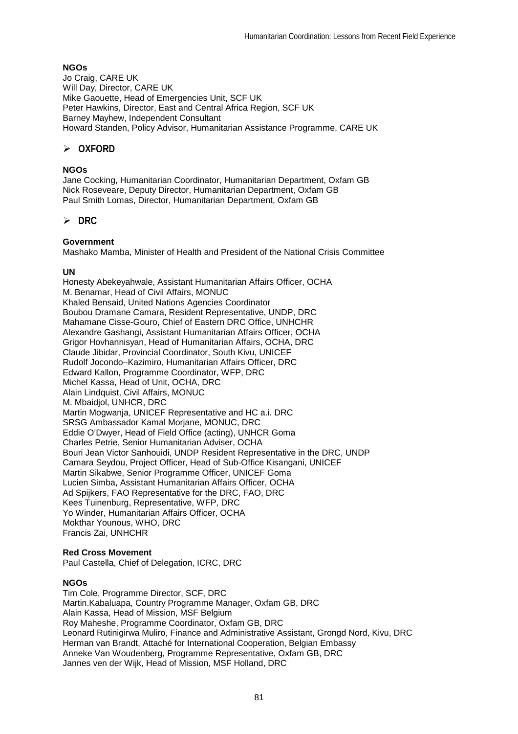**NGOs**

Jo Craig, CARE UK
Will Day, Director, CARE UK
Mike Gaouette, Head of Emergencies Unit, SCF UK
Peter Hawkins, Director, East and Central Africa Region, SCF UK
Barney Mayhew, Independent Consultant
Howard Standen, Policy Advisor, Humanitarian Assistance Programme, CARE UK

- **OXFORD**

**NGOs**

Jane Cocking, Humanitarian Coordinator, Humanitarian Department, Oxfam GB
Nick Roseveare, Deputy Director, Humanitarian Department, Oxfam GB
Paul Smith Lomas, Director, Humanitarian Department, Oxfam GB

- **DRC**

**Government**

Mashako Mamba, Minister of Health and President of the National Crisis Committee

**UN**

Honesty Abekeyahwale, Assistant Humanitarian Affairs Officer, OCHA
M. Benamar, Head of Civil Affairs, MONUC
Khaled Bensaid, United Nations Agencies Coordinator
Boubou Dramane Camara, Resident Representative, UNDP, DRC
Mahamane Cisse-Gouro, Chief of Eastern DRC Office, UNHCHR
Alexandre Gashangi, Assistant Humanitarian Affairs Officer, OCHA
Grigor Hovhannisyan, Head of Humanitarian Affairs, OCHA, DRC
Claude Jibidar, Provincial Coordinator, South Kivu, UNICEF
Rudolf Jocondo–Kazimiro, Humanitarian Affairs Officer, DRC
Edward Kallon, Programme Coordinator, WFP, DRC
Michel Kassa, Head of Unit, OCHA, DRC
Alain Lindquist, Civil Affairs, MONUC
M. Mbaidjol, UNHCR, DRC
Martin Mogwanja, UNICEF Representative and HC a.i. DRC
SRSG Ambassador Kamal Morjane, MONUC, DRC
Eddie O'Dwyer, Head of Field Office (acting), UNHCR Goma
Charles Petrie, Senior Humanitarian Adviser, OCHA
Bouri Jean Victor Sanhouidi, UNDP Resident Representative in the DRC, UNDP
Camara Seydou, Project Officer, Head of Sub-Office Kisangani, UNICEF
Martin Sikabwe, Senior Programme Officer, UNICEF Goma
Lucien Simba, Assistant Humanitarian Affairs Officer, OCHA
Ad Spijkers, FAO Representative for the DRC, FAO, DRC
Kees Tuinenburg, Representative, WFP, DRC
Yo Winder, Humanitarian Affairs Officer, OCHA
Mokthar Younous, WHO, DRC
Francis Zai, UNHCHR

**Red Cross Movement**

Paul Castella, Chief of Delegation, ICRC, DRC

**NGOs**

Tim Cole, Programme Director, SCF, DRC
Martin.Kabaluapa, Country Programme Manager, Oxfam GB, DRC
Alain Kassa, Head of Mission, MSF Belgium
Roy Maheshe, Programme Coordinator, Oxfam GB, DRC
Leonard Rutinigirwa Muliro, Finance and Administrative Assistant, Grongd Nord, Kivu, DRC
Herman van Brandt, Attaché for International Cooperation, Belgian Embassy
Anneke Van Woudenberg, Programme Representative, Oxfam GB, DRC
Jannes ven der Wijk, Head of Mission, MSF Holland, DRC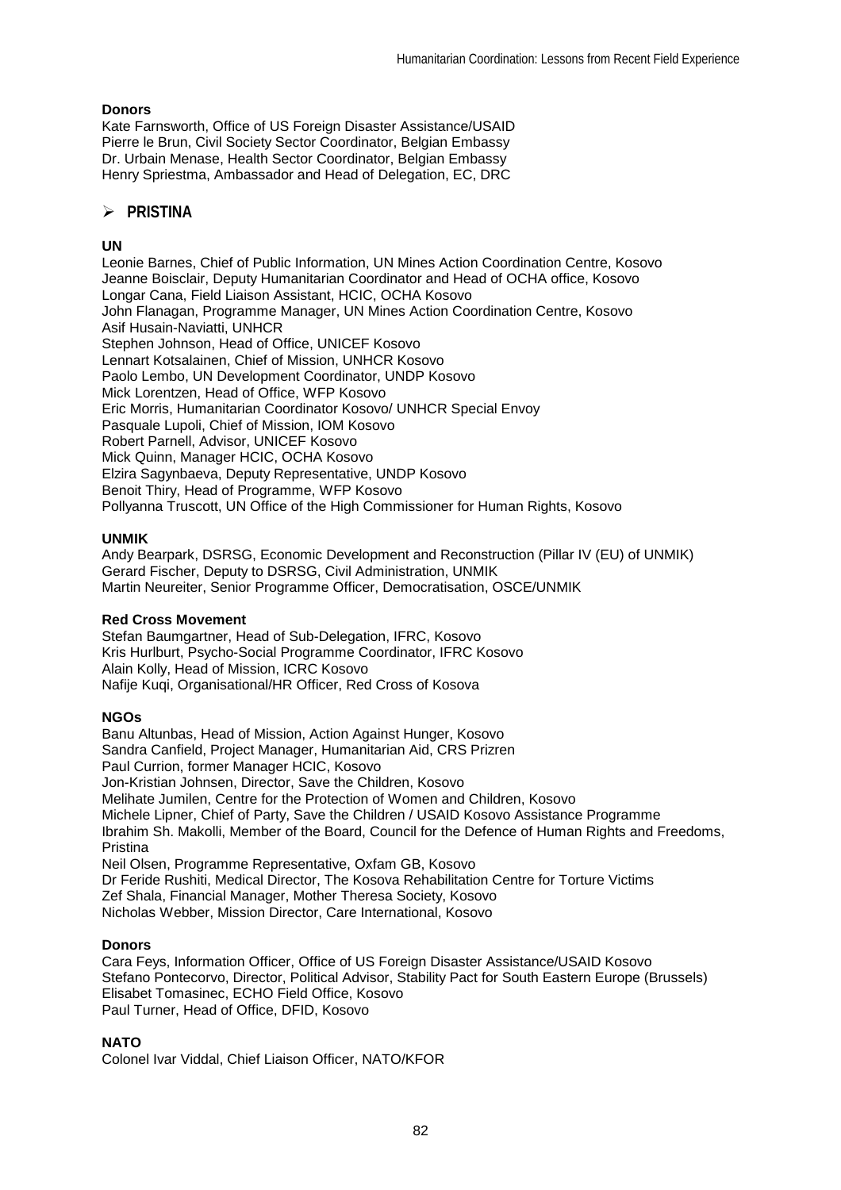**Donors**

Kate Farnsworth, Office of US Foreign Disaster Assistance/USAID
Pierre le Brun, Civil Society Sector Coordinator, Belgian Embassy
Dr. Urbain Menase, Health Sector Coordinator, Belgian Embassy
Henry Spriestma, Ambassador and Head of Delegation, EC, DRC

## PRISTINA

**UN**

Leonie Barnes, Chief of Public Information, UN Mines Action Coordination Centre, Kosovo
Jeanne Boisclair, Deputy Humanitarian Coordinator and Head of OCHA office, Kosovo
Longar Cana, Field Liaison Assistant, HCIC, OCHA Kosovo
John Flanagan, Programme Manager, UN Mines Action Coordination Centre, Kosovo
Asif Husain-Naviatti, UNHCR
Stephen Johnson, Head of Office, UNICEF Kosovo
Lennart Kotsalainen, Chief of Mission, UNHCR Kosovo
Paolo Lembo, UN Development Coordinator, UNDP Kosovo
Mick Lorentzen, Head of Office, WFP Kosovo
Eric Morris, Humanitarian Coordinator Kosovo/ UNHCR Special Envoy
Pasquale Lupoli, Chief of Mission, IOM Kosovo
Robert Parnell, Advisor, UNICEF Kosovo
Mick Quinn, Manager HCIC, OCHA Kosovo
Elzira Sagynbaeva, Deputy Representative, UNDP Kosovo
Benoit Thiry, Head of Programme, WFP Kosovo
Pollyanna Truscott, UN Office of the High Commissioner for Human Rights, Kosovo

**UNMIK**

Andy Bearpark, DSRSG, Economic Development and Reconstruction (Pillar IV (EU) of UNMIK)
Gerard Fischer, Deputy to DSRSG, Civil Administration, UNMIK
Martin Neureiter, Senior Programme Officer, Democratisation, OSCE/UNMIK

**Red Cross Movement**

Stefan Baumgartner, Head of Sub-Delegation, IFRC, Kosovo
Kris Hurlburt, Psycho-Social Programme Coordinator, IFRC Kosovo
Alain Kolly, Head of Mission, ICRC Kosovo
Nafije Kuqi, Organisational/HR Officer, Red Cross of Kosova

**NGOs**

Banu Altunbas, Head of Mission, Action Against Hunger, Kosovo
Sandra Canfield, Project Manager, Humanitarian Aid, CRS Prizren
Paul Currion, former Manager HCIC, Kosovo
Jon-Kristian Johnsen, Director, Save the Children, Kosovo
Melihate Jumilen, Centre for the Protection of Women and Children, Kosovo
Michele Lipner, Chief of Party, Save the Children / USAID Kosovo Assistance Programme
Ibrahim Sh. Makolli, Member of the Board, Council for the Defence of Human Rights and Freedoms, Pristina
Neil Olsen, Programme Representative, Oxfam GB, Kosovo
Dr Feride Rushiti, Medical Director, The Kosova Rehabilitation Centre for Torture Victims
Zef Shala, Financial Manager, Mother Theresa Society, Kosovo
Nicholas Webber, Mission Director, Care International, Kosovo

**Donors**

Cara Feys, Information Officer, Office of US Foreign Disaster Assistance/USAID Kosovo
Stefano Pontecorvo, Director, Political Advisor, Stability Pact for South Eastern Europe (Brussels)
Elisabet Tomasinec, ECHO Field Office, Kosovo
Paul Turner, Head of Office, DFID, Kosovo

**NATO**

Colonel Ivar Viddal, Chief Liaison Officer, NATO/KFOR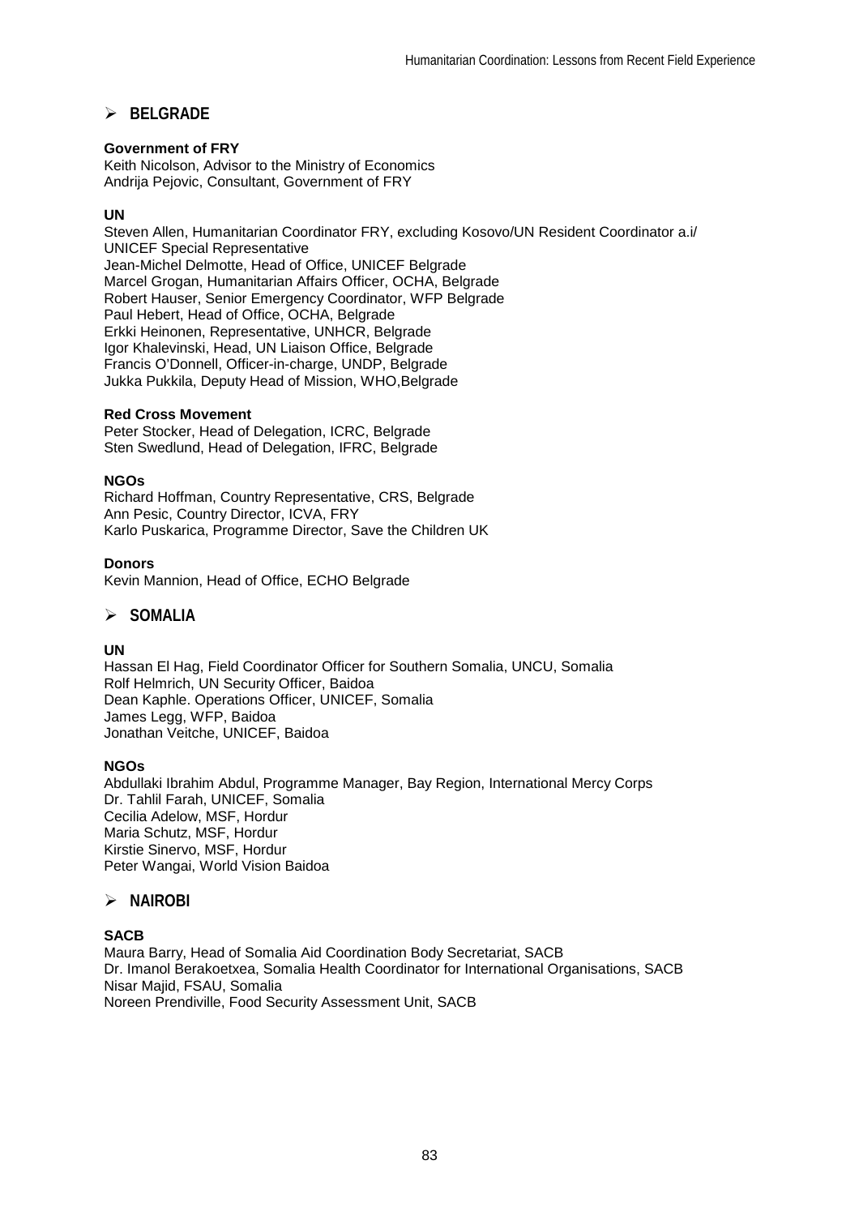## BELGRADE

**Government of FRY**
Keith Nicolson, Advisor to the Ministry of Economics
Andrija Pejovic, Consultant, Government of FRY

**UN**
Steven Allen, Humanitarian Coordinator FRY, excluding Kosovo/UN Resident Coordinator a.i/ UNICEF Special Representative
Jean-Michel Delmotte, Head of Office, UNICEF Belgrade
Marcel Grogan, Humanitarian Affairs Officer, OCHA, Belgrade
Robert Hauser, Senior Emergency Coordinator, WFP Belgrade
Paul Hebert, Head of Office, OCHA, Belgrade
Erkki Heinonen, Representative, UNHCR, Belgrade
Igor Khalevinski, Head, UN Liaison Office, Belgrade
Francis O'Donnell, Officer-in-charge, UNDP, Belgrade
Jukka Pukkila, Deputy Head of Mission, WHO,Belgrade

**Red Cross Movement**
Peter Stocker, Head of Delegation, ICRC, Belgrade
Sten Swedlund, Head of Delegation, IFRC, Belgrade

**NGOs**
Richard Hoffman, Country Representative, CRS, Belgrade
Ann Pesic, Country Director, ICVA, FRY
Karlo Puskarica, Programme Director, Save the Children UK

**Donors**
Kevin Mannion, Head of Office, ECHO Belgrade

## SOMALIA

**UN**
Hassan El Hag, Field Coordinator Officer for Southern Somalia, UNCU, Somalia
Rolf Helmrich, UN Security Officer, Baidoa
Dean Kaphle. Operations Officer, UNICEF, Somalia
James Legg, WFP, Baidoa
Jonathan Veitche, UNICEF, Baidoa

**NGOs**
Abdullaki Ibrahim Abdul, Programme Manager, Bay Region, International Mercy Corps
Dr. Tahlil Farah, UNICEF, Somalia
Cecilia Adelow, MSF, Hordur
Maria Schutz, MSF, Hordur
Kirstie Sinervo, MSF, Hordur
Peter Wangai, World Vision Baidoa

## NAIROBI

**SACB**
Maura Barry, Head of Somalia Aid Coordination Body Secretariat, SACB
Dr. Imanol Berakoetxea, Somalia Health Coordinator for International Organisations, SACB
Nisar Majid, FSAU, Somalia
Noreen Prendiville, Food Security Assessment Unit, SACB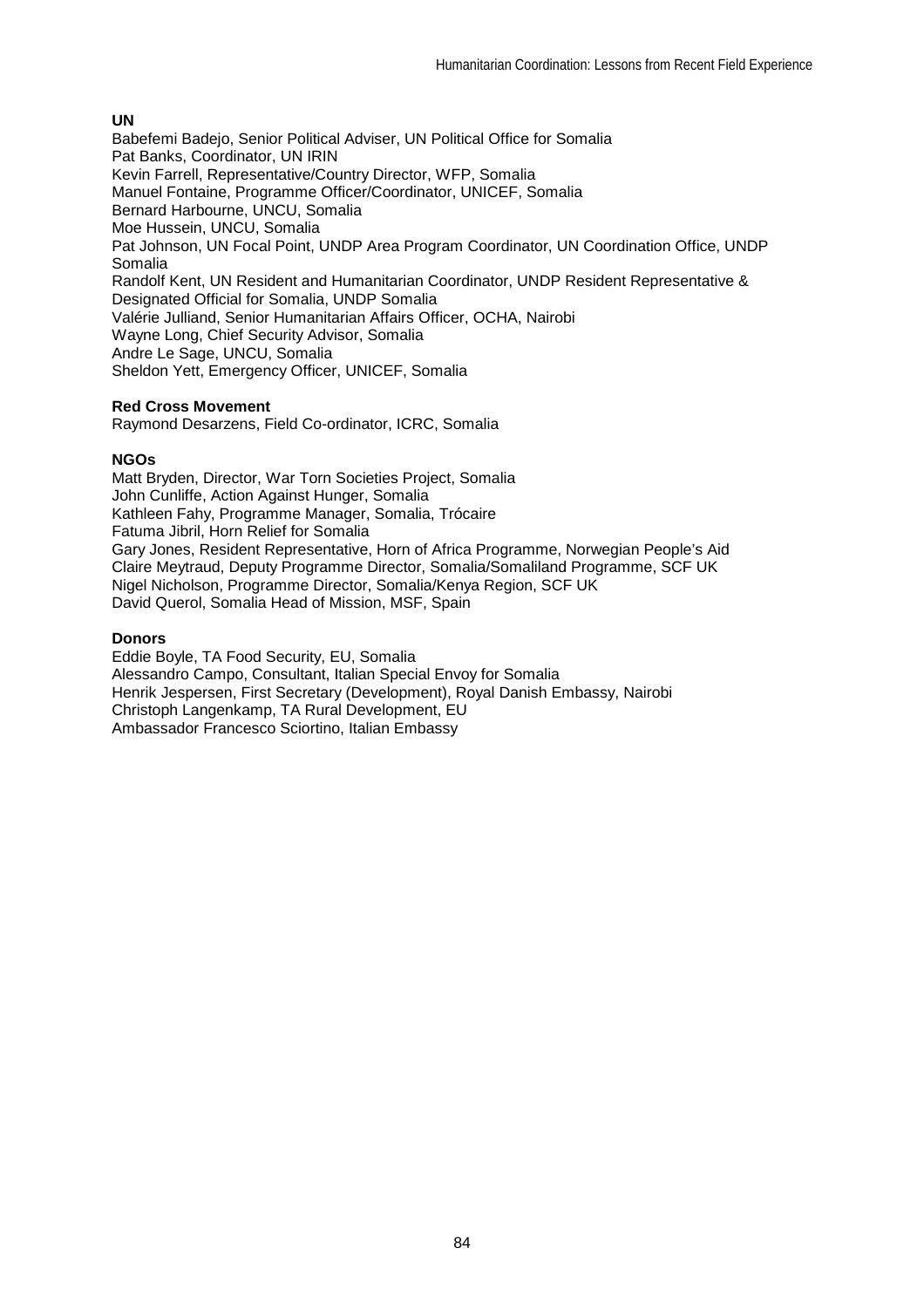**UN**

Babefemi Badejo, Senior Political Adviser, UN Political Office for Somalia
Pat Banks, Coordinator, UN IRIN
Kevin Farrell, Representative/Country Director, WFP, Somalia
Manuel Fontaine, Programme Officer/Coordinator, UNICEF, Somalia
Bernard Harbourne, UNCU, Somalia
Moe Hussein, UNCU, Somalia
Pat Johnson, UN Focal Point, UNDP Area Program Coordinator, UN Coordination Office, UNDP Somalia
Randolf Kent, UN Resident and Humanitarian Coordinator, UNDP Resident Representative & Designated Official for Somalia, UNDP Somalia
Valérie Julliand, Senior Humanitarian Affairs Officer, OCHA, Nairobi
Wayne Long, Chief Security Advisor, Somalia
Andre Le Sage, UNCU, Somalia
Sheldon Yett, Emergency Officer, UNICEF, Somalia

**Red Cross Movement**

Raymond Desarzens, Field Co-ordinator, ICRC, Somalia

**NGOs**

Matt Bryden, Director, War Torn Societies Project, Somalia
John Cunliffe, Action Against Hunger, Somalia
Kathleen Fahy, Programme Manager, Somalia, Trócaire
Fatuma Jibril, Horn Relief for Somalia
Gary Jones, Resident Representative, Horn of Africa Programme, Norwegian People's Aid
Claire Meytraud, Deputy Programme Director, Somalia/Somaliland Programme, SCF UK
Nigel Nicholson, Programme Director, Somalia/Kenya Region, SCF UK
David Querol, Somalia Head of Mission, MSF, Spain

**Donors**

Eddie Boyle, TA Food Security, EU, Somalia
Alessandro Campo, Consultant, Italian Special Envoy for Somalia
Henrik Jespersen, First Secretary (Development), Royal Danish Embassy, Nairobi
Christoph Langenkamp, TA Rural Development, EU
Ambassador Francesco Sciortino, Italian Embassy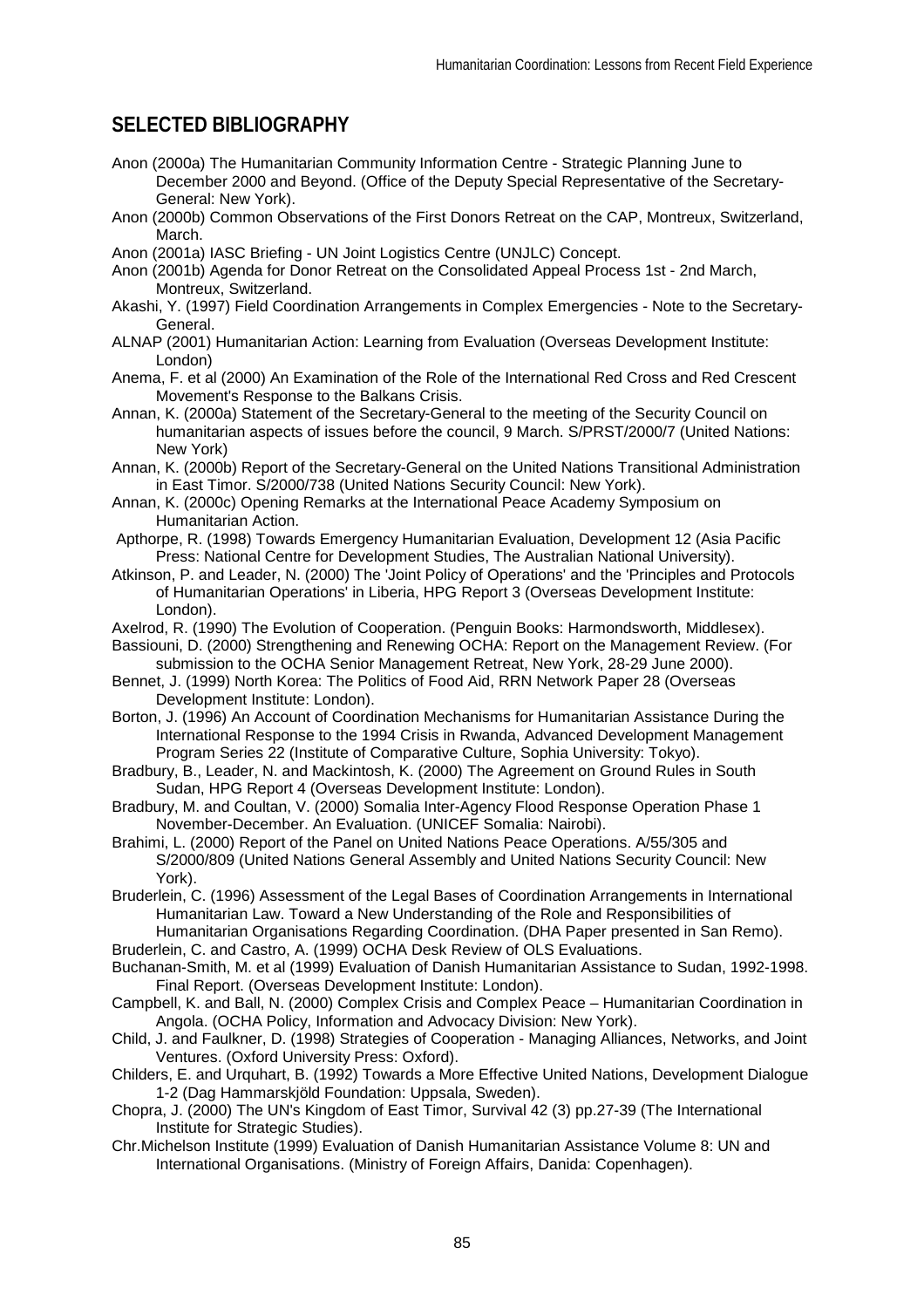## SELECTED BIBLIOGRAPHY

Anon (2000a) The Humanitarian Community Information Centre - Strategic Planning June to December 2000 and Beyond. (Office of the Deputy Special Representative of the Secretary-General: New York).

Anon (2000b) Common Observations of the First Donors Retreat on the CAP, Montreux, Switzerland, March.

Anon (2001a) IASC Briefing - UN Joint Logistics Centre (UNJLC) Concept.

Anon (2001b) Agenda for Donor Retreat on the Consolidated Appeal Process 1st - 2nd March, Montreux, Switzerland.

Akashi, Y. (1997) Field Coordination Arrangements in Complex Emergencies - Note to the Secretary-General.

ALNAP (2001) Humanitarian Action: Learning from Evaluation (Overseas Development Institute: London)

Anema, F. et al (2000) An Examination of the Role of the International Red Cross and Red Crescent Movement's Response to the Balkans Crisis.

Annan, K. (2000a) Statement of the Secretary-General to the meeting of the Security Council on humanitarian aspects of issues before the council, 9 March. S/PRST/2000/7 (United Nations: New York)

Annan, K. (2000b) Report of the Secretary-General on the United Nations Transitional Administration in East Timor. S/2000/738 (United Nations Security Council: New York).

Annan, K. (2000c) Opening Remarks at the International Peace Academy Symposium on Humanitarian Action.

Apthorpe, R. (1998) Towards Emergency Humanitarian Evaluation, Development 12 (Asia Pacific Press: National Centre for Development Studies, The Australian National University).

Atkinson, P. and Leader, N. (2000) The 'Joint Policy of Operations' and the 'Principles and Protocols of Humanitarian Operations' in Liberia, HPG Report 3 (Overseas Development Institute: London).

Axelrod, R. (1990) The Evolution of Cooperation. (Penguin Books: Harmondsworth, Middlesex).

Bassiouni, D. (2000) Strengthening and Renewing OCHA: Report on the Management Review. (For submission to the OCHA Senior Management Retreat, New York, 28-29 June 2000).

Bennet, J. (1999) North Korea: The Politics of Food Aid, RRN Network Paper 28 (Overseas Development Institute: London).

Borton, J. (1996) An Account of Coordination Mechanisms for Humanitarian Assistance During the International Response to the 1994 Crisis in Rwanda, Advanced Development Management Program Series 22 (Institute of Comparative Culture, Sophia University: Tokyo).

Bradbury, B., Leader, N. and Mackintosh, K. (2000) The Agreement on Ground Rules in South Sudan, HPG Report 4 (Overseas Development Institute: London).

Bradbury, M. and Coultan, V. (2000) Somalia Inter-Agency Flood Response Operation Phase 1 November-December. An Evaluation. (UNICEF Somalia: Nairobi).

Brahimi, L. (2000) Report of the Panel on United Nations Peace Operations. A/55/305 and S/2000/809 (United Nations General Assembly and United Nations Security Council: New York).

Bruderlein, C. (1996) Assessment of the Legal Bases of Coordination Arrangements in International Humanitarian Law. Toward a New Understanding of the Role and Responsibilities of Humanitarian Organisations Regarding Coordination. (DHA Paper presented in San Remo).

Bruderlein, C. and Castro, A. (1999) OCHA Desk Review of OLS Evaluations.

Buchanan-Smith, M. et al (1999) Evaluation of Danish Humanitarian Assistance to Sudan, 1992-1998. Final Report. (Overseas Development Institute: London).

Campbell, K. and Ball, N. (2000) Complex Crisis and Complex Peace – Humanitarian Coordination in Angola. (OCHA Policy, Information and Advocacy Division: New York).

Child, J. and Faulkner, D. (1998) Strategies of Cooperation - Managing Alliances, Networks, and Joint Ventures. (Oxford University Press: Oxford).

Childers, E. and Urquhart, B. (1992) Towards a More Effective United Nations, Development Dialogue 1-2 (Dag Hammarskjöld Foundation: Uppsala, Sweden).

Chopra, J. (2000) The UN's Kingdom of East Timor, Survival 42 (3) pp.27-39 (The International Institute for Strategic Studies).

Chr.Michelson Institute (1999) Evaluation of Danish Humanitarian Assistance Volume 8: UN and International Organisations. (Ministry of Foreign Affairs, Danida: Copenhagen).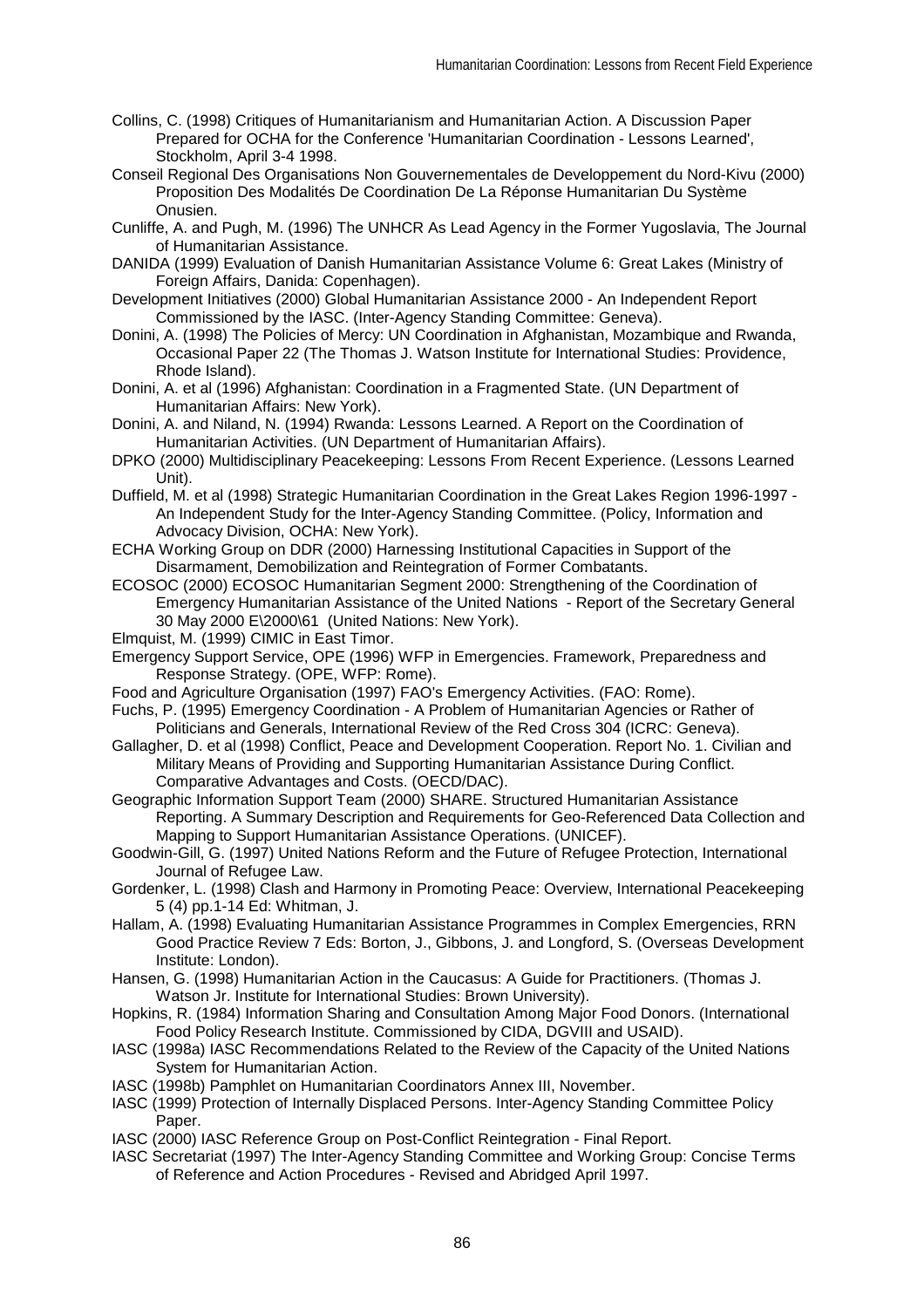Collins, C. (1998) Critiques of Humanitarianism and Humanitarian Action. A Discussion Paper Prepared for OCHA for the Conference 'Humanitarian Coordination - Lessons Learned', Stockholm, April 3-4 1998.

Conseil Regional Des Organisations Non Gouvernementales de Developpement du Nord-Kivu (2000) Proposition Des Modalités De Coordination De La Réponse Humanitarian Du Système Onusien.

Cunliffe, A. and Pugh, M. (1996) The UNHCR As Lead Agency in the Former Yugoslavia, The Journal of Humanitarian Assistance.

DANIDA (1999) Evaluation of Danish Humanitarian Assistance Volume 6: Great Lakes (Ministry of Foreign Affairs, Danida: Copenhagen).

Development Initiatives (2000) Global Humanitarian Assistance 2000 - An Independent Report Commissioned by the IASC. (Inter-Agency Standing Committee: Geneva).

Donini, A. (1998) The Policies of Mercy: UN Coordination in Afghanistan, Mozambique and Rwanda, Occasional Paper 22 (The Thomas J. Watson Institute for International Studies: Providence, Rhode Island).

Donini, A. et al (1996) Afghanistan: Coordination in a Fragmented State. (UN Department of Humanitarian Affairs: New York).

Donini, A. and Niland, N. (1994) Rwanda: Lessons Learned. A Report on the Coordination of Humanitarian Activities. (UN Department of Humanitarian Affairs).

DPKO (2000) Multidisciplinary Peacekeeping: Lessons From Recent Experience. (Lessons Learned Unit).

Duffield, M. et al (1998) Strategic Humanitarian Coordination in the Great Lakes Region 1996-1997 - An Independent Study for the Inter-Agency Standing Committee. (Policy, Information and Advocacy Division, OCHA: New York).

ECHA Working Group on DDR (2000) Harnessing Institutional Capacities in Support of the Disarmament, Demobilization and Reintegration of Former Combatants.

ECOSOC (2000) ECOSOC Humanitarian Segment 2000: Strengthening of the Coordination of Emergency Humanitarian Assistance of the United Nations - Report of the Secretary General 30 May 2000 E\2000\61 (United Nations: New York).

Elmquist, M. (1999) CIMIC in East Timor.

Emergency Support Service, OPE (1996) WFP in Emergencies. Framework, Preparedness and Response Strategy. (OPE, WFP: Rome).

Food and Agriculture Organisation (1997) FAO's Emergency Activities. (FAO: Rome).

Fuchs, P. (1995) Emergency Coordination - A Problem of Humanitarian Agencies or Rather of Politicians and Generals, International Review of the Red Cross 304 (ICRC: Geneva).

Gallagher, D. et al (1998) Conflict, Peace and Development Cooperation. Report No. 1. Civilian and Military Means of Providing and Supporting Humanitarian Assistance During Conflict. Comparative Advantages and Costs. (OECD/DAC).

Geographic Information Support Team (2000) SHARE. Structured Humanitarian Assistance Reporting. A Summary Description and Requirements for Geo-Referenced Data Collection and Mapping to Support Humanitarian Assistance Operations. (UNICEF).

Goodwin-Gill, G. (1997) United Nations Reform and the Future of Refugee Protection, International Journal of Refugee Law.

Gordenker, L. (1998) Clash and Harmony in Promoting Peace: Overview, International Peacekeeping 5 (4) pp.1-14 Ed: Whitman, J.

Hallam, A. (1998) Evaluating Humanitarian Assistance Programmes in Complex Emergencies, RRN Good Practice Review 7 Eds: Borton, J., Gibbons, J. and Longford, S. (Overseas Development Institute: London).

Hansen, G. (1998) Humanitarian Action in the Caucasus: A Guide for Practitioners. (Thomas J. Watson Jr. Institute for International Studies: Brown University).

Hopkins, R. (1984) Information Sharing and Consultation Among Major Food Donors. (International Food Policy Research Institute. Commissioned by CIDA, DGVIII and USAID).

IASC (1998a) IASC Recommendations Related to the Review of the Capacity of the United Nations System for Humanitarian Action.

IASC (1998b) Pamphlet on Humanitarian Coordinators Annex III, November.

IASC (1999) Protection of Internally Displaced Persons. Inter-Agency Standing Committee Policy Paper.

IASC (2000) IASC Reference Group on Post-Conflict Reintegration - Final Report.

IASC Secretariat (1997) The Inter-Agency Standing Committee and Working Group: Concise Terms of Reference and Action Procedures - Revised and Abridged April 1997.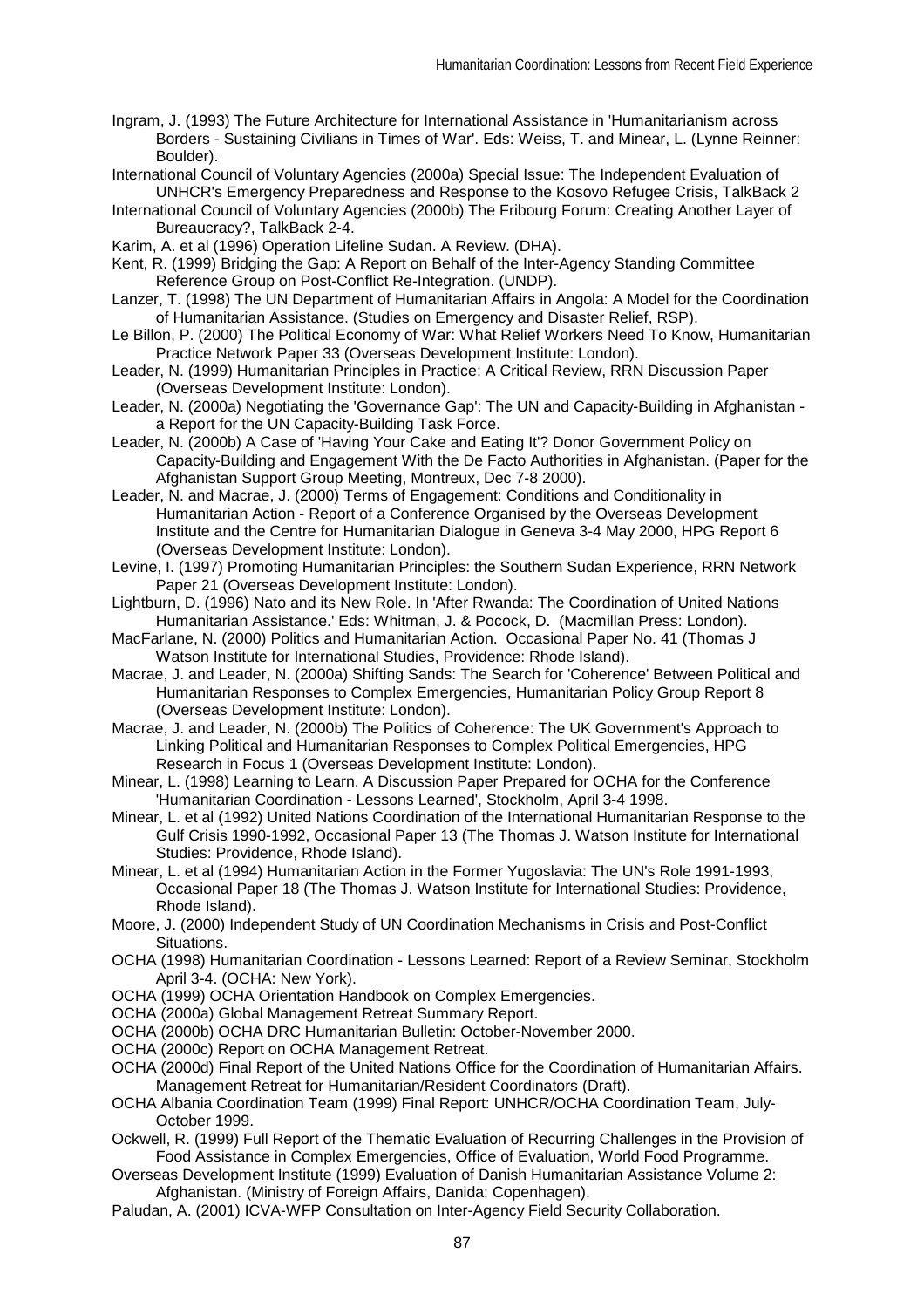Ingram, J. (1993) The Future Architecture for International Assistance in 'Humanitarianism across Borders - Sustaining Civilians in Times of War'. Eds: Weiss, T. and Minear, L. (Lynne Reinner: Boulder).

International Council of Voluntary Agencies (2000a) Special Issue: The Independent Evaluation of UNHCR's Emergency Preparedness and Response to the Kosovo Refugee Crisis, TalkBack 2

International Council of Voluntary Agencies (2000b) The Fribourg Forum: Creating Another Layer of Bureaucracy?, TalkBack 2-4.

Karim, A. et al (1996) Operation Lifeline Sudan. A Review. (DHA).

Kent, R. (1999) Bridging the Gap: A Report on Behalf of the Inter-Agency Standing Committee Reference Group on Post-Conflict Re-Integration. (UNDP).

Lanzer, T. (1998) The UN Department of Humanitarian Affairs in Angola: A Model for the Coordination of Humanitarian Assistance. (Studies on Emergency and Disaster Relief, RSP).

Le Billon, P. (2000) The Political Economy of War: What Relief Workers Need To Know, Humanitarian Practice Network Paper 33 (Overseas Development Institute: London).

Leader, N. (1999) Humanitarian Principles in Practice: A Critical Review, RRN Discussion Paper (Overseas Development Institute: London).

Leader, N. (2000a) Negotiating the 'Governance Gap': The UN and Capacity-Building in Afghanistan - a Report for the UN Capacity-Building Task Force.

Leader, N. (2000b) A Case of 'Having Your Cake and Eating It'? Donor Government Policy on Capacity-Building and Engagement With the De Facto Authorities in Afghanistan. (Paper for the Afghanistan Support Group Meeting, Montreux, Dec 7-8 2000).

Leader, N. and Macrae, J. (2000) Terms of Engagement: Conditions and Conditionality in Humanitarian Action - Report of a Conference Organised by the Overseas Development Institute and the Centre for Humanitarian Dialogue in Geneva 3-4 May 2000, HPG Report 6 (Overseas Development Institute: London).

Levine, I. (1997) Promoting Humanitarian Principles: the Southern Sudan Experience, RRN Network Paper 21 (Overseas Development Institute: London).

Lightburn, D. (1996) Nato and its New Role. In 'After Rwanda: The Coordination of United Nations Humanitarian Assistance.' Eds: Whitman, J. & Pocock, D. (Macmillan Press: London).

MacFarlane, N. (2000) Politics and Humanitarian Action. Occasional Paper No. 41 (Thomas J Watson Institute for International Studies, Providence: Rhode Island).

Macrae, J. and Leader, N. (2000a) Shifting Sands: The Search for 'Coherence' Between Political and Humanitarian Responses to Complex Emergencies, Humanitarian Policy Group Report 8 (Overseas Development Institute: London).

Macrae, J. and Leader, N. (2000b) The Politics of Coherence: The UK Government's Approach to Linking Political and Humanitarian Responses to Complex Political Emergencies, HPG Research in Focus 1 (Overseas Development Institute: London).

Minear, L. (1998) Learning to Learn. A Discussion Paper Prepared for OCHA for the Conference 'Humanitarian Coordination - Lessons Learned', Stockholm, April 3-4 1998.

Minear, L. et al (1992) United Nations Coordination of the International Humanitarian Response to the Gulf Crisis 1990-1992, Occasional Paper 13 (The Thomas J. Watson Institute for International Studies: Providence, Rhode Island).

Minear, L. et al (1994) Humanitarian Action in the Former Yugoslavia: The UN's Role 1991-1993, Occasional Paper 18 (The Thomas J. Watson Institute for International Studies: Providence, Rhode Island).

Moore, J. (2000) Independent Study of UN Coordination Mechanisms in Crisis and Post-Conflict Situations.

OCHA (1998) Humanitarian Coordination - Lessons Learned: Report of a Review Seminar, Stockholm April 3-4. (OCHA: New York).

OCHA (1999) OCHA Orientation Handbook on Complex Emergencies.

OCHA (2000a) Global Management Retreat Summary Report.

OCHA (2000b) OCHA DRC Humanitarian Bulletin: October-November 2000.

OCHA (2000c) Report on OCHA Management Retreat.

OCHA (2000d) Final Report of the United Nations Office for the Coordination of Humanitarian Affairs. Management Retreat for Humanitarian/Resident Coordinators (Draft).

OCHA Albania Coordination Team (1999) Final Report: UNHCR/OCHA Coordination Team, July-October 1999.

Ockwell, R. (1999) Full Report of the Thematic Evaluation of Recurring Challenges in the Provision of Food Assistance in Complex Emergencies, Office of Evaluation, World Food Programme.

Overseas Development Institute (1999) Evaluation of Danish Humanitarian Assistance Volume 2: Afghanistan. (Ministry of Foreign Affairs, Danida: Copenhagen).

Paludan, A. (2001) ICVA-WFP Consultation on Inter-Agency Field Security Collaboration.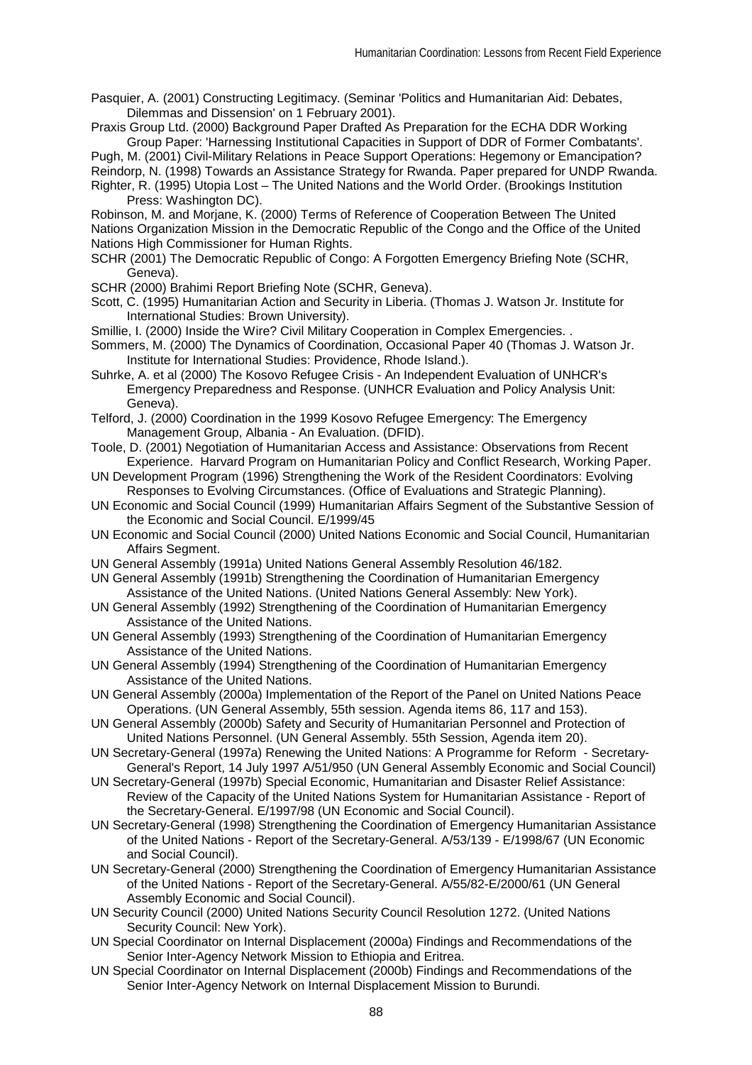Pasquier, A. (2001) Constructing Legitimacy. (Seminar 'Politics and Humanitarian Aid: Debates, Dilemmas and Dissension' on 1 February 2001).

Praxis Group Ltd. (2000) Background Paper Drafted As Preparation for the ECHA DDR Working Group Paper: 'Harnessing Institutional Capacities in Support of DDR of Former Combatants'.

Pugh, M. (2001) Civil-Military Relations in Peace Support Operations: Hegemony or Emancipation?

Reindorp, N. (1998) Towards an Assistance Strategy for Rwanda. Paper prepared for UNDP Rwanda.

Righter, R. (1995) Utopia Lost – The United Nations and the World Order. (Brookings Institution Press: Washington DC).

Robinson, M. and Morjane, K. (2000) Terms of Reference of Cooperation Between The United Nations Organization Mission in the Democratic Republic of the Congo and the Office of the United Nations High Commissioner for Human Rights.

SCHR (2001) The Democratic Republic of Congo: A Forgotten Emergency Briefing Note (SCHR, Geneva).

SCHR (2000) Brahimi Report Briefing Note (SCHR, Geneva).

Scott, C. (1995) Humanitarian Action and Security in Liberia. (Thomas J. Watson Jr. Institute for International Studies: Brown University).

Smillie, I. (2000) Inside the Wire? Civil Military Cooperation in Complex Emergencies. .

Sommers, M. (2000) The Dynamics of Coordination, Occasional Paper 40 (Thomas J. Watson Jr. Institute for International Studies: Providence, Rhode Island.).

Suhrke, A. et al (2000) The Kosovo Refugee Crisis - An Independent Evaluation of UNHCR's Emergency Preparedness and Response. (UNHCR Evaluation and Policy Analysis Unit: Geneva).

Telford, J. (2000) Coordination in the 1999 Kosovo Refugee Emergency: The Emergency Management Group, Albania - An Evaluation. (DFID).

Toole, D. (2001) Negotiation of Humanitarian Access and Assistance: Observations from Recent Experience. Harvard Program on Humanitarian Policy and Conflict Research, Working Paper.

UN Development Program (1996) Strengthening the Work of the Resident Coordinators: Evolving Responses to Evolving Circumstances. (Office of Evaluations and Strategic Planning).

UN Economic and Social Council (1999) Humanitarian Affairs Segment of the Substantive Session of the Economic and Social Council. E/1999/45

UN Economic and Social Council (2000) United Nations Economic and Social Council, Humanitarian Affairs Segment.

UN General Assembly (1991a) United Nations General Assembly Resolution 46/182.

UN General Assembly (1991b) Strengthening the Coordination of Humanitarian Emergency Assistance of the United Nations. (United Nations General Assembly: New York).

UN General Assembly (1992) Strengthening of the Coordination of Humanitarian Emergency Assistance of the United Nations.

UN General Assembly (1993) Strengthening of the Coordination of Humanitarian Emergency Assistance of the United Nations.

UN General Assembly (1994) Strengthening of the Coordination of Humanitarian Emergency Assistance of the United Nations.

UN General Assembly (2000a) Implementation of the Report of the Panel on United Nations Peace Operations. (UN General Assembly, 55th session. Agenda items 86, 117 and 153).

UN General Assembly (2000b) Safety and Security of Humanitarian Personnel and Protection of United Nations Personnel. (UN General Assembly. 55th Session, Agenda item 20).

UN Secretary-General (1997a) Renewing the United Nations: A Programme for Reform - Secretary-General's Report, 14 July 1997 A/51/950 (UN General Assembly Economic and Social Council)

UN Secretary-General (1997b) Special Economic, Humanitarian and Disaster Relief Assistance: Review of the Capacity of the United Nations System for Humanitarian Assistance - Report of the Secretary-General. E/1997/98 (UN Economic and Social Council).

UN Secretary-General (1998) Strengthening the Coordination of Emergency Humanitarian Assistance of the United Nations - Report of the Secretary-General. A/53/139 - E/1998/67 (UN Economic and Social Council).

UN Secretary-General (2000) Strengthening the Coordination of Emergency Humanitarian Assistance of the United Nations - Report of the Secretary-General. A/55/82-E/2000/61 (UN General Assembly Economic and Social Council).

UN Security Council (2000) United Nations Security Council Resolution 1272. (United Nations Security Council: New York).

UN Special Coordinator on Internal Displacement (2000a) Findings and Recommendations of the Senior Inter-Agency Network Mission to Ethiopia and Eritrea.

UN Special Coordinator on Internal Displacement (2000b) Findings and Recommendations of the Senior Inter-Agency Network on Internal Displacement Mission to Burundi.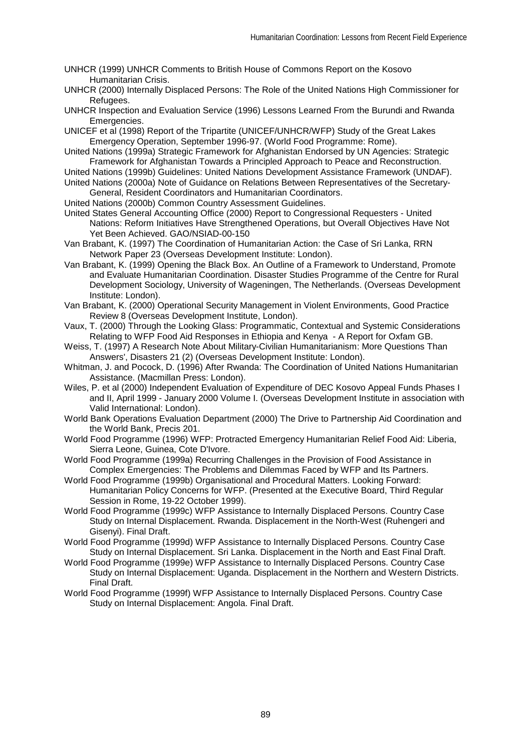UNHCR (1999) UNHCR Comments to British House of Commons Report on the Kosovo Humanitarian Crisis.

UNHCR (2000) Internally Displaced Persons: The Role of the United Nations High Commissioner for Refugees.

UNHCR Inspection and Evaluation Service (1996) Lessons Learned From the Burundi and Rwanda Emergencies.

UNICEF et al (1998) Report of the Tripartite (UNICEF/UNHCR/WFP) Study of the Great Lakes Emergency Operation, September 1996-97. (World Food Programme: Rome).

United Nations (1999a) Strategic Framework for Afghanistan Endorsed by UN Agencies: Strategic Framework for Afghanistan Towards a Principled Approach to Peace and Reconstruction.

United Nations (1999b) Guidelines: United Nations Development Assistance Framework (UNDAF).

United Nations (2000a) Note of Guidance on Relations Between Representatives of the Secretary-General, Resident Coordinators and Humanitarian Coordinators.

United Nations (2000b) Common Country Assessment Guidelines.

United States General Accounting Office (2000) Report to Congressional Requesters - United Nations: Reform Initiatives Have Strengthened Operations, but Overall Objectives Have Not Yet Been Achieved. GAO/NSIAD-00-150

Van Brabant, K. (1997) The Coordination of Humanitarian Action: the Case of Sri Lanka, RRN Network Paper 23 (Overseas Development Institute: London).

Van Brabant, K. (1999) Opening the Black Box. An Outline of a Framework to Understand, Promote and Evaluate Humanitarian Coordination. Disaster Studies Programme of the Centre for Rural Development Sociology, University of Wageningen, The Netherlands. (Overseas Development Institute: London).

Van Brabant, K. (2000) Operational Security Management in Violent Environments, Good Practice Review 8 (Overseas Development Institute, London).

Vaux, T. (2000) Through the Looking Glass: Programmatic, Contextual and Systemic Considerations Relating to WFP Food Aid Responses in Ethiopia and Kenya - A Report for Oxfam GB.

Weiss, T. (1997) A Research Note About Military-Civilian Humanitarianism: More Questions Than Answers', Disasters 21 (2) (Overseas Development Institute: London).

Whitman, J. and Pocock, D. (1996) After Rwanda: The Coordination of United Nations Humanitarian Assistance. (Macmillan Press: London).

Wiles, P. et al (2000) Independent Evaluation of Expenditure of DEC Kosovo Appeal Funds Phases I and II, April 1999 - January 2000 Volume I. (Overseas Development Institute in association with Valid International: London).

World Bank Operations Evaluation Department (2000) The Drive to Partnership Aid Coordination and the World Bank, Precis 201.

World Food Programme (1996) WFP: Protracted Emergency Humanitarian Relief Food Aid: Liberia, Sierra Leone, Guinea, Cote D'Ivore.

World Food Programme (1999a) Recurring Challenges in the Provision of Food Assistance in Complex Emergencies: The Problems and Dilemmas Faced by WFP and Its Partners.

World Food Programme (1999b) Organisational and Procedural Matters. Looking Forward: Humanitarian Policy Concerns for WFP. (Presented at the Executive Board, Third Regular Session in Rome, 19-22 October 1999).

World Food Programme (1999c) WFP Assistance to Internally Displaced Persons. Country Case Study on Internal Displacement. Rwanda. Displacement in the North-West (Ruhengeri and Gisenyi). Final Draft.

World Food Programme (1999d) WFP Assistance to Internally Displaced Persons. Country Case Study on Internal Displacement. Sri Lanka. Displacement in the North and East Final Draft.

World Food Programme (1999e) WFP Assistance to Internally Displaced Persons. Country Case Study on Internal Displacement: Uganda. Displacement in the Northern and Western Districts. Final Draft.

World Food Programme (1999f) WFP Assistance to Internally Displaced Persons. Country Case Study on Internal Displacement: Angola. Final Draft.